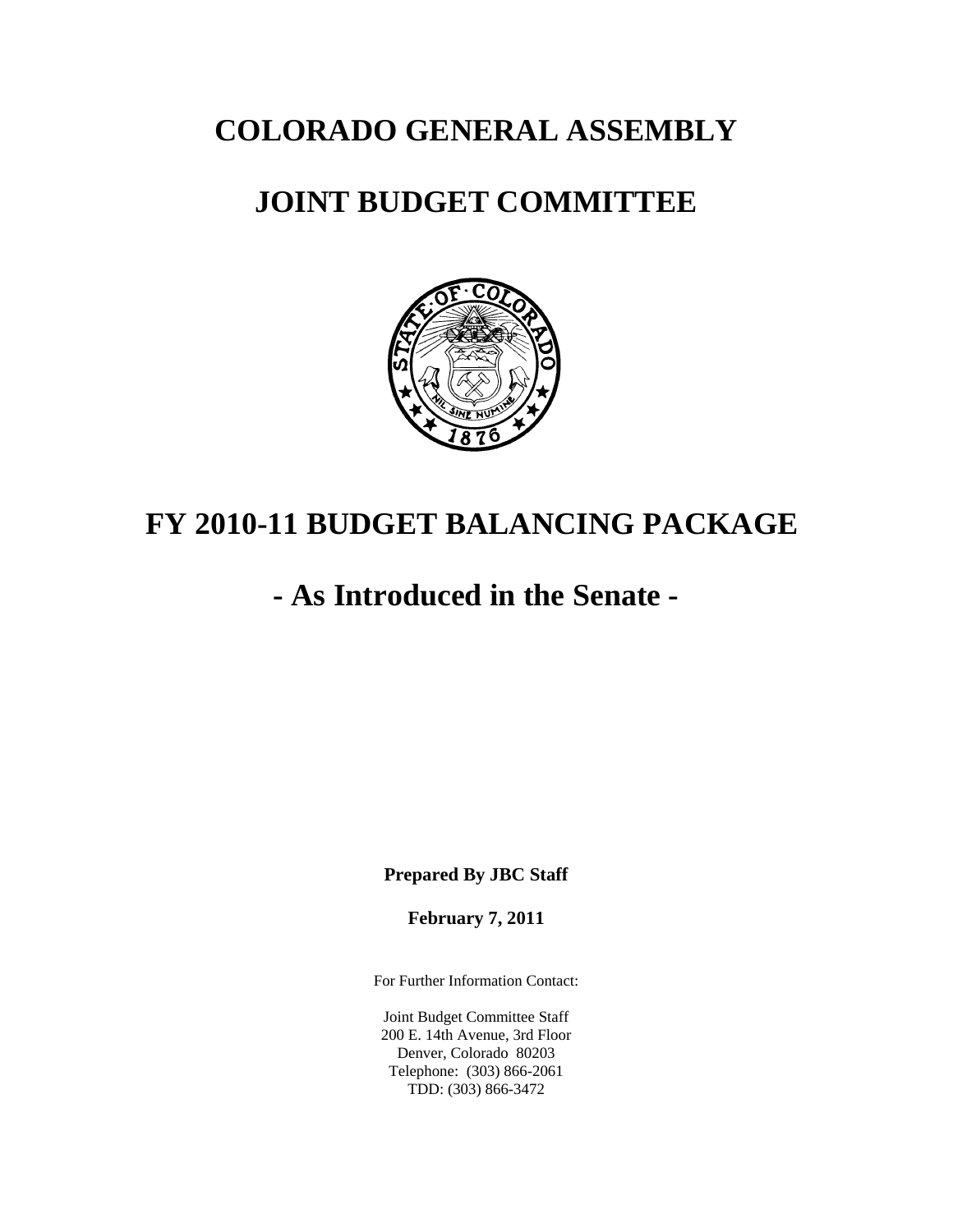# COLORADO GENERAL ASSEMBLY

# JOINT BUDGET COMMITTEE

# FY 2010-11 BUDGET BALANCING PACKAGE

# - As Introduced in the Senate -

**Prepared By JBC Staff**

**February 7, 2011**

For Further Information Contact:

Joint Budget Committee Staff
200 E. 14th Avenue, 3rd Floor
Denver, Colorado 80203
Telephone: (303) 866-2061
TDD: (303) 866-3472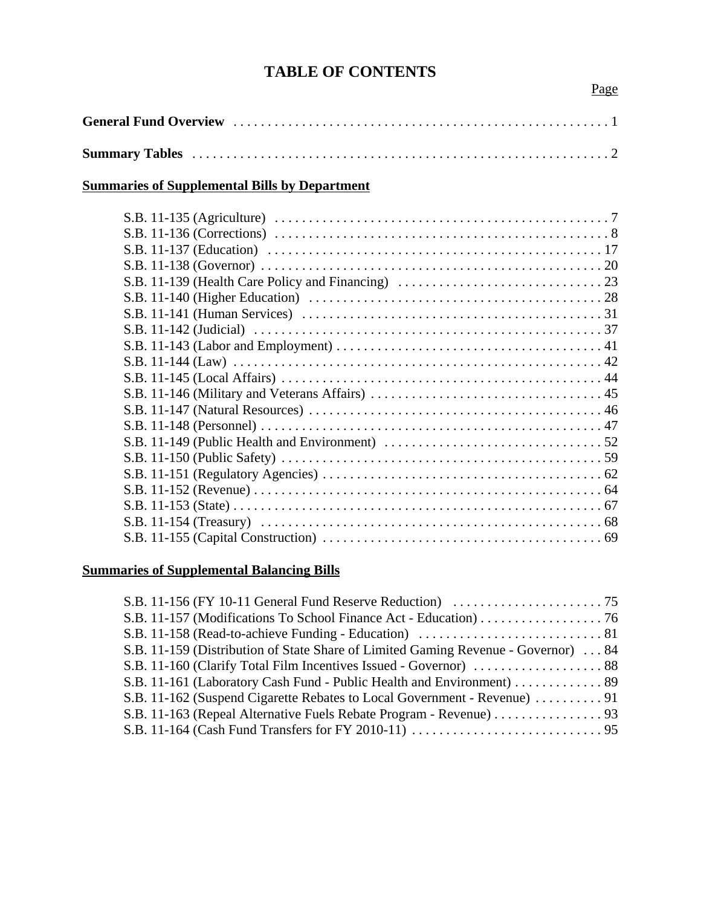# TABLE OF CONTENTS

Page

**General Fund Overview** . . . . . . . . . . . . . . . . . . . . . . . . . . . . . . . . . . . . . . . . . . . . . . . . . . . . . 1

**Summary Tables** . . . . . . . . . . . . . . . . . . . . . . . . . . . . . . . . . . . . . . . . . . . . . . . . . . . . . . . . . . . 2

**Summaries of Supplemental Bills by Department**

- S.B. 11-135 (Agriculture) . . . . . . . . . . . . . . . . . . . . . . . . . . . . . . . . . . . . . . . . . . . . . . . . . 7
- S.B. 11-136 (Corrections) . . . . . . . . . . . . . . . . . . . . . . . . . . . . . . . . . . . . . . . . . . . . . . . . . 8
- S.B. 11-137 (Education) . . . . . . . . . . . . . . . . . . . . . . . . . . . . . . . . . . . . . . . . . . . . . . . . . 17
- S.B. 11-138 (Governor) . . . . . . . . . . . . . . . . . . . . . . . . . . . . . . . . . . . . . . . . . . . . . . . . . 20
- S.B. 11-139 (Health Care Policy and Financing) . . . . . . . . . . . . . . . . . . . . . . . . . . . . . . 23
- S.B. 11-140 (Higher Education) . . . . . . . . . . . . . . . . . . . . . . . . . . . . . . . . . . . . . . . . . . 28
- S.B. 11-141 (Human Services) . . . . . . . . . . . . . . . . . . . . . . . . . . . . . . . . . . . . . . . . . . . . 31
- S.B. 11-142 (Judicial) . . . . . . . . . . . . . . . . . . . . . . . . . . . . . . . . . . . . . . . . . . . . . . . . . . 37
- S.B. 11-143 (Labor and Employment) . . . . . . . . . . . . . . . . . . . . . . . . . . . . . . . . . . . . . . 41
- S.B. 11-144 (Law) . . . . . . . . . . . . . . . . . . . . . . . . . . . . . . . . . . . . . . . . . . . . . . . . . . . . . 42
- S.B. 11-145 (Local Affairs) . . . . . . . . . . . . . . . . . . . . . . . . . . . . . . . . . . . . . . . . . . . . . . . 44
- S.B. 11-146 (Military and Veterans Affairs) . . . . . . . . . . . . . . . . . . . . . . . . . . . . . . . . . . 45
- S.B. 11-147 (Natural Resources) . . . . . . . . . . . . . . . . . . . . . . . . . . . . . . . . . . . . . . . . . . . 46
- S.B. 11-148 (Personnel) . . . . . . . . . . . . . . . . . . . . . . . . . . . . . . . . . . . . . . . . . . . . . . . . . . 47
- S.B. 11-149 (Public Health and Environment) . . . . . . . . . . . . . . . . . . . . . . . . . . . . . . . . 52
- S.B. 11-150 (Public Safety) . . . . . . . . . . . . . . . . . . . . . . . . . . . . . . . . . . . . . . . . . . . . . . . 59
- S.B. 11-151 (Regulatory Agencies) . . . . . . . . . . . . . . . . . . . . . . . . . . . . . . . . . . . . . . . . . 62
- S.B. 11-152 (Revenue) . . . . . . . . . . . . . . . . . . . . . . . . . . . . . . . . . . . . . . . . . . . . . . . . . . . 64
- S.B. 11-153 (State) . . . . . . . . . . . . . . . . . . . . . . . . . . . . . . . . . . . . . . . . . . . . . . . . . . . . . . 67
- S.B. 11-154 (Treasury) . . . . . . . . . . . . . . . . . . . . . . . . . . . . . . . . . . . . . . . . . . . . . . . . . . 68
- S.B. 11-155 (Capital Construction) . . . . . . . . . . . . . . . . . . . . . . . . . . . . . . . . . . . . . . . . . 69

**Summaries of Supplemental Balancing Bills**

- S.B. 11-156 (FY 10-11 General Fund Reserve Reduction) . . . . . . . . . . . . . . . . . . . . . . 75
- S.B. 11-157 (Modifications To School Finance Act - Education) . . . . . . . . . . . . . . . . . . 76
- S.B. 11-158 (Read-to-achieve Funding - Education) . . . . . . . . . . . . . . . . . . . . . . . . . . . 81
- S.B. 11-159 (Distribution of State Share of Limited Gaming Revenue - Governor) . . . 84
- S.B. 11-160 (Clarify Total Film Incentives Issued - Governor) . . . . . . . . . . . . . . . . . . . 88
- S.B. 11-161 (Laboratory Cash Fund - Public Health and Environment) . . . . . . . . . . . . . 89
- S.B. 11-162 (Suspend Cigarette Rebates to Local Government - Revenue) . . . . . . . . . . 91
- S.B. 11-163 (Repeal Alternative Fuels Rebate Program - Revenue) . . . . . . . . . . . . . . . . 93
- S.B. 11-164 (Cash Fund Transfers for FY 2010-11) . . . . . . . . . . . . . . . . . . . . . . . . . . . . 95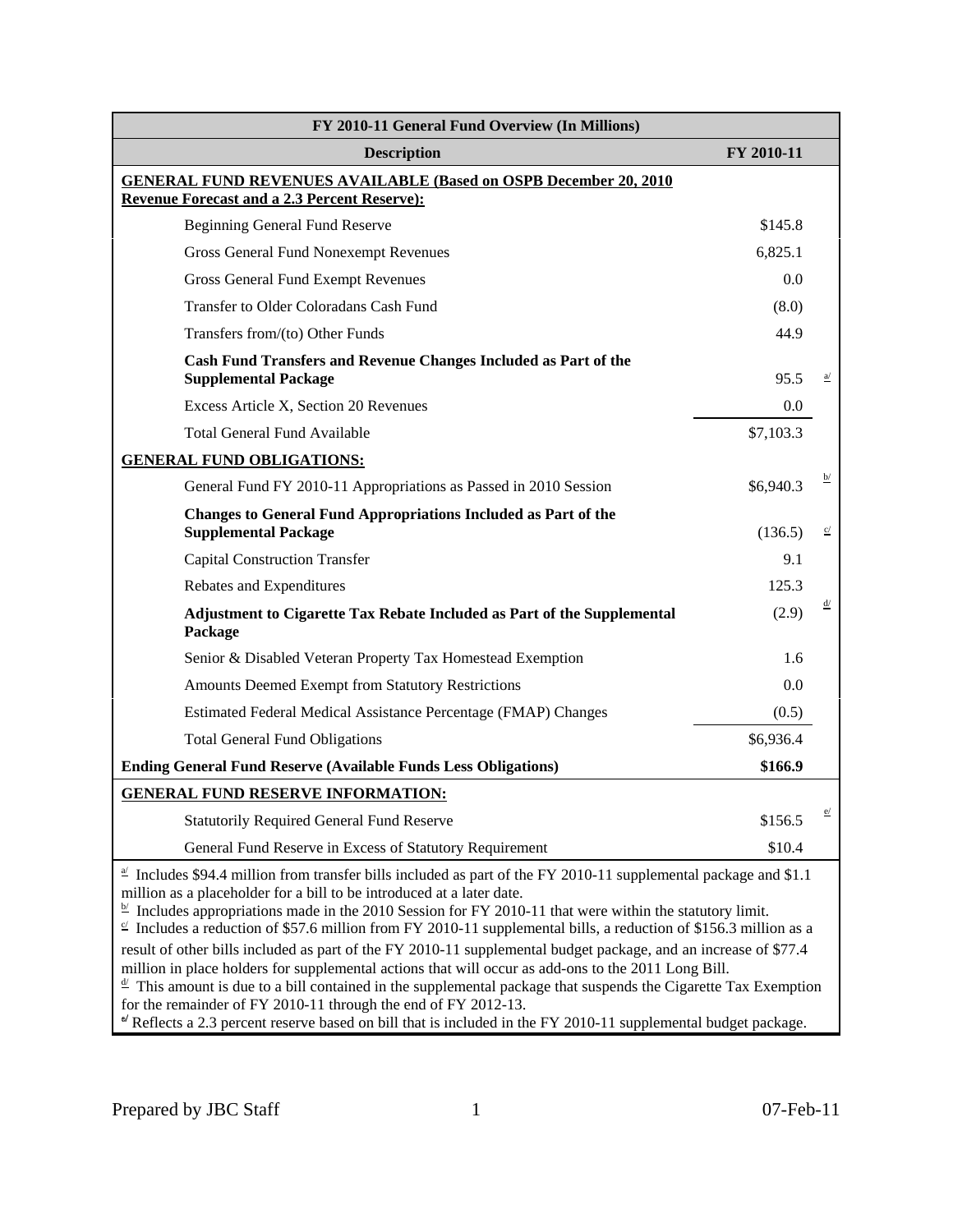| FY 2010-11 General Fund Overview (In Millions) | | |
|---|---|---|
| **Description** | **FY 2010-11** | |
| **GENERAL FUND REVENUES AVAILABLE (Based on OSPB December 20, 2010 Revenue Forecast and a 2.3 Percent Reserve):** | | |
| Beginning General Fund Reserve | $145.8 | |
| Gross General Fund Nonexempt Revenues | 6,825.1 | |
| Gross General Fund Exempt Revenues | 0.0 | |
| Transfer to Older Coloradans Cash Fund | (8.0) | |
| Transfers from/(to) Other Funds | 44.9 | |
| **Cash Fund Transfers and Revenue Changes Included as Part of the Supplemental Package** | 95.5 | a/ |
| Excess Article X, Section 20 Revenues | 0.0 | |
| Total General Fund Available | $7,103.3 | |
| **GENERAL FUND OBLIGATIONS:** | | |
| General Fund FY 2010-11 Appropriations as Passed in 2010 Session | $6,940.3 | b/ |
| **Changes to General Fund Appropriations Included as Part of the Supplemental Package** | (136.5) | c/ |
| Capital Construction Transfer | 9.1 | |
| Rebates and Expenditures | 125.3 | |
| **Adjustment to Cigarette Tax Rebate Included as Part of the Supplemental Package** | (2.9) | d/ |
| Senior & Disabled Veteran Property Tax Homestead Exemption | 1.6 | |
| Amounts Deemed Exempt from Statutory Restrictions | 0.0 | |
| Estimated Federal Medical Assistance Percentage (FMAP) Changes | (0.5) | |
| Total General Fund Obligations | $6,936.4 | |
| **Ending General Fund Reserve (Available Funds Less Obligations)** | **$166.9** | |
| **GENERAL FUND RESERVE INFORMATION:** | | |
| Statutorily Required General Fund Reserve | $156.5 | e/ |
| General Fund Reserve in Excess of Statutory Requirement | $10.4 | |

[a/] Includes $94.4 million from transfer bills included as part of the FY 2010-11 supplemental package and $1.1 million as a placeholder for a bill to be introduced at a later date.
[b/] Includes appropriations made in the 2010 Session for FY 2010-11 that were within the statutory limit.
[c/] Includes a reduction of $57.6 million from FY 2010-11 supplemental bills, a reduction of $156.3 million as a result of other bills included as part of the FY 2010-11 supplemental budget package, and an increase of $77.4 million in place holders for supplemental actions that will occur as add-ons to the 2011 Long Bill.
[d/] This amount is due to a bill contained in the supplemental package that suspends the Cigarette Tax Exemption for the remainder of FY 2010-11 through the end of FY 2012-13.
[e/] Reflects a 2.3 percent reserve based on bill that is included in the FY 2010-11 supplemental budget package.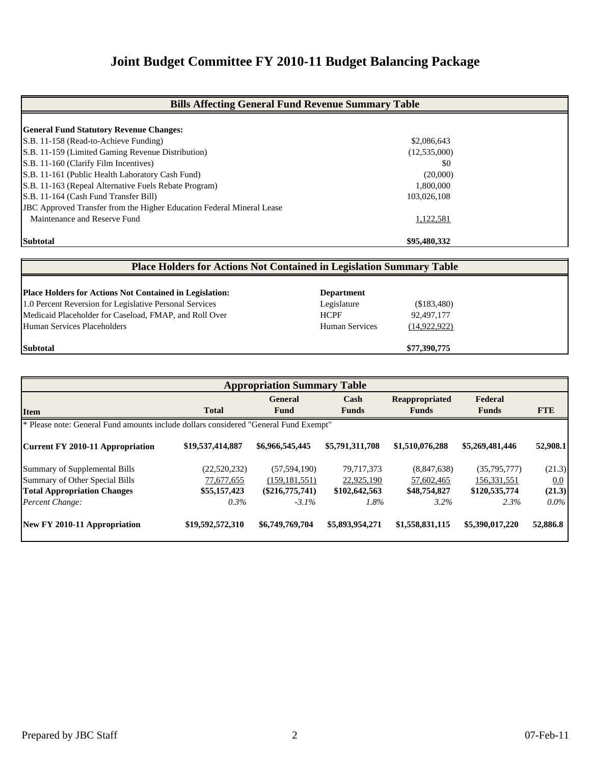# Joint Budget Committee FY 2010-11 Budget Balancing Package

| Bills Affecting General Fund Revenue Summary Table | |
|---|---|
| **General Fund Statutory Revenue Changes:** | |
| S.B. 11-158 (Read-to-Achieve Funding) | $2,086,643 |
| S.B. 11-159 (Limited Gaming Revenue Distribution) | (12,535,000) |
| S.B. 11-160 (Clarify Film Incentives) | $0 |
| S.B. 11-161 (Public Health Laboratory Cash Fund) | (20,000) |
| S.B. 11-163 (Repeal Alternative Fuels Rebate Program) | 1,800,000 |
| S.B. 11-164 (Cash Fund Transfer Bill) | 103,026,108 |
| JBC Approved Transfer from the Higher Education Federal Mineral Lease Maintenance and Reserve Fund | 1,122,581 |
| **Subtotal** | **$95,480,332** |

| Place Holders for Actions Not Contained in Legislation Summary Table | | |
|---|---|---|
| **Place Holders for Actions Not Contained in Legislation:** | **Department** | |
| 1.0 Percent Reversion for Legislative Personal Services | Legislature | ($183,480) |
| Medicaid Placeholder for Caseload, FMAP, and Roll Over | HCPF | 92,497,177 |
| Human Services Placeholders | Human Services | (14,922,922) |
| **Subtotal** | | **$77,390,775** |

**Appropriation Summary Table**

| Item | Total | General Fund | Cash Funds | Reappropriated Funds | Federal Funds | FTE |
|---|---|---|---|---|---|---|
| * Please note: General Fund amounts include dollars considered "General Fund Exempt" | | | | | | |
| **Current FY 2010-11 Appropriation** | **$19,537,414,887** | **$6,966,545,445** | **$5,791,311,708** | **$1,510,076,288** | **$5,269,481,446** | **52,908.1** |
| Summary of Supplemental Bills | (22,520,232) | (57,594,190) | 79,717,373 | (8,847,638) | (35,795,777) | (21.3) |
| Summary of Other Special Bills | 77,677,655 | (159,181,551) | 22,925,190 | 57,602,465 | 156,331,551 | 0.0 |
| **Total Appropriation Changes** | **$55,157,423** | **($216,775,741)** | **$102,642,563** | **$48,754,827** | **$120,535,774** | **(21.3)** |
| *Percent Change:* | *0.3%* | *-3.1%* | *1.8%* | *3.2%* | *2.3%* | *0.0%* |
| **New FY 2010-11 Appropriation** | **$19,592,572,310** | **$6,749,769,704** | **$5,893,954,271** | **$1,558,831,115** | **$5,390,017,220** | **52,886.8** |

Prepared by JBC Staff 07-Feb-11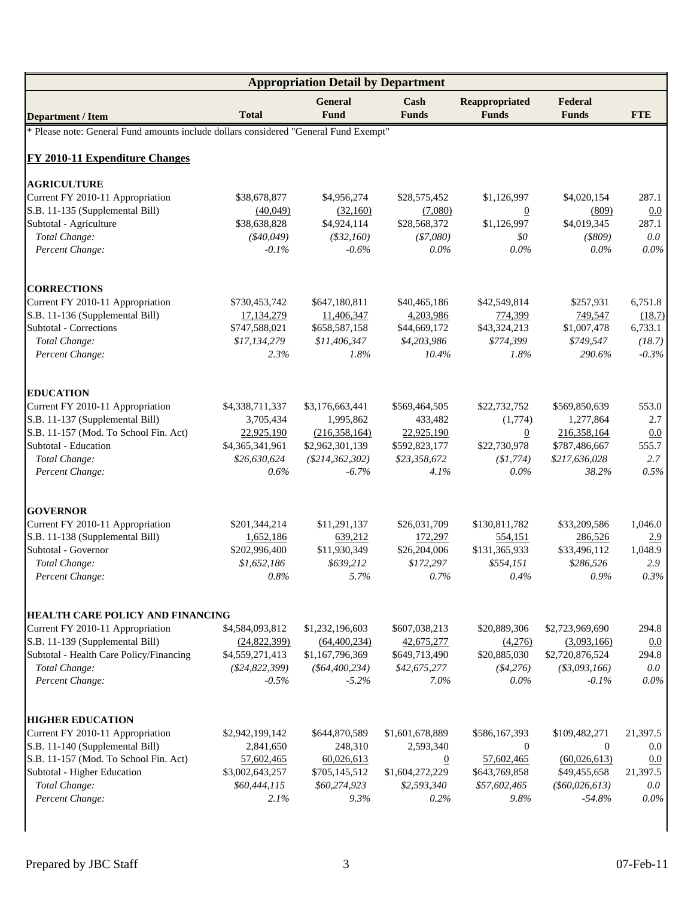## Appropriation Detail by Department

| Department / Item | Total | General Fund | Cash Funds | Reappropriated Funds | Federal Funds | FTE |
|---|---|---|---|---|---|---|
| * Please note: General Fund amounts include dollars considered "General Fund Exempt" | | | | | | |
| **FY 2010-11 Expenditure Changes** | | | | | | |
| **AGRICULTURE** | | | | | | |
| Current FY 2010-11 Appropriation | $38,678,877 | $4,956,274 | $28,575,452 | $1,126,997 | $4,020,154 | 287.1 |
| S.B. 11-135 (Supplemental Bill) | (40,049) | (32,160) | (7,080) | 0 | (809) | 0.0 |
| Subtotal - Agriculture | $38,638,828 | $4,924,114 | $28,568,372 | $1,126,997 | $4,019,345 | 287.1 |
| *Total Change:* | *($40,049)* | *($32,160)* | *($7,080)* | *$0* | *($809)* | *0.0* |
| *Percent Change:* | *-0.1%* | *-0.6%* | *0.0%* | *0.0%* | *0.0%* | *0.0%* |
| **CORRECTIONS** | | | | | | |
| Current FY 2010-11 Appropriation | $730,453,742 | $647,180,811 | $40,465,186 | $42,549,814 | $257,931 | 6,751.8 |
| S.B. 11-136 (Supplemental Bill) | 17,134,279 | 11,406,347 | 4,203,986 | 774,399 | 749,547 | (18.7) |
| Subtotal - Corrections | $747,588,021 | $658,587,158 | $44,669,172 | $43,324,213 | $1,007,478 | 6,733.1 |
| *Total Change:* | *$17,134,279* | *$11,406,347* | *$4,203,986* | *$774,399* | *$749,547* | *(18.7)* |
| *Percent Change:* | *2.3%* | *1.8%* | *10.4%* | *1.8%* | *290.6%* | *-0.3%* |
| **EDUCATION** | | | | | | |
| Current FY 2010-11 Appropriation | $4,338,711,337 | $3,176,663,441 | $569,464,505 | $22,732,752 | $569,850,639 | 553.0 |
| S.B. 11-137 (Supplemental Bill) | 3,705,434 | 1,995,862 | 433,482 | (1,774) | 1,277,864 | 2.7 |
| S.B. 11-157 (Mod. To School Fin. Act) | 22,925,190 | (216,358,164) | 22,925,190 | 0 | 216,358,164 | 0.0 |
| Subtotal - Education | $4,365,341,961 | $2,962,301,139 | $592,823,177 | $22,730,978 | $787,486,667 | 555.7 |
| *Total Change:* | *$26,630,624* | *($214,362,302)* | *$23,358,672* | *($1,774)* | *$217,636,028* | *2.7* |
| *Percent Change:* | *0.6%* | *-6.7%* | *4.1%* | *0.0%* | *38.2%* | *0.5%* |
| **GOVERNOR** | | | | | | |
| Current FY 2010-11 Appropriation | $201,344,214 | $11,291,137 | $26,031,709 | $130,811,782 | $33,209,586 | 1,046.0 |
| S.B. 11-138 (Supplemental Bill) | 1,652,186 | 639,212 | 172,297 | 554,151 | 286,526 | 2.9 |
| Subtotal - Governor | $202,996,400 | $11,930,349 | $26,204,006 | $131,365,933 | $33,496,112 | 1,048.9 |
| *Total Change:* | *$1,652,186* | *$639,212* | *$172,297* | *$554,151* | *$286,526* | *2.9* |
| *Percent Change:* | *0.8%* | *5.7%* | *0.7%* | *0.4%* | *0.9%* | *0.3%* |
| **HEALTH CARE POLICY AND FINANCING** | | | | | | |
| Current FY 2010-11 Appropriation | $4,584,093,812 | $1,232,196,603 | $607,038,213 | $20,889,306 | $2,723,969,690 | 294.8 |
| S.B. 11-139 (Supplemental Bill) | (24,822,399) | (64,400,234) | 42,675,277 | (4,276) | (3,093,166) | 0.0 |
| Subtotal - Health Care Policy/Financing | $4,559,271,413 | $1,167,796,369 | $649,713,490 | $20,885,030 | $2,720,876,524 | 294.8 |
| *Total Change:* | *($24,822,399)* | *($64,400,234)* | *$42,675,277* | *($4,276)* | *($3,093,166)* | *0.0* |
| *Percent Change:* | *-0.5%* | *-5.2%* | *7.0%* | *0.0%* | *-0.1%* | *0.0%* |
| **HIGHER EDUCATION** | | | | | | |
| Current FY 2010-11 Appropriation | $2,942,199,142 | $644,870,589 | $1,601,678,889 | $586,167,393 | $109,482,271 | 21,397.5 |
| S.B. 11-140 (Supplemental Bill) | 2,841,650 | 248,310 | 2,593,340 | 0 | 0 | 0.0 |
| S.B. 11-157 (Mod. To School Fin. Act) | 57,602,465 | 60,026,613 | 0 | 57,602,465 | (60,026,613) | 0.0 |
| Subtotal - Higher Education | $3,002,643,257 | $705,145,512 | $1,604,272,229 | $643,769,858 | $49,455,658 | 21,397.5 |
| *Total Change:* | *$60,444,115* | *$60,274,923* | *$2,593,340* | *$57,602,465* | *($60,026,613)* | *0.0* |
| *Percent Change:* | *2.1%* | *9.3%* | *0.2%* | *9.8%* | *-54.8%* | *0.0%* |

Prepared by JBC Staff — 07-Feb-11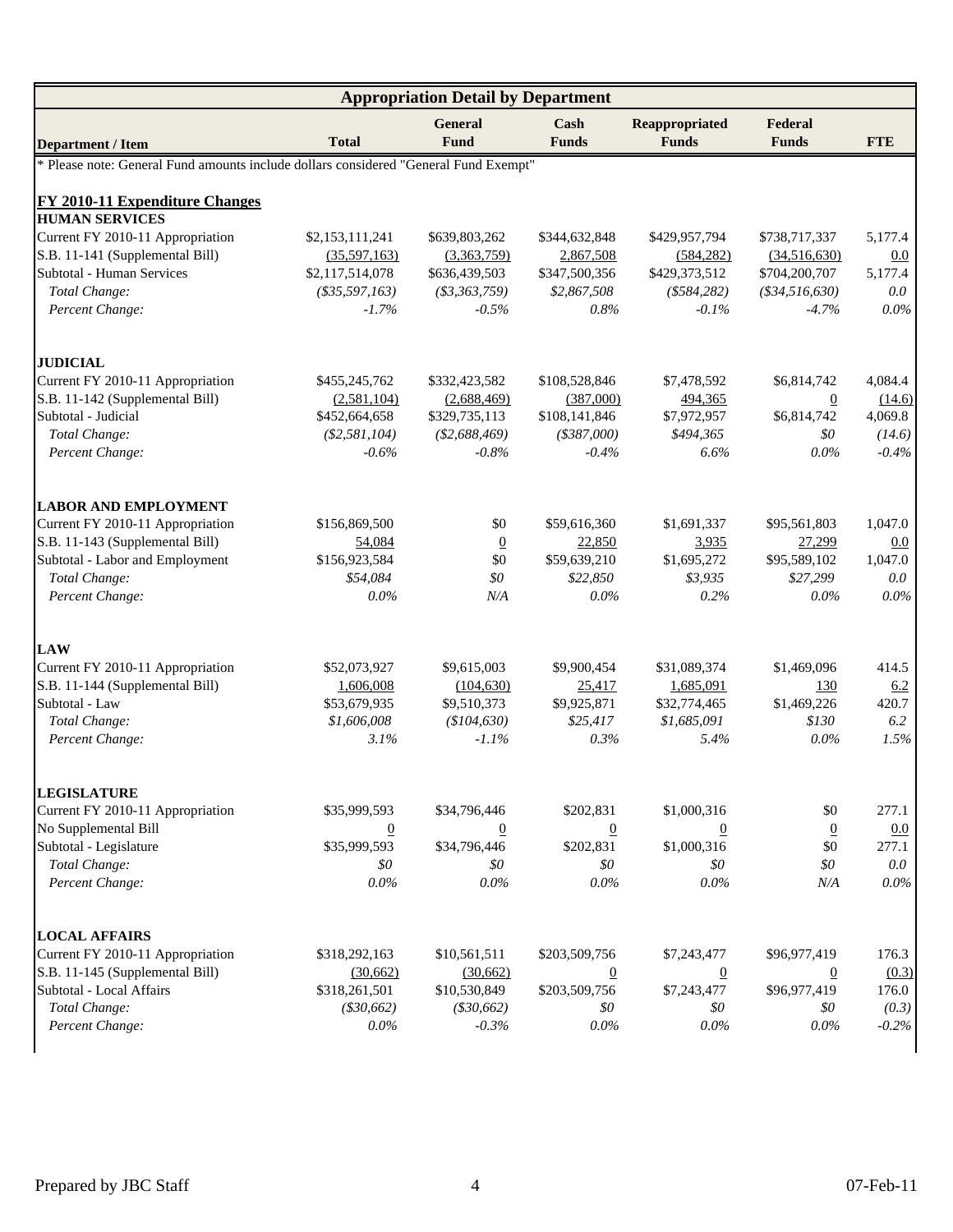| Appropriation Detail by Department | | | | | | |
|---|---|---|---|---|---|---|
| **Department / Item** | **Total** | **General Fund** | **Cash Funds** | **Reappropriated Funds** | **Federal Funds** | **FTE** |
| * Please note: General Fund amounts include dollars considered "General Fund Exempt" | | | | | | |
| **FY 2010-11 Expenditure Changes** | | | | | | |
| **HUMAN SERVICES** | | | | | | |
| Current FY 2010-11 Appropriation | $2,153,111,241 | $639,803,262 | $344,632,848 | $429,957,794 | $738,717,337 | 5,177.4 |
| S.B. 11-141 (Supplemental Bill) | (35,597,163) | (3,363,759) | 2,867,508 | (584,282) | (34,516,630) | 0.0 |
| Subtotal - Human Services | $2,117,514,078 | $636,439,503 | $347,500,356 | $429,373,512 | $704,200,707 | 5,177.4 |
| *Total Change:* | *($35,597,163)* | *($3,363,759)* | *$2,867,508* | *($584,282)* | *($34,516,630)* | *0.0* |
| *Percent Change:* | *-1.7%* | *-0.5%* | *0.8%* | *-0.1%* | *-4.7%* | *0.0%* |
| **JUDICIAL** | | | | | | |
| Current FY 2010-11 Appropriation | $455,245,762 | $332,423,582 | $108,528,846 | $7,478,592 | $6,814,742 | 4,084.4 |
| S.B. 11-142 (Supplemental Bill) | (2,581,104) | (2,688,469) | (387,000) | 494,365 | 0 | (14.6) |
| Subtotal - Judicial | $452,664,658 | $329,735,113 | $108,141,846 | $7,972,957 | $6,814,742 | 4,069.8 |
| *Total Change:* | *($2,581,104)* | *($2,688,469)* | *($387,000)* | *$494,365* | *$0* | *(14.6)* |
| *Percent Change:* | *-0.6%* | *-0.8%* | *-0.4%* | *6.6%* | *0.0%* | *-0.4%* |
| **LABOR AND EMPLOYMENT** | | | | | | |
| Current FY 2010-11 Appropriation | $156,869,500 | $0 | $59,616,360 | $1,691,337 | $95,561,803 | 1,047.0 |
| S.B. 11-143 (Supplemental Bill) | 54,084 | 0 | 22,850 | 3,935 | 27,299 | 0.0 |
| Subtotal - Labor and Employment | $156,923,584 | $0 | $59,639,210 | $1,695,272 | $95,589,102 | 1,047.0 |
| *Total Change:* | *$54,084* | *$0* | *$22,850* | *$3,935* | *$27,299* | *0.0* |
| *Percent Change:* | *0.0%* | *N/A* | *0.0%* | *0.2%* | *0.0%* | *0.0%* |
| **LAW** | | | | | | |
| Current FY 2010-11 Appropriation | $52,073,927 | $9,615,003 | $9,900,454 | $31,089,374 | $1,469,096 | 414.5 |
| S.B. 11-144 (Supplemental Bill) | 1,606,008 | (104,630) | 25,417 | 1,685,091 | 130 | 6.2 |
| Subtotal - Law | $53,679,935 | $9,510,373 | $9,925,871 | $32,774,465 | $1,469,226 | 420.7 |
| *Total Change:* | *$1,606,008* | *($104,630)* | *$25,417* | *$1,685,091* | *$130* | *6.2* |
| *Percent Change:* | *3.1%* | *-1.1%* | *0.3%* | *5.4%* | *0.0%* | *1.5%* |
| **LEGISLATURE** | | | | | | |
| Current FY 2010-11 Appropriation | $35,999,593 | $34,796,446 | $202,831 | $1,000,316 | $0 | 277.1 |
| No Supplemental Bill | 0 | 0 | 0 | 0 | 0 | 0.0 |
| Subtotal - Legislature | $35,999,593 | $34,796,446 | $202,831 | $1,000,316 | $0 | 277.1 |
| *Total Change:* | *$0* | *$0* | *$0* | *$0* | *$0* | *0.0* |
| *Percent Change:* | *0.0%* | *0.0%* | *0.0%* | *0.0%* | *N/A* | *0.0%* |
| **LOCAL AFFAIRS** | | | | | | |
| Current FY 2010-11 Appropriation | $318,292,163 | $10,561,511 | $203,509,756 | $7,243,477 | $96,977,419 | 176.3 |
| S.B. 11-145 (Supplemental Bill) | (30,662) | (30,662) | 0 | 0 | 0 | (0.3) |
| Subtotal - Local Affairs | $318,261,501 | $10,530,849 | $203,509,756 | $7,243,477 | $96,977,419 | 176.0 |
| *Total Change:* | *($30,662)* | *($30,662)* | *$0* | *$0* | *$0* | *(0.3)* |
| *Percent Change:* | *0.0%* | *-0.3%* | *0.0%* | *0.0%* | *0.0%* | *-0.2%* |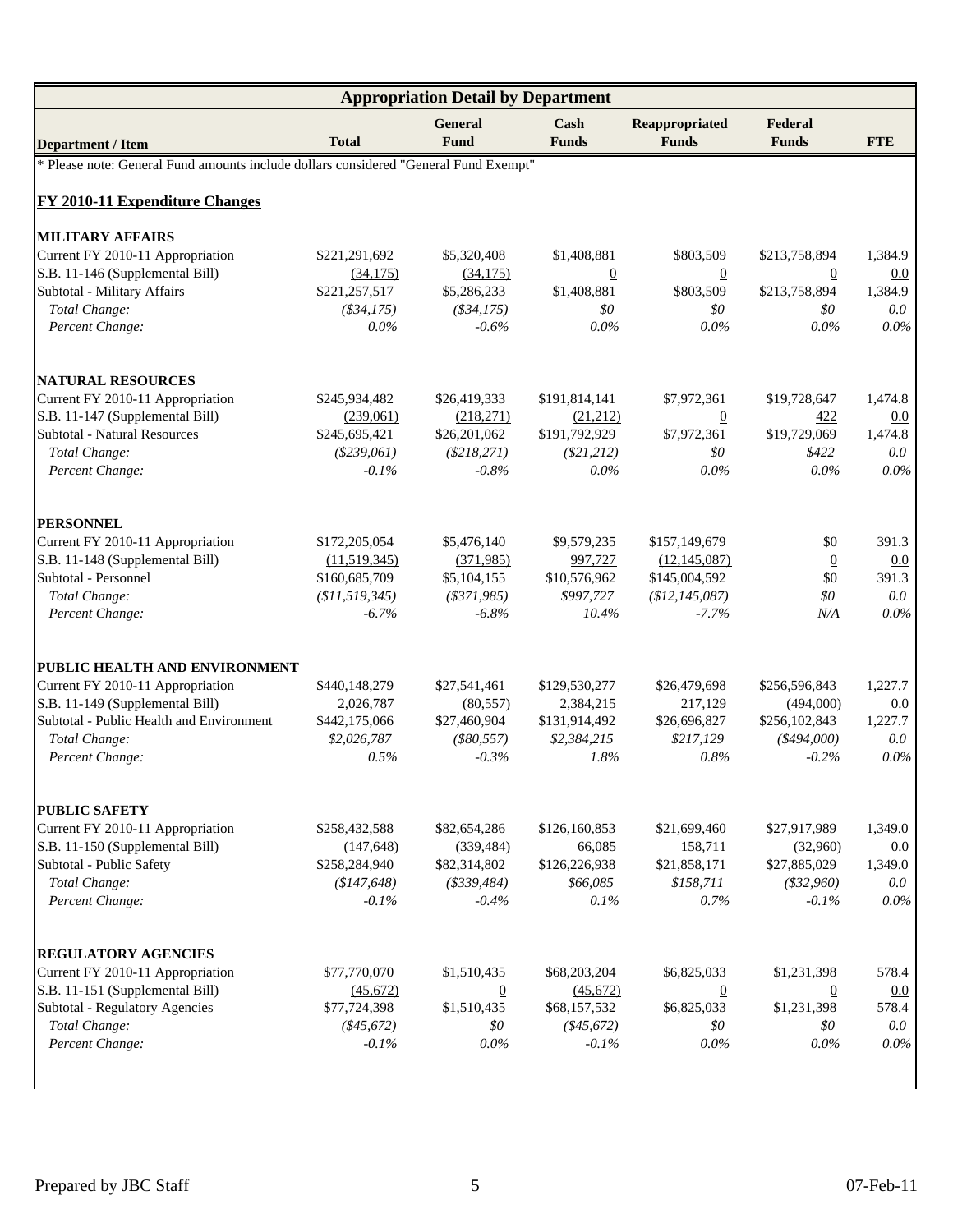## Appropriation Detail by Department

| Department / Item | Total | General Fund | Cash Funds | Reappropriated Funds | Federal Funds | FTE |
|---|---|---|---|---|---|---|
| * Please note: General Fund amounts include dollars considered "General Fund Exempt" | | | | | | |
| **FY 2010-11 Expenditure Changes** | | | | | | |
| **MILITARY AFFAIRS** | | | | | | |
| Current FY 2010-11 Appropriation | $221,291,692 | $5,320,408 | $1,408,881 | $803,509 | $213,758,894 | 1,384.9 |
| S.B. 11-146 (Supplemental Bill) | (34,175) | (34,175) | 0 | 0 | 0 | 0.0 |
| Subtotal - Military Affairs | $221,257,517 | $5,286,233 | $1,408,881 | $803,509 | $213,758,894 | 1,384.9 |
| *Total Change:* | *($34,175)* | *($34,175)* | *$0* | *$0* | *$0* | *0.0* |
| *Percent Change:* | *0.0%* | *-0.6%* | *0.0%* | *0.0%* | *0.0%* | *0.0%* |
| **NATURAL RESOURCES** | | | | | | |
| Current FY 2010-11 Appropriation | $245,934,482 | $26,419,333 | $191,814,141 | $7,972,361 | $19,728,647 | 1,474.8 |
| S.B. 11-147 (Supplemental Bill) | (239,061) | (218,271) | (21,212) | 0 | 422 | 0.0 |
| Subtotal - Natural Resources | $245,695,421 | $26,201,062 | $191,792,929 | $7,972,361 | $19,729,069 | 1,474.8 |
| *Total Change:* | *($239,061)* | *($218,271)* | *($21,212)* | *$0* | *$422* | *0.0* |
| *Percent Change:* | *-0.1%* | *-0.8%* | *0.0%* | *0.0%* | *0.0%* | *0.0%* |
| **PERSONNEL** | | | | | | |
| Current FY 2010-11 Appropriation | $172,205,054 | $5,476,140 | $9,579,235 | $157,149,679 | $0 | 391.3 |
| S.B. 11-148 (Supplemental Bill) | (11,519,345) | (371,985) | 997,727 | (12,145,087) | 0 | 0.0 |
| Subtotal - Personnel | $160,685,709 | $5,104,155 | $10,576,962 | $145,004,592 | $0 | 391.3 |
| *Total Change:* | *($11,519,345)* | *($371,985)* | *$997,727* | *($12,145,087)* | *$0* | *0.0* |
| *Percent Change:* | *-6.7%* | *-6.8%* | *10.4%* | *-7.7%* | *N/A* | *0.0%* |
| **PUBLIC HEALTH AND ENVIRONMENT** | | | | | | |
| Current FY 2010-11 Appropriation | $440,148,279 | $27,541,461 | $129,530,277 | $26,479,698 | $256,596,843 | 1,227.7 |
| S.B. 11-149 (Supplemental Bill) | 2,026,787 | (80,557) | 2,384,215 | 217,129 | (494,000) | 0.0 |
| Subtotal - Public Health and Environment | $442,175,066 | $27,460,904 | $131,914,492 | $26,696,827 | $256,102,843 | 1,227.7 |
| *Total Change:* | *$2,026,787* | *($80,557)* | *$2,384,215* | *$217,129* | *($494,000)* | *0.0* |
| *Percent Change:* | *0.5%* | *-0.3%* | *1.8%* | *0.8%* | *-0.2%* | *0.0%* |
| **PUBLIC SAFETY** | | | | | | |
| Current FY 2010-11 Appropriation | $258,432,588 | $82,654,286 | $126,160,853 | $21,699,460 | $27,917,989 | 1,349.0 |
| S.B. 11-150 (Supplemental Bill) | (147,648) | (339,484) | 66,085 | 158,711 | (32,960) | 0.0 |
| Subtotal - Public Safety | $258,284,940 | $82,314,802 | $126,226,938 | $21,858,171 | $27,885,029 | 1,349.0 |
| *Total Change:* | *($147,648)* | *($339,484)* | *$66,085* | *$158,711* | *($32,960)* | *0.0* |
| *Percent Change:* | *-0.1%* | *-0.4%* | *0.1%* | *0.7%* | *-0.1%* | *0.0%* |
| **REGULATORY AGENCIES** | | | | | | |
| Current FY 2010-11 Appropriation | $77,770,070 | $1,510,435 | $68,203,204 | $6,825,033 | $1,231,398 | 578.4 |
| S.B. 11-151 (Supplemental Bill) | (45,672) | 0 | (45,672) | 0 | 0 | 0.0 |
| Subtotal - Regulatory Agencies | $77,724,398 | $1,510,435 | $68,157,532 | $6,825,033 | $1,231,398 | 578.4 |
| *Total Change:* | *($45,672)* | *$0* | *($45,672)* | *$0* | *$0* | *0.0* |
| *Percent Change:* | *-0.1%* | *0.0%* | *-0.1%* | *0.0%* | *0.0%* | *0.0%* |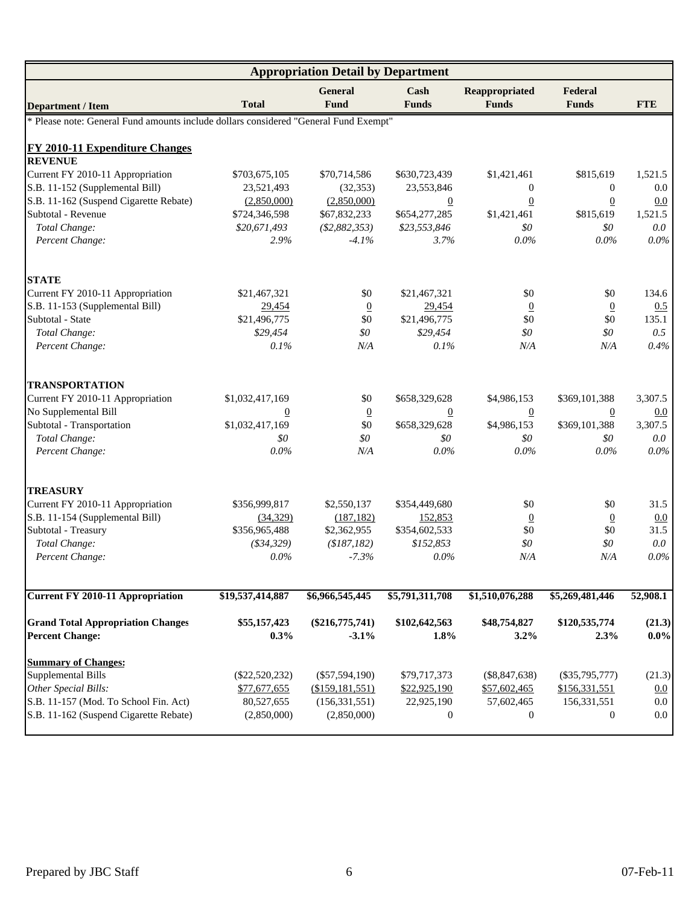| Appropriation Detail by Department | | | | | | |
|---|---|---|---|---|---|---|
| **Department / Item** | **Total** | **General Fund** | **Cash Funds** | **Reappropriated Funds** | **Federal Funds** | **FTE** |
| * Please note: General Fund amounts include dollars considered "General Fund Exempt" | | | | | | |
| **FY 2010-11 Expenditure Changes** | | | | | | |
| **REVENUE** | | | | | | |
| Current FY 2010-11 Appropriation | $703,675,105 | $70,714,586 | $630,723,439 | $1,421,461 | $815,619 | 1,521.5 |
| S.B. 11-152 (Supplemental Bill) | 23,521,493 | (32,353) | 23,553,846 | 0 | 0 | 0.0 |
| S.B. 11-162 (Suspend Cigarette Rebate) | (2,850,000) | (2,850,000) | 0 | 0 | 0 | 0.0 |
| Subtotal - Revenue | $724,346,598 | $67,832,233 | $654,277,285 | $1,421,461 | $815,619 | 1,521.5 |
| *Total Change:* | *$20,671,493* | *($2,882,353)* | *$23,553,846* | *$0* | *$0* | *0.0* |
| *Percent Change:* | *2.9%* | *-4.1%* | *3.7%* | *0.0%* | *0.0%* | *0.0%* |
| **STATE** | | | | | | |
| Current FY 2010-11 Appropriation | $21,467,321 | $0 | $21,467,321 | $0 | $0 | 134.6 |
| S.B. 11-153 (Supplemental Bill) | 29,454 | 0 | 29,454 | 0 | 0 | 0.5 |
| Subtotal - State | $21,496,775 | $0 | $21,496,775 | $0 | $0 | 135.1 |
| *Total Change:* | *$29,454* | *$0* | *$29,454* | *$0* | *$0* | *0.5* |
| *Percent Change:* | *0.1%* | *N/A* | *0.1%* | *N/A* | *N/A* | *0.4%* |
| **TRANSPORTATION** | | | | | | |
| Current FY 2010-11 Appropriation | $1,032,417,169 | $0 | $658,329,628 | $4,986,153 | $369,101,388 | 3,307.5 |
| No Supplemental Bill | 0 | 0 | 0 | 0 | 0 | 0.0 |
| Subtotal - Transportation | $1,032,417,169 | $0 | $658,329,628 | $4,986,153 | $369,101,388 | 3,307.5 |
| *Total Change:* | *$0* | *$0* | *$0* | *$0* | *$0* | *0.0* |
| *Percent Change:* | *0.0%* | *N/A* | *0.0%* | *0.0%* | *0.0%* | *0.0%* |
| **TREASURY** | | | | | | |
| Current FY 2010-11 Appropriation | $356,999,817 | $2,550,137 | $354,449,680 | $0 | $0 | 31.5 |
| S.B. 11-154 (Supplemental Bill) | (34,329) | (187,182) | 152,853 | 0 | 0 | 0.0 |
| Subtotal - Treasury | $356,965,488 | $2,362,955 | $354,602,533 | $0 | $0 | 31.5 |
| *Total Change:* | *($34,329)* | *($187,182)* | *$152,853* | *$0* | *$0* | *0.0* |
| *Percent Change:* | *0.0%* | *-7.3%* | *0.0%* | *N/A* | *N/A* | *0.0%* |
| **Current FY 2010-11 Appropriation** | **$19,537,414,887** | **$6,966,545,445** | **$5,791,311,708** | **$1,510,076,288** | **$5,269,481,446** | **52,908.1** |
| **Grand Total Appropriation Changes** | **$55,157,423** | **($216,775,741)** | **$102,642,563** | **$48,754,827** | **$120,535,774** | **(21.3)** |
| **Percent Change:** | **0.3%** | **-3.1%** | **1.8%** | **3.2%** | **2.3%** | **0.0%** |
| **Summary of Changes:** | | | | | | |
| Supplemental Bills | ($22,520,232) | ($57,594,190) | $79,717,373 | ($8,847,638) | ($35,795,777) | (21.3) |
| *Other Special Bills:* | $77,677,655 | ($159,181,551) | $22,925,190 | $57,602,465 | $156,331,551 | 0.0 |
| S.B. 11-157 (Mod. To School Fin. Act) | 80,527,655 | (156,331,551) | 22,925,190 | 57,602,465 | 156,331,551 | 0.0 |
| S.B. 11-162 (Suspend Cigarette Rebate) | (2,850,000) | (2,850,000) | 0 | 0 | 0 | 0.0 |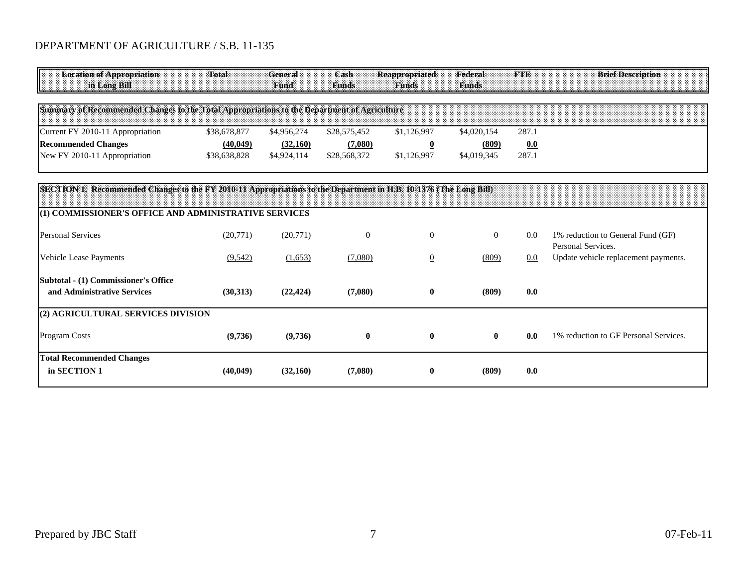# DEPARTMENT OF AGRICULTURE / S.B. 11-135

| Location of Appropriation in Long Bill | Total | General Fund | Cash Funds | Reappropriated Funds | Federal Funds | FTE | Brief Description |
|---|---|---|---|---|---|---|---|
| **Summary of Recommended Changes to the Total Appropriations to the Department of Agriculture** | | | | | | | |
| Current FY 2010-11 Appropriation | $38,678,877 | $4,956,274 | $28,575,452 | $1,126,997 | $4,020,154 | 287.1 | |
| **Recommended Changes** | **(40,049)** | **(32,160)** | **(7,080)** | **0** | **(809)** | **0.0** | |
| New FY 2010-11 Appropriation | $38,638,828 | $4,924,114 | $28,568,372 | $1,126,997 | $4,019,345 | 287.1 | |
| **SECTION 1. Recommended Changes to the FY 2010-11 Appropriations to the Department in H.B. 10-1376 (The Long Bill)** | | | | | | | |
| **(1) COMMISSIONER'S OFFICE AND ADMINISTRATIVE SERVICES** | | | | | | | |
| Personal Services | (20,771) | (20,771) | 0 | 0 | 0 | 0.0 | 1% reduction to General Fund (GF) Personal Services. |
| Vehicle Lease Payments | (9,542) | (1,653) | (7,080) | 0 | (809) | 0.0 | Update vehicle replacement payments. |
| **Subtotal - (1) Commissioner's Office and Administrative Services** | **(30,313)** | **(22,424)** | **(7,080)** | **0** | **(809)** | **0.0** | |
| **(2) AGRICULTURAL SERVICES DIVISION** | | | | | | | |
| Program Costs | **(9,736)** | **(9,736)** | **0** | **0** | **0** | **0.0** | 1% reduction to GF Personal Services. |
| **Total Recommended Changes in SECTION 1** | **(40,049)** | **(32,160)** | **(7,080)** | **0** | **(809)** | **0.0** | |

Prepared by JBC Staff

07-Feb-11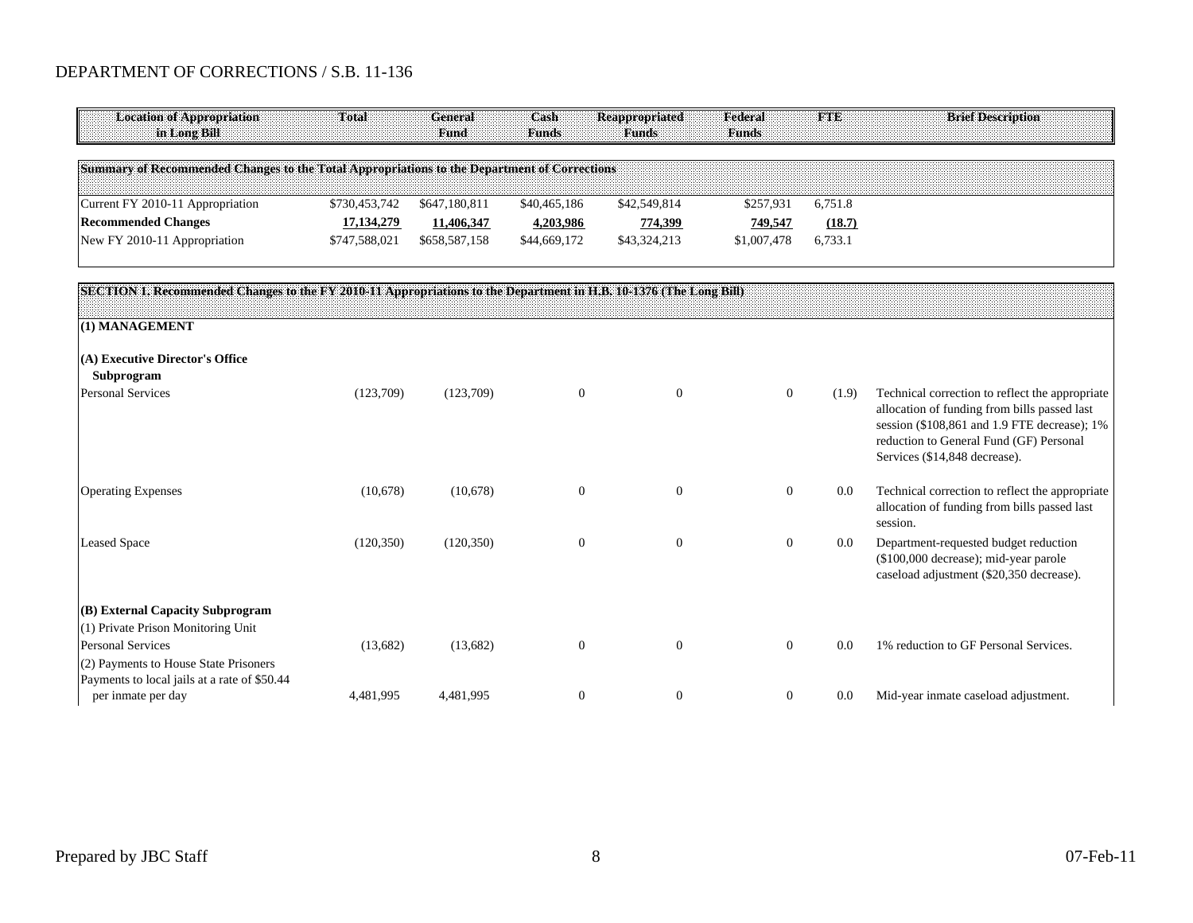DEPARTMENT OF CORRECTIONS / S.B. 11-136

| Location of Appropriation in Long Bill | Total | General Fund | Cash Funds | Reappropriated Funds | Federal Funds | FTE | Brief Description |
|---|---|---|---|---|---|---|---|
| **Summary of Recommended Changes to the Total Appropriations to the Department of Corrections** | | | | | | | |
| Current FY 2010-11 Appropriation | $730,453,742 | $647,180,811 | $40,465,186 | $42,549,814 | $257,931 | 6,751.8 | |
| **Recommended Changes** | **17,134,279** | **11,406,347** | **4,203,986** | **774,399** | **749,547** | **(18.7)** | |
| New FY 2010-11 Appropriation | $747,588,021 | $658,587,158 | $44,669,172 | $43,324,213 | $1,007,478 | 6,733.1 | |
| **SECTION I. Recommended Changes to the FY 2010-11 Appropriations to the Department in H.B. 10-1376 (The Long Bill)** | | | | | | | |
| **(1) MANAGEMENT** | | | | | | | |
| **(A) Executive Director's Office Subprogram** | | | | | | | |
| Personal Services | (123,709) | (123,709) | 0 | 0 | 0 | (1.9) | Technical correction to reflect the appropriate allocation of funding from bills passed last session ($108,861 and 1.9 FTE decrease); 1% reduction to General Fund (GF) Personal Services ($14,848 decrease). |
| Operating Expenses | (10,678) | (10,678) | 0 | 0 | 0 | 0.0 | Technical correction to reflect the appropriate allocation of funding from bills passed last session. |
| Leased Space | (120,350) | (120,350) | 0 | 0 | 0 | 0.0 | Department-requested budget reduction ($100,000 decrease); mid-year parole caseload adjustment ($20,350 decrease). |
| **(B) External Capacity Subprogram** | | | | | | | |
| (1) Private Prison Monitoring Unit | | | | | | | |
| Personal Services | (13,682) | (13,682) | 0 | 0 | 0 | 0.0 | 1% reduction to GF Personal Services. |
| (2) Payments to House State Prisoners | | | | | | | |
| Payments to local jails at a rate of $50.44 per inmate per day | 4,481,995 | 4,481,995 | 0 | 0 | 0 | 0.0 | Mid-year inmate caseload adjustment. |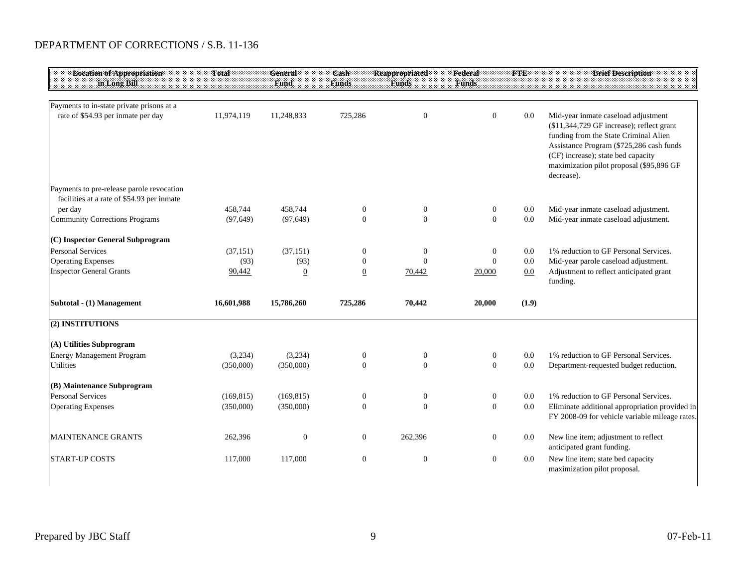DEPARTMENT OF CORRECTIONS / S.B. 11-136

| Location of Appropriation in Long Bill | Total | General Fund | Cash Funds | Reappropriated Funds | Federal Funds | FTE | Brief Description |
|---|---|---|---|---|---|---|---|
| Payments to in-state private prisons at a rate of $54.93 per inmate per day | 11,974,119 | 11,248,833 | 725,286 | 0 | 0 | 0.0 | Mid-year inmate caseload adjustment ($11,344,729 GF increase); reflect grant funding from the State Criminal Alien Assistance Program ($725,286 cash funds (CF) increase); state bed capacity maximization pilot proposal ($95,896 GF decrease). |
| Payments to pre-release parole revocation facilities at a rate of $54.93 per inmate per day | 458,744 | 458,744 | 0 | 0 | 0 | 0.0 | Mid-year inmate caseload adjustment. |
| Community Corrections Programs | (97,649) | (97,649) | 0 | 0 | 0 | 0.0 | Mid-year inmate caseload adjustment. |
| **(C) Inspector General Subprogram** | | | | | | | |
| Personal Services | (37,151) | (37,151) | 0 | 0 | 0 | 0.0 | 1% reduction to GF Personal Services. |
| Operating Expenses | (93) | (93) | 0 | 0 | 0 | 0.0 | Mid-year parole caseload adjustment. |
| Inspector General Grants | 90,442 | 0 | 0 | 70,442 | 20,000 | 0.0 | Adjustment to reflect anticipated grant funding. |
| **Subtotal - (1) Management** | **16,601,988** | **15,786,260** | **725,286** | **70,442** | **20,000** | **(1.9)** | |
| **(2) INSTITUTIONS** | | | | | | | |
| **(A) Utilities Subprogram** | | | | | | | |
| Energy Management Program | (3,234) | (3,234) | 0 | 0 | 0 | 0.0 | 1% reduction to GF Personal Services. |
| Utilities | (350,000) | (350,000) | 0 | 0 | 0 | 0.0 | Department-requested budget reduction. |
| **(B) Maintenance Subprogram** | | | | | | | |
| Personal Services | (169,815) | (169,815) | 0 | 0 | 0 | 0.0 | 1% reduction to GF Personal Services. |
| Operating Expenses | (350,000) | (350,000) | 0 | 0 | 0 | 0.0 | Eliminate additional appropriation provided in FY 2008-09 for vehicle variable mileage rates. |
| MAINTENANCE GRANTS | 262,396 | 0 | 0 | 262,396 | 0 | 0.0 | New line item; adjustment to reflect anticipated grant funding. |
| START-UP COSTS | 117,000 | 117,000 | 0 | 0 | 0 | 0.0 | New line item; state bed capacity maximization pilot proposal. |

Prepared by JBC Staff — 07-Feb-11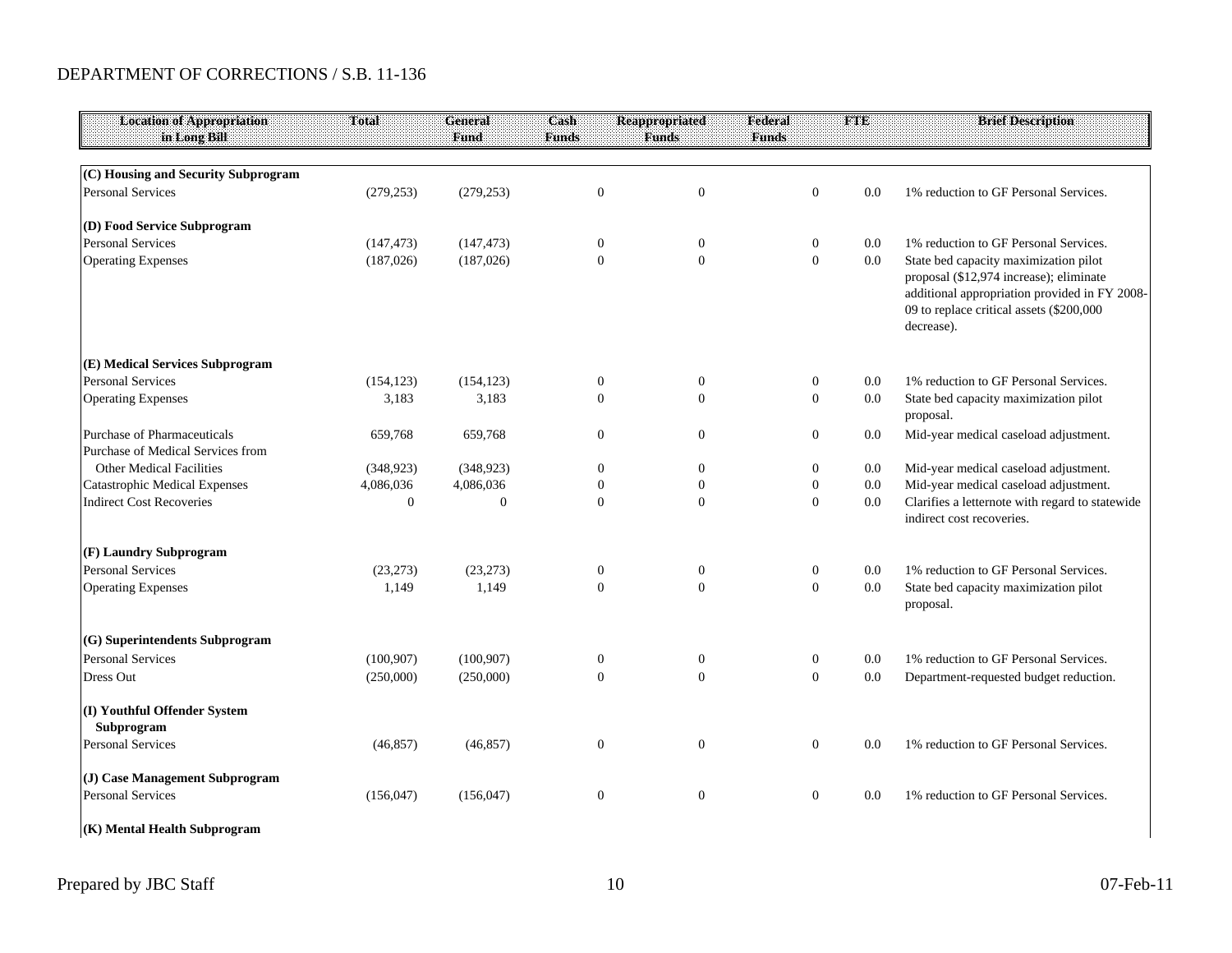DEPARTMENT OF CORRECTIONS / S.B. 11-136

| Location of Appropriation in Long Bill | Total | General Fund | Cash Funds | Reappropriated Funds | Federal Funds | FTE | Brief Description |
|---|---|---|---|---|---|---|---|
| **(C) Housing and Security Subprogram** | | | | | | | |
| Personal Services | (279,253) | (279,253) | 0 | 0 | 0 | 0.0 | 1% reduction to GF Personal Services. |
| **(D) Food Service Subprogram** | | | | | | | |
| Personal Services | (147,473) | (147,473) | 0 | 0 | 0 | 0.0 | 1% reduction to GF Personal Services. |
| Operating Expenses | (187,026) | (187,026) | 0 | 0 | 0 | 0.0 | State bed capacity maximization pilot proposal ($12,974 increase); eliminate additional appropriation provided in FY 2008-09 to replace critical assets ($200,000 decrease). |
| **(E) Medical Services Subprogram** | | | | | | | |
| Personal Services | (154,123) | (154,123) | 0 | 0 | 0 | 0.0 | 1% reduction to GF Personal Services. |
| Operating Expenses | 3,183 | 3,183 | 0 | 0 | 0 | 0.0 | State bed capacity maximization pilot proposal. |
| Purchase of Pharmaceuticals | 659,768 | 659,768 | 0 | 0 | 0 | 0.0 | Mid-year medical caseload adjustment. |
| Purchase of Medical Services from Other Medical Facilities | (348,923) | (348,923) | 0 | 0 | 0 | 0.0 | Mid-year medical caseload adjustment. |
| Catastrophic Medical Expenses | 4,086,036 | 4,086,036 | 0 | 0 | 0 | 0.0 | Mid-year medical caseload adjustment. |
| Indirect Cost Recoveries | 0 | 0 | 0 | 0 | 0 | 0.0 | Clarifies a letternote with regard to statewide indirect cost recoveries. |
| **(F) Laundry Subprogram** | | | | | | | |
| Personal Services | (23,273) | (23,273) | 0 | 0 | 0 | 0.0 | 1% reduction to GF Personal Services. |
| Operating Expenses | 1,149 | 1,149 | 0 | 0 | 0 | 0.0 | State bed capacity maximization pilot proposal. |
| **(G) Superintendents Subprogram** | | | | | | | |
| Personal Services | (100,907) | (100,907) | 0 | 0 | 0 | 0.0 | 1% reduction to GF Personal Services. |
| Dress Out | (250,000) | (250,000) | 0 | 0 | 0 | 0.0 | Department-requested budget reduction. |
| **(I) Youthful Offender System Subprogram** | | | | | | | |
| Personal Services | (46,857) | (46,857) | 0 | 0 | 0 | 0.0 | 1% reduction to GF Personal Services. |
| **(J) Case Management Subprogram** | | | | | | | |
| Personal Services | (156,047) | (156,047) | 0 | 0 | 0 | 0.0 | 1% reduction to GF Personal Services. |
| **(K) Mental Health Subprogram** | | | | | | | |

Prepared by JBC Staff

07-Feb-11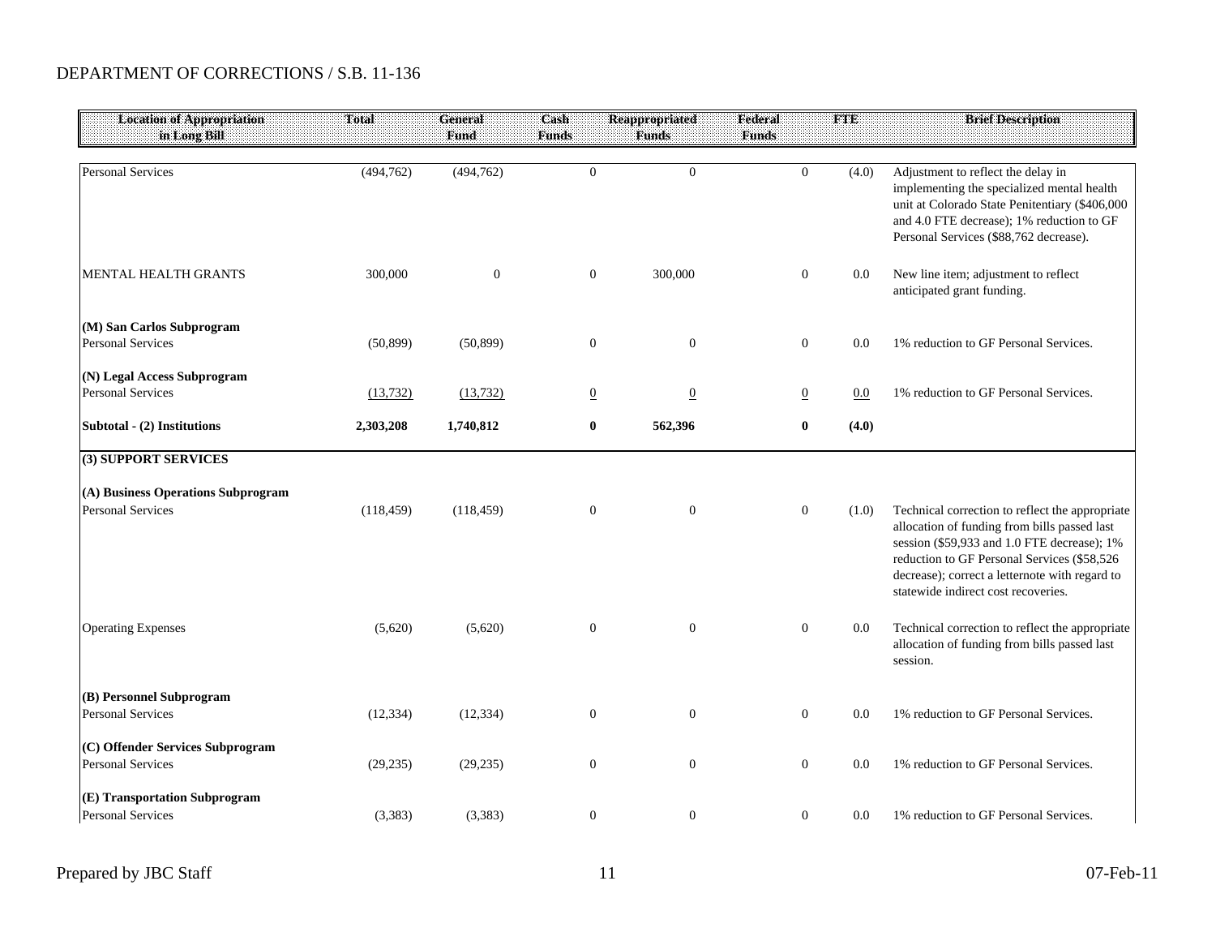DEPARTMENT OF CORRECTIONS / S.B. 11-136

| Location of Appropriation in Long Bill | Total | General Fund | Cash Funds | Reappropriated Funds | Federal Funds | FTE | Brief Description |
|---|---|---|---|---|---|---|---|
| Personal Services | (494,762) | (494,762) | 0 | 0 | 0 | (4.0) | Adjustment to reflect the delay in implementing the specialized mental health unit at Colorado State Penitentiary ($406,000 and 4.0 FTE decrease); 1% reduction to GF Personal Services ($88,762 decrease). |
| MENTAL HEALTH GRANTS | 300,000 | 0 | 0 | 300,000 | 0 | 0.0 | New line item; adjustment to reflect anticipated grant funding. |
| **(M) San Carlos Subprogram** | | | | | | | |
| Personal Services | (50,899) | (50,899) | 0 | 0 | 0 | 0.0 | 1% reduction to GF Personal Services. |
| **(N) Legal Access Subprogram** | | | | | | | |
| Personal Services | (13,732) | (13,732) | 0 | 0 | 0 | 0.0 | 1% reduction to GF Personal Services. |
| **Subtotal - (2) Institutions** | **2,303,208** | **1,740,812** | **0** | **562,396** | **0** | **(4.0)** | |
| **(3) SUPPORT SERVICES** | | | | | | | |
| **(A) Business Operations Subprogram** | | | | | | | |
| Personal Services | (118,459) | (118,459) | 0 | 0 | 0 | (1.0) | Technical correction to reflect the appropriate allocation of funding from bills passed last session ($59,933 and 1.0 FTE decrease); 1% reduction to GF Personal Services ($58,526 decrease); correct a letternote with regard to statewide indirect cost recoveries. |
| Operating Expenses | (5,620) | (5,620) | 0 | 0 | 0 | 0.0 | Technical correction to reflect the appropriate allocation of funding from bills passed last session. |
| **(B) Personnel Subprogram** | | | | | | | |
| Personal Services | (12,334) | (12,334) | 0 | 0 | 0 | 0.0 | 1% reduction to GF Personal Services. |
| **(C) Offender Services Subprogram** | | | | | | | |
| Personal Services | (29,235) | (29,235) | 0 | 0 | 0 | 0.0 | 1% reduction to GF Personal Services. |
| **(E) Transportation Subprogram** | | | | | | | |
| Personal Services | (3,383) | (3,383) | 0 | 0 | 0 | 0.0 | 1% reduction to GF Personal Services. |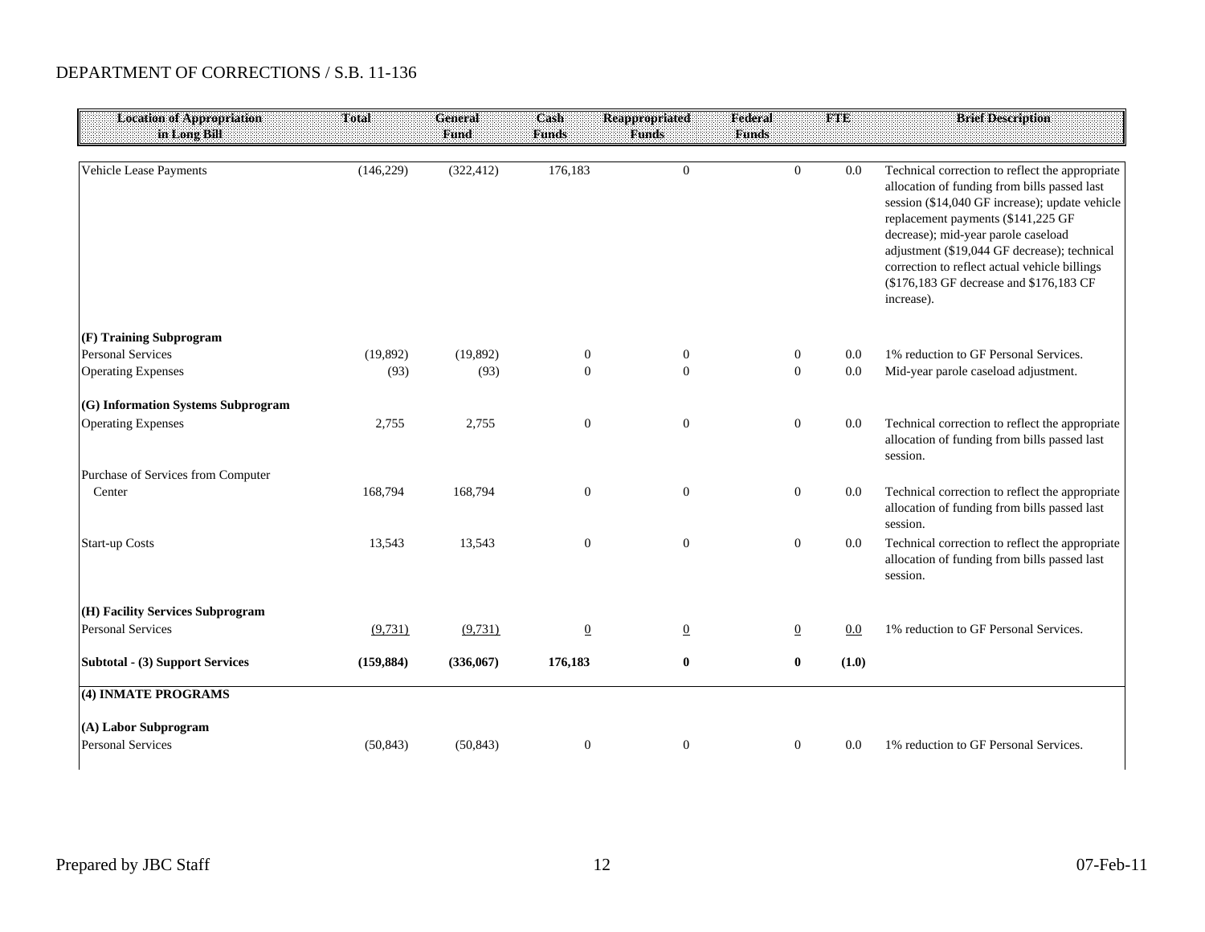DEPARTMENT OF CORRECTIONS / S.B. 11-136

| Location of Appropriation in Long Bill | Total | General Fund | Cash Funds | Reappropriated Funds | Federal Funds | FTE | Brief Description |
|---|---|---|---|---|---|---|---|
| Vehicle Lease Payments | (146,229) | (322,412) | 176,183 | 0 | 0 | 0.0 | Technical correction to reflect the appropriate allocation of funding from bills passed last session ($14,040 GF increase); update vehicle replacement payments ($141,225 GF decrease); mid-year parole caseload adjustment ($19,044 GF decrease); technical correction to reflect actual vehicle billings ($176,183 GF decrease and $176,183 CF increase). |
| **(F) Training Subprogram** | | | | | | | |
| Personal Services | (19,892) | (19,892) | 0 | 0 | 0 | 0.0 | 1% reduction to GF Personal Services. |
| Operating Expenses | (93) | (93) | 0 | 0 | 0 | 0.0 | Mid-year parole caseload adjustment. |
| **(G) Information Systems Subprogram** | | | | | | | |
| Operating Expenses | 2,755 | 2,755 | 0 | 0 | 0 | 0.0 | Technical correction to reflect the appropriate allocation of funding from bills passed last session. |
| Purchase of Services from Computer Center | 168,794 | 168,794 | 0 | 0 | 0 | 0.0 | Technical correction to reflect the appropriate allocation of funding from bills passed last session. |
| Start-up Costs | 13,543 | 13,543 | 0 | 0 | 0 | 0.0 | Technical correction to reflect the appropriate allocation of funding from bills passed last session. |
| **(H) Facility Services Subprogram** | | | | | | | |
| Personal Services | (9,731) | (9,731) | 0 | 0 | 0 | 0.0 | 1% reduction to GF Personal Services. |
| **Subtotal - (3) Support Services** | **(159,884)** | **(336,067)** | **176,183** | **0** | **0** | **(1.0)** | |
| **(4) INMATE PROGRAMS** | | | | | | | |
| **(A) Labor Subprogram** | | | | | | | |
| Personal Services | (50,843) | (50,843) | 0 | 0 | 0 | 0.0 | 1% reduction to GF Personal Services. |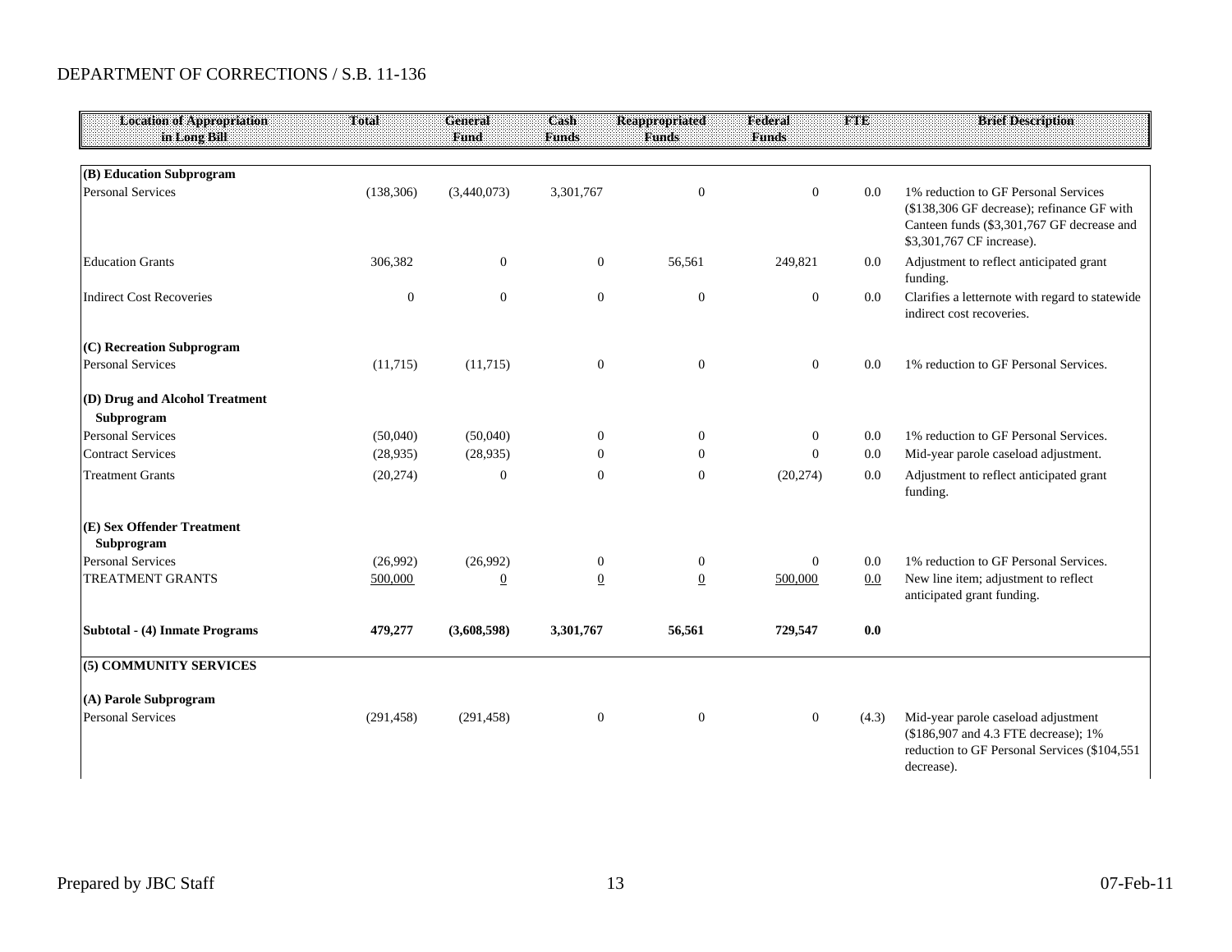DEPARTMENT OF CORRECTIONS / S.B. 11-136

| Location of Appropriation in Long Bill | Total | General Fund | Cash Funds | Reappropriated Funds | Federal Funds | FTE | Brief Description |
|---|---|---|---|---|---|---|---|
| **(B) Education Subprogram** | | | | | | | |
| Personal Services | (138,306) | (3,440,073) | 3,301,767 | 0 | 0 | 0.0 | 1% reduction to GF Personal Services ($138,306 GF decrease); refinance GF with Canteen funds ($3,301,767 GF decrease and $3,301,767 CF increase). |
| Education Grants | 306,382 | 0 | 0 | 56,561 | 249,821 | 0.0 | Adjustment to reflect anticipated grant funding. |
| Indirect Cost Recoveries | 0 | 0 | 0 | 0 | 0 | 0.0 | Clarifies a letternote with regard to statewide indirect cost recoveries. |
| **(C) Recreation Subprogram** | | | | | | | |
| Personal Services | (11,715) | (11,715) | 0 | 0 | 0 | 0.0 | 1% reduction to GF Personal Services. |
| **(D) Drug and Alcohol Treatment Subprogram** | | | | | | | |
| Personal Services | (50,040) | (50,040) | 0 | 0 | 0 | 0.0 | 1% reduction to GF Personal Services. |
| Contract Services | (28,935) | (28,935) | 0 | 0 | 0 | 0.0 | Mid-year parole caseload adjustment. |
| Treatment Grants | (20,274) | 0 | 0 | 0 | (20,274) | 0.0 | Adjustment to reflect anticipated grant funding. |
| **(E) Sex Offender Treatment Subprogram** | | | | | | | |
| Personal Services | (26,992) | (26,992) | 0 | 0 | 0 | 0.0 | 1% reduction to GF Personal Services. |
| TREATMENT GRANTS | 500,000 | 0 | 0 | 0 | 500,000 | 0.0 | New line item; adjustment to reflect anticipated grant funding. |
| **Subtotal - (4) Inmate Programs** | **479,277** | **(3,608,598)** | **3,301,767** | **56,561** | **729,547** | **0.0** | |
| **(5) COMMUNITY SERVICES** | | | | | | | |
| **(A) Parole Subprogram** | | | | | | | |
| Personal Services | (291,458) | (291,458) | 0 | 0 | 0 | (4.3) | Mid-year parole caseload adjustment ($186,907 and 4.3 FTE decrease); 1% reduction to GF Personal Services ($104,551 decrease). |

Prepared by JBC Staff | 07-Feb-11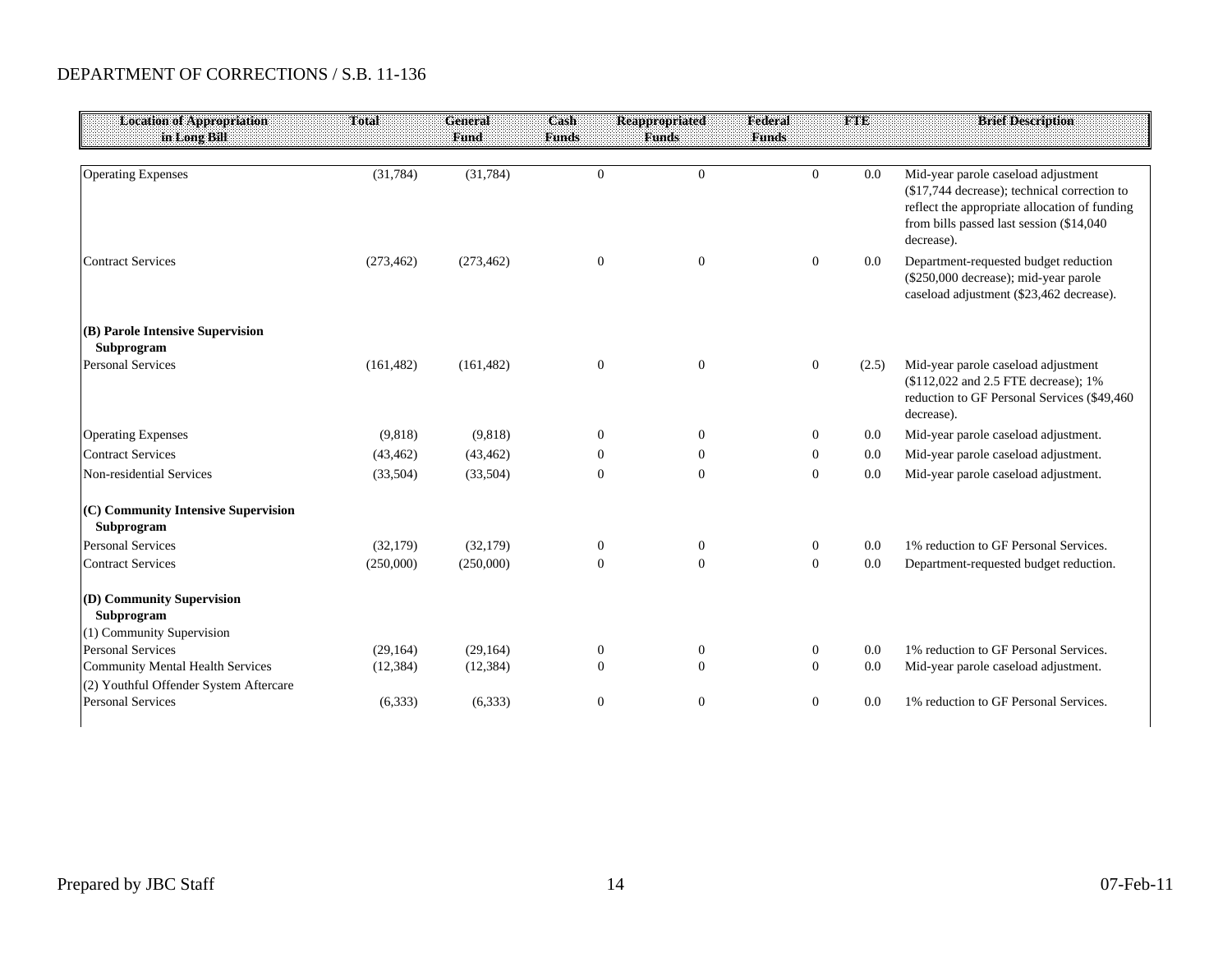DEPARTMENT OF CORRECTIONS / S.B. 11-136

| Location of Appropriation in Long Bill | Total | General Fund | Cash Funds | Reappropriated Funds | Federal Funds | FTE | Brief Description |
|---|---|---|---|---|---|---|---|
| Operating Expenses | (31,784) | (31,784) | 0 | 0 | 0 | 0.0 | Mid-year parole caseload adjustment ($17,744 decrease); technical correction to reflect the appropriate allocation of funding from bills passed last session ($14,040 decrease). |
| Contract Services | (273,462) | (273,462) | 0 | 0 | 0 | 0.0 | Department-requested budget reduction ($250,000 decrease); mid-year parole caseload adjustment ($23,462 decrease). |
| **(B) Parole Intensive Supervision Subprogram** | | | | | | | |
| Personal Services | (161,482) | (161,482) | 0 | 0 | 0 | (2.5) | Mid-year parole caseload adjustment ($112,022 and 2.5 FTE decrease); 1% reduction to GF Personal Services ($49,460 decrease). |
| Operating Expenses | (9,818) | (9,818) | 0 | 0 | 0 | 0.0 | Mid-year parole caseload adjustment. |
| Contract Services | (43,462) | (43,462) | 0 | 0 | 0 | 0.0 | Mid-year parole caseload adjustment. |
| Non-residential Services | (33,504) | (33,504) | 0 | 0 | 0 | 0.0 | Mid-year parole caseload adjustment. |
| **(C) Community Intensive Supervision Subprogram** | | | | | | | |
| Personal Services | (32,179) | (32,179) | 0 | 0 | 0 | 0.0 | 1% reduction to GF Personal Services. |
| Contract Services | (250,000) | (250,000) | 0 | 0 | 0 | 0.0 | Department-requested budget reduction. |
| **(D) Community Supervision Subprogram** | | | | | | | |
| (1) Community Supervision | | | | | | | |
| Personal Services | (29,164) | (29,164) | 0 | 0 | 0 | 0.0 | 1% reduction to GF Personal Services. |
| Community Mental Health Services | (12,384) | (12,384) | 0 | 0 | 0 | 0.0 | Mid-year parole caseload adjustment. |
| (2) Youthful Offender System Aftercare | | | | | | | |
| Personal Services | (6,333) | (6,333) | 0 | 0 | 0 | 0.0 | 1% reduction to GF Personal Services. |

Prepared by JBC Staff | 07-Feb-11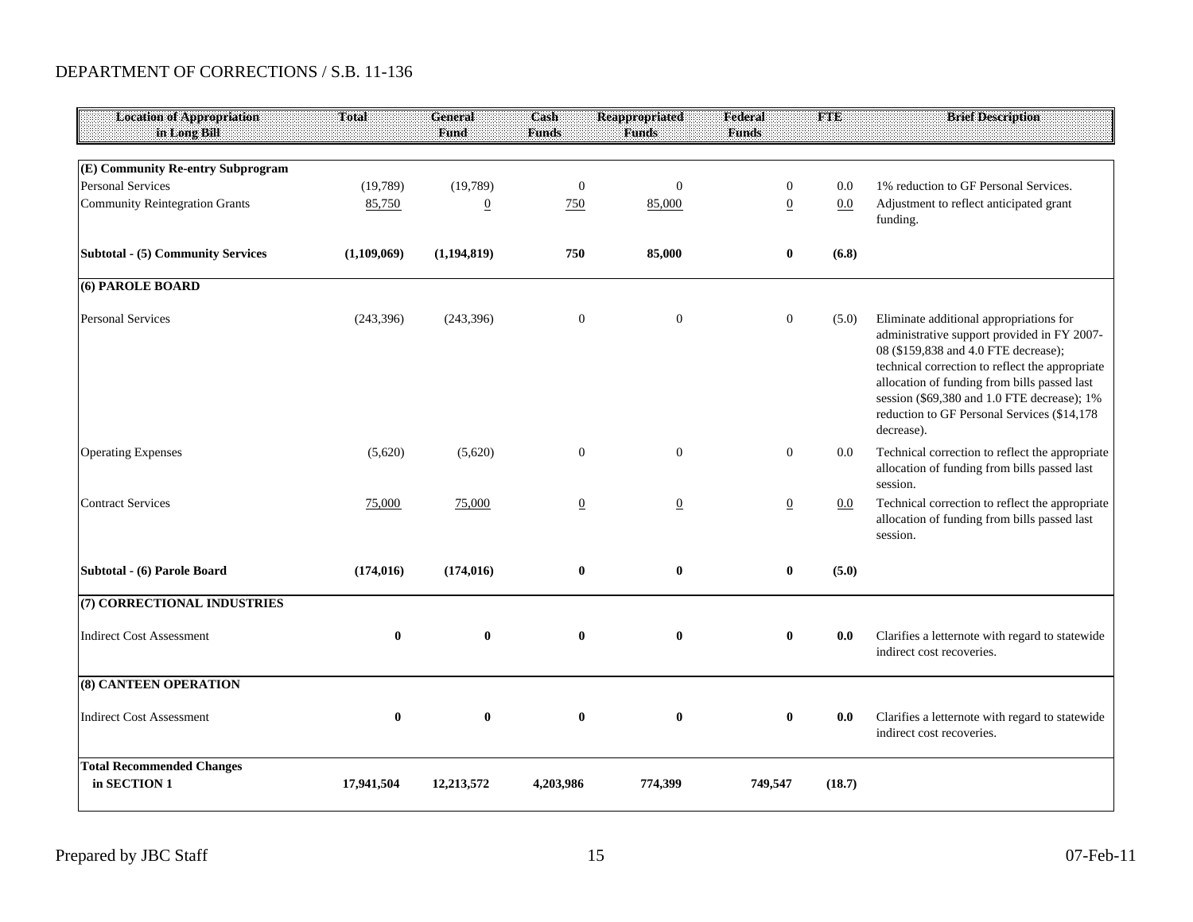DEPARTMENT OF CORRECTIONS / S.B. 11-136

| Location of Appropriation in Long Bill | Total | General Fund | Cash Funds | Reappropriated Funds | Federal Funds | FTE | Brief Description |
|---|---|---|---|---|---|---|---|
| **(E) Community Re-entry Subprogram** | | | | | | | |
| Personal Services | (19,789) | (19,789) | 0 | 0 | 0 | 0.0 | 1% reduction to GF Personal Services. |
| Community Reintegration Grants | 85,750 | 0 | 750 | 85,000 | 0 | 0.0 | Adjustment to reflect anticipated grant funding. |
| **Subtotal - (5) Community Services** | **(1,109,069)** | **(1,194,819)** | **750** | **85,000** | **0** | **(6.8)** | |
| **(6) PAROLE BOARD** | | | | | | | |
| Personal Services | (243,396) | (243,396) | 0 | 0 | 0 | (5.0) | Eliminate additional appropriations for administrative support provided in FY 2007-08 ($159,838 and 4.0 FTE decrease); technical correction to reflect the appropriate allocation of funding from bills passed last session ($69,380 and 1.0 FTE decrease); 1% reduction to GF Personal Services ($14,178 decrease). |
| Operating Expenses | (5,620) | (5,620) | 0 | 0 | 0 | 0.0 | Technical correction to reflect the appropriate allocation of funding from bills passed last session. |
| Contract Services | 75,000 | 75,000 | 0 | 0 | 0 | 0.0 | Technical correction to reflect the appropriate allocation of funding from bills passed last session. |
| **Subtotal - (6) Parole Board** | **(174,016)** | **(174,016)** | **0** | **0** | **0** | **(5.0)** | |
| **(7) CORRECTIONAL INDUSTRIES** | | | | | | | |
| Indirect Cost Assessment | **0** | **0** | **0** | **0** | **0** | **0.0** | Clarifies a letternote with regard to statewide indirect cost recoveries. |
| **(8) CANTEEN OPERATION** | | | | | | | |
| Indirect Cost Assessment | **0** | **0** | **0** | **0** | **0** | **0.0** | Clarifies a letternote with regard to statewide indirect cost recoveries. |
| **Total Recommended Changes in SECTION 1** | **17,941,504** | **12,213,572** | **4,203,986** | **774,399** | **749,547** | **(18.7)** | |

Prepared by JBC Staff 07-Feb-11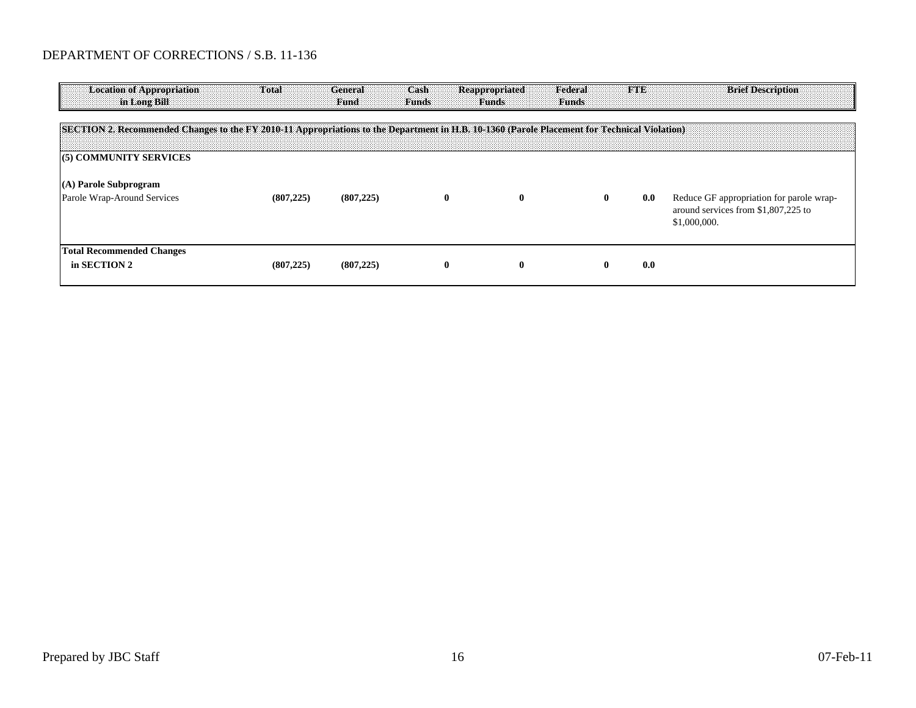DEPARTMENT OF CORRECTIONS / S.B. 11-136

| Location of Appropriation in Long Bill | Total | General Fund | Cash Funds | Reappropriated Funds | Federal Funds | FTE | Brief Description |
|---|---|---|---|---|---|---|---|
| **SECTION 2. Recommended Changes to the FY 2010-11 Appropriations to the Department in H.B. 10-1360 (Parole Placement for Technical Violation)** | | | | | | | |
| **(5) COMMUNITY SERVICES** | | | | | | | |
| **(A) Parole Subprogram** | | | | | | | |
| Parole Wrap-Around Services | **(807,225)** | **(807,225)** | **0** | **0** | **0** | **0.0** | Reduce GF appropriation for parole wrap-around services from $1,807,225 to $1,000,000. |
| **Total Recommended Changes in SECTION 2** | **(807,225)** | **(807,225)** | **0** | **0** | **0** | **0.0** | |

Prepared by JBC Staff

07-Feb-11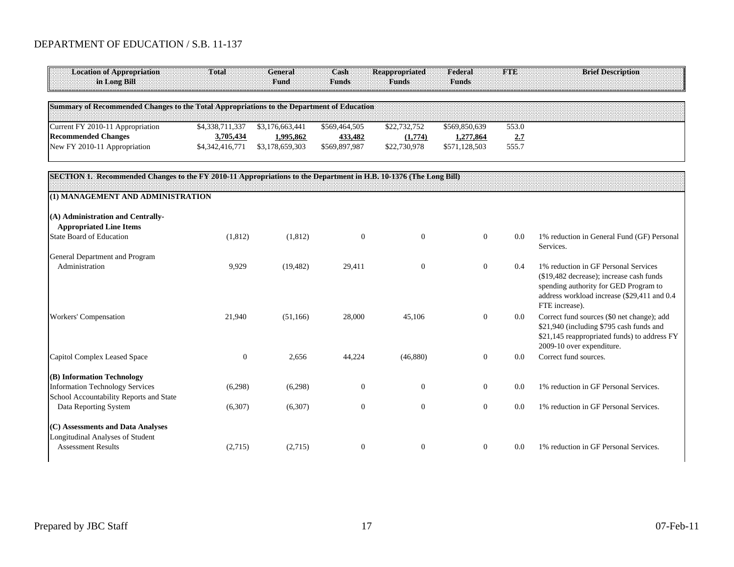DEPARTMENT OF EDUCATION / S.B. 11-137

| Location of Appropriation in Long Bill | Total | General Fund | Cash Funds | Reappropriated Funds | Federal Funds | FTE | Brief Description |
|---|---|---|---|---|---|---|---|
| **Summary of Recommended Changes to the Total Appropriations to the Department of Education** | | | | | | | |
| Current FY 2010-11 Appropriation | $4,338,711,337 | $3,176,663,441 | $569,464,505 | $22,732,752 | $569,850,639 | 553.0 | |
| **Recommended Changes** | **3,705,434** | **1,995,862** | **433,482** | **(1,774)** | **1,277,864** | **2.7** | |
| New FY 2010-11 Appropriation | $4,342,416,771 | $3,178,659,303 | $569,897,987 | $22,730,978 | $571,128,503 | 555.7 | |
| **SECTION 1. Recommended Changes to the FY 2010-11 Appropriations to the Department in H.B. 10-1376 (The Long Bill)** | | | | | | | |
| **(1) MANAGEMENT AND ADMINISTRATION** | | | | | | | |
| **(A) Administration and Centrally-Appropriated Line Items** | | | | | | | |
| State Board of Education | (1,812) | (1,812) | 0 | 0 | 0 | 0.0 | 1% reduction in General Fund (GF) Personal Services. |
| General Department and Program Administration | 9,929 | (19,482) | 29,411 | 0 | 0 | 0.4 | 1% reduction in GF Personal Services ($19,482 decrease); increase cash funds spending authority for GED Program to address workload increase ($29,411 and 0.4 FTE increase). |
| Workers' Compensation | 21,940 | (51,166) | 28,000 | 45,106 | 0 | 0.0 | Correct fund sources ($0 net change); add $21,940 (including $795 cash funds and $21,145 reappropriated funds) to address FY 2009-10 over expenditure. |
| Capitol Complex Leased Space | 0 | 2,656 | 44,224 | (46,880) | 0 | 0.0 | Correct fund sources. |
| **(B) Information Technology** | | | | | | | |
| Information Technology Services | (6,298) | (6,298) | 0 | 0 | 0 | 0.0 | 1% reduction in GF Personal Services. |
| School Accountability Reports and State Data Reporting System | (6,307) | (6,307) | 0 | 0 | 0 | 0.0 | 1% reduction in GF Personal Services. |
| **(C) Assessments and Data Analyses** | | | | | | | |
| Longitudinal Analyses of Student Assessment Results | (2,715) | (2,715) | 0 | 0 | 0 | 0.0 | 1% reduction in GF Personal Services. |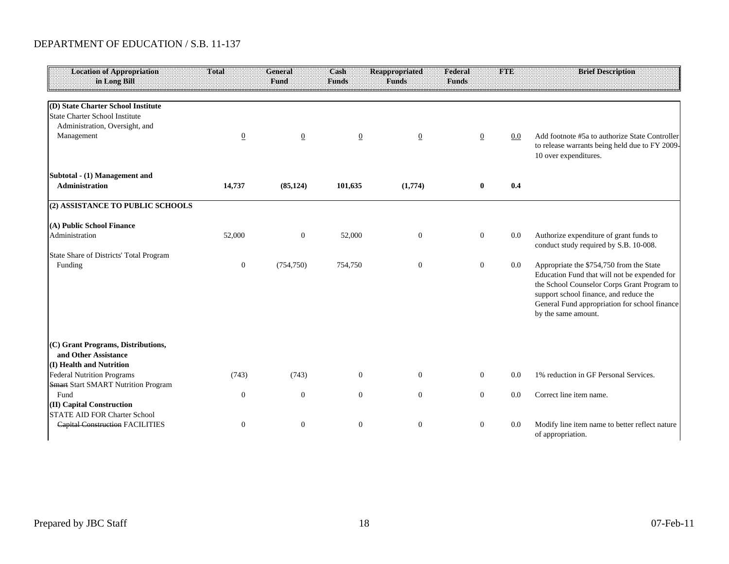DEPARTMENT OF EDUCATION / S.B. 11-137

| Location of Appropriation in Long Bill | Total | General Fund | Cash Funds | Reappropriated Funds | Federal Funds | FTE | Brief Description |
|---|---|---|---|---|---|---|---|
| **(D) State Charter School Institute** | | | | | | | |
| State Charter School Institute Administration, Oversight, and Management | 0 | 0 | 0 | 0 | 0 | 0.0 | Add footnote #5a to authorize State Controller to release warrants being held due to FY 2009-10 over expenditures. |
| **Subtotal - (1) Management and Administration** | **14,737** | **(85,124)** | **101,635** | **(1,774)** | **0** | **0.4** | |
| **(2) ASSISTANCE TO PUBLIC SCHOOLS** | | | | | | | |
| **(A) Public School Finance** | | | | | | | |
| Administration | 52,000 | 0 | 52,000 | 0 | 0 | 0.0 | Authorize expenditure of grant funds to conduct study required by S.B. 10-008. |
| State Share of Districts' Total Program Funding | 0 | (754,750) | 754,750 | 0 | 0 | 0.0 | Appropriate the $754,750 from the State Education Fund that will not be expended for the School Counselor Corps Grant Program to support school finance, and reduce the General Fund appropriation for school finance by the same amount. |
| **(C) Grant Programs, Distributions, and Other Assistance** | | | | | | | |
| **(I) Health and Nutrition** | | | | | | | |
| Federal Nutrition Programs | (743) | (743) | 0 | 0 | 0 | 0.0 | 1% reduction in GF Personal Services. |
| ~~Smart~~ Start SMART Nutrition Program Fund | 0 | 0 | 0 | 0 | 0 | 0.0 | Correct line item name. |
| **(II) Capital Construction** | | | | | | | |
| STATE AID FOR Charter School ~~Capital Construction~~ FACILITIES | 0 | 0 | 0 | 0 | 0 | 0.0 | Modify line item name to better reflect nature of appropriation. |

Prepared by JBC Staff 07-Feb-11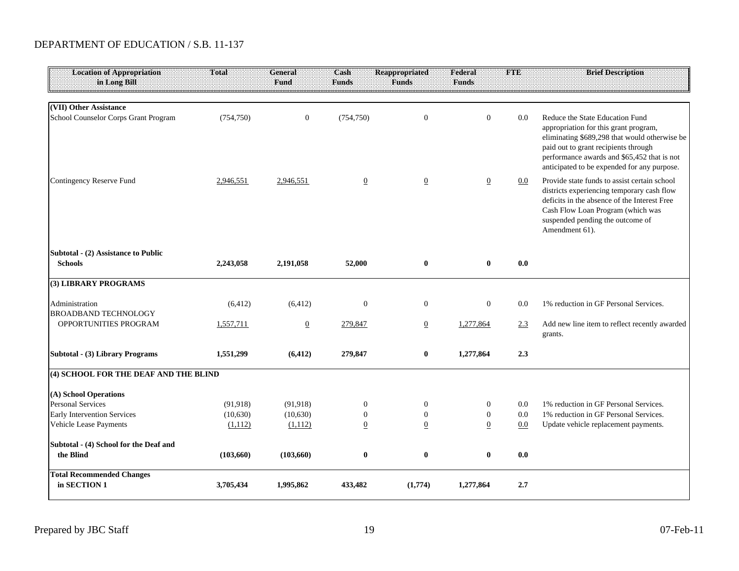DEPARTMENT OF EDUCATION / S.B. 11-137

| Location of Appropriation in Long Bill | Total | General Fund | Cash Funds | Reappropriated Funds | Federal Funds | FTE | Brief Description |
|---|---|---|---|---|---|---|---|
| **(VII) Other Assistance** | | | | | | | |
| School Counselor Corps Grant Program | (754,750) | 0 | (754,750) | 0 | 0 | 0.0 | Reduce the State Education Fund appropriation for this grant program, eliminating $689,298 that would otherwise be paid out to grant recipients through performance awards and $65,452 that is not anticipated to be expended for any purpose. |
| Contingency Reserve Fund | 2,946,551 | 2,946,551 | 0 | 0 | 0 | 0.0 | Provide state funds to assist certain school districts experiencing temporary cash flow deficits in the absence of the Interest Free Cash Flow Loan Program (which was suspended pending the outcome of Amendment 61). |
| **Subtotal - (2) Assistance to Public Schools** | **2,243,058** | **2,191,058** | **52,000** | **0** | **0** | **0.0** | |
| **(3) LIBRARY PROGRAMS** | | | | | | | |
| Administration | (6,412) | (6,412) | 0 | 0 | 0 | 0.0 | 1% reduction in GF Personal Services. |
| BROADBAND TECHNOLOGY OPPORTUNITIES PROGRAM | 1,557,711 | 0 | 279,847 | 0 | 1,277,864 | 2.3 | Add new line item to reflect recently awarded grants. |
| **Subtotal - (3) Library Programs** | **1,551,299** | **(6,412)** | **279,847** | **0** | **1,277,864** | **2.3** | |
| **(4) SCHOOL FOR THE DEAF AND THE BLIND** | | | | | | | |
| **(A) School Operations** | | | | | | | |
| Personal Services | (91,918) | (91,918) | 0 | 0 | 0 | 0.0 | 1% reduction in GF Personal Services. |
| Early Intervention Services | (10,630) | (10,630) | 0 | 0 | 0 | 0.0 | 1% reduction in GF Personal Services. |
| Vehicle Lease Payments | (1,112) | (1,112) | 0 | 0 | 0 | 0.0 | Update vehicle replacement payments. |
| **Subtotal - (4) School for the Deaf and the Blind** | **(103,660)** | **(103,660)** | **0** | **0** | **0** | **0.0** | |
| **Total Recommended Changes in SECTION 1** | **3,705,434** | **1,995,862** | **433,482** | **(1,774)** | **1,277,864** | **2.7** | |

Prepared by JBC Staff

07-Feb-11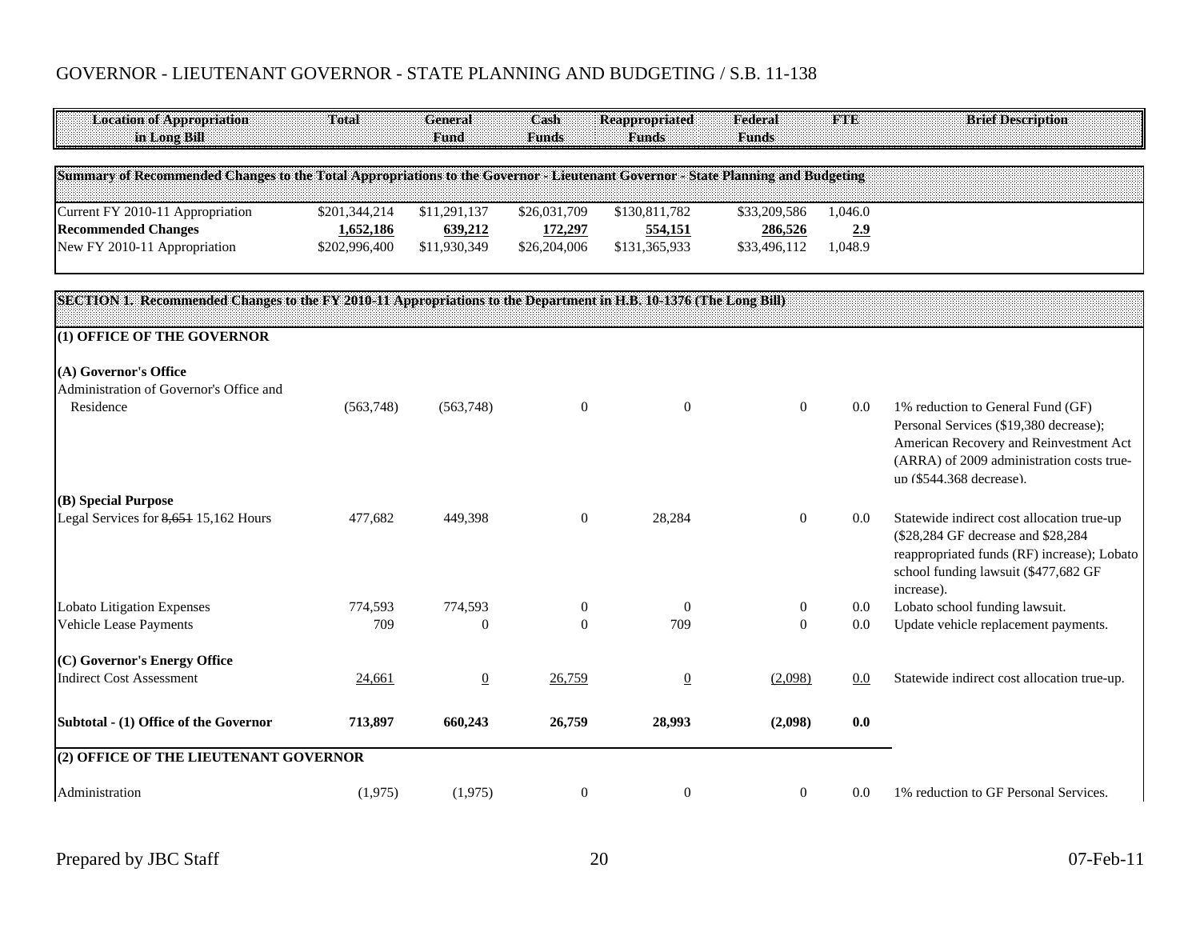# GOVERNOR - LIEUTENANT GOVERNOR - STATE PLANNING AND BUDGETING / S.B. 11-138

| Location of Appropriation in Long Bill | Total | General Fund | Cash Funds | Reappropriated Funds | Federal Funds | FTE | Brief Description |
|---|---|---|---|---|---|---|---|
| **Summary of Recommended Changes to the Total Appropriations to the Governor - Lieutenant Governor - State Planning and Budgeting** | | | | | | | |
| Current FY 2010-11 Appropriation | $201,344,214 | $11,291,137 | $26,031,709 | $130,811,782 | $33,209,586 | 1,046.0 | |
| **Recommended Changes** | **1,652,186** | **639,212** | **172,297** | **554,151** | **286,526** | **2.9** | |
| New FY 2010-11 Appropriation | $202,996,400 | $11,930,349 | $26,204,006 | $131,365,933 | $33,496,112 | 1,048.9 | |
| **SECTION 1. Recommended Changes to the FY 2010-11 Appropriations to the Department in H.B. 10-1376 (The Long Bill)** | | | | | | | |
| **(1) OFFICE OF THE GOVERNOR** | | | | | | | |
| **(A) Governor's Office** | | | | | | | |
| Administration of Governor's Office and Residence | (563,748) | (563,748) | 0 | 0 | 0 | 0.0 | 1% reduction to General Fund (GF) Personal Services ($19,380 decrease); American Recovery and Reinvestment Act (ARRA) of 2009 administration costs true-up ($544,368 decrease). |
| **(B) Special Purpose** | | | | | | | |
| Legal Services for ~~8,651~~ 15,162 Hours | 477,682 | 449,398 | 0 | 28,284 | 0 | 0.0 | Statewide indirect cost allocation true-up ($28,284 GF decrease and $28,284 reappropriated funds (RF) increase); Lobato school funding lawsuit ($477,682 GF increase). |
| Lobato Litigation Expenses | 774,593 | 774,593 | 0 | 0 | 0 | 0.0 | Lobato school funding lawsuit. |
| Vehicle Lease Payments | 709 | 0 | 0 | 709 | 0 | 0.0 | Update vehicle replacement payments. |
| **(C) Governor's Energy Office** | | | | | | | |
| Indirect Cost Assessment | 24,661 | 0 | 26,759 | 0 | (2,098) | 0.0 | Statewide indirect cost allocation true-up. |
| **Subtotal - (1) Office of the Governor** | **713,897** | **660,243** | **26,759** | **28,993** | **(2,098)** | **0.0** | |
| **(2) OFFICE OF THE LIEUTENANT GOVERNOR** | | | | | | | |
| Administration | (1,975) | (1,975) | 0 | 0 | 0 | 0.0 | 1% reduction to GF Personal Services. |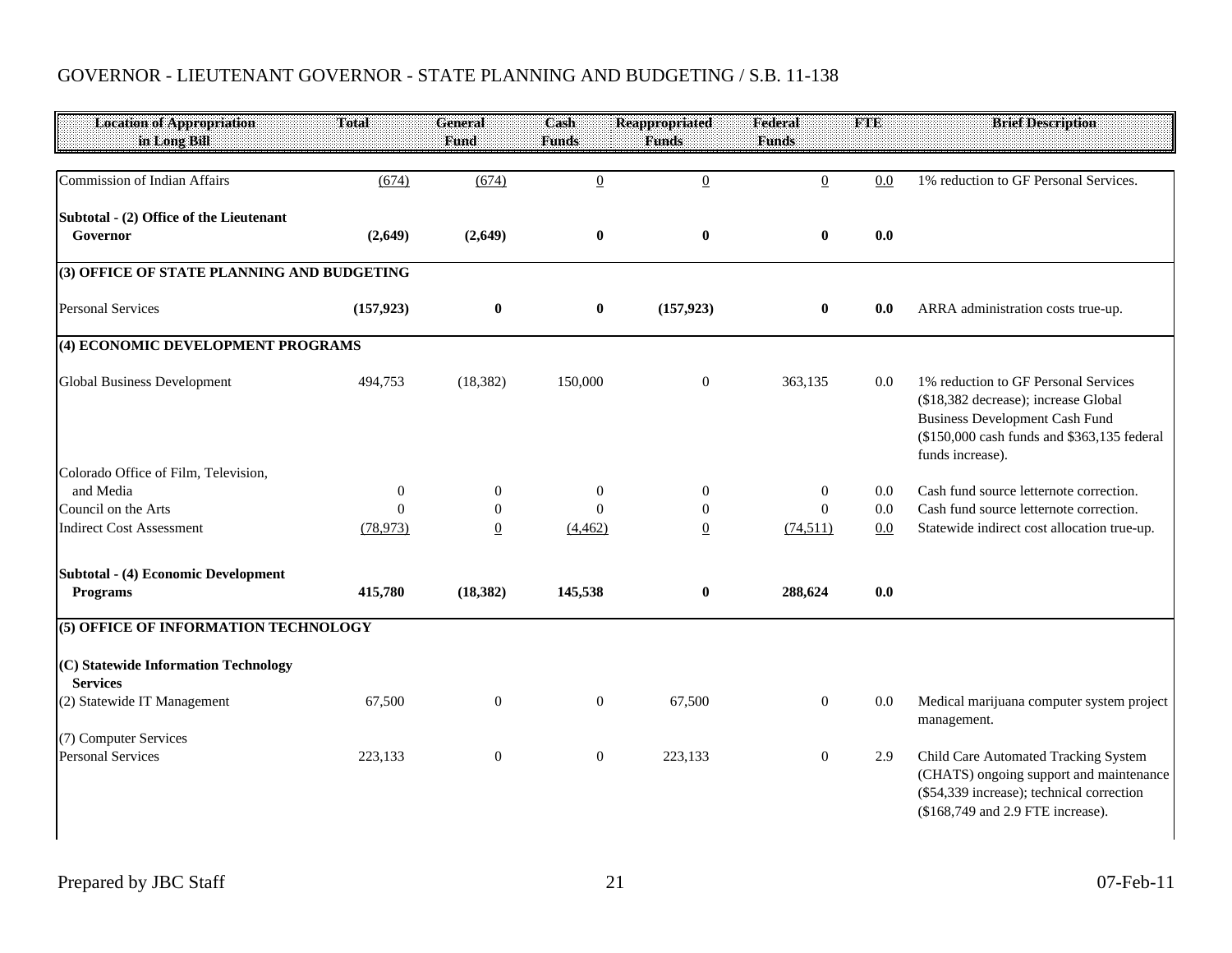## GOVERNOR - LIEUTENANT GOVERNOR - STATE PLANNING AND BUDGETING / S.B. 11-138

| Location of Appropriation in Long Bill | Total | General Fund | Cash Funds | Reappropriated Funds | Federal Funds | FTE | Brief Description |
|---|---|---|---|---|---|---|---|
| Commission of Indian Affairs | (674) | (674) | 0 | 0 | 0 | 0.0 | 1% reduction to GF Personal Services. |
| **Subtotal - (2) Office of the Lieutenant Governor** | **(2,649)** | **(2,649)** | **0** | **0** | **0** | **0.0** | |
| **(3) OFFICE OF STATE PLANNING AND BUDGETING** | | | | | | | |
| Personal Services | **(157,923)** | **0** | **0** | **(157,923)** | **0** | **0.0** | ARRA administration costs true-up. |
| **(4) ECONOMIC DEVELOPMENT PROGRAMS** | | | | | | | |
| Global Business Development | 494,753 | (18,382) | 150,000 | 0 | 363,135 | 0.0 | 1% reduction to GF Personal Services ($18,382 decrease); increase Global Business Development Cash Fund ($150,000 cash funds and $363,135 federal funds increase). |
| Colorado Office of Film, Television, and Media | 0 | 0 | 0 | 0 | 0 | 0.0 | Cash fund source letternote correction. |
| Council on the Arts | 0 | 0 | 0 | 0 | 0 | 0.0 | Cash fund source letternote correction. |
| Indirect Cost Assessment | (78,973) | 0 | (4,462) | 0 | (74,511) | 0.0 | Statewide indirect cost allocation true-up. |
| **Subtotal - (4) Economic Development Programs** | **415,780** | **(18,382)** | **145,538** | **0** | **288,624** | **0.0** | |
| **(5) OFFICE OF INFORMATION TECHNOLOGY** | | | | | | | |
| **(C) Statewide Information Technology Services** | | | | | | | |
| (2) Statewide IT Management | 67,500 | 0 | 0 | 67,500 | 0 | 0.0 | Medical marijuana computer system project management. |
| (7) Computer Services | | | | | | | |
| Personal Services | 223,133 | 0 | 0 | 223,133 | 0 | 2.9 | Child Care Automated Tracking System (CHATS) ongoing support and maintenance ($54,339 increase); technical correction ($168,749 and 2.9 FTE increase). |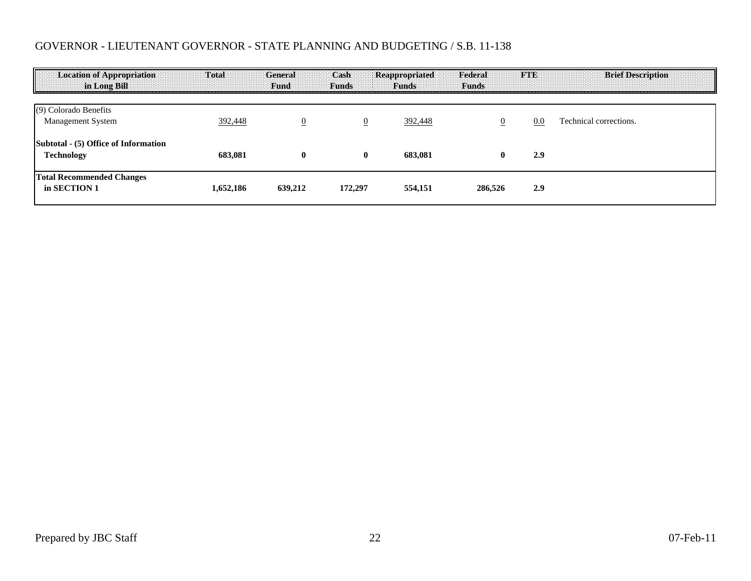GOVERNOR - LIEUTENANT GOVERNOR - STATE PLANNING AND BUDGETING / S.B. 11-138

| Location of Appropriation in Long Bill | Total | General Fund | Cash Funds | Reappropriated Funds | Federal Funds | FTE | Brief Description |
|---|---|---|---|---|---|---|---|
| (9) Colorado Benefits Management System | 392,448 | 0 | 0 | 392,448 | 0 | 0.0 | Technical corrections. |
| **Subtotal - (5) Office of Information Technology** | **683,081** | **0** | **0** | **683,081** | **0** | **2.9** | |
| **Total Recommended Changes in SECTION 1** | **1,652,186** | **639,212** | **172,297** | **554,151** | **286,526** | **2.9** | |

Prepared by JBC Staff

07-Feb-11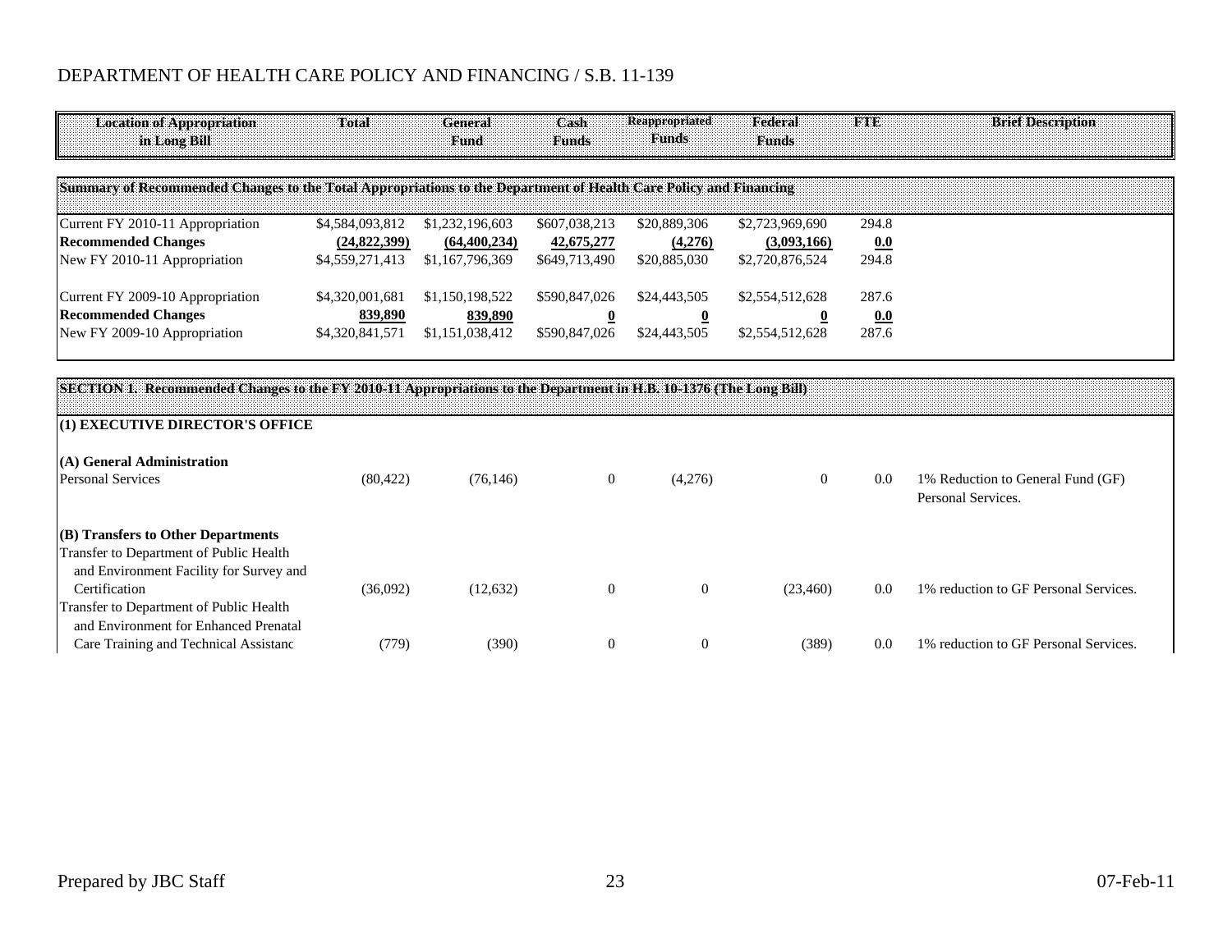DEPARTMENT OF HEALTH CARE POLICY AND FINANCING / S.B. 11-139

| Location of Appropriation in Long Bill | Total | General Fund | Cash Funds | Reappropriated Funds | Federal Funds | FTE | Brief Description |
|---|---|---|---|---|---|---|---|
| **Summary of Recommended Changes to the Total Appropriations to the Department of Health Care Policy and Financing** | | | | | | | |
| Current FY 2010-11 Appropriation | $4,584,093,812 | $1,232,196,603 | $607,038,213 | $20,889,306 | $2,723,969,690 | 294.8 | |
| **Recommended Changes** | **(24,822,399)** | **(64,400,234)** | **42,675,277** | **(4,276)** | **(3,093,166)** | **0.0** | |
| New FY 2010-11 Appropriation | $4,559,271,413 | $1,167,796,369 | $649,713,490 | $20,885,030 | $2,720,876,524 | 294.8 | |
| Current FY 2009-10 Appropriation | $4,320,001,681 | $1,150,198,522 | $590,847,026 | $24,443,505 | $2,554,512,628 | 287.6 | |
| **Recommended Changes** | **839,890** | **839,890** | **0** | **0** | **0** | **0.0** | |
| New FY 2009-10 Appropriation | $4,320,841,571 | $1,151,038,412 | $590,847,026 | $24,443,505 | $2,554,512,628 | 287.6 | |
| **SECTION 1. Recommended Changes to the FY 2010-11 Appropriations to the Department in H.B. 10-1376 (The Long Bill)** | | | | | | | |
| **(1) EXECUTIVE DIRECTOR'S OFFICE** | | | | | | | |
| **(A) General Administration** | | | | | | | |
| Personal Services | (80,422) | (76,146) | 0 | (4,276) | 0 | 0.0 | 1% Reduction to General Fund (GF) Personal Services. |
| **(B) Transfers to Other Departments** | | | | | | | |
| Transfer to Department of Public Health and Environment Facility for Survey and Certification | (36,092) | (12,632) | 0 | 0 | (23,460) | 0.0 | 1% reduction to GF Personal Services. |
| Transfer to Department of Public Health and Environment for Enhanced Prenatal Care Training and Technical Assistanc | (779) | (390) | 0 | 0 | (389) | 0.0 | 1% reduction to GF Personal Services. |

Prepared by JBC Staff | 07-Feb-11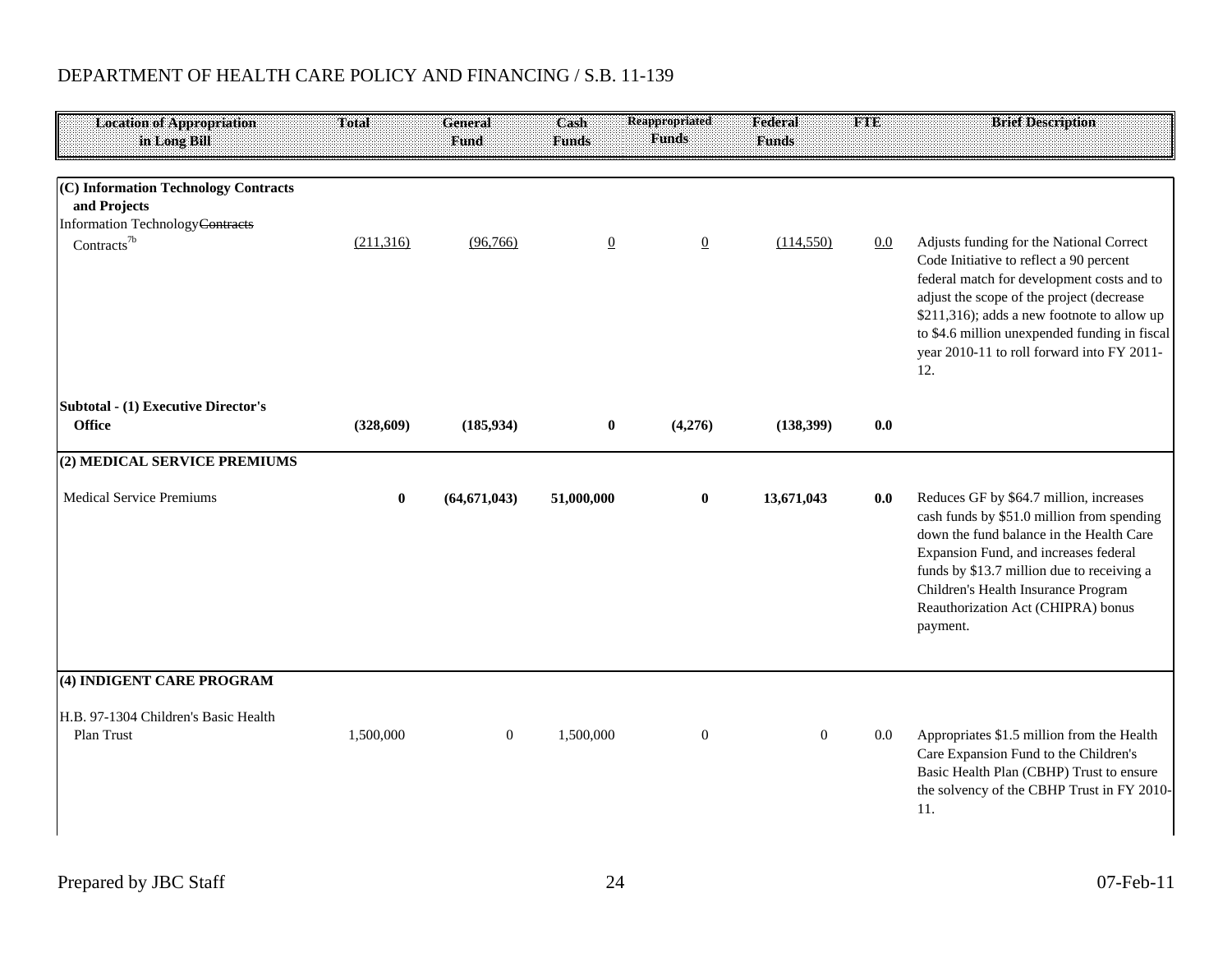DEPARTMENT OF HEALTH CARE POLICY AND FINANCING / S.B. 11-139

| Location of Appropriation in Long Bill | Total | General Fund | Cash Funds | Reappropriated Funds | Federal Funds | FTE | Brief Description |
|---|---|---|---|---|---|---|---|
| **(C) Information Technology Contracts and Projects** | | | | | | | |
| Information Technology ~~Contracts~~ Contracts[7b] | (211,316) | (96,766) | 0 | 0 | (114,550) | 0.0 | Adjusts funding for the National Correct Code Initiative to reflect a 90 percent federal match for development costs and to adjust the scope of the project (decrease $211,316); adds a new footnote to allow up to $4.6 million unexpended funding in fiscal year 2010-11 to roll forward into FY 2011-12. |
| **Subtotal - (1) Executive Director's Office** | **(328,609)** | **(185,934)** | **0** | **(4,276)** | **(138,399)** | **0.0** | |
| **(2) MEDICAL SERVICE PREMIUMS** | | | | | | | |
| Medical Service Premiums | **0** | **(64,671,043)** | **51,000,000** | **0** | **13,671,043** | **0.0** | Reduces GF by $64.7 million, increases cash funds by $51.0 million from spending down the fund balance in the Health Care Expansion Fund, and increases federal funds by $13.7 million due to receiving a Children's Health Insurance Program Reauthorization Act (CHIPRA) bonus payment. |
| **(4) INDIGENT CARE PROGRAM** | | | | | | | |
| H.B. 97-1304 Children's Basic Health Plan Trust | 1,500,000 | 0 | 1,500,000 | 0 | 0 | 0.0 | Appropriates $1.5 million from the Health Care Expansion Fund to the Children's Basic Health Plan (CBHP) Trust to ensure the solvency of the CBHP Trust in FY 2010-11. |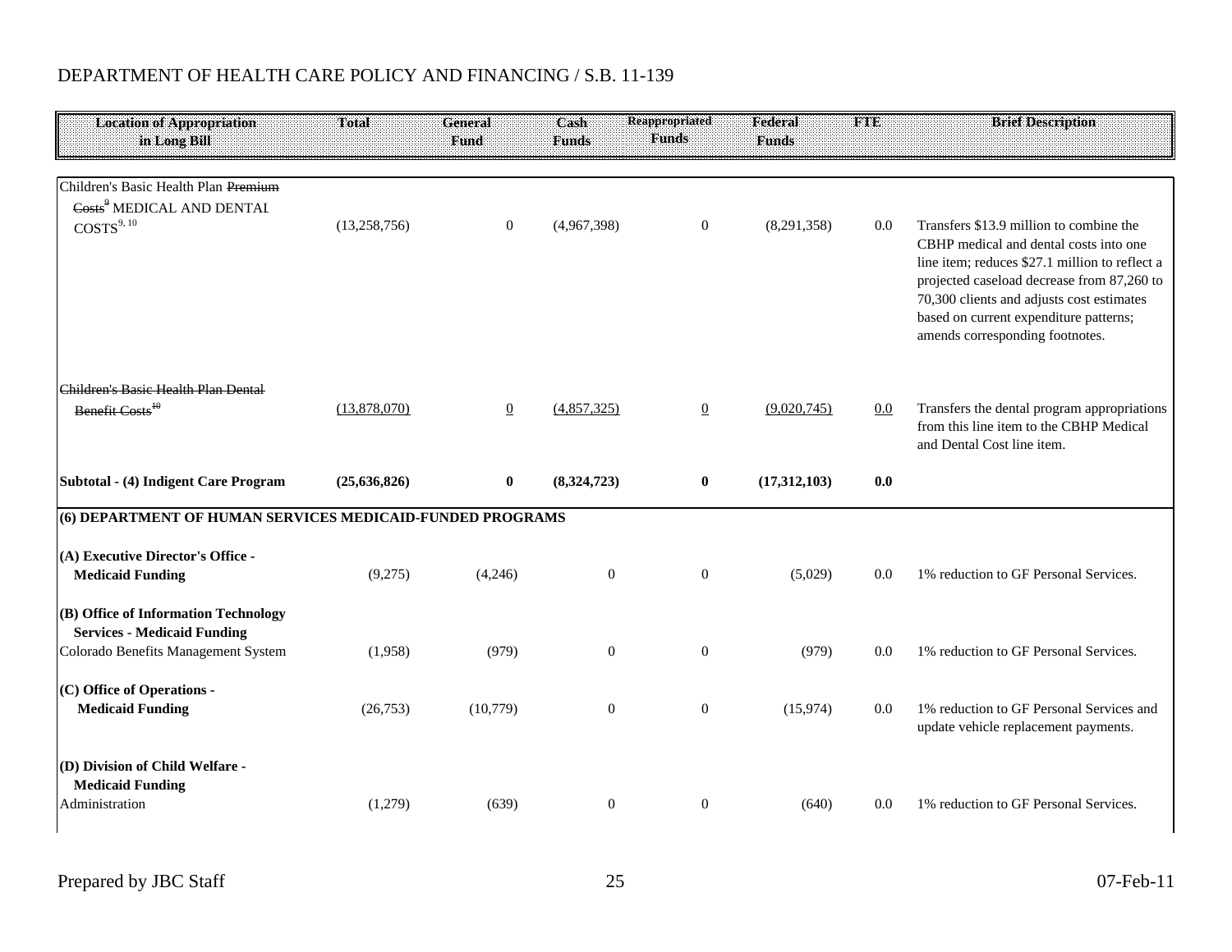DEPARTMENT OF HEALTH CARE POLICY AND FINANCING / S.B. 11-139

| Location of Appropriation in Long Bill | Total | General Fund | Cash Funds | Reappropriated Funds | Federal Funds | FTE | Brief Description |
|---|---|---|---|---|---|---|---|
| Children's Basic Health Plan ~~Premium Costs~~[9] MEDICAL AND DENTAL COSTS[9, 10] | (13,258,756) | 0 | (4,967,398) | 0 | (8,291,358) | 0.0 | Transfers $13.9 million to combine the CBHP medical and dental costs into one line item; reduces $27.1 million to reflect a projected caseload decrease from 87,260 to 70,300 clients and adjusts cost estimates based on current expenditure patterns; amends corresponding footnotes. |
| ~~Children's Basic Health Plan Dental Benefit Costs~~[10] | (13,878,070) | 0 | (4,857,325) | 0 | (9,020,745) | 0.0 | Transfers the dental program appropriations from this line item to the CBHP Medical and Dental Cost line item. |
| **Subtotal - (4) Indigent Care Program** | **(25,636,826)** | **0** | **(8,324,723)** | **0** | **(17,312,103)** | **0.0** | |
| **(6) DEPARTMENT OF HUMAN SERVICES MEDICAID-FUNDED PROGRAMS** | | | | | | | |
| **(A) Executive Director's Office - Medicaid Funding** | (9,275) | (4,246) | 0 | 0 | (5,029) | 0.0 | 1% reduction to GF Personal Services. |
| **(B) Office of Information Technology Services - Medicaid Funding** | | | | | | | |
| Colorado Benefits Management System | (1,958) | (979) | 0 | 0 | (979) | 0.0 | 1% reduction to GF Personal Services. |
| **(C) Office of Operations - Medicaid Funding** | (26,753) | (10,779) | 0 | 0 | (15,974) | 0.0 | 1% reduction to GF Personal Services and update vehicle replacement payments. |
| **(D) Division of Child Welfare - Medicaid Funding** | | | | | | | |
| Administration | (1,279) | (639) | 0 | 0 | (640) | 0.0 | 1% reduction to GF Personal Services. |

Prepared by JBC Staff 07-Feb-11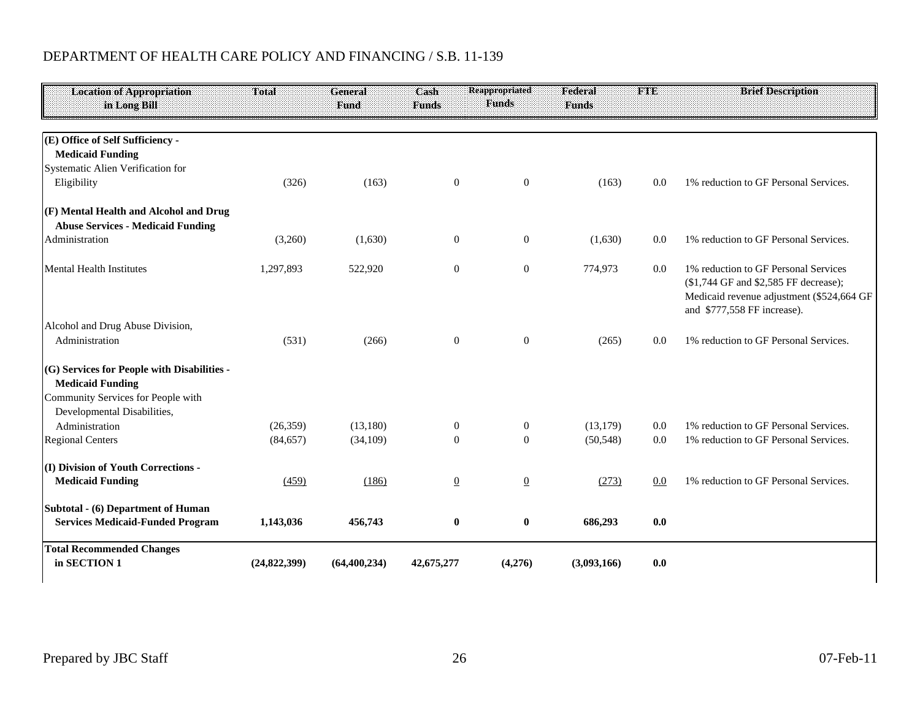DEPARTMENT OF HEALTH CARE POLICY AND FINANCING / S.B. 11-139

| Location of Appropriation in Long Bill | Total | General Fund | Cash Funds | Reappropriated Funds | Federal Funds | FTE | Brief Description |
|---|---|---|---|---|---|---|---|
| **(E) Office of Self Sufficiency - Medicaid Funding** | | | | | | | |
| Systematic Alien Verification for Eligibility | (326) | (163) | 0 | 0 | (163) | 0.0 | 1% reduction to GF Personal Services. |
| **(F) Mental Health and Alcohol and Drug Abuse Services - Medicaid Funding** | | | | | | | |
| Administration | (3,260) | (1,630) | 0 | 0 | (1,630) | 0.0 | 1% reduction to GF Personal Services. |
| Mental Health Institutes | 1,297,893 | 522,920 | 0 | 0 | 774,973 | 0.0 | 1% reduction to GF Personal Services ($1,744 GF and $2,585 FF decrease); Medicaid revenue adjustment ($524,664 GF and $777,558 FF increase). |
| Alcohol and Drug Abuse Division, Administration | (531) | (266) | 0 | 0 | (265) | 0.0 | 1% reduction to GF Personal Services. |
| **(G) Services for People with Disabilities - Medicaid Funding** | | | | | | | |
| Community Services for People with Developmental Disabilities, Administration | (26,359) | (13,180) | 0 | 0 | (13,179) | 0.0 | 1% reduction to GF Personal Services. |
| Regional Centers | (84,657) | (34,109) | 0 | 0 | (50,548) | 0.0 | 1% reduction to GF Personal Services. |
| **(I) Division of Youth Corrections - Medicaid Funding** | (459) | (186) | 0 | 0 | (273) | 0.0 | 1% reduction to GF Personal Services. |
| **Subtotal - (6) Department of Human Services Medicaid-Funded Program** | **1,143,036** | **456,743** | **0** | **0** | **686,293** | **0.0** | |
| **Total Recommended Changes in SECTION 1** | **(24,822,399)** | **(64,400,234)** | **42,675,277** | **(4,276)** | **(3,093,166)** | **0.0** | |

Prepared by JBC Staff 07-Feb-11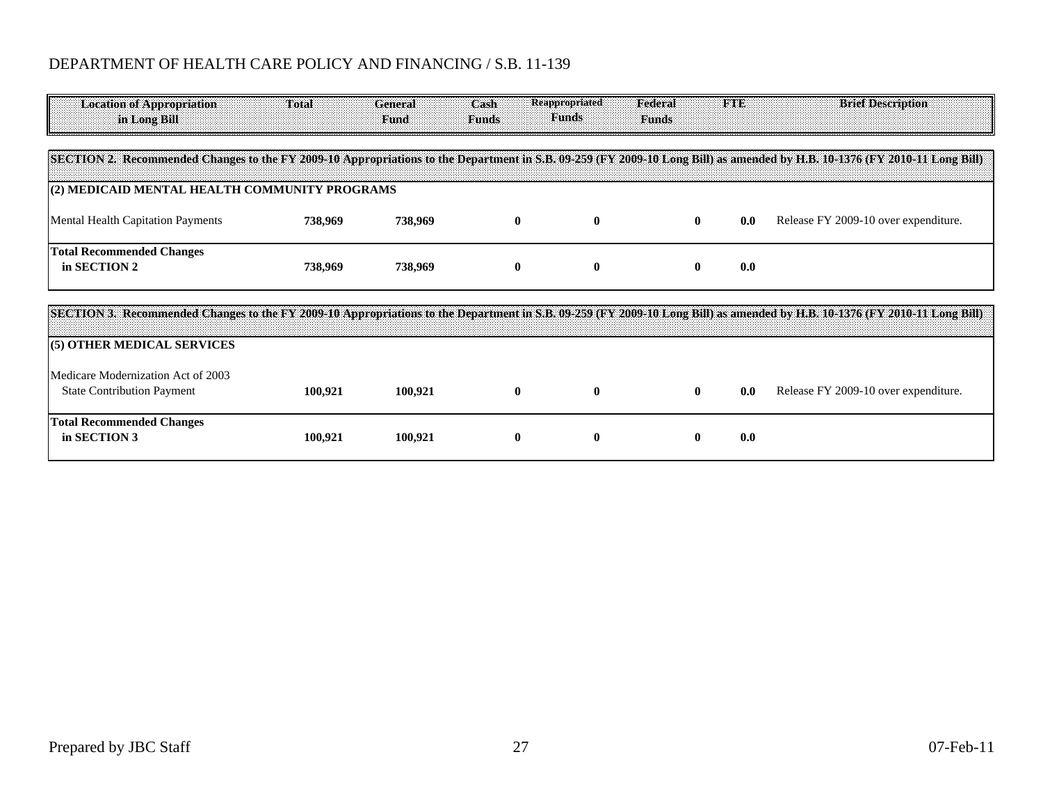DEPARTMENT OF HEALTH CARE POLICY AND FINANCING / S.B. 11-139

| Location of Appropriation in Long Bill | Total | General Fund | Cash Funds | Reappropriated Funds | Federal Funds | FTE | Brief Description |
|---|---|---|---|---|---|---|---|
| **SECTION 2. Recommended Changes to the FY 2009-10 Appropriations to the Department in S.B. 09-259 (FY 2009-10 Long Bill) as amended by H.B. 10-1376 (FY 2010-11 Long Bill)** | | | | | | | |
| **(2) MEDICAID MENTAL HEALTH COMMUNITY PROGRAMS** | | | | | | | |
| Mental Health Capitation Payments | **738,969** | **738,969** | **0** | **0** | **0** | **0.0** | Release FY 2009-10 over expenditure. |
| **Total Recommended Changes in SECTION 2** | **738,969** | **738,969** | **0** | **0** | **0** | **0.0** | |
| **SECTION 3. Recommended Changes to the FY 2009-10 Appropriations to the Department in S.B. 09-259 (FY 2009-10 Long Bill) as amended by H.B. 10-1376 (FY 2010-11 Long Bill)** | | | | | | | |
| **(5) OTHER MEDICAL SERVICES** | | | | | | | |
| Medicare Modernization Act of 2003 State Contribution Payment | **100,921** | **100,921** | **0** | **0** | **0** | **0.0** | Release FY 2009-10 over expenditure. |
| **Total Recommended Changes in SECTION 3** | **100,921** | **100,921** | **0** | **0** | **0** | **0.0** | |

Prepared by JBC Staff 07-Feb-11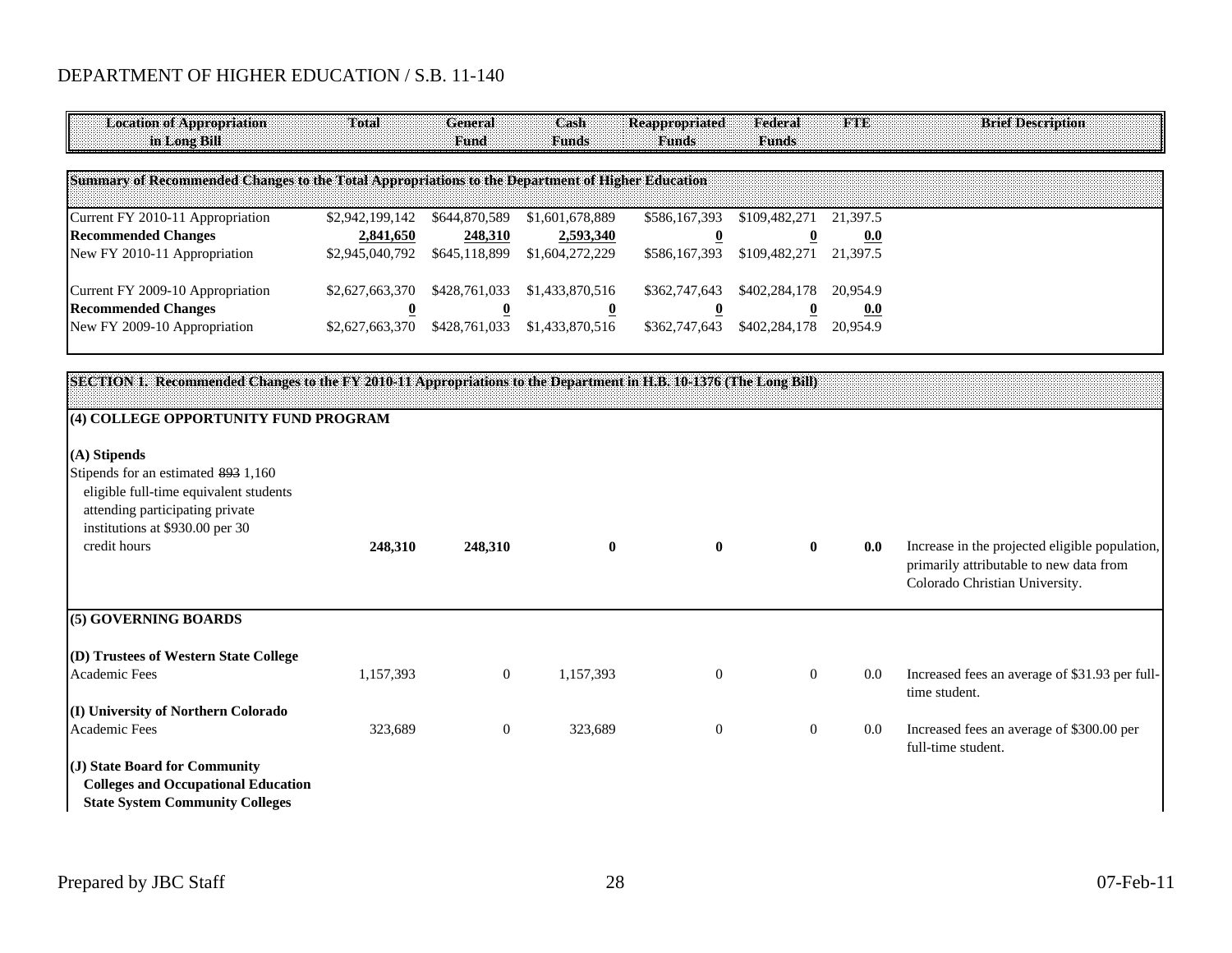## DEPARTMENT OF HIGHER EDUCATION / S.B. 11-140

| Location of Appropriation in Long Bill | Total | General Fund | Cash Funds | Reappropriated Funds | Federal Funds | FTE | Brief Description |
|---|---|---|---|---|---|---|---|
| **Summary of Recommended Changes to the Total Appropriations to the Department of Higher Education** | | | | | | | |
| Current FY 2010-11 Appropriation | $2,942,199,142 | $644,870,589 | $1,601,678,889 | $586,167,393 | $109,482,271 | 21,397.5 | |
| **Recommended Changes** | **2,841,650** | **248,310** | **2,593,340** | **0** | **0** | **0.0** | |
| New FY 2010-11 Appropriation | $2,945,040,792 | $645,118,899 | $1,604,272,229 | $586,167,393 | $109,482,271 | 21,397.5 | |
| Current FY 2009-10 Appropriation | $2,627,663,370 | $428,761,033 | $1,433,870,516 | $362,747,643 | $402,284,178 | 20,954.9 | |
| **Recommended Changes** | **0** | **0** | **0** | **0** | **0** | **0.0** | |
| New FY 2009-10 Appropriation | $2,627,663,370 | $428,761,033 | $1,433,870,516 | $362,747,643 | $402,284,178 | 20,954.9 | |
| **SECTION 1. Recommended Changes to the FY 2010-11 Appropriations to the Department in H.B. 10-1376 (The Long Bill)** | | | | | | | |
| **(4) COLLEGE OPPORTUNITY FUND PROGRAM** | | | | | | | |
| **(A) Stipends** | | | | | | | |
| Stipends for an estimated ~~893~~ 1,160 eligible full-time equivalent students attending participating private institutions at $930.00 per 30 credit hours | **248,310** | **248,310** | **0** | **0** | **0** | **0.0** | Increase in the projected eligible population, primarily attributable to new data from Colorado Christian University. |
| **(5) GOVERNING BOARDS** | | | | | | | |
| **(D) Trustees of Western State College** | | | | | | | |
| Academic Fees | 1,157,393 | 0 | 1,157,393 | 0 | 0 | 0.0 | Increased fees an average of $31.93 per full-time student. |
| **(I) University of Northern Colorado** | | | | | | | |
| Academic Fees | 323,689 | 0 | 323,689 | 0 | 0 | 0.0 | Increased fees an average of $300.00 per full-time student. |
| **(J) State Board for Community Colleges and Occupational Education State System Community Colleges** | | | | | | | |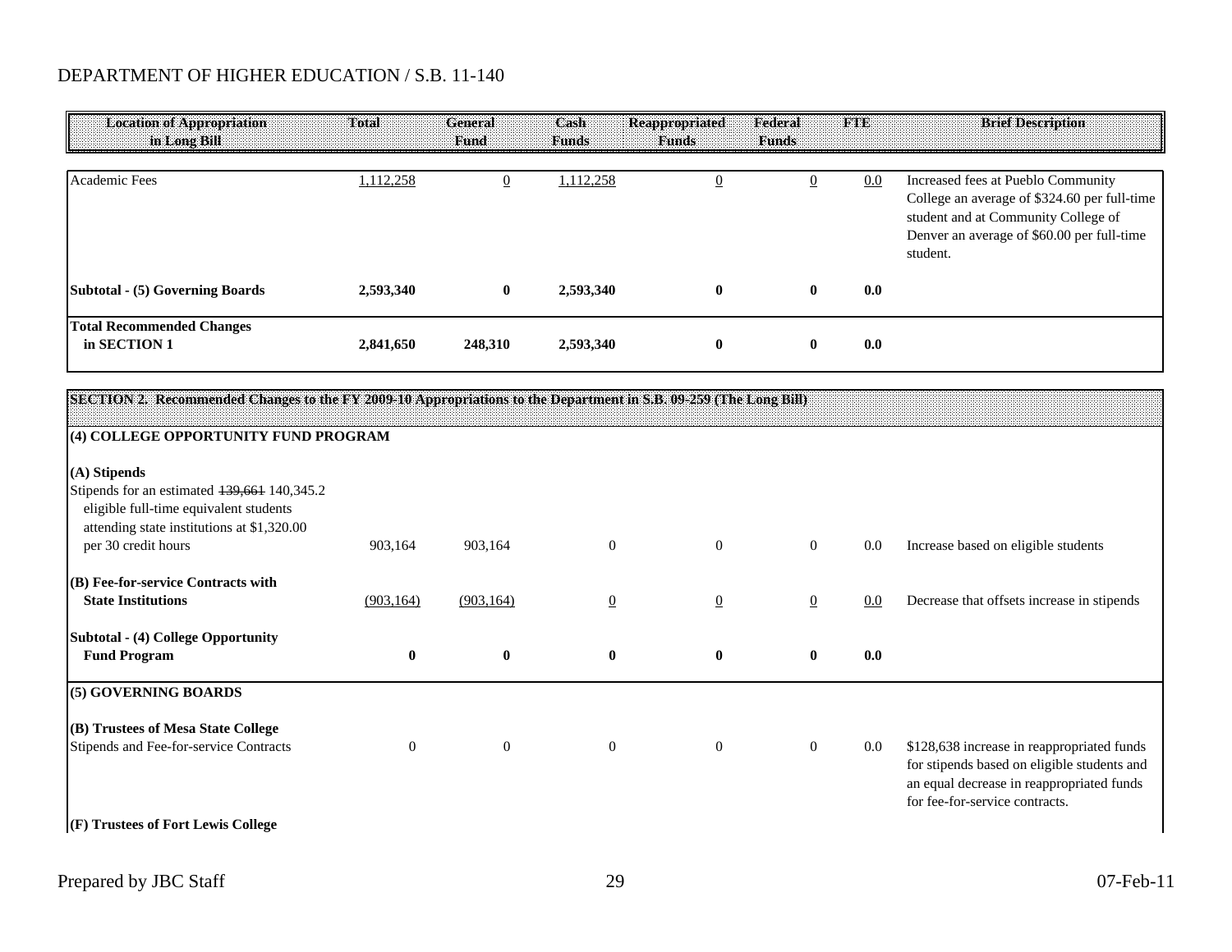DEPARTMENT OF HIGHER EDUCATION / S.B. 11-140

| Location of Appropriation in Long Bill | Total | General Fund | Cash Funds | Reappropriated Funds | Federal Funds | FTE | Brief Description |
|---|---|---|---|---|---|---|---|
| Academic Fees | 1,112,258 | 0 | 1,112,258 | 0 | 0 | 0.0 | Increased fees at Pueblo Community College an average of $324.60 per full-time student and at Community College of Denver an average of $60.00 per full-time student. |
| **Subtotal - (5) Governing Boards** | **2,593,340** | **0** | **2,593,340** | **0** | **0** | **0.0** | |
| **Total Recommended Changes in SECTION 1** | **2,841,650** | **248,310** | **2,593,340** | **0** | **0** | **0.0** | |

| Location of Appropriation in Long Bill | Total | General Fund | Cash Funds | Reappropriated Funds | Federal Funds | FTE | Brief Description |
|---|---|---|---|---|---|---|---|
| **SECTION 2. Recommended Changes to the FY 2009-10 Appropriations to the Department in S.B. 09-259 (The Long Bill)** | | | | | | | |
| **(4) COLLEGE OPPORTUNITY FUND PROGRAM** | | | | | | | |
| **(A) Stipends** | | | | | | | |
| Stipends for an estimated ~~139,661~~ 140,345.2 eligible full-time equivalent students attending state institutions at $1,320.00 per 30 credit hours | 903,164 | 903,164 | 0 | 0 | 0 | 0.0 | Increase based on eligible students |
| **(B) Fee-for-service Contracts with State Institutions** | (903,164) | (903,164) | 0 | 0 | 0 | 0.0 | Decrease that offsets increase in stipends |
| **Subtotal - (4) College Opportunity Fund Program** | **0** | **0** | **0** | **0** | **0** | **0.0** | |
| **(5) GOVERNING BOARDS** | | | | | | | |
| **(B) Trustees of Mesa State College** | | | | | | | |
| Stipends and Fee-for-service Contracts | 0 | 0 | 0 | 0 | 0 | 0.0 | $128,638 increase in reappropriated funds for stipends based on eligible students and an equal decrease in reappropriated funds for fee-for-service contracts. |
| **(F) Trustees of Fort Lewis College** | | | | | | | |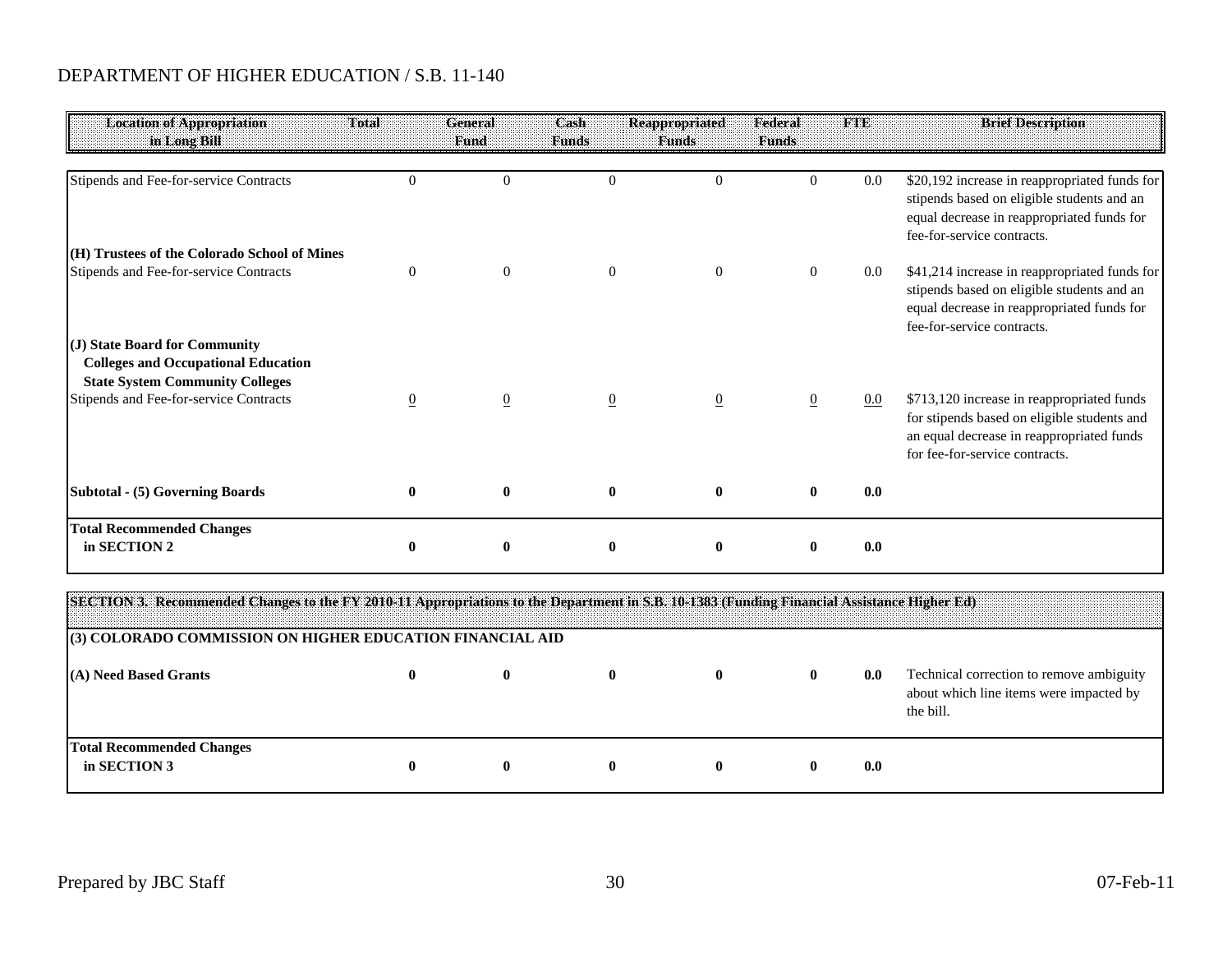DEPARTMENT OF HIGHER EDUCATION / S.B. 11-140

| Location of Appropriation in Long Bill | Total | General Fund | Cash Funds | Reappropriated Funds | Federal Funds | FTE | Brief Description |
|---|---|---|---|---|---|---|---|
| Stipends and Fee-for-service Contracts | 0 | 0 | 0 | 0 | 0 | 0.0 | $20,192 increase in reappropriated funds for stipends based on eligible students and an equal decrease in reappropriated funds for fee-for-service contracts. |
| **(H) Trustees of the Colorado School of Mines** | | | | | | | |
| Stipends and Fee-for-service Contracts | 0 | 0 | 0 | 0 | 0 | 0.0 | $41,214 increase in reappropriated funds for stipends based on eligible students and an equal decrease in reappropriated funds for fee-for-service contracts. |
| **(J) State Board for Community Colleges and Occupational Education State System Community Colleges** | | | | | | | |
| Stipends and Fee-for-service Contracts | 0 | 0 | 0 | 0 | 0 | 0.0 | $713,120 increase in reappropriated funds for stipends based on eligible students and an equal decrease in reappropriated funds for fee-for-service contracts. |
| **Subtotal - (5) Governing Boards** | **0** | **0** | **0** | **0** | **0** | **0.0** | |
| **Total Recommended Changes in SECTION 2** | **0** | **0** | **0** | **0** | **0** | **0.0** | |

| **SECTION 3. Recommended Changes to the FY 2010-11 Appropriations to the Department in S.B. 10-1383 (Funding Financial Assistance Higher Ed)** | | | | | | | |
|---|---|---|---|---|---|---|---|
| **(3) COLORADO COMMISSION ON HIGHER EDUCATION FINANCIAL AID** | | | | | | | |
| **(A) Need Based Grants** | **0** | **0** | **0** | **0** | **0** | **0.0** | Technical correction to remove ambiguity about which line items were impacted by the bill. |
| **Total Recommended Changes in SECTION 3** | **0** | **0** | **0** | **0** | **0** | **0.0** | |

Prepared by JBC Staff

07-Feb-11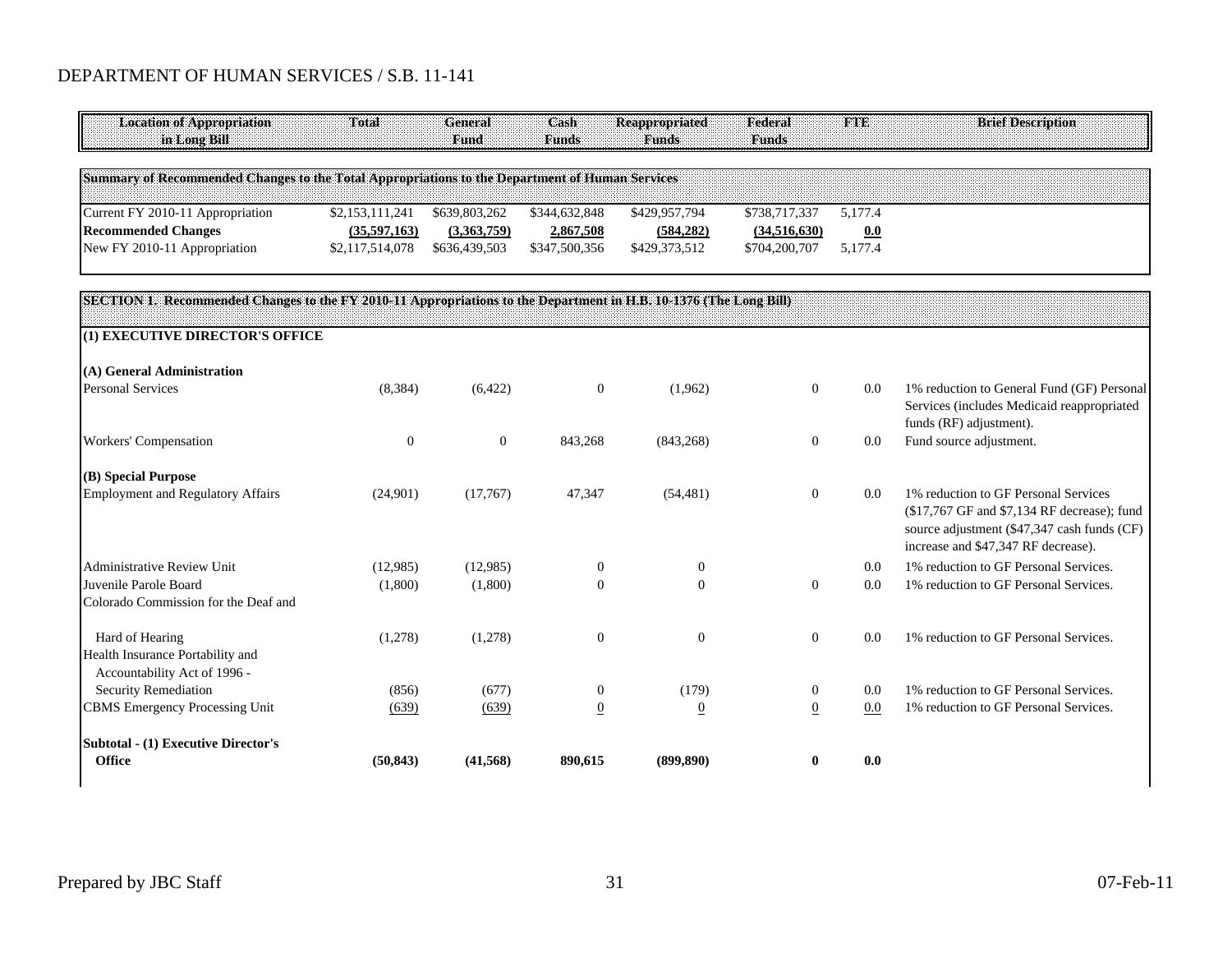# DEPARTMENT OF HUMAN SERVICES / S.B. 11-141

| Location of Appropriation in Long Bill | Total | General Fund | Cash Funds | Reappropriated Funds | Federal Funds | FTE | Brief Description |
|---|---|---|---|---|---|---|---|
| **Summary of Recommended Changes to the Total Appropriations to the Department of Human Services** | | | | | | | |
| Current FY 2010-11 Appropriation | $2,153,111,241 | $639,803,262 | $344,632,848 | $429,957,794 | $738,717,337 | 5,177.4 | |
| **Recommended Changes** | **(35,597,163)** | **(3,363,759)** | **2,867,508** | **(584,282)** | **(34,516,630)** | **0.0** | |
| New FY 2010-11 Appropriation | $2,117,514,078 | $636,439,503 | $347,500,356 | $429,373,512 | $704,200,707 | 5,177.4 | |
| **SECTION 1. Recommended Changes to the FY 2010-11 Appropriations to the Department in H.B. 10-1376 (The Long Bill)** | | | | | | | |
| **(1) EXECUTIVE DIRECTOR'S OFFICE** | | | | | | | |
| **(A) General Administration** | | | | | | | |
| Personal Services | (8,384) | (6,422) | 0 | (1,962) | 0 | 0.0 | 1% reduction to General Fund (GF) Personal Services (includes Medicaid reappropriated funds (RF) adjustment). |
| Workers' Compensation | 0 | 0 | 843,268 | (843,268) | 0 | 0.0 | Fund source adjustment. |
| **(B) Special Purpose** | | | | | | | |
| Employment and Regulatory Affairs | (24,901) | (17,767) | 47,347 | (54,481) | 0 | 0.0 | 1% reduction to GF Personal Services ($17,767 GF and $7,134 RF decrease); fund source adjustment ($47,347 cash funds (CF) increase and $47,347 RF decrease). |
| Administrative Review Unit | (12,985) | (12,985) | 0 | 0 | | 0.0 | 1% reduction to GF Personal Services. |
| Juvenile Parole Board | (1,800) | (1,800) | 0 | 0 | 0 | 0.0 | 1% reduction to GF Personal Services. |
| Colorado Commission for the Deaf and Hard of Hearing | (1,278) | (1,278) | 0 | 0 | 0 | 0.0 | 1% reduction to GF Personal Services. |
| Health Insurance Portability and Accountability Act of 1996 - Security Remediation | (856) | (677) | 0 | (179) | 0 | 0.0 | 1% reduction to GF Personal Services. |
| CBMS Emergency Processing Unit | (639) | (639) | 0 | 0 | 0 | 0.0 | 1% reduction to GF Personal Services. |
| **Subtotal - (1) Executive Director's Office** | **(50,843)** | **(41,568)** | **890,615** | **(899,890)** | **0** | **0.0** | |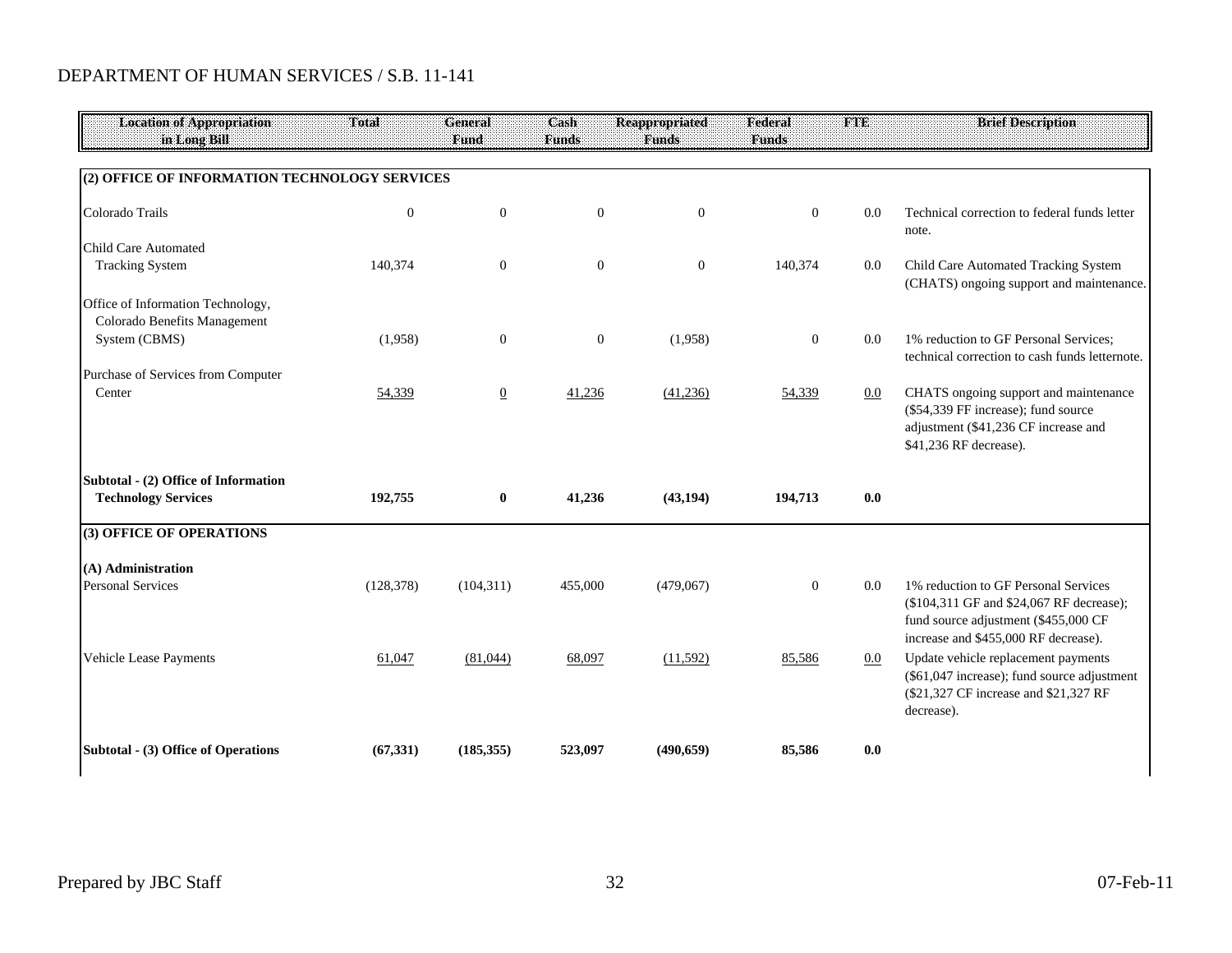DEPARTMENT OF HUMAN SERVICES / S.B. 11-141

| Location of Appropriation in Long Bill | Total | General Fund | Cash Funds | Reappropriated Funds | Federal Funds | FTE | Brief Description |
|---|---|---|---|---|---|---|---|
| **(2) OFFICE OF INFORMATION TECHNOLOGY SERVICES** | | | | | | | |
| Colorado Trails | 0 | 0 | 0 | 0 | 0 | 0.0 | Technical correction to federal funds letter note. |
| Child Care Automated Tracking System | 140,374 | 0 | 0 | 0 | 140,374 | 0.0 | Child Care Automated Tracking System (CHATS) ongoing support and maintenance. |
| Office of Information Technology, Colorado Benefits Management System (CBMS) | (1,958) | 0 | 0 | (1,958) | 0 | 0.0 | 1% reduction to GF Personal Services; technical correction to cash funds letternote. |
| Purchase of Services from Computer Center | 54,339 | 0 | 41,236 | (41,236) | 54,339 | 0.0 | CHATS ongoing support and maintenance ($54,339 FF increase); fund source adjustment ($41,236 CF increase and $41,236 RF decrease). |
| **Subtotal - (2) Office of Information Technology Services** | **192,755** | **0** | **41,236** | **(43,194)** | **194,713** | **0.0** | |
| **(3) OFFICE OF OPERATIONS** | | | | | | | |
| **(A) Administration** | | | | | | | |
| Personal Services | (128,378) | (104,311) | 455,000 | (479,067) | 0 | 0.0 | 1% reduction to GF Personal Services ($104,311 GF and $24,067 RF decrease); fund source adjustment ($455,000 CF increase and $455,000 RF decrease). |
| Vehicle Lease Payments | 61,047 | (81,044) | 68,097 | (11,592) | 85,586 | 0.0 | Update vehicle replacement payments ($61,047 increase); fund source adjustment ($21,327 CF increase and $21,327 RF decrease). |
| **Subtotal - (3) Office of Operations** | **(67,331)** | **(185,355)** | **523,097** | **(490,659)** | **85,586** | **0.0** | |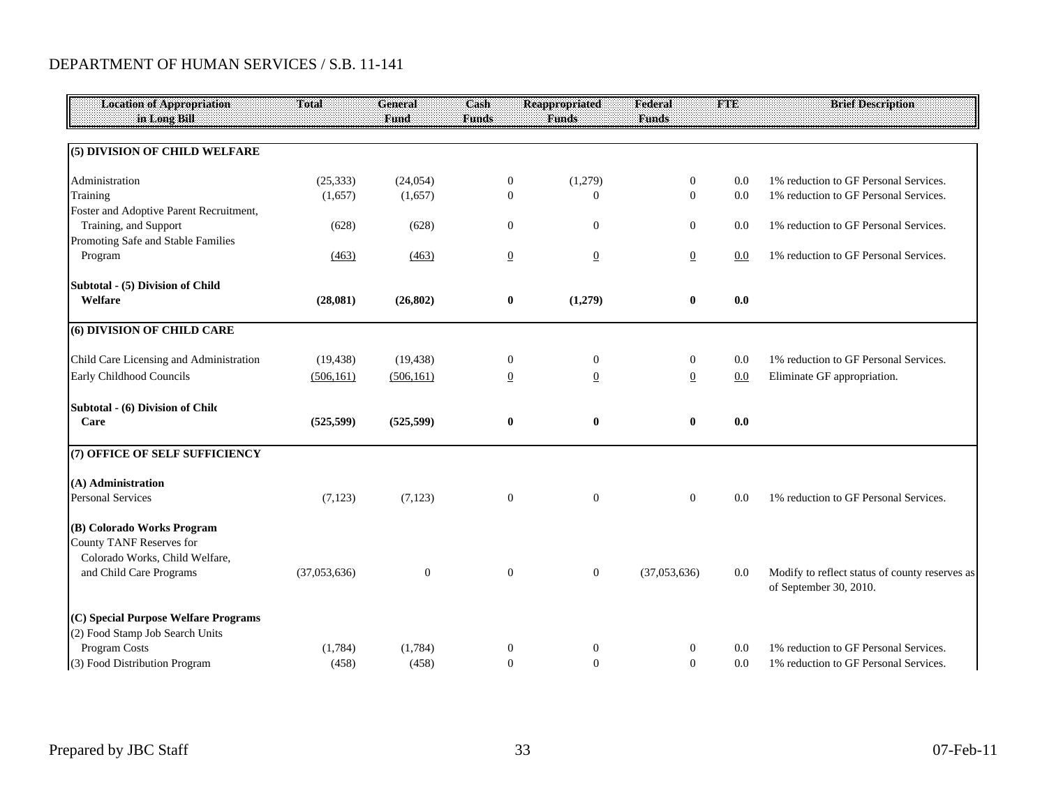DEPARTMENT OF HUMAN SERVICES / S.B. 11-141

| Location of Appropriation in Long Bill | Total | General Fund | Cash Funds | Reappropriated Funds | Federal Funds | FTE | Brief Description |
|---|---|---|---|---|---|---|---|
| **(5) DIVISION OF CHILD WELFARE** | | | | | | | |
| Administration | (25,333) | (24,054) | 0 | (1,279) | 0 | 0.0 | 1% reduction to GF Personal Services. |
| Training | (1,657) | (1,657) | 0 | 0 | 0 | 0.0 | 1% reduction to GF Personal Services. |
| Foster and Adoptive Parent Recruitment, Training, and Support | (628) | (628) | 0 | 0 | 0 | 0.0 | 1% reduction to GF Personal Services. |
| Promoting Safe and Stable Families Program | (463) | (463) | 0 | 0 | 0 | 0.0 | 1% reduction to GF Personal Services. |
| **Subtotal - (5) Division of Child Welfare** | **(28,081)** | **(26,802)** | **0** | **(1,279)** | **0** | **0.0** | |
| **(6) DIVISION OF CHILD CARE** | | | | | | | |
| Child Care Licensing and Administration | (19,438) | (19,438) | 0 | 0 | 0 | 0.0 | 1% reduction to GF Personal Services. |
| Early Childhood Councils | (506,161) | (506,161) | 0 | 0 | 0 | 0.0 | Eliminate GF appropriation. |
| **Subtotal - (6) Division of Child Care** | **(525,599)** | **(525,599)** | **0** | **0** | **0** | **0.0** | |
| **(7) OFFICE OF SELF SUFFICIENCY** | | | | | | | |
| **(A) Administration** | | | | | | | |
| Personal Services | (7,123) | (7,123) | 0 | 0 | 0 | 0.0 | 1% reduction to GF Personal Services. |
| **(B) Colorado Works Program** | | | | | | | |
| County TANF Reserves for Colorado Works, Child Welfare, and Child Care Programs | (37,053,636) | 0 | 0 | 0 | (37,053,636) | 0.0 | Modify to reflect status of county reserves as of September 30, 2010. |
| **(C) Special Purpose Welfare Programs** | | | | | | | |
| (2) Food Stamp Job Search Units Program Costs | (1,784) | (1,784) | 0 | 0 | 0 | 0.0 | 1% reduction to GF Personal Services. |
| (3) Food Distribution Program | (458) | (458) | 0 | 0 | 0 | 0.0 | 1% reduction to GF Personal Services. |

Prepared by JBC Staff 07-Feb-11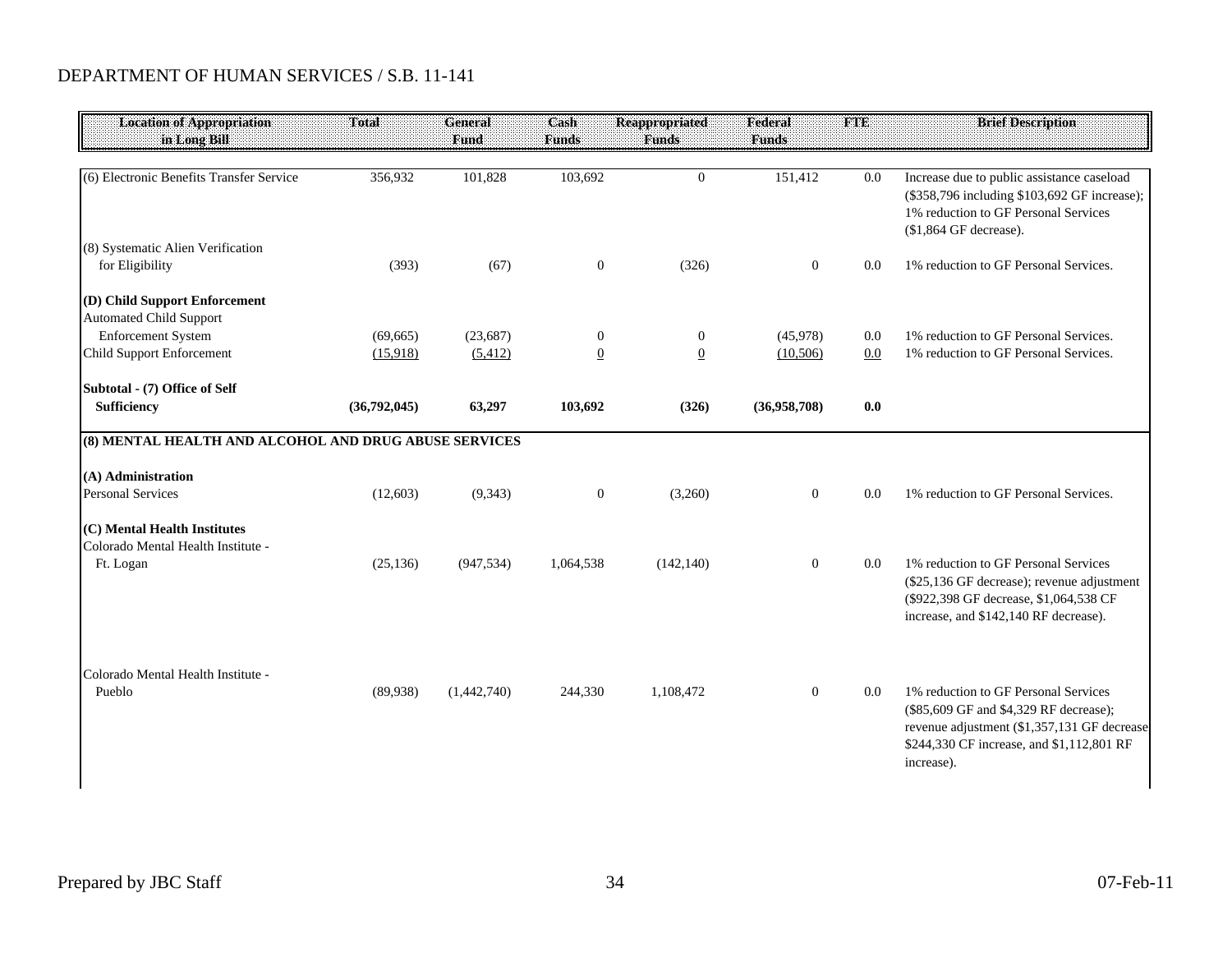DEPARTMENT OF HUMAN SERVICES / S.B. 11-141

| Location of Appropriation in Long Bill | Total | General Fund | Cash Funds | Reappropriated Funds | Federal Funds | FTE | Brief Description |
|---|---|---|---|---|---|---|---|
| (6) Electronic Benefits Transfer Service | 356,932 | 101,828 | 103,692 | 0 | 151,412 | 0.0 | Increase due to public assistance caseload ($358,796 including $103,692 GF increase); 1% reduction to GF Personal Services ($1,864 GF decrease). |
| (8) Systematic Alien Verification for Eligibility | (393) | (67) | 0 | (326) | 0 | 0.0 | 1% reduction to GF Personal Services. |
| **(D) Child Support Enforcement** | | | | | | | |
| Automated Child Support Enforcement System | (69,665) | (23,687) | 0 | 0 | (45,978) | 0.0 | 1% reduction to GF Personal Services. |
| Child Support Enforcement | (15,918) | (5,412) | 0 | 0 | (10,506) | 0.0 | 1% reduction to GF Personal Services. |
| **Subtotal - (7) Office of Self Sufficiency** | **(36,792,045)** | **63,297** | **103,692** | **(326)** | **(36,958,708)** | **0.0** | |
| **(8) MENTAL HEALTH AND ALCOHOL AND DRUG ABUSE SERVICES** | | | | | | | |
| **(A) Administration** | | | | | | | |
| Personal Services | (12,603) | (9,343) | 0 | (3,260) | 0 | 0.0 | 1% reduction to GF Personal Services. |
| **(C) Mental Health Institutes** | | | | | | | |
| Colorado Mental Health Institute - Ft. Logan | (25,136) | (947,534) | 1,064,538 | (142,140) | 0 | 0.0 | 1% reduction to GF Personal Services ($25,136 GF decrease); revenue adjustment ($922,398 GF decrease, $1,064,538 CF increase, and $142,140 RF decrease). |
| Colorado Mental Health Institute - Pueblo | (89,938) | (1,442,740) | 244,330 | 1,108,472 | 0 | 0.0 | 1% reduction to GF Personal Services ($85,609 GF and $4,329 RF decrease); revenue adjustment ($1,357,131 GF decrease $244,330 CF increase, and $1,112,801 RF increase). |

Prepared by JBC Staff

07-Feb-11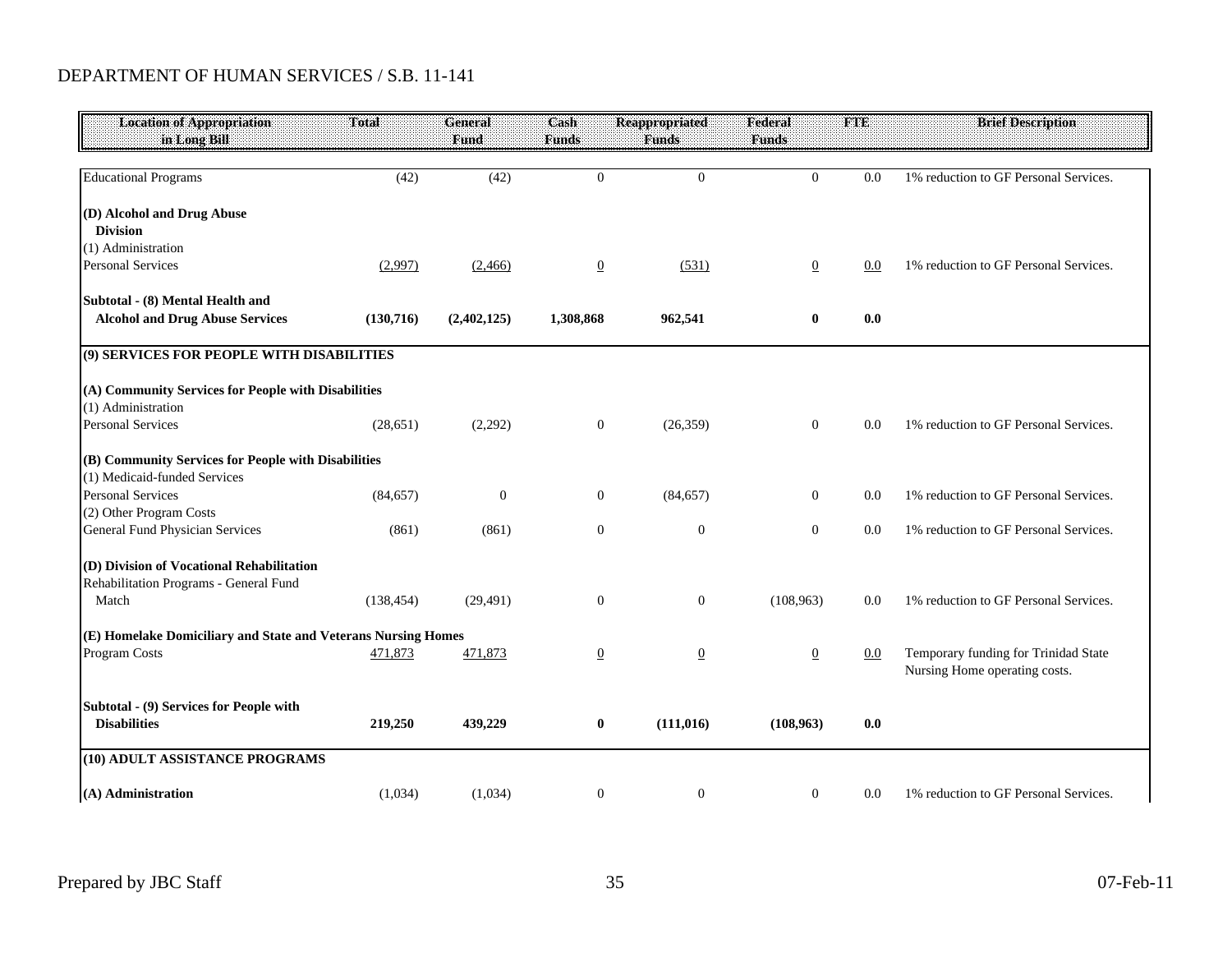DEPARTMENT OF HUMAN SERVICES / S.B. 11-141

| Location of Appropriation in Long Bill | Total | General Fund | Cash Funds | Reappropriated Funds | Federal Funds | FTE | Brief Description |
|---|---|---|---|---|---|---|---|
| Educational Programs | (42) | (42) | 0 | 0 | 0 | 0.0 | 1% reduction to GF Personal Services. |
| **(D) Alcohol and Drug Abuse Division** | | | | | | | |
| (1) Administration | | | | | | | |
| Personal Services | (2,997) | (2,466) | 0 | (531) | 0 | 0.0 | 1% reduction to GF Personal Services. |
| **Subtotal - (8) Mental Health and Alcohol and Drug Abuse Services** | **(130,716)** | **(2,402,125)** | **1,308,868** | **962,541** | **0** | **0.0** | |
| **(9) SERVICES FOR PEOPLE WITH DISABILITIES** | | | | | | | |
| **(A) Community Services for People with Disabilities** | | | | | | | |
| (1) Administration | | | | | | | |
| Personal Services | (28,651) | (2,292) | 0 | (26,359) | 0 | 0.0 | 1% reduction to GF Personal Services. |
| **(B) Community Services for People with Disabilities** | | | | | | | |
| (1) Medicaid-funded Services | | | | | | | |
| Personal Services | (84,657) | 0 | 0 | (84,657) | 0 | 0.0 | 1% reduction to GF Personal Services. |
| (2) Other Program Costs | | | | | | | |
| General Fund Physician Services | (861) | (861) | 0 | 0 | 0 | 0.0 | 1% reduction to GF Personal Services. |
| **(D) Division of Vocational Rehabilitation** | | | | | | | |
| Rehabilitation Programs - General Fund Match | (138,454) | (29,491) | 0 | 0 | (108,963) | 0.0 | 1% reduction to GF Personal Services. |
| **(E) Homelake Domiciliary and State and Veterans Nursing Homes** | | | | | | | |
| Program Costs | 471,873 | 471,873 | 0 | 0 | 0 | 0.0 | Temporary funding for Trinidad State Nursing Home operating costs. |
| **Subtotal - (9) Services for People with Disabilities** | **219,250** | **439,229** | **0** | **(111,016)** | **(108,963)** | **0.0** | |
| **(10) ADULT ASSISTANCE PROGRAMS** | | | | | | | |
| **(A) Administration** | (1,034) | (1,034) | 0 | 0 | 0 | 0.0 | 1% reduction to GF Personal Services. |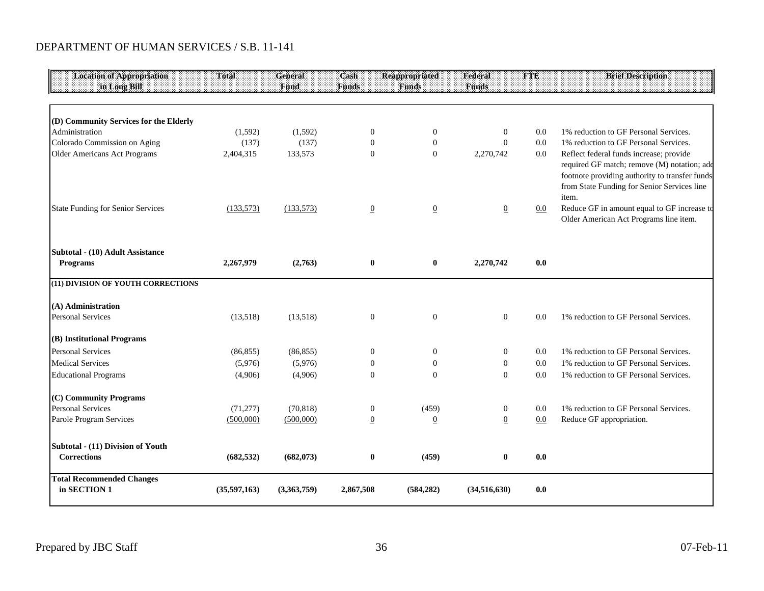DEPARTMENT OF HUMAN SERVICES / S.B. 11-141

| Location of Appropriation in Long Bill | Total | General Fund | Cash Funds | Reappropriated Funds | Federal Funds | FTE | Brief Description |
|---|---|---|---|---|---|---|---|
| **(D) Community Services for the Elderly** | | | | | | | |
| Administration | (1,592) | (1,592) | 0 | 0 | 0 | 0.0 | 1% reduction to GF Personal Services. |
| Colorado Commission on Aging | (137) | (137) | 0 | 0 | 0 | 0.0 | 1% reduction to GF Personal Services. |
| Older Americans Act Programs | 2,404,315 | 133,573 | 0 | 0 | 2,270,742 | 0.0 | Reflect federal funds increase; provide required GF match; remove (M) notation; add footnote providing authority to transfer funds from State Funding for Senior Services line item. |
| State Funding for Senior Services | (133,573) | (133,573) | 0 | 0 | 0 | 0.0 | Reduce GF in amount equal to GF increase to Older American Act Programs line item. |
| **Subtotal - (10) Adult Assistance Programs** | **2,267,979** | **(2,763)** | **0** | **0** | **2,270,742** | **0.0** | |
| **(11) DIVISION OF YOUTH CORRECTIONS** | | | | | | | |
| **(A) Administration** | | | | | | | |
| Personal Services | (13,518) | (13,518) | 0 | 0 | 0 | 0.0 | 1% reduction to GF Personal Services. |
| **(B) Institutional Programs** | | | | | | | |
| Personal Services | (86,855) | (86,855) | 0 | 0 | 0 | 0.0 | 1% reduction to GF Personal Services. |
| Medical Services | (5,976) | (5,976) | 0 | 0 | 0 | 0.0 | 1% reduction to GF Personal Services. |
| Educational Programs | (4,906) | (4,906) | 0 | 0 | 0 | 0.0 | 1% reduction to GF Personal Services. |
| **(C) Community Programs** | | | | | | | |
| Personal Services | (71,277) | (70,818) | 0 | (459) | 0 | 0.0 | 1% reduction to GF Personal Services. |
| Parole Program Services | (500,000) | (500,000) | 0 | 0 | 0 | 0.0 | Reduce GF appropriation. |
| **Subtotal - (11) Division of Youth Corrections** | **(682,532)** | **(682,073)** | **0** | **(459)** | **0** | **0.0** | |
| **Total Recommended Changes in SECTION 1** | **(35,597,163)** | **(3,363,759)** | **2,867,508** | **(584,282)** | **(34,516,630)** | **0.0** | |

Prepared by JBC Staff

07-Feb-11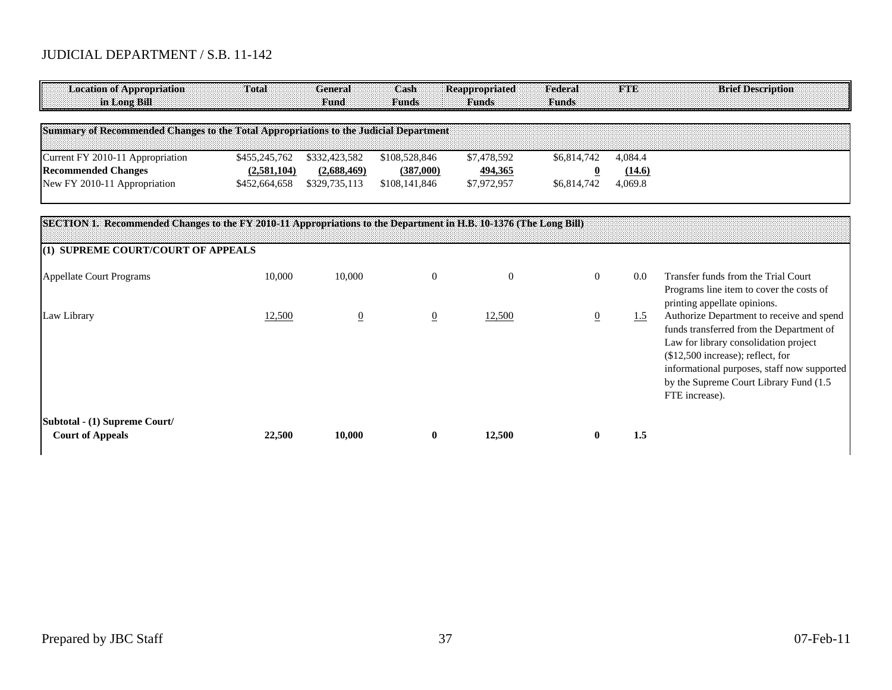JUDICIAL DEPARTMENT / S.B. 11-142

| Location of Appropriation in Long Bill | Total | General Fund | Cash Funds | Reappropriated Funds | Federal Funds | FTE | Brief Description |
|---|---|---|---|---|---|---|---|
| **Summary of Recommended Changes to the Total Appropriations to the Judicial Department** | | | | | | | |
| Current FY 2010-11 Appropriation | $455,245,762 | $332,423,582 | $108,528,846 | $7,478,592 | $6,814,742 | 4,084.4 | |
| **Recommended Changes** | **(2,581,104)** | **(2,688,469)** | **(387,000)** | **494,365** | **0** | **(14.6)** | |
| New FY 2010-11 Appropriation | $452,664,658 | $329,735,113 | $108,141,846 | $7,972,957 | $6,814,742 | 4,069.8 | |
| **SECTION 1. Recommended Changes to the FY 2010-11 Appropriations to the Department in H.B. 10-1376 (The Long Bill)** | | | | | | | |
| **(1) SUPREME COURT/COURT OF APPEALS** | | | | | | | |
| Appellate Court Programs | 10,000 | 10,000 | 0 | 0 | 0 | 0.0 | Transfer funds from the Trial Court Programs line item to cover the costs of printing appellate opinions. |
| Law Library | 12,500 | 0 | 0 | 12,500 | 0 | 1.5 | Authorize Department to receive and spend funds transferred from the Department of Law for library consolidation project ($12,500 increase); reflect, for informational purposes, staff now supported by the Supreme Court Library Fund (1.5 FTE increase). |
| **Subtotal - (1) Supreme Court/ Court of Appeals** | **22,500** | **10,000** | **0** | **12,500** | **0** | **1.5** | |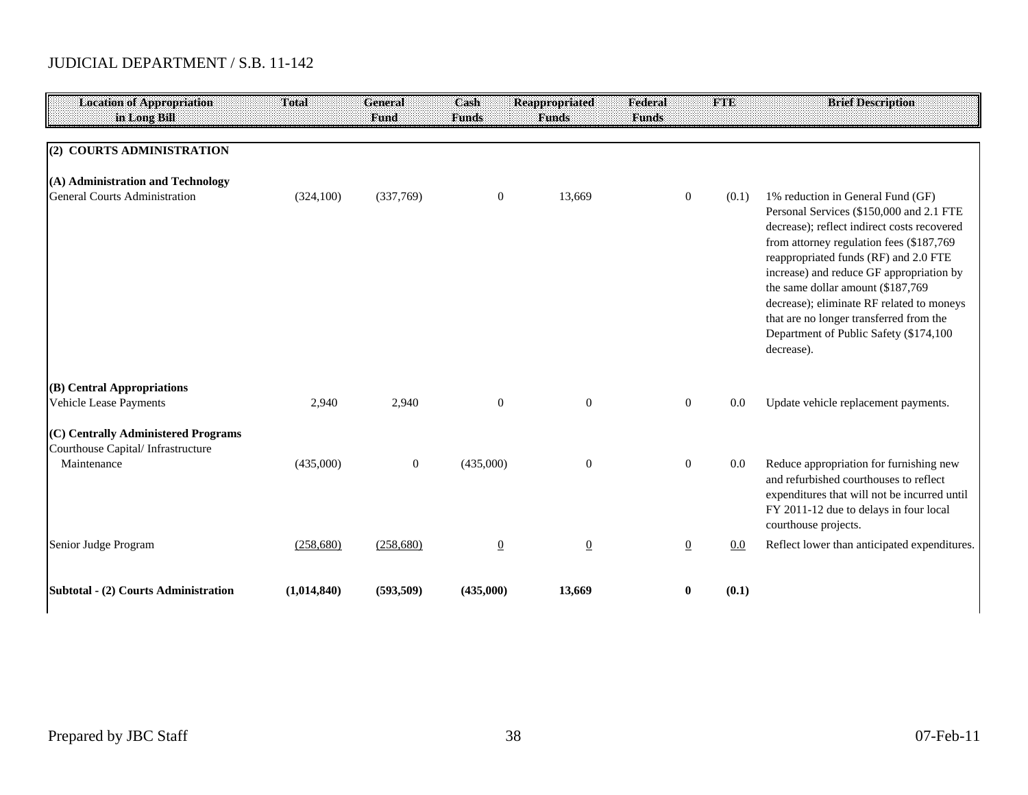JUDICIAL DEPARTMENT / S.B. 11-142

| Location of Appropriation in Long Bill | Total | General Fund | Cash Funds | Reappropriated Funds | Federal Funds | FTE | Brief Description |
|---|---|---|---|---|---|---|---|
| **(2) COURTS ADMINISTRATION** | | | | | | | |
| **(A) Administration and Technology** | | | | | | | |
| General Courts Administration | (324,100) | (337,769) | 0 | 13,669 | 0 | (0.1) | 1% reduction in General Fund (GF) Personal Services ($150,000 and 2.1 FTE decrease); reflect indirect costs recovered from attorney regulation fees ($187,769 reappropriated funds (RF) and 2.0 FTE increase) and reduce GF appropriation by the same dollar amount ($187,769 decrease); eliminate RF related to moneys that are no longer transferred from the Department of Public Safety ($174,100 decrease). |
| **(B) Central Appropriations** | | | | | | | |
| Vehicle Lease Payments | 2,940 | 2,940 | 0 | 0 | 0 | 0.0 | Update vehicle replacement payments. |
| **(C) Centrally Administered Programs** | | | | | | | |
| Courthouse Capital/ Infrastructure Maintenance | (435,000) | 0 | (435,000) | 0 | 0 | 0.0 | Reduce appropriation for furnishing new and refurbished courthouses to reflect expenditures that will not be incurred until FY 2011-12 due to delays in four local courthouse projects. |
| Senior Judge Program | (258,680) | (258,680) | 0 | 0 | 0 | 0.0 | Reflect lower than anticipated expenditures. |
| **Subtotal - (2) Courts Administration** | **(1,014,840)** | **(593,509)** | **(435,000)** | **13,669** | **0** | **(0.1)** | |

Prepared by JBC Staff 07-Feb-11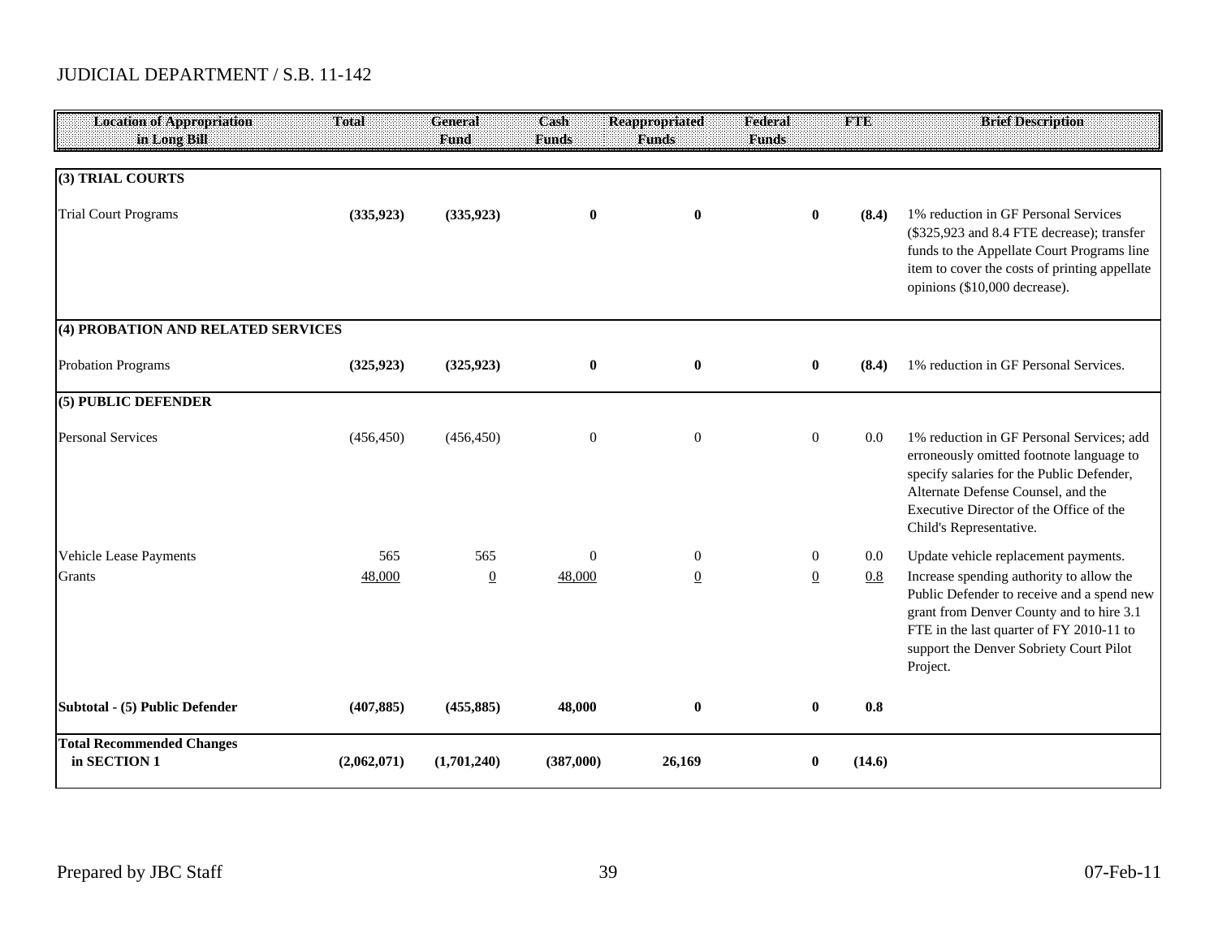JUDICIAL DEPARTMENT / S.B. 11-142

| Location of Appropriation in Long Bill | Total | General Fund | Cash Funds | Reappropriated Funds | Federal Funds | FTE | Brief Description |
|---|---|---|---|---|---|---|---|
| **(3) TRIAL COURTS** | | | | | | | |
| Trial Court Programs | **(335,923)** | **(335,923)** | **0** | **0** | **0** | **(8.4)** | 1% reduction in GF Personal Services ($325,923 and 8.4 FTE decrease); transfer funds to the Appellate Court Programs line item to cover the costs of printing appellate opinions ($10,000 decrease). |
| **(4) PROBATION AND RELATED SERVICES** | | | | | | | |
| Probation Programs | **(325,923)** | **(325,923)** | **0** | **0** | **0** | **(8.4)** | 1% reduction in GF Personal Services. |
| **(5) PUBLIC DEFENDER** | | | | | | | |
| Personal Services | (456,450) | (456,450) | 0 | 0 | 0 | 0.0 | 1% reduction in GF Personal Services; add erroneously omitted footnote language to specify salaries for the Public Defender, Alternate Defense Counsel, and the Executive Director of the Office of the Child's Representative. |
| Vehicle Lease Payments | 565 | 565 | 0 | 0 | 0 | 0.0 | Update vehicle replacement payments. |
| Grants | 48,000 | 0 | 48,000 | 0 | 0 | 0.8 | Increase spending authority to allow the Public Defender to receive and a spend new grant from Denver County and to hire 3.1 FTE in the last quarter of FY 2010-11 to support the Denver Sobriety Court Pilot Project. |
| **Subtotal - (5) Public Defender** | **(407,885)** | **(455,885)** | **48,000** | **0** | **0** | **0.8** | |
| **Total Recommended Changes in SECTION 1** | **(2,062,071)** | **(1,701,240)** | **(387,000)** | **26,169** | **0** | **(14.6)** | |

Prepared by JBC Staff 07-Feb-11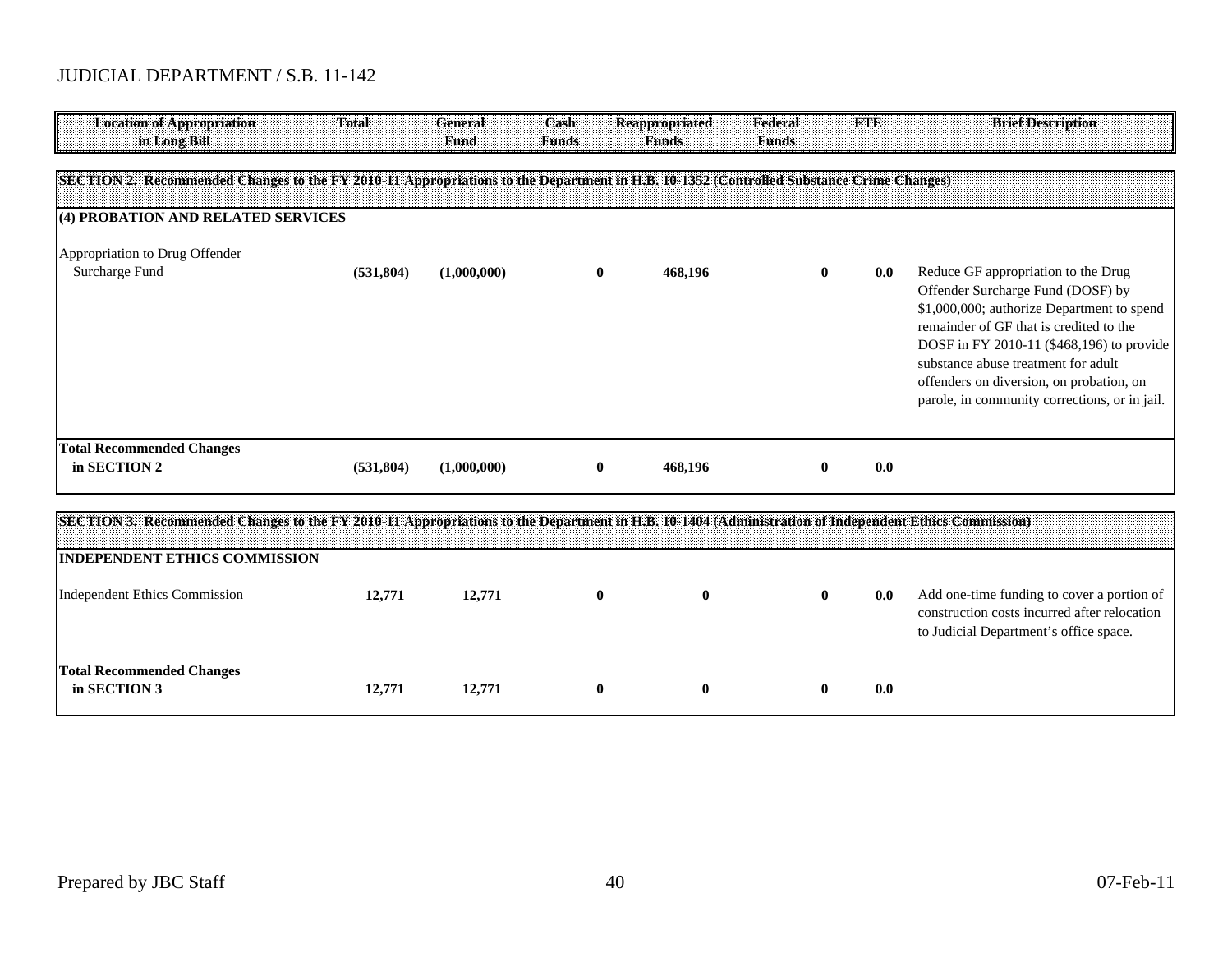JUDICIAL DEPARTMENT / S.B. 11-142

| Location of Appropriation in Long Bill | Total | General Fund | Cash Funds | Reappropriated Funds | Federal Funds | FTE | Brief Description |
|---|---|---|---|---|---|---|---|
| **SECTION 2. Recommended Changes to the FY 2010-11 Appropriations to the Department in H.B. 10-1352 (Controlled Substance Crime Changes)** | | | | | | | |
| **(4) PROBATION AND RELATED SERVICES** | | | | | | | |
| Appropriation to Drug Offender Surcharge Fund | **(531,804)** | **(1,000,000)** | **0** | **468,196** | **0** | **0.0** | Reduce GF appropriation to the Drug Offender Surcharge Fund (DOSF) by $1,000,000; authorize Department to spend remainder of GF that is credited to the DOSF in FY 2010-11 ($468,196) to provide substance abuse treatment for adult offenders on diversion, on probation, on parole, in community corrections, or in jail. |
| **Total Recommended Changes in SECTION 2** | **(531,804)** | **(1,000,000)** | **0** | **468,196** | **0** | **0.0** | |
| **SECTION 3. Recommended Changes to the FY 2010-11 Appropriations to the Department in H.B. 10-1404 (Administration of Independent Ethics Commission)** | | | | | | | |
| **INDEPENDENT ETHICS COMMISSION** | | | | | | | |
| Independent Ethics Commission | **12,771** | **12,771** | **0** | **0** | **0** | **0.0** | Add one-time funding to cover a portion of construction costs incurred after relocation to Judicial Department's office space. |
| **Total Recommended Changes in SECTION 3** | **12,771** | **12,771** | **0** | **0** | **0** | **0.0** | |

Prepared by JBC Staff — 07-Feb-11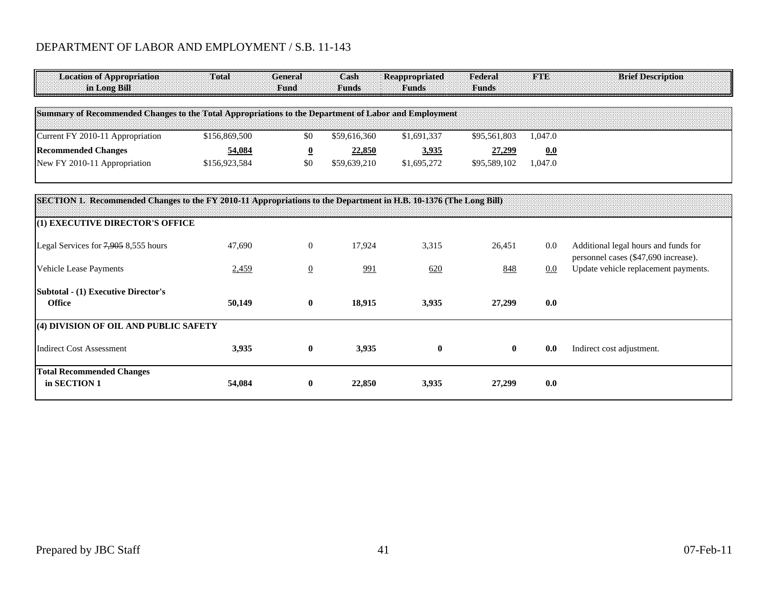DEPARTMENT OF LABOR AND EMPLOYMENT / S.B. 11-143

| Location of Appropriation in Long Bill | Total | General Fund | Cash Funds | Reappropriated Funds | Federal Funds | FTE | Brief Description |
|---|---|---|---|---|---|---|---|
| **Summary of Recommended Changes to the Total Appropriations to the Department of Labor and Employment** | | | | | | | |
| Current FY 2010-11 Appropriation | $156,869,500 | $0 | $59,616,360 | $1,691,337 | $95,561,803 | 1,047.0 | |
| **Recommended Changes** | **54,084** | **0** | **22,850** | **3,935** | **27,299** | **0.0** | |
| New FY 2010-11 Appropriation | $156,923,584 | $0 | $59,639,210 | $1,695,272 | $95,589,102 | 1,047.0 | |
| **SECTION 1. Recommended Changes to the FY 2010-11 Appropriations to the Department in H.B. 10-1376 (The Long Bill)** | | | | | | | |
| **(1) EXECUTIVE DIRECTOR'S OFFICE** | | | | | | | |
| Legal Services for ~~7,905~~ 8,555 hours | 47,690 | 0 | 17,924 | 3,315 | 26,451 | 0.0 | Additional legal hours and funds for personnel cases ($47,690 increase). |
| Vehicle Lease Payments | 2,459 | 0 | 991 | 620 | 848 | 0.0 | Update vehicle replacement payments. |
| **Subtotal - (1) Executive Director's Office** | **50,149** | **0** | **18,915** | **3,935** | **27,299** | **0.0** | |
| **(4) DIVISION OF OIL AND PUBLIC SAFETY** | | | | | | | |
| Indirect Cost Assessment | **3,935** | **0** | **3,935** | **0** | **0** | **0.0** | Indirect cost adjustment. |
| **Total Recommended Changes in SECTION 1** | **54,084** | **0** | **22,850** | **3,935** | **27,299** | **0.0** | |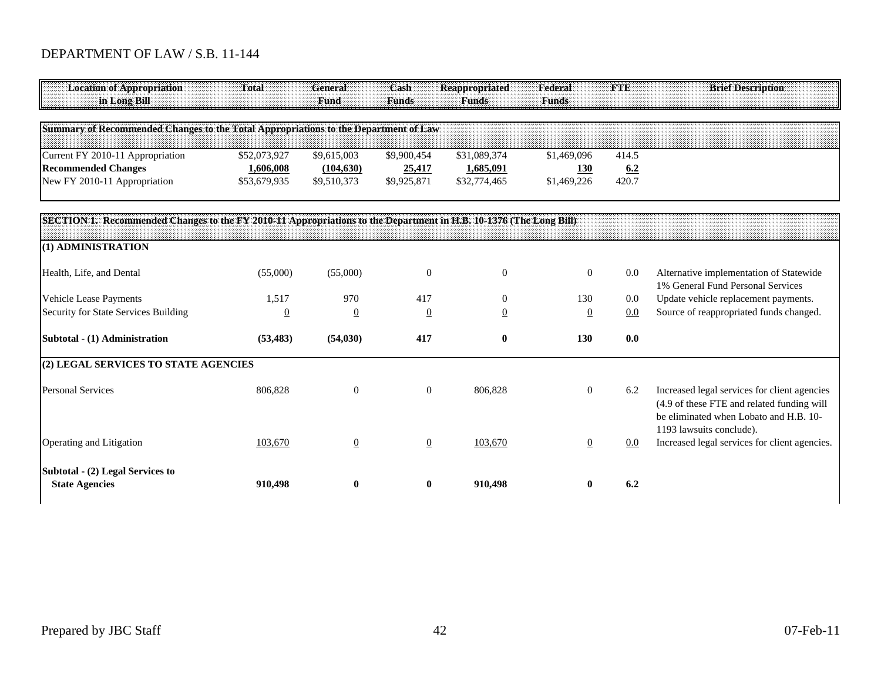DEPARTMENT OF LAW / S.B. 11-144

| Location of Appropriation in Long Bill | Total | General Fund | Cash Funds | Reappropriated Funds | Federal Funds | FTE | Brief Description |
|---|---|---|---|---|---|---|---|
| **Summary of Recommended Changes to the Total Appropriations to the Department of Law** | | | | | | | |
| Current FY 2010-11 Appropriation | $52,073,927 | $9,615,003 | $9,900,454 | $31,089,374 | $1,469,096 | 414.5 | |
| **Recommended Changes** | **1,606,008** | **(104,630)** | **25,417** | **1,685,091** | **130** | **6.2** | |
| New FY 2010-11 Appropriation | $53,679,935 | $9,510,373 | $9,925,871 | $32,774,465 | $1,469,226 | 420.7 | |
| **SECTION 1. Recommended Changes to the FY 2010-11 Appropriations to the Department in H.B. 10-1376 (The Long Bill)** | | | | | | | |
| **(1) ADMINISTRATION** | | | | | | | |
| Health, Life, and Dental | (55,000) | (55,000) | 0 | 0 | 0 | 0.0 | Alternative implementation of Statewide 1% General Fund Personal Services |
| Vehicle Lease Payments | 1,517 | 970 | 417 | 0 | 130 | 0.0 | Update vehicle replacement payments. |
| Security for State Services Building | 0 | 0 | 0 | 0 | 0 | 0.0 | Source of reappropriated funds changed. |
| **Subtotal - (1) Administration** | **(53,483)** | **(54,030)** | **417** | **0** | **130** | **0.0** | |
| **(2) LEGAL SERVICES TO STATE AGENCIES** | | | | | | | |
| Personal Services | 806,828 | 0 | 0 | 806,828 | 0 | 6.2 | Increased legal services for client agencies (4.9 of these FTE and related funding will be eliminated when Lobato and H.B. 10-1193 lawsuits conclude). |
| Operating and Litigation | 103,670 | 0 | 0 | 103,670 | 0 | 0.0 | Increased legal services for client agencies. |
| **Subtotal - (2) Legal Services to State Agencies** | **910,498** | **0** | **0** | **910,498** | **0** | **6.2** | |

Prepared by JBC Staff 07-Feb-11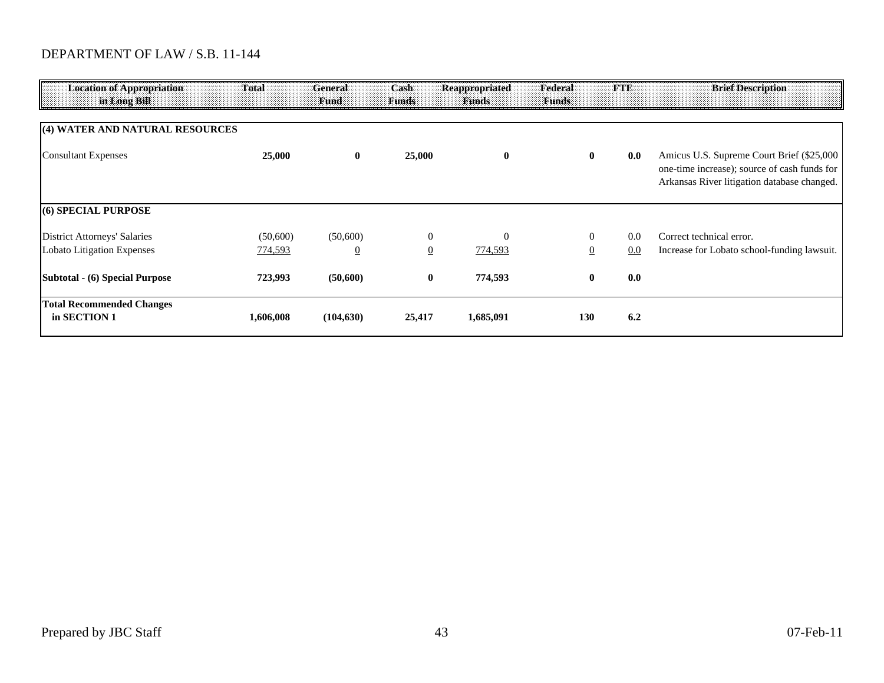DEPARTMENT OF LAW / S.B. 11-144

| Location of Appropriation in Long Bill | Total | General Fund | Cash Funds | Reappropriated Funds | Federal Funds | FTE | Brief Description |
|---|---|---|---|---|---|---|---|
| **(4) WATER AND NATURAL RESOURCES** | | | | | | | |
| Consultant Expenses | **25,000** | **0** | **25,000** | **0** | **0** | **0.0** | Amicus U.S. Supreme Court Brief ($25,000 one-time increase); source of cash funds for Arkansas River litigation database changed. |
| **(6) SPECIAL PURPOSE** | | | | | | | |
| District Attorneys' Salaries | (50,600) | (50,600) | 0 | 0 | 0 | 0.0 | Correct technical error. |
| Lobato Litigation Expenses | 774,593 | 0 | 0 | 774,593 | 0 | 0.0 | Increase for Lobato school-funding lawsuit. |
| **Subtotal - (6) Special Purpose** | **723,993** | **(50,600)** | **0** | **774,593** | **0** | **0.0** | |
| **Total Recommended Changes in SECTION 1** | **1,606,008** | **(104,630)** | **25,417** | **1,685,091** | **130** | **6.2** | |

Prepared by JBC Staff 07-Feb-11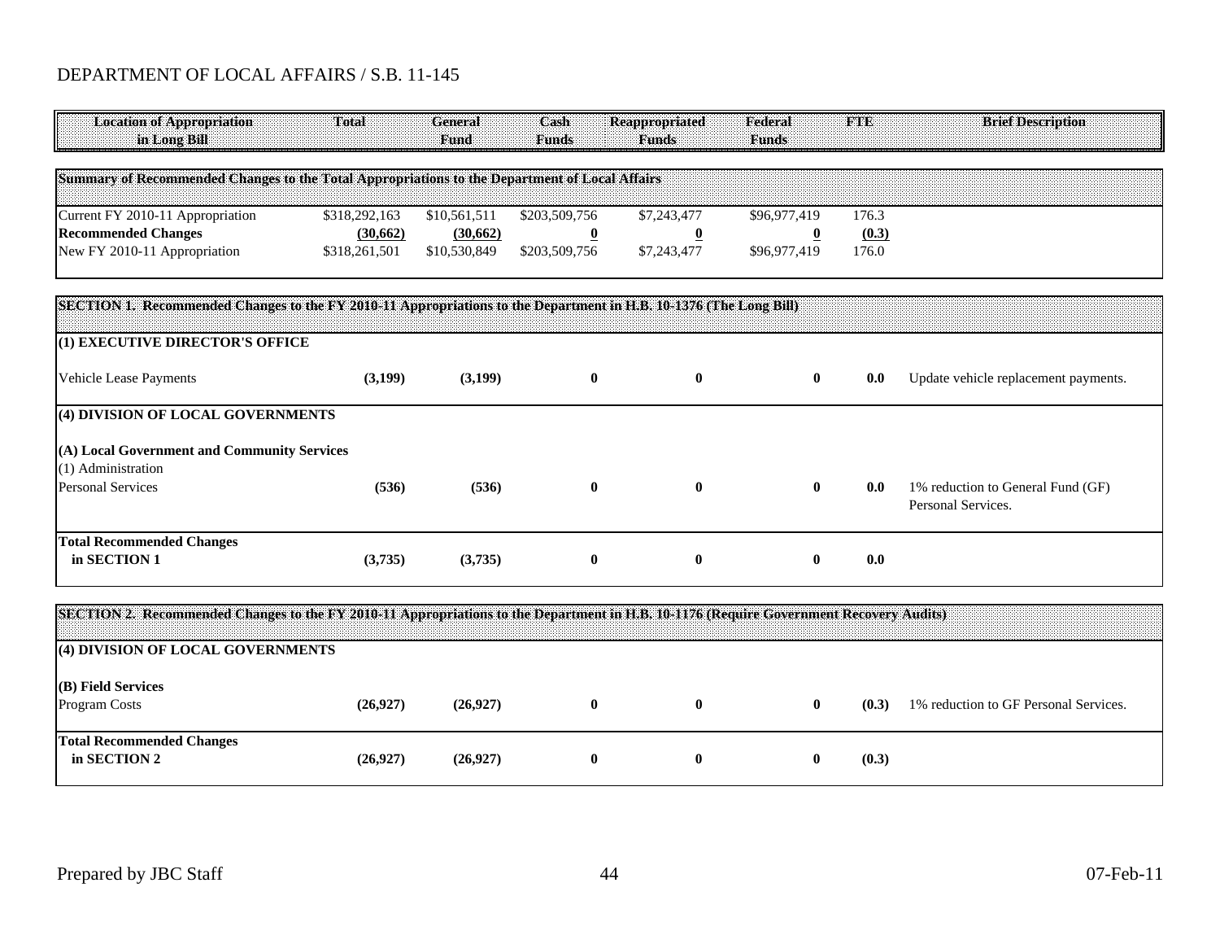## DEPARTMENT OF LOCAL AFFAIRS / S.B. 11-145

| Location of Appropriation in Long Bill | Total | General Fund | Cash Funds | Reappropriated Funds | Federal Funds | FTE | Brief Description |
|---|---|---|---|---|---|---|---|
| **Summary of Recommended Changes to the Total Appropriations to the Department of Local Affairs** | | | | | | | |
| Current FY 2010-11 Appropriation | $318,292,163 | $10,561,511 | $203,509,756 | $7,243,477 | $96,977,419 | 176.3 | |
| **Recommended Changes** | (30,662) | (30,662) | 0 | 0 | 0 | (0.3) | |
| New FY 2010-11 Appropriation | $318,261,501 | $10,530,849 | $203,509,756 | $7,243,477 | $96,977,419 | 176.0 | |
| **SECTION 1. Recommended Changes to the FY 2010-11 Appropriations to the Department in H.B. 10-1376 (The Long Bill)** | | | | | | | |
| **(1) EXECUTIVE DIRECTOR'S OFFICE** | | | | | | | |
| Vehicle Lease Payments | **(3,199)** | **(3,199)** | **0** | **0** | **0** | **0.0** | Update vehicle replacement payments. |
| **(4) DIVISION OF LOCAL GOVERNMENTS** | | | | | | | |
| **(A) Local Government and Community Services** | | | | | | | |
| (1) Administration | | | | | | | |
| Personal Services | **(536)** | **(536)** | **0** | **0** | **0** | **0.0** | 1% reduction to General Fund (GF) Personal Services. |
| **Total Recommended Changes in SECTION 1** | **(3,735)** | **(3,735)** | **0** | **0** | **0** | **0.0** | |
| **SECTION 2. Recommended Changes to the FY 2010-11 Appropriations to the Department in H.B. 10-1176 (Require Government Recovery Audits)** | | | | | | | |
| **(4) DIVISION OF LOCAL GOVERNMENTS** | | | | | | | |
| **(B) Field Services** | | | | | | | |
| Program Costs | **(26,927)** | **(26,927)** | **0** | **0** | **0** | **(0.3)** | 1% reduction to GF Personal Services. |
| **Total Recommended Changes in SECTION 2** | **(26,927)** | **(26,927)** | **0** | **0** | **0** | **(0.3)** | |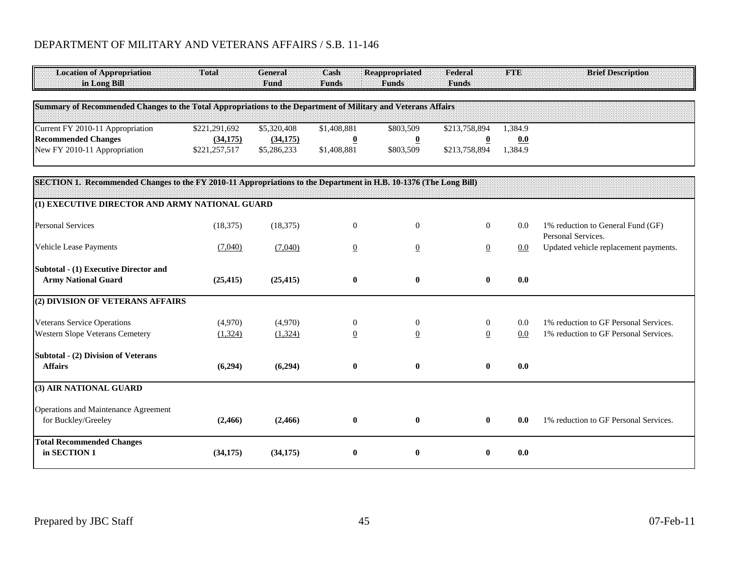# DEPARTMENT OF MILITARY AND VETERANS AFFAIRS / S.B. 11-146

| Location of Appropriation in Long Bill | Total | General Fund | Cash Funds | Reappropriated Funds | Federal Funds | FTE | Brief Description |
|---|---|---|---|---|---|---|---|
| **Summary of Recommended Changes to the Total Appropriations to the Department of Military and Veterans Affairs** | | | | | | | |
| Current FY 2010-11 Appropriation | $221,291,692 | $5,320,408 | $1,408,881 | $803,509 | $213,758,894 | 1,384.9 | |
| **Recommended Changes** | **(34,175)** | **(34,175)** | **0** | **0** | **0** | **0.0** | |
| New FY 2010-11 Appropriation | $221,257,517 | $5,286,233 | $1,408,881 | $803,509 | $213,758,894 | 1,384.9 | |
| **SECTION 1. Recommended Changes to the FY 2010-11 Appropriations to the Department in H.B. 10-1376 (The Long Bill)** | | | | | | | |
| **(1) EXECUTIVE DIRECTOR AND ARMY NATIONAL GUARD** | | | | | | | |
| Personal Services | (18,375) | (18,375) | 0 | 0 | 0 | 0.0 | 1% reduction to General Fund (GF) Personal Services. |
| Vehicle Lease Payments | (7,040) | (7,040) | 0 | 0 | 0 | 0.0 | Updated vehicle replacement payments. |
| **Subtotal - (1) Executive Director and Army National Guard** | **(25,415)** | **(25,415)** | **0** | **0** | **0** | **0.0** | |
| **(2) DIVISION OF VETERANS AFFAIRS** | | | | | | | |
| Veterans Service Operations | (4,970) | (4,970) | 0 | 0 | 0 | 0.0 | 1% reduction to GF Personal Services. |
| Western Slope Veterans Cemetery | (1,324) | (1,324) | 0 | 0 | 0 | 0.0 | 1% reduction to GF Personal Services. |
| **Subtotal - (2) Division of Veterans Affairs** | **(6,294)** | **(6,294)** | **0** | **0** | **0** | **0.0** | |
| **(3) AIR NATIONAL GUARD** | | | | | | | |
| Operations and Maintenance Agreement for Buckley/Greeley | **(2,466)** | **(2,466)** | **0** | **0** | **0** | **0.0** | 1% reduction to GF Personal Services. |
| **Total Recommended Changes in SECTION 1** | **(34,175)** | **(34,175)** | **0** | **0** | **0** | **0.0** | |

Prepared by JBC Staff — 07-Feb-11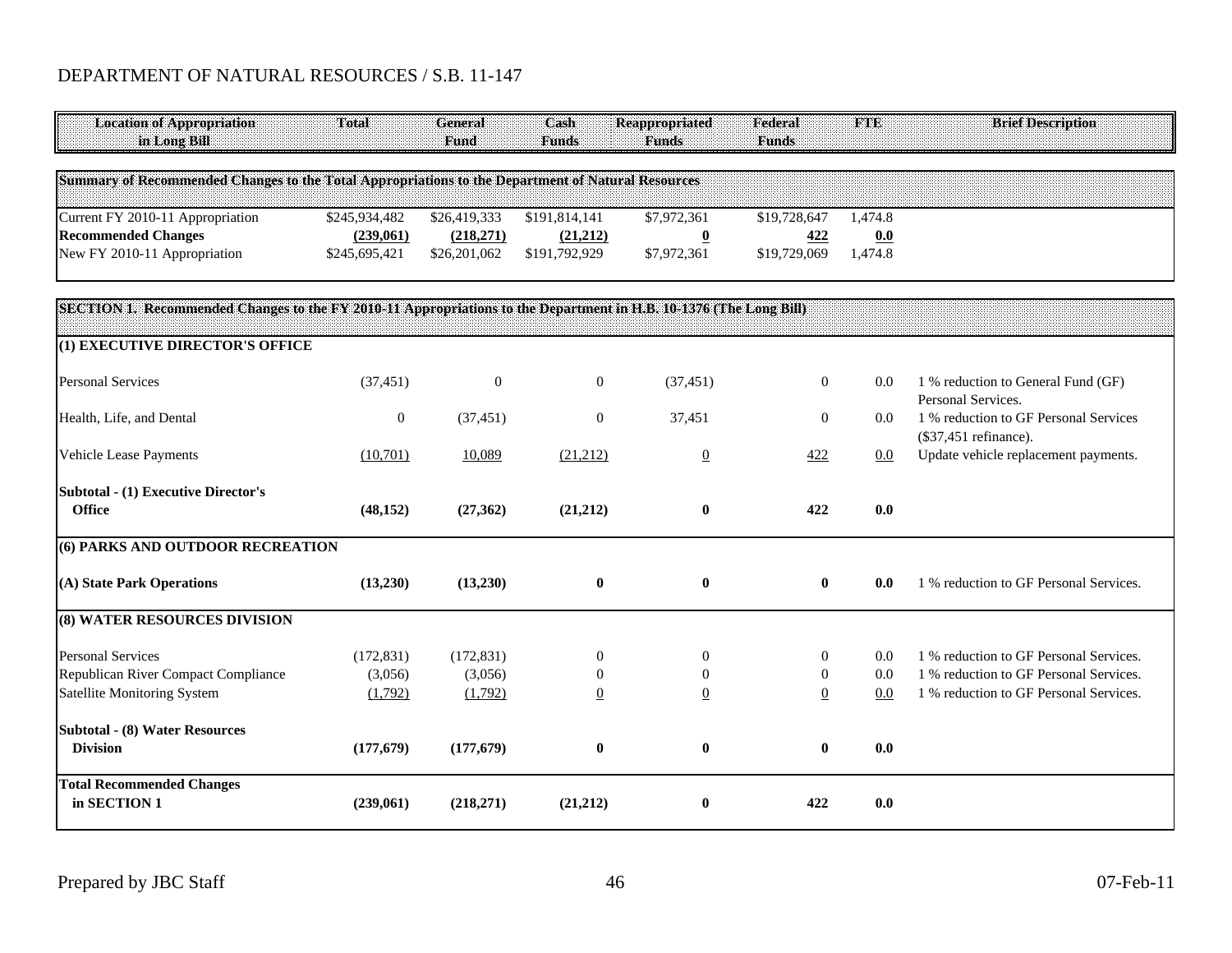DEPARTMENT OF NATURAL RESOURCES / S.B. 11-147

| Location of Appropriation in Long Bill | Total | General Fund | Cash Funds | Reappropriated Funds | Federal Funds | FTE | Brief Description |
|---|---|---|---|---|---|---|---|
| **Summary of Recommended Changes to the Total Appropriations to the Department of Natural Resources** | | | | | | | |
| Current FY 2010-11 Appropriation | $245,934,482 | $26,419,333 | $191,814,141 | $7,972,361 | $19,728,647 | 1,474.8 | |
| **Recommended Changes** | **(239,061)** | **(218,271)** | **(21,212)** | **0** | **422** | **0.0** | |
| New FY 2010-11 Appropriation | $245,695,421 | $26,201,062 | $191,792,929 | $7,972,361 | $19,729,069 | 1,474.8 | |
| **SECTION 1. Recommended Changes to the FY 2010-11 Appropriations to the Department in H.B. 10-1376 (The Long Bill)** | | | | | | | |
| **(1) EXECUTIVE DIRECTOR'S OFFICE** | | | | | | | |
| Personal Services | (37,451) | 0 | 0 | (37,451) | 0 | 0.0 | 1 % reduction to General Fund (GF) Personal Services. |
| Health, Life, and Dental | 0 | (37,451) | 0 | 37,451 | 0 | 0.0 | 1 % reduction to GF Personal Services ($37,451 refinance). |
| Vehicle Lease Payments | (10,701) | 10,089 | (21,212) | 0 | 422 | 0.0 | Update vehicle replacement payments. |
| **Subtotal - (1) Executive Director's Office** | **(48,152)** | **(27,362)** | **(21,212)** | **0** | **422** | **0.0** | |
| **(6) PARKS AND OUTDOOR RECREATION** | | | | | | | |
| **(A) State Park Operations** | **(13,230)** | **(13,230)** | **0** | **0** | **0** | **0.0** | 1 % reduction to GF Personal Services. |
| **(8) WATER RESOURCES DIVISION** | | | | | | | |
| Personal Services | (172,831) | (172,831) | 0 | 0 | 0 | 0.0 | 1 % reduction to GF Personal Services. |
| Republican River Compact Compliance | (3,056) | (3,056) | 0 | 0 | 0 | 0.0 | 1 % reduction to GF Personal Services. |
| Satellite Monitoring System | (1,792) | (1,792) | 0 | 0 | 0 | 0.0 | 1 % reduction to GF Personal Services. |
| **Subtotal - (8) Water Resources Division** | **(177,679)** | **(177,679)** | **0** | **0** | **0** | **0.0** | |
| **Total Recommended Changes in SECTION 1** | **(239,061)** | **(218,271)** | **(21,212)** | **0** | **422** | **0.0** | |

Prepared by JBC Staff — 07-Feb-11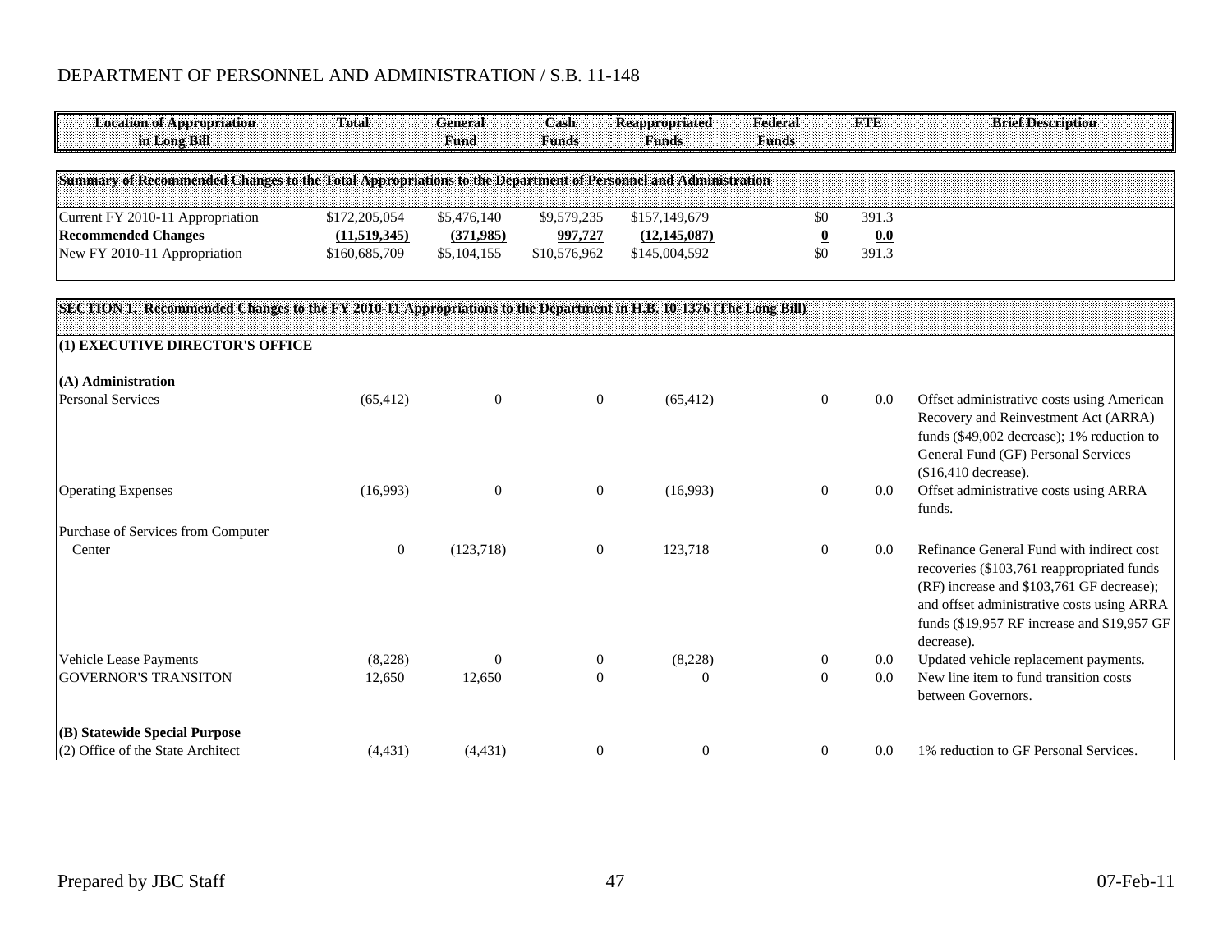## DEPARTMENT OF PERSONNEL AND ADMINISTRATION / S.B. 11-148

| Location of Appropriation in Long Bill | Total | General Fund | Cash Funds | Reappropriated Funds | Federal Funds | FTE | Brief Description |
|---|---|---|---|---|---|---|---|
| **Summary of Recommended Changes to the Total Appropriations to the Department of Personnel and Administration** | | | | | | | |
| Current FY 2010-11 Appropriation | $172,205,054 | $5,476,140 | $9,579,235 | $157,149,679 | $0 | 391.3 | |
| **Recommended Changes** | **(11,519,345)** | **(371,985)** | **997,727** | **(12,145,087)** | **0** | **0.0** | |
| New FY 2010-11 Appropriation | $160,685,709 | $5,104,155 | $10,576,962 | $145,004,592 | $0 | 391.3 | |
| **SECTION 1. Recommended Changes to the FY 2010-11 Appropriations to the Department in H.B. 10-1376 (The Long Bill)** | | | | | | | |
| **(1) EXECUTIVE DIRECTOR'S OFFICE** | | | | | | | |
| **(A) Administration** | | | | | | | |
| Personal Services | (65,412) | 0 | 0 | (65,412) | 0 | 0.0 | Offset administrative costs using American Recovery and Reinvestment Act (ARRA) funds ($49,002 decrease); 1% reduction to General Fund (GF) Personal Services ($16,410 decrease). |
| Operating Expenses | (16,993) | 0 | 0 | (16,993) | 0 | 0.0 | Offset administrative costs using ARRA funds. |
| Purchase of Services from Computer Center | 0 | (123,718) | 0 | 123,718 | 0 | 0.0 | Refinance General Fund with indirect cost recoveries ($103,761 reappropriated funds (RF) increase and $103,761 GF decrease); and offset administrative costs using ARRA funds ($19,957 RF increase and $19,957 GF decrease). |
| Vehicle Lease Payments | (8,228) | 0 | 0 | (8,228) | 0 | 0.0 | Updated vehicle replacement payments. |
| GOVERNOR'S TRANSITON | 12,650 | 12,650 | 0 | 0 | 0 | 0.0 | New line item to fund transition costs between Governors. |
| **(B) Statewide Special Purpose** | | | | | | | |
| (2) Office of the State Architect | (4,431) | (4,431) | 0 | 0 | 0 | 0.0 | 1% reduction to GF Personal Services. |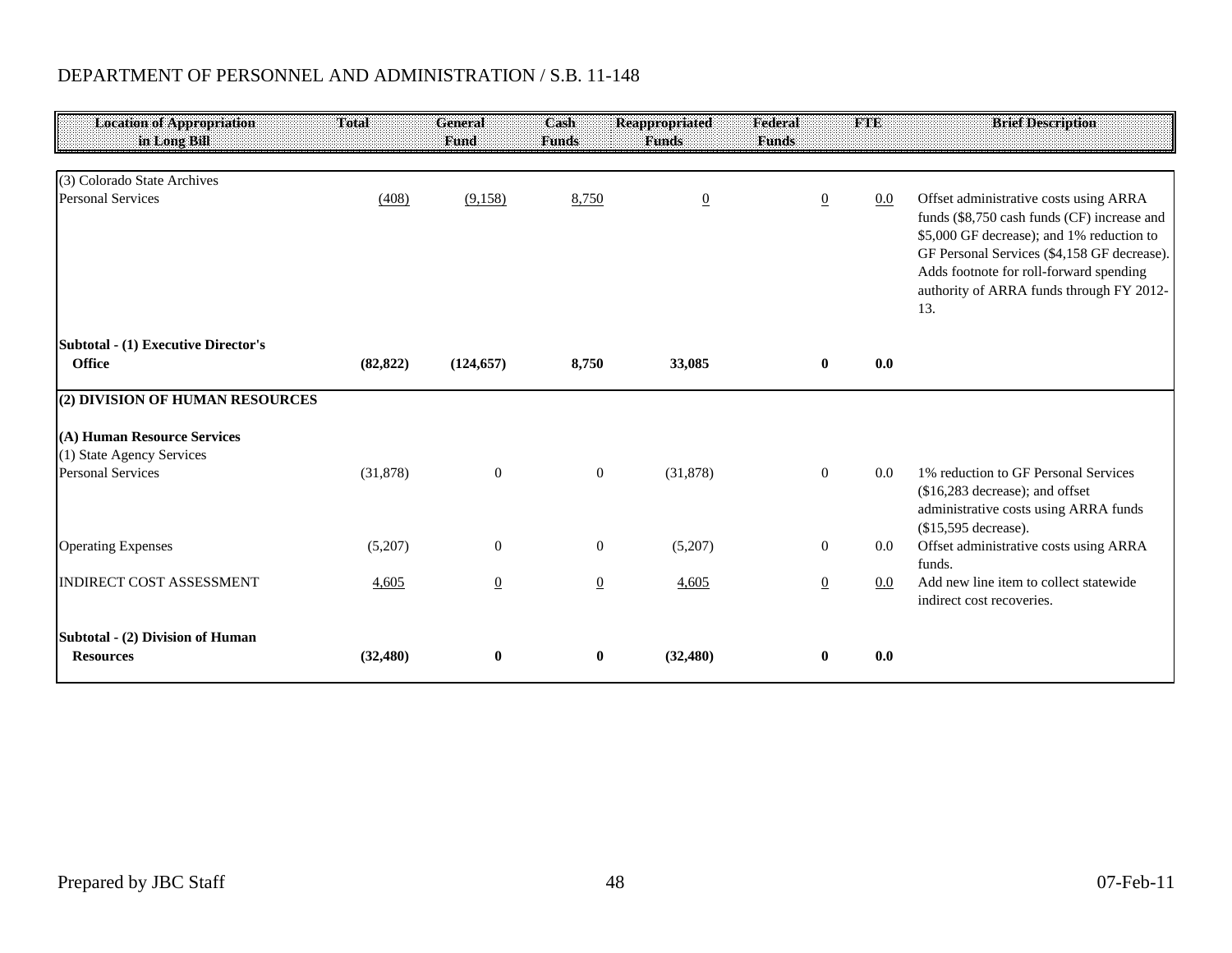DEPARTMENT OF PERSONNEL AND ADMINISTRATION / S.B. 11-148

| Location of Appropriation in Long Bill | Total | General Fund | Cash Funds | Reappropriated Funds | Federal Funds | FTE | Brief Description |
|---|---|---|---|---|---|---|---|
| (3) Colorado State Archives | | | | | | | |
| Personal Services | (408) | (9,158) | 8,750 | 0 | 0 | 0.0 | Offset administrative costs using ARRA funds ($8,750 cash funds (CF) increase and $5,000 GF decrease); and 1% reduction to GF Personal Services ($4,158 GF decrease). Adds footnote for roll-forward spending authority of ARRA funds through FY 2012-13. |
| **Subtotal - (1) Executive Director's Office** | **(82,822)** | **(124,657)** | **8,750** | **33,085** | **0** | **0.0** | |
| **(2) DIVISION OF HUMAN RESOURCES** | | | | | | | |
| **(A) Human Resource Services** | | | | | | | |
| (1) State Agency Services | | | | | | | |
| Personal Services | (31,878) | 0 | 0 | (31,878) | 0 | 0.0 | 1% reduction to GF Personal Services ($16,283 decrease); and offset administrative costs using ARRA funds ($15,595 decrease). |
| Operating Expenses | (5,207) | 0 | 0 | (5,207) | 0 | 0.0 | Offset administrative costs using ARRA funds. |
| INDIRECT COST ASSESSMENT | 4,605 | 0 | 0 | 4,605 | 0 | 0.0 | Add new line item to collect statewide indirect cost recoveries. |
| **Subtotal - (2) Division of Human Resources** | **(32,480)** | **0** | **0** | **(32,480)** | **0** | **0.0** | |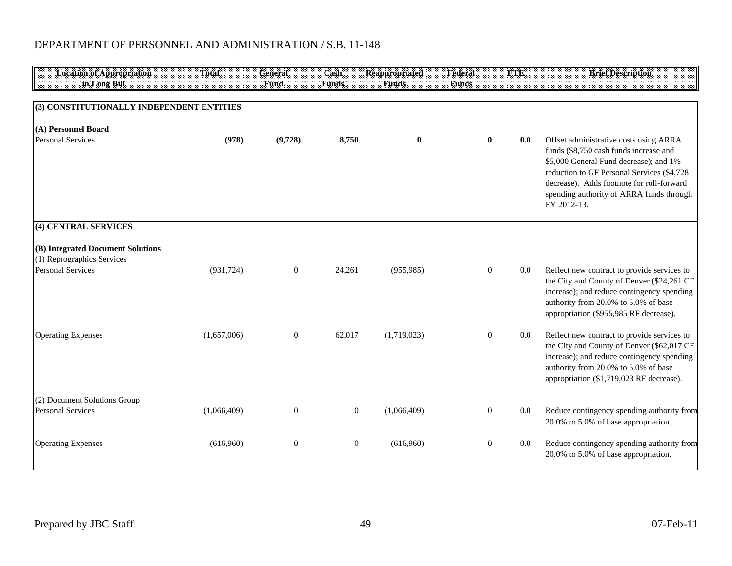DEPARTMENT OF PERSONNEL AND ADMINISTRATION / S.B. 11-148

| Location of Appropriation in Long Bill | Total | General Fund | Cash Funds | Reappropriated Funds | Federal Funds | FTE | Brief Description |
|---|---|---|---|---|---|---|---|
| **(3) CONSTITUTIONALLY INDEPENDENT ENTITIES** | | | | | | | |
| **(A) Personnel Board** | | | | | | | |
| Personal Services | **(978)** | **(9,728)** | **8,750** | **0** | **0** | **0.0** | Offset administrative costs using ARRA funds ($8,750 cash funds increase and $5,000 General Fund decrease); and 1% reduction to GF Personal Services ($4,728 decrease). Adds footnote for roll-forward spending authority of ARRA funds through FY 2012-13. |
| **(4) CENTRAL SERVICES** | | | | | | | |
| **(B) Integrated Document Solutions** | | | | | | | |
| (1) Reprographics Services | | | | | | | |
| Personal Services | (931,724) | 0 | 24,261 | (955,985) | 0 | 0.0 | Reflect new contract to provide services to the City and County of Denver ($24,261 CF increase); and reduce contingency spending authority from 20.0% to 5.0% of base appropriation ($955,985 RF decrease). |
| Operating Expenses | (1,657,006) | 0 | 62,017 | (1,719,023) | 0 | 0.0 | Reflect new contract to provide services to the City and County of Denver ($62,017 CF increase); and reduce contingency spending authority from 20.0% to 5.0% of base appropriation ($1,719,023 RF decrease). |
| (2) Document Solutions Group | | | | | | | |
| Personal Services | (1,066,409) | 0 | 0 | (1,066,409) | 0 | 0.0 | Reduce contingency spending authority from 20.0% to 5.0% of base appropriation. |
| Operating Expenses | (616,960) | 0 | 0 | (616,960) | 0 | 0.0 | Reduce contingency spending authority from 20.0% to 5.0% of base appropriation. |

Prepared by JBC Staff

07-Feb-11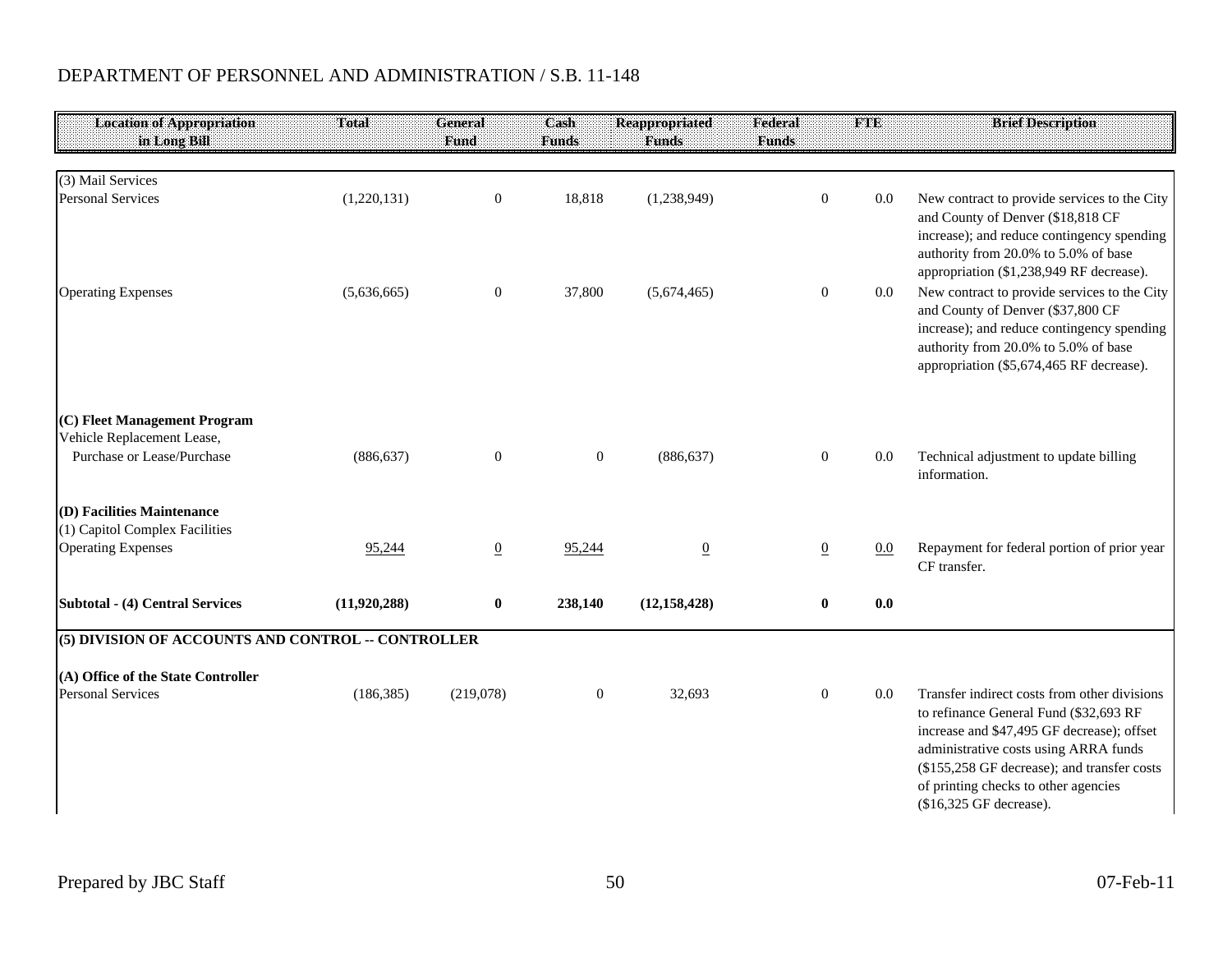DEPARTMENT OF PERSONNEL AND ADMINISTRATION / S.B. 11-148

| Location of Appropriation in Long Bill | Total | General Fund | Cash Funds | Reappropriated Funds | Federal Funds | FTE | Brief Description |
|---|---|---|---|---|---|---|---|
| (3) Mail Services | | | | | | | |
| Personal Services | (1,220,131) | 0 | 18,818 | (1,238,949) | 0 | 0.0 | New contract to provide services to the City and County of Denver ($18,818 CF increase); and reduce contingency spending authority from 20.0% to 5.0% of base appropriation ($1,238,949 RF decrease). |
| Operating Expenses | (5,636,665) | 0 | 37,800 | (5,674,465) | 0 | 0.0 | New contract to provide services to the City and County of Denver ($37,800 CF increase); and reduce contingency spending authority from 20.0% to 5.0% of base appropriation ($5,674,465 RF decrease). |
| **(C) Fleet Management Program** | | | | | | | |
| Vehicle Replacement Lease, Purchase or Lease/Purchase | (886,637) | 0 | 0 | (886,637) | 0 | 0.0 | Technical adjustment to update billing information. |
| **(D) Facilities Maintenance** | | | | | | | |
| (1) Capitol Complex Facilities | | | | | | | |
| Operating Expenses | 95,244 | 0 | 95,244 | 0 | 0 | 0.0 | Repayment for federal portion of prior year CF transfer. |
| **Subtotal - (4) Central Services** | **(11,920,288)** | **0** | **238,140** | **(12,158,428)** | **0** | **0.0** | |
| **(5) DIVISION OF ACCOUNTS AND CONTROL -- CONTROLLER** | | | | | | | |
| **(A) Office of the State Controller** | | | | | | | |
| Personal Services | (186,385) | (219,078) | 0 | 32,693 | 0 | 0.0 | Transfer indirect costs from other divisions to refinance General Fund ($32,693 RF increase and $47,495 GF decrease); offset administrative costs using ARRA funds ($155,258 GF decrease); and transfer costs of printing checks to other agencies ($16,325 GF decrease). |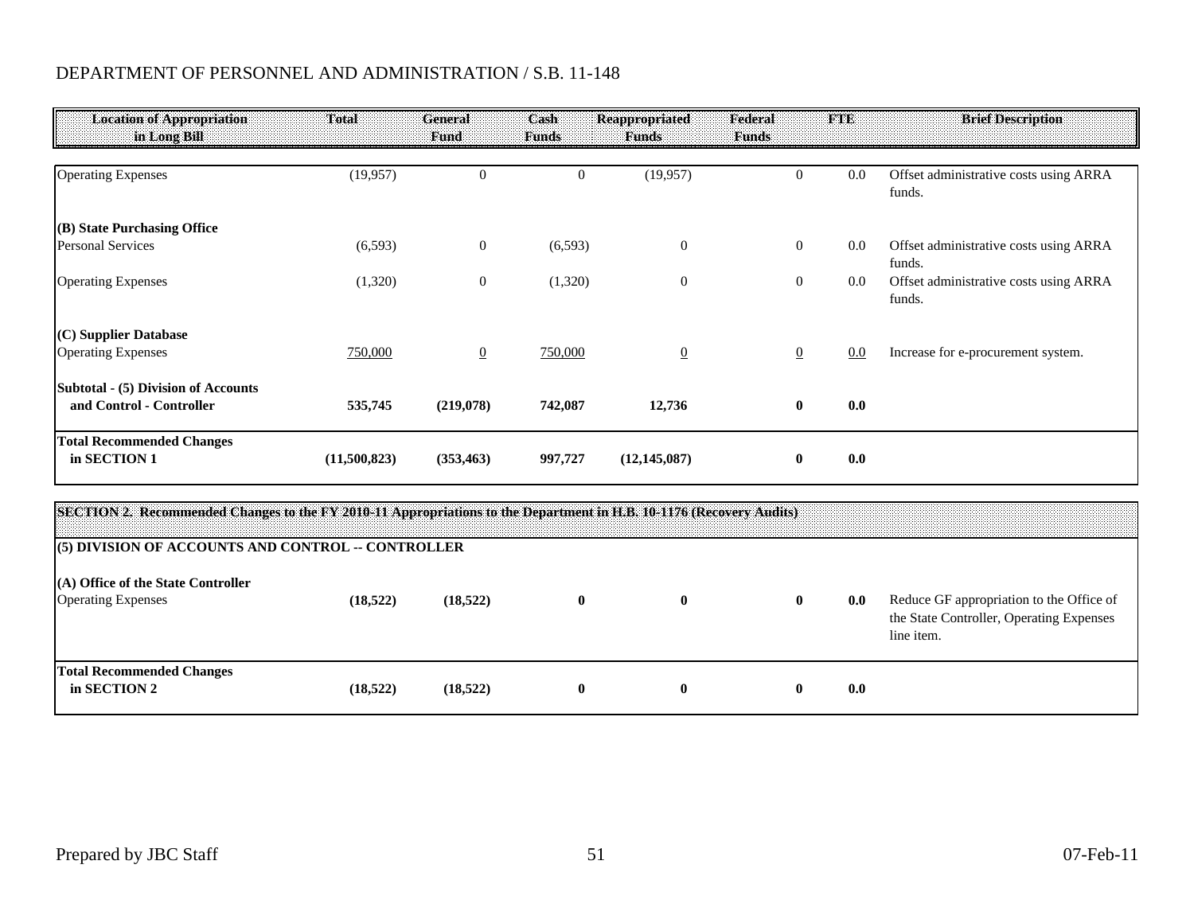DEPARTMENT OF PERSONNEL AND ADMINISTRATION / S.B. 11-148

| Location of Appropriation in Long Bill | Total | General Fund | Cash Funds | Reappropriated Funds | Federal Funds | FTE | Brief Description |
|---|---|---|---|---|---|---|---|
| Operating Expenses | (19,957) | 0 | 0 | (19,957) | 0 | 0.0 | Offset administrative costs using ARRA funds. |
| **(B) State Purchasing Office** | | | | | | | |
| Personal Services | (6,593) | 0 | (6,593) | 0 | 0 | 0.0 | Offset administrative costs using ARRA funds. |
| Operating Expenses | (1,320) | 0 | (1,320) | 0 | 0 | 0.0 | Offset administrative costs using ARRA funds. |
| **(C) Supplier Database** | | | | | | | |
| Operating Expenses | 750,000 | 0 | 750,000 | 0 | 0 | 0.0 | Increase for e-procurement system. |
| **Subtotal - (5) Division of Accounts and Control - Controller** | **535,745** | **(219,078)** | **742,087** | **12,736** | **0** | **0.0** | |
| **Total Recommended Changes in SECTION 1** | **(11,500,823)** | **(353,463)** | **997,727** | **(12,145,087)** | **0** | **0.0** | |

| Location of Appropriation in Long Bill | Total | General Fund | Cash Funds | Reappropriated Funds | Federal Funds | FTE | Brief Description |
|---|---|---|---|---|---|---|---|
| **SECTION 2. Recommended Changes to the FY 2010-11 Appropriations to the Department in H.B. 10-1176 (Recovery Audits)** | | | | | | | |
| **(5) DIVISION OF ACCOUNTS AND CONTROL -- CONTROLLER** | | | | | | | |
| **(A) Office of the State Controller** | | | | | | | |
| Operating Expenses | **(18,522)** | **(18,522)** | **0** | **0** | **0** | **0.0** | Reduce GF appropriation to the Office of the State Controller, Operating Expenses line item. |
| **Total Recommended Changes in SECTION 2** | **(18,522)** | **(18,522)** | **0** | **0** | **0** | **0.0** | |

Prepared by JBC Staff 07-Feb-11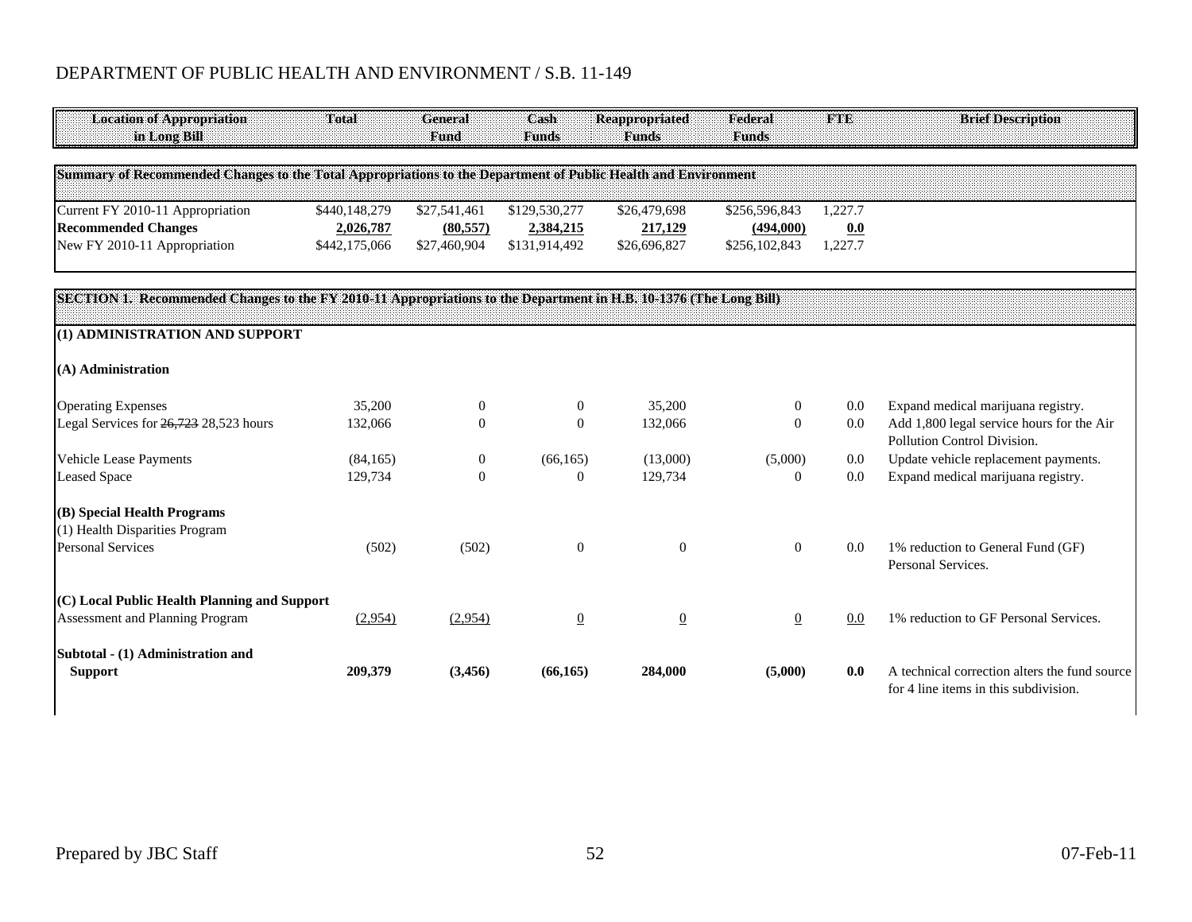DEPARTMENT OF PUBLIC HEALTH AND ENVIRONMENT / S.B. 11-149

| Location of Appropriation in Long Bill | Total | General Fund | Cash Funds | Reappropriated Funds | Federal Funds | FTE | Brief Description |
|---|---|---|---|---|---|---|---|
| **Summary of Recommended Changes to the Total Appropriations to the Department of Public Health and Environment** | | | | | | | |
| Current FY 2010-11 Appropriation | $440,148,279 | $27,541,461 | $129,530,277 | $26,479,698 | $256,596,843 | 1,227.7 | |
| **Recommended Changes** | **2,026,787** | **(80,557)** | **2,384,215** | **217,129** | **(494,000)** | **0.0** | |
| New FY 2010-11 Appropriation | $442,175,066 | $27,460,904 | $131,914,492 | $26,696,827 | $256,102,843 | 1,227.7 | |
| **SECTION 1. Recommended Changes to the FY 2010-11 Appropriations to the Department in H.B. 10-1376 (The Long Bill)** | | | | | | | |
| **(1) ADMINISTRATION AND SUPPORT** | | | | | | | |
| **(A) Administration** | | | | | | | |
| Operating Expenses | 35,200 | 0 | 0 | 35,200 | 0 | 0.0 | Expand medical marijuana registry. |
| Legal Services for ~~26,723~~ 28,523 hours | 132,066 | 0 | 0 | 132,066 | 0 | 0.0 | Add 1,800 legal service hours for the Air Pollution Control Division. |
| Vehicle Lease Payments | (84,165) | 0 | (66,165) | (13,000) | (5,000) | 0.0 | Update vehicle replacement payments. |
| Leased Space | 129,734 | 0 | 0 | 129,734 | 0 | 0.0 | Expand medical marijuana registry. |
| **(B) Special Health Programs** | | | | | | | |
| (1) Health Disparities Program | | | | | | | |
| Personal Services | (502) | (502) | 0 | 0 | 0 | 0.0 | 1% reduction to General Fund (GF) Personal Services. |
| **(C) Local Public Health Planning and Support** | | | | | | | |
| Assessment and Planning Program | (2,954) | (2,954) | 0 | 0 | 0 | 0.0 | 1% reduction to GF Personal Services. |
| **Subtotal - (1) Administration and Support** | **209,379** | **(3,456)** | **(66,165)** | **284,000** | **(5,000)** | **0.0** | A technical correction alters the fund source for 4 line items in this subdivision. |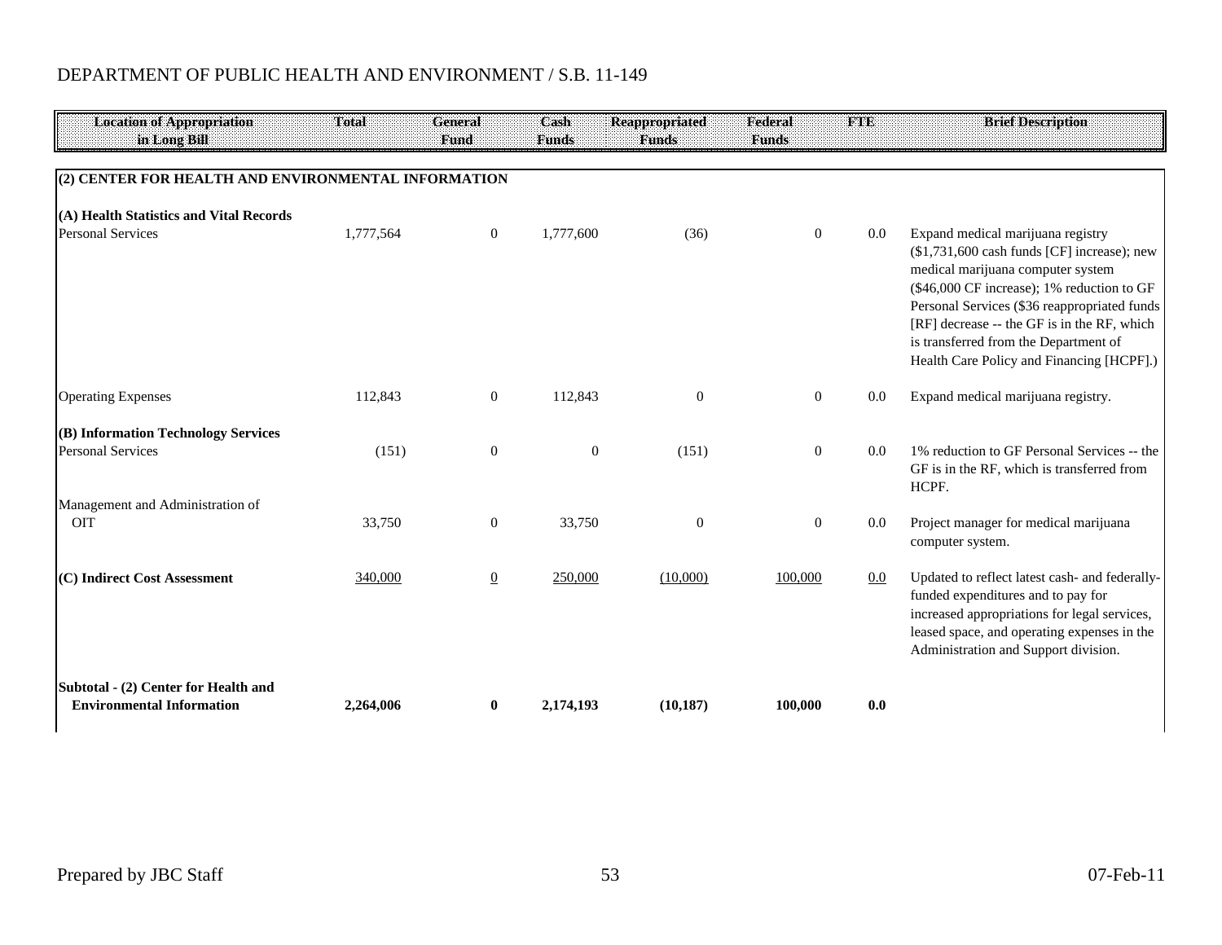DEPARTMENT OF PUBLIC HEALTH AND ENVIRONMENT / S.B. 11-149

| Location of Appropriation in Long Bill | Total | General Fund | Cash Funds | Reappropriated Funds | Federal Funds | FTE | Brief Description |
|---|---|---|---|---|---|---|---|
| **(2) CENTER FOR HEALTH AND ENVIRONMENTAL INFORMATION** | | | | | | | |
| **(A) Health Statistics and Vital Records** | | | | | | | |
| Personal Services | 1,777,564 | 0 | 1,777,600 | (36) | 0 | 0.0 | Expand medical marijuana registry ($1,731,600 cash funds [CF] increase); new medical marijuana computer system ($46,000 CF increase); 1% reduction to GF Personal Services ($36 reappropriated funds [RF] decrease -- the GF is in the RF, which is transferred from the Department of Health Care Policy and Financing [HCPF].) |
| Operating Expenses | 112,843 | 0 | 112,843 | 0 | 0 | 0.0 | Expand medical marijuana registry. |
| **(B) Information Technology Services** | | | | | | | |
| Personal Services | (151) | 0 | 0 | (151) | 0 | 0.0 | 1% reduction to GF Personal Services -- the GF is in the RF, which is transferred from HCPF. |
| Management and Administration of OIT | 33,750 | 0 | 33,750 | 0 | 0 | 0.0 | Project manager for medical marijuana computer system. |
| **(C) Indirect Cost Assessment** | 340,000 | 0 | 250,000 | (10,000) | 100,000 | 0.0 | Updated to reflect latest cash- and federally-funded expenditures and to pay for increased appropriations for legal services, leased space, and operating expenses in the Administration and Support division. |
| **Subtotal - (2) Center for Health and Environmental Information** | **2,264,006** | **0** | **2,174,193** | **(10,187)** | **100,000** | **0.0** | |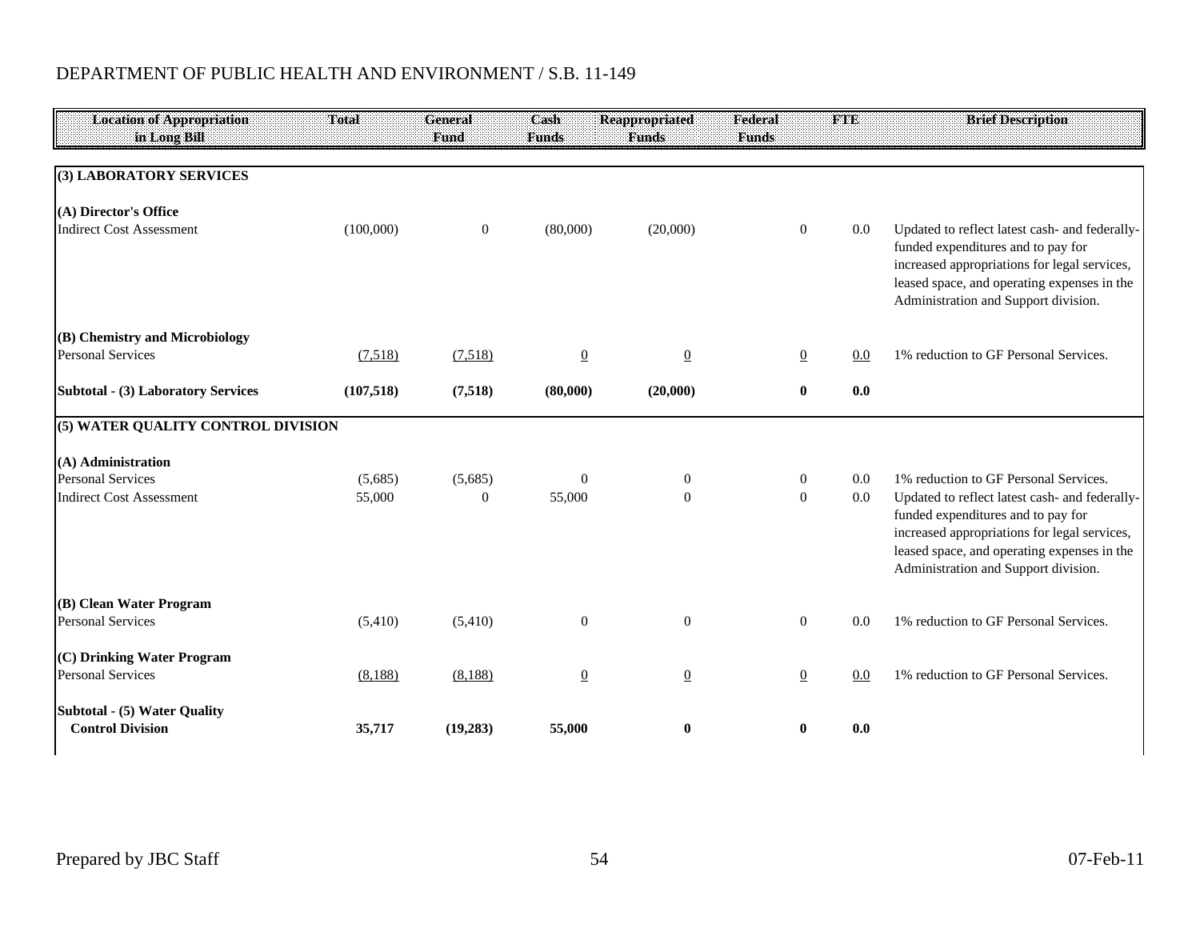DEPARTMENT OF PUBLIC HEALTH AND ENVIRONMENT / S.B. 11-149

| Location of Appropriation in Long Bill | Total | General Fund | Cash Funds | Reappropriated Funds | Federal Funds | FTE | Brief Description |
|---|---|---|---|---|---|---|---|
| **(3) LABORATORY SERVICES** | | | | | | | |
| **(A) Director's Office** | | | | | | | |
| Indirect Cost Assessment | (100,000) | 0 | (80,000) | (20,000) | 0 | 0.0 | Updated to reflect latest cash- and federally-funded expenditures and to pay for increased appropriations for legal services, leased space, and operating expenses in the Administration and Support division. |
| **(B) Chemistry and Microbiology** | | | | | | | |
| Personal Services | (7,518) | (7,518) | 0 | 0 | 0 | 0.0 | 1% reduction to GF Personal Services. |
| **Subtotal - (3) Laboratory Services** | **(107,518)** | **(7,518)** | **(80,000)** | **(20,000)** | **0** | **0.0** | |
| **(5) WATER QUALITY CONTROL DIVISION** | | | | | | | |
| **(A) Administration** | | | | | | | |
| Personal Services | (5,685) | (5,685) | 0 | 0 | 0 | 0.0 | 1% reduction to GF Personal Services. |
| Indirect Cost Assessment | 55,000 | 0 | 55,000 | 0 | 0 | 0.0 | Updated to reflect latest cash- and federally-funded expenditures and to pay for increased appropriations for legal services, leased space, and operating expenses in the Administration and Support division. |
| **(B) Clean Water Program** | | | | | | | |
| Personal Services | (5,410) | (5,410) | 0 | 0 | 0 | 0.0 | 1% reduction to GF Personal Services. |
| **(C) Drinking Water Program** | | | | | | | |
| Personal Services | (8,188) | (8,188) | 0 | 0 | 0 | 0.0 | 1% reduction to GF Personal Services. |
| **Subtotal - (5) Water Quality Control Division** | **35,717** | **(19,283)** | **55,000** | **0** | **0** | **0.0** | |

Prepared by JBC Staff 07-Feb-11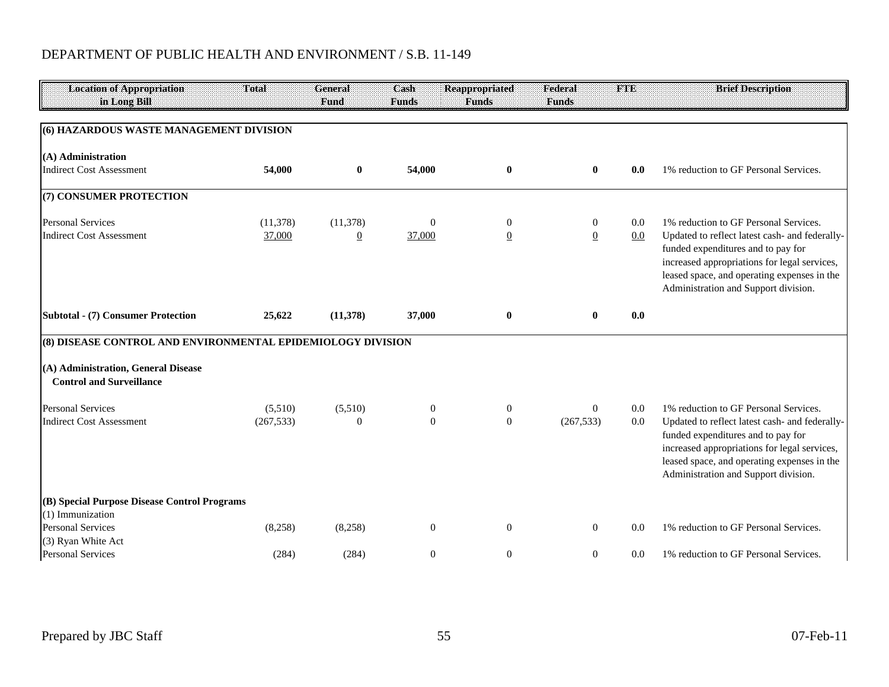DEPARTMENT OF PUBLIC HEALTH AND ENVIRONMENT / S.B. 11-149

| Location of Appropriation in Long Bill | Total | General Fund | Cash Funds | Reappropriated Funds | Federal Funds | FTE | Brief Description |
|---|---|---|---|---|---|---|---|
| **(6) HAZARDOUS WASTE MANAGEMENT DIVISION** | | | | | | | |
| **(A) Administration** | | | | | | | |
| Indirect Cost Assessment | **54,000** | **0** | **54,000** | **0** | **0** | **0.0** | 1% reduction to GF Personal Services. |
| **(7) CONSUMER PROTECTION** | | | | | | | |
| Personal Services | (11,378) | (11,378) | 0 | 0 | 0 | 0.0 | 1% reduction to GF Personal Services. |
| Indirect Cost Assessment | 37,000 | 0 | 37,000 | 0 | 0 | 0.0 | Updated to reflect latest cash- and federally-funded expenditures and to pay for increased appropriations for legal services, leased space, and operating expenses in the Administration and Support division. |
| **Subtotal - (7) Consumer Protection** | **25,622** | **(11,378)** | **37,000** | **0** | **0** | **0.0** | |
| **(8) DISEASE CONTROL AND ENVIRONMENTAL EPIDEMIOLOGY DIVISION** | | | | | | | |
| **(A) Administration, General Disease Control and Surveillance** | | | | | | | |
| Personal Services | (5,510) | (5,510) | 0 | 0 | 0 | 0.0 | 1% reduction to GF Personal Services. |
| Indirect Cost Assessment | (267,533) | 0 | 0 | 0 | (267,533) | 0.0 | Updated to reflect latest cash- and federally-funded expenditures and to pay for increased appropriations for legal services, leased space, and operating expenses in the Administration and Support division. |
| **(B) Special Purpose Disease Control Programs** | | | | | | | |
| (1) Immunization | | | | | | | |
| Personal Services | (8,258) | (8,258) | 0 | 0 | 0 | 0.0 | 1% reduction to GF Personal Services. |
| (3) Ryan White Act | | | | | | | |
| Personal Services | (284) | (284) | 0 | 0 | 0 | 0.0 | 1% reduction to GF Personal Services. |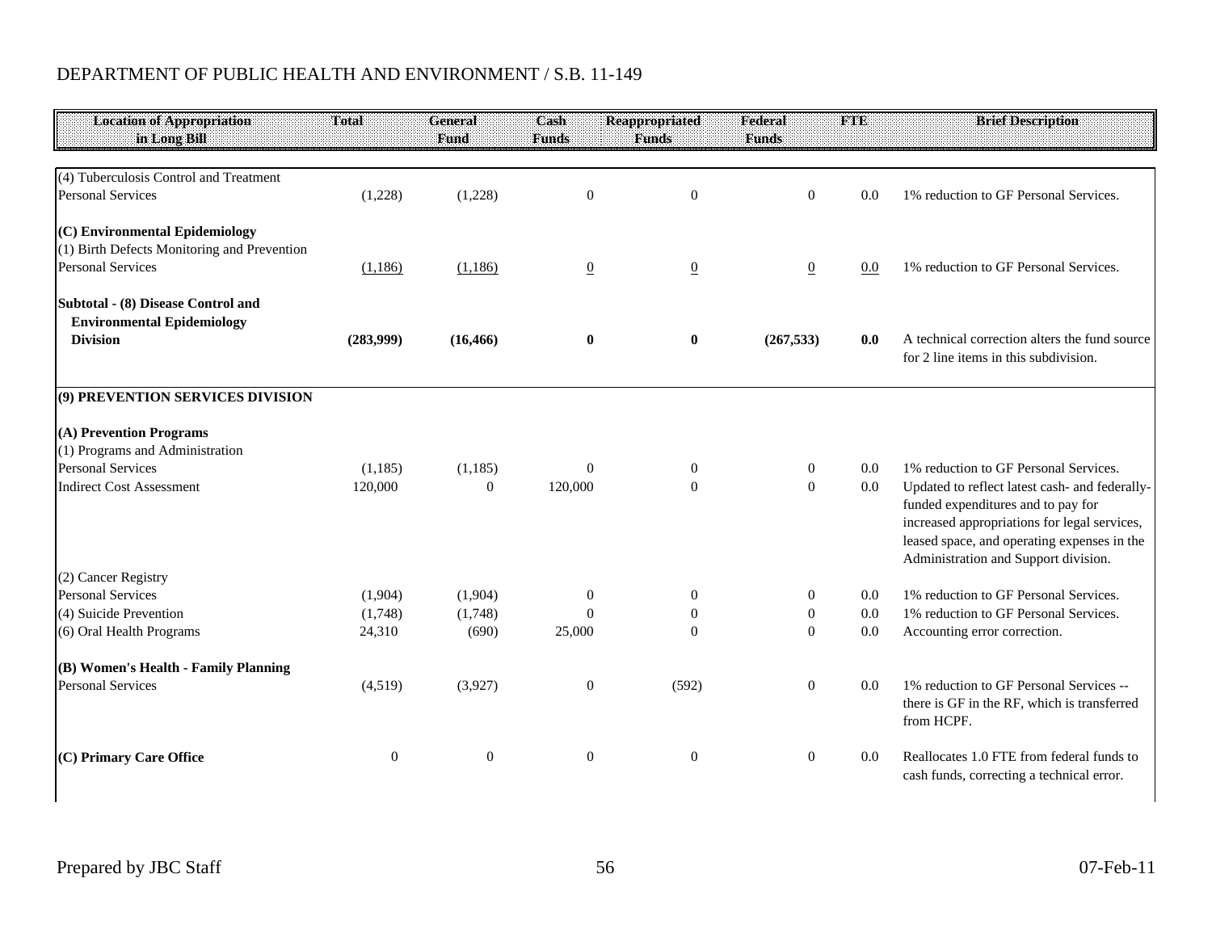DEPARTMENT OF PUBLIC HEALTH AND ENVIRONMENT / S.B. 11-149

| Location of Appropriation in Long Bill | Total | General Fund | Cash Funds | Reappropriated Funds | Federal Funds | FTE | Brief Description |
|---|---|---|---|---|---|---|---|
| (4) Tuberculosis Control and Treatment | | | | | | | |
| Personal Services | (1,228) | (1,228) | 0 | 0 | 0 | 0.0 | 1% reduction to GF Personal Services. |
| **(C) Environmental Epidemiology** | | | | | | | |
| (1) Birth Defects Monitoring and Prevention | | | | | | | |
| Personal Services | (1,186) | (1,186) | 0 | 0 | 0 | 0.0 | 1% reduction to GF Personal Services. |
| **Subtotal - (8) Disease Control and Environmental Epidemiology Division** | **(283,999)** | **(16,466)** | **0** | **0** | **(267,533)** | **0.0** | A technical correction alters the fund source for 2 line items in this subdivision. |
| **(9) PREVENTION SERVICES DIVISION** | | | | | | | |
| **(A) Prevention Programs** | | | | | | | |
| (1) Programs and Administration | | | | | | | |
| Personal Services | (1,185) | (1,185) | 0 | 0 | 0 | 0.0 | 1% reduction to GF Personal Services. |
| Indirect Cost Assessment | 120,000 | 0 | 120,000 | 0 | 0 | 0.0 | Updated to reflect latest cash- and federally-funded expenditures and to pay for increased appropriations for legal services, leased space, and operating expenses in the Administration and Support division. |
| (2) Cancer Registry | | | | | | | |
| Personal Services | (1,904) | (1,904) | 0 | 0 | 0 | 0.0 | 1% reduction to GF Personal Services. |
| (4) Suicide Prevention | (1,748) | (1,748) | 0 | 0 | 0 | 0.0 | 1% reduction to GF Personal Services. |
| (6) Oral Health Programs | 24,310 | (690) | 25,000 | 0 | 0 | 0.0 | Accounting error correction. |
| **(B) Women's Health - Family Planning** | | | | | | | |
| Personal Services | (4,519) | (3,927) | 0 | (592) | 0 | 0.0 | 1% reduction to GF Personal Services -- there is GF in the RF, which is transferred from HCPF. |
| **(C) Primary Care Office** | 0 | 0 | 0 | 0 | 0 | 0.0 | Reallocates 1.0 FTE from federal funds to cash funds, correcting a technical error. |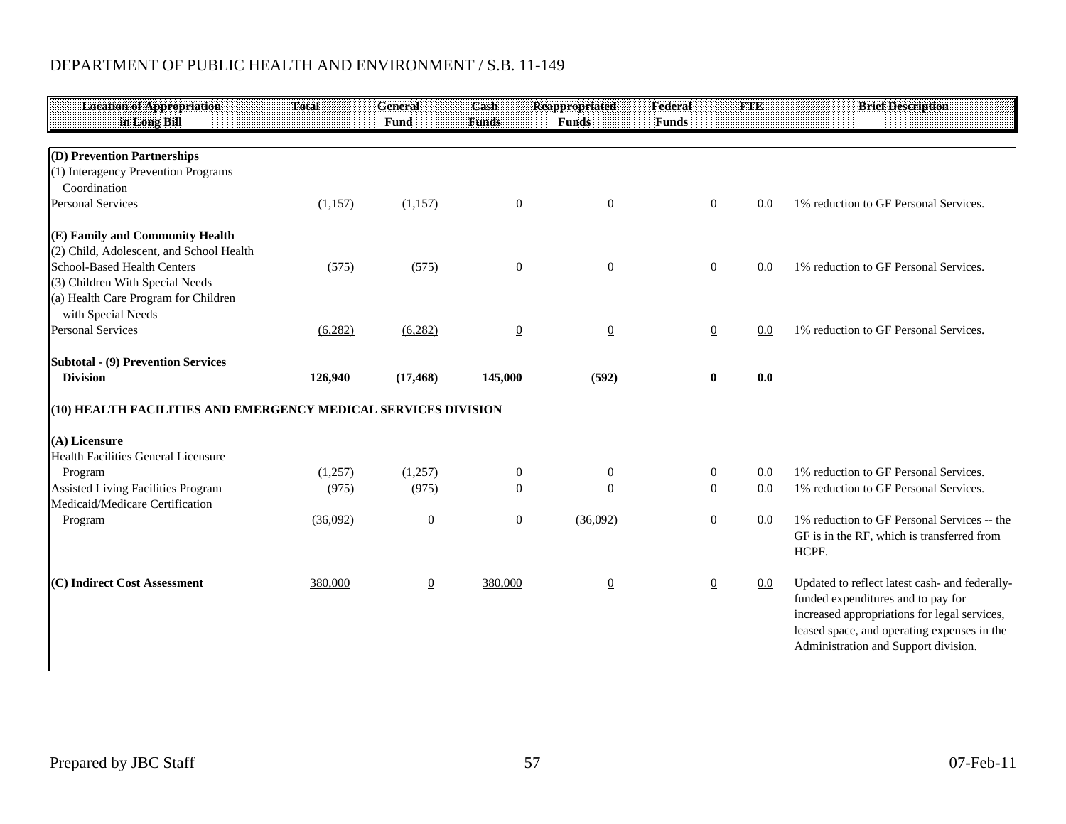DEPARTMENT OF PUBLIC HEALTH AND ENVIRONMENT / S.B. 11-149

| Location of Appropriation in Long Bill | Total | General Fund | Cash Funds | Reappropriated Funds | Federal Funds | FTE | Brief Description |
|---|---|---|---|---|---|---|---|
| **(D) Prevention Partnerships** | | | | | | | |
| (1) Interagency Prevention Programs Coordination | | | | | | | |
| Personal Services | (1,157) | (1,157) | 0 | 0 | 0 | 0.0 | 1% reduction to GF Personal Services. |
| **(E) Family and Community Health** | | | | | | | |
| (2) Child, Adolescent, and School Health | | | | | | | |
| School-Based Health Centers | (575) | (575) | 0 | 0 | 0 | 0.0 | 1% reduction to GF Personal Services. |
| (3) Children With Special Needs | | | | | | | |
| (a) Health Care Program for Children with Special Needs | | | | | | | |
| Personal Services | (6,282) | (6,282) | 0 | 0 | 0 | 0.0 | 1% reduction to GF Personal Services. |
| **Subtotal - (9) Prevention Services Division** | **126,940** | **(17,468)** | **145,000** | **(592)** | **0** | **0.0** | |
| **(10) HEALTH FACILITIES AND EMERGENCY MEDICAL SERVICES DIVISION** | | | | | | | |
| **(A) Licensure** | | | | | | | |
| Health Facilities General Licensure Program | (1,257) | (1,257) | 0 | 0 | 0 | 0.0 | 1% reduction to GF Personal Services. |
| Assisted Living Facilities Program | (975) | (975) | 0 | 0 | 0 | 0.0 | 1% reduction to GF Personal Services. |
| Medicaid/Medicare Certification Program | (36,092) | 0 | 0 | (36,092) | 0 | 0.0 | 1% reduction to GF Personal Services -- the GF is in the RF, which is transferred from HCPF. |
| **(C) Indirect Cost Assessment** | 380,000 | 0 | 380,000 | 0 | 0 | 0.0 | Updated to reflect latest cash- and federally-funded expenditures and to pay for increased appropriations for legal services, leased space, and operating expenses in the Administration and Support division. |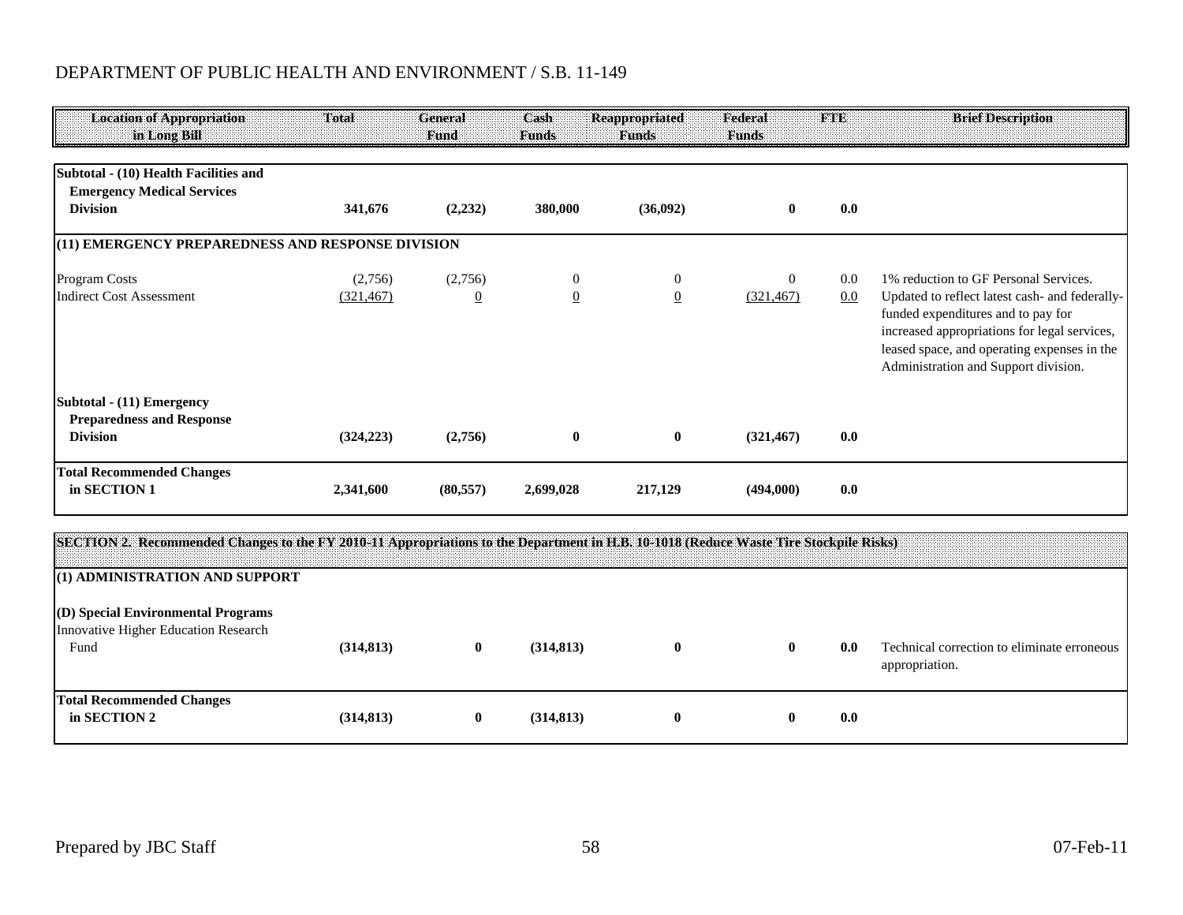DEPARTMENT OF PUBLIC HEALTH AND ENVIRONMENT / S.B. 11-149

| Location of Appropriation in Long Bill | Total | General Fund | Cash Funds | Reappropriated Funds | Federal Funds | FTE | Brief Description |
|---|---|---|---|---|---|---|---|
| **Subtotal - (10) Health Facilities and Emergency Medical Services Division** | **341,676** | **(2,232)** | **380,000** | **(36,092)** | **0** | **0.0** | |
| **(11) EMERGENCY PREPAREDNESS AND RESPONSE DIVISION** | | | | | | | |
| Program Costs | (2,756) | (2,756) | 0 | 0 | 0 | 0.0 | 1% reduction to GF Personal Services. |
| Indirect Cost Assessment | (321,467) | 0 | 0 | 0 | (321,467) | 0.0 | Updated to reflect latest cash- and federally-funded expenditures and to pay for increased appropriations for legal services, leased space, and operating expenses in the Administration and Support division. |
| **Subtotal - (11) Emergency Preparedness and Response Division** | **(324,223)** | **(2,756)** | **0** | **0** | **(321,467)** | **0.0** | |
| **Total Recommended Changes in SECTION 1** | **2,341,600** | **(80,557)** | **2,699,028** | **217,129** | **(494,000)** | **0.0** | |
| **SECTION 2. Recommended Changes to the FY 2010-11 Appropriations to the Department in H.B. 10-1018 (Reduce Waste Tire Stockpile Risks)** | | | | | | | |
| **(1) ADMINISTRATION AND SUPPORT** | | | | | | | |
| **(D) Special Environmental Programs** | | | | | | | |
| Innovative Higher Education Research Fund | **(314,813)** | **0** | **(314,813)** | **0** | **0** | **0.0** | Technical correction to eliminate erroneous appropriation. |
| **Total Recommended Changes in SECTION 2** | **(314,813)** | **0** | **(314,813)** | **0** | **0** | **0.0** | |

Prepared by JBC Staff 07-Feb-11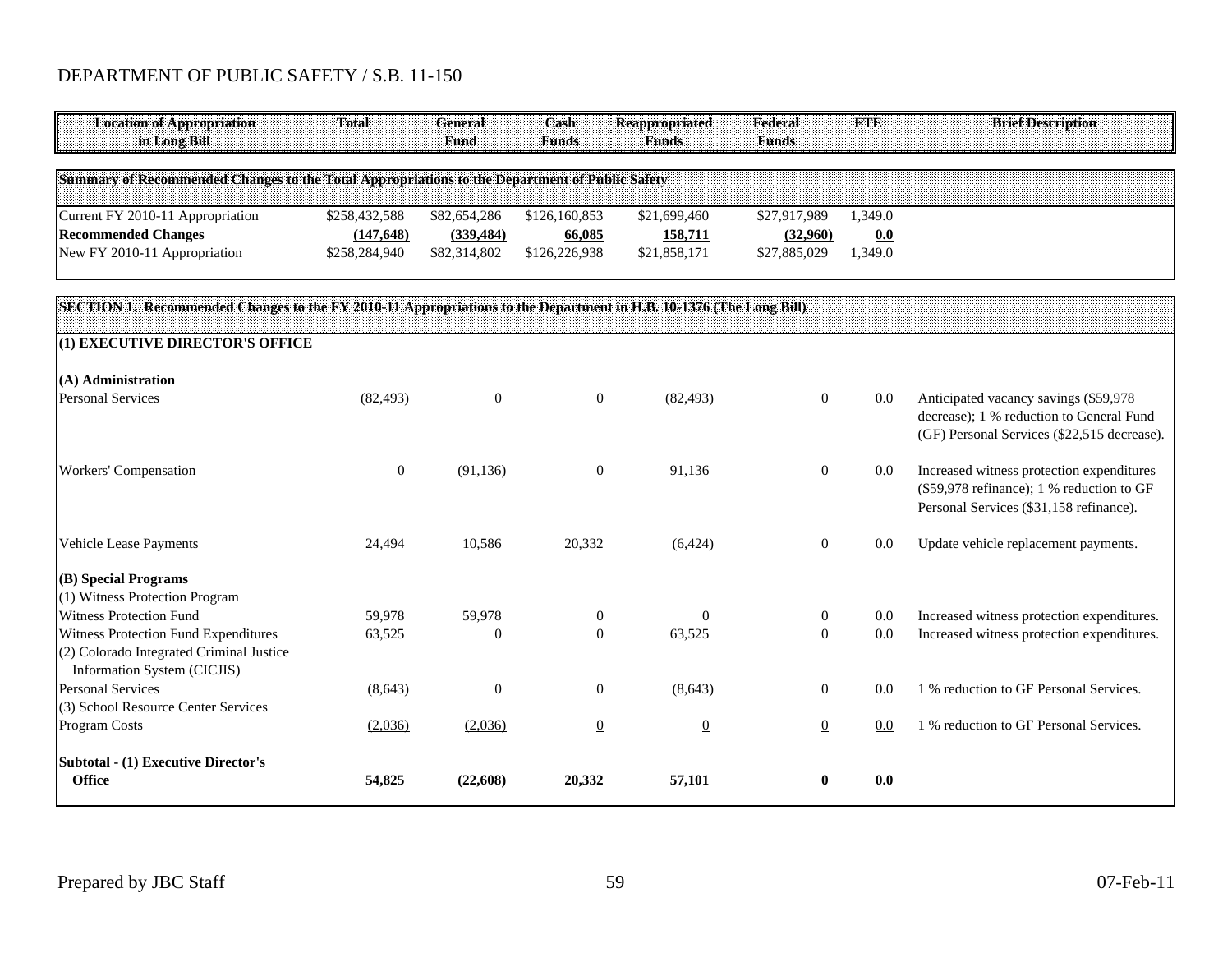DEPARTMENT OF PUBLIC SAFETY / S.B. 11-150

| Location of Appropriation in Long Bill | Total | General Fund | Cash Funds | Reappropriated Funds | Federal Funds | FTE | Brief Description |
|---|---|---|---|---|---|---|---|
| **Summary of Recommended Changes to the Total Appropriations to the Department of Public Safety** | | | | | | | |
| Current FY 2010-11 Appropriation | $258,432,588 | $82,654,286 | $126,160,853 | $21,699,460 | $27,917,989 | 1,349.0 | |
| **Recommended Changes** | **(147,648)** | **(339,484)** | **66,085** | **158,711** | **(32,960)** | **0.0** | |
| New FY 2010-11 Appropriation | $258,284,940 | $82,314,802 | $126,226,938 | $21,858,171 | $27,885,029 | 1,349.0 | |
| **SECTION 1. Recommended Changes to the FY 2010-11 Appropriations to the Department in H.B. 10-1376 (The Long Bill)** | | | | | | | |
| **(1) EXECUTIVE DIRECTOR'S OFFICE** | | | | | | | |
| **(A) Administration** | | | | | | | |
| Personal Services | (82,493) | 0 | 0 | (82,493) | 0 | 0.0 | Anticipated vacancy savings ($59,978 decrease); 1 % reduction to General Fund (GF) Personal Services ($22,515 decrease). |
| Workers' Compensation | 0 | (91,136) | 0 | 91,136 | 0 | 0.0 | Increased witness protection expenditures ($59,978 refinance); 1 % reduction to GF Personal Services ($31,158 refinance). |
| Vehicle Lease Payments | 24,494 | 10,586 | 20,332 | (6,424) | 0 | 0.0 | Update vehicle replacement payments. |
| **(B) Special Programs** | | | | | | | |
| (1) Witness Protection Program | | | | | | | |
| Witness Protection Fund | 59,978 | 59,978 | 0 | 0 | 0 | 0.0 | Increased witness protection expenditures. |
| Witness Protection Fund Expenditures | 63,525 | 0 | 0 | 63,525 | 0 | 0.0 | Increased witness protection expenditures. |
| (2) Colorado Integrated Criminal Justice Information System (CICJIS) | | | | | | | |
| Personal Services | (8,643) | 0 | 0 | (8,643) | 0 | 0.0 | 1 % reduction to GF Personal Services. |
| (3) School Resource Center Services | | | | | | | |
| Program Costs | (2,036) | (2,036) | 0 | 0 | 0 | 0.0 | 1 % reduction to GF Personal Services. |
| **Subtotal - (1) Executive Director's Office** | **54,825** | **(22,608)** | **20,332** | **57,101** | **0** | **0.0** | |

Prepared by JBC Staff | 07-Feb-11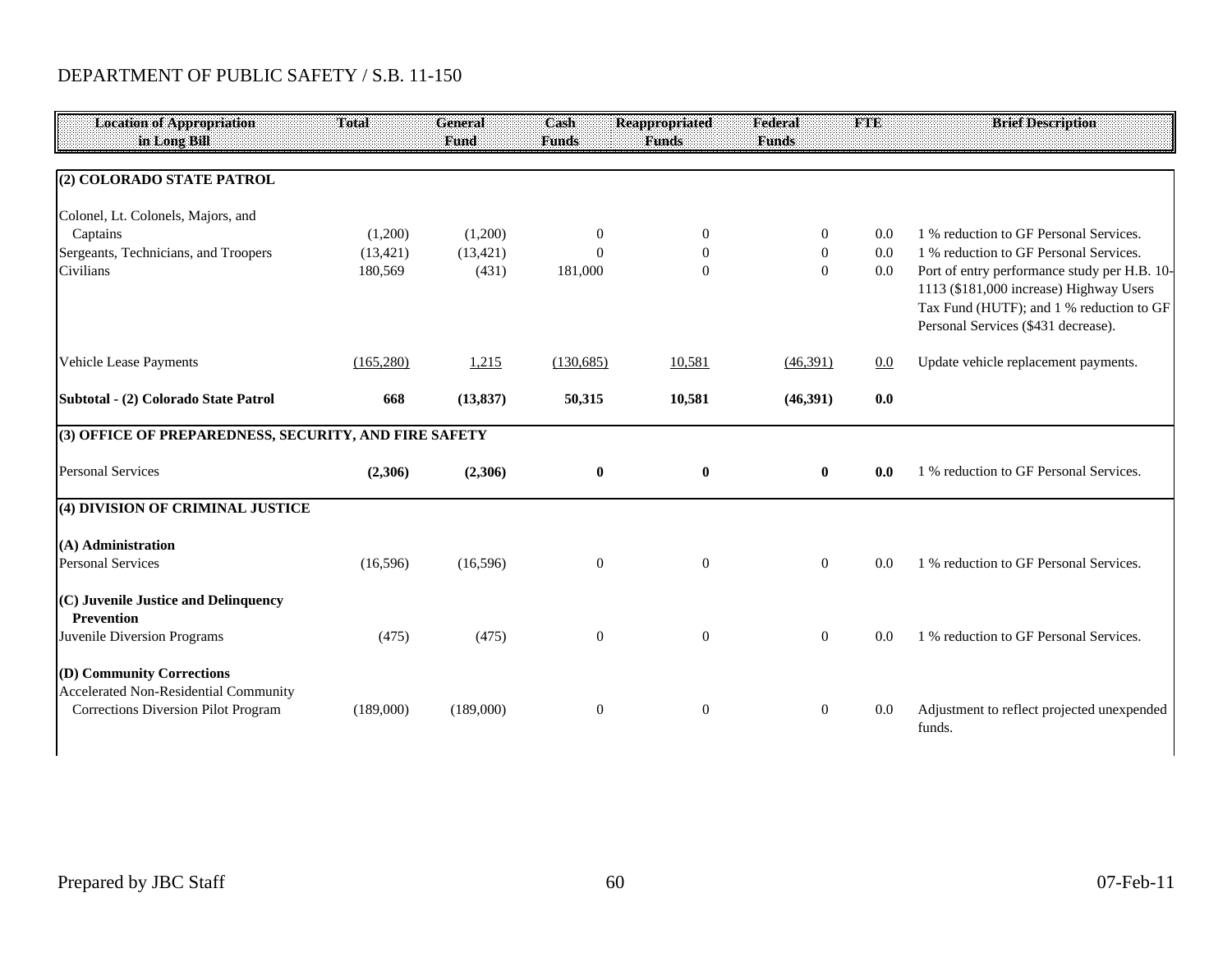DEPARTMENT OF PUBLIC SAFETY / S.B. 11-150

| Location of Appropriation in Long Bill | Total | General Fund | Cash Funds | Reappropriated Funds | Federal Funds | FTE | Brief Description |
|---|---|---|---|---|---|---|---|
| **(2) COLORADO STATE PATROL** | | | | | | | |
| Colonel, Lt. Colonels, Majors, and Captains | (1,200) | (1,200) | 0 | 0 | 0 | 0.0 | 1 % reduction to GF Personal Services. |
| Sergeants, Technicians, and Troopers | (13,421) | (13,421) | 0 | 0 | 0 | 0.0 | 1 % reduction to GF Personal Services. |
| Civilians | 180,569 | (431) | 181,000 | 0 | 0 | 0.0 | Port of entry performance study per H.B. 10-1113 ($181,000 increase) Highway Users Tax Fund (HUTF); and 1 % reduction to GF Personal Services ($431 decrease). |
| Vehicle Lease Payments | (165,280) | 1,215 | (130,685) | 10,581 | (46,391) | 0.0 | Update vehicle replacement payments. |
| **Subtotal - (2) Colorado State Patrol** | **668** | **(13,837)** | **50,315** | **10,581** | **(46,391)** | **0.0** | |
| **(3) OFFICE OF PREPAREDNESS, SECURITY, AND FIRE SAFETY** | | | | | | | |
| Personal Services | **(2,306)** | **(2,306)** | **0** | **0** | **0** | **0.0** | 1 % reduction to GF Personal Services. |
| **(4) DIVISION OF CRIMINAL JUSTICE** | | | | | | | |
| **(A) Administration** | | | | | | | |
| Personal Services | (16,596) | (16,596) | 0 | 0 | 0 | 0.0 | 1 % reduction to GF Personal Services. |
| **(C) Juvenile Justice and Delinquency Prevention** | | | | | | | |
| Juvenile Diversion Programs | (475) | (475) | 0 | 0 | 0 | 0.0 | 1 % reduction to GF Personal Services. |
| **(D) Community Corrections** | | | | | | | |
| Accelerated Non-Residential Community Corrections Diversion Pilot Program | (189,000) | (189,000) | 0 | 0 | 0 | 0.0 | Adjustment to reflect projected unexpended funds. |

Prepared by JBC Staff 07-Feb-11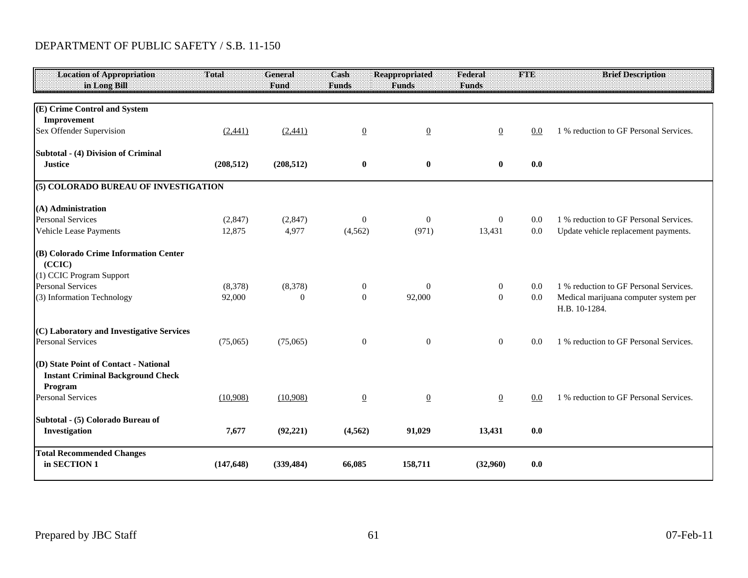DEPARTMENT OF PUBLIC SAFETY / S.B. 11-150

| Location of Appropriation in Long Bill | Total | General Fund | Cash Funds | Reappropriated Funds | Federal Funds | FTE | Brief Description |
|---|---|---|---|---|---|---|---|
| **(E) Crime Control and System Improvement** | | | | | | | |
| Sex Offender Supervision | (2,441) | (2,441) | 0 | 0 | 0 | 0.0 | 1 % reduction to GF Personal Services. |
| **Subtotal - (4) Division of Criminal Justice** | **(208,512)** | **(208,512)** | **0** | **0** | **0** | **0.0** | |
| **(5) COLORADO BUREAU OF INVESTIGATION** | | | | | | | |
| **(A) Administration** | | | | | | | |
| Personal Services | (2,847) | (2,847) | 0 | 0 | 0 | 0.0 | 1 % reduction to GF Personal Services. |
| Vehicle Lease Payments | 12,875 | 4,977 | (4,562) | (971) | 13,431 | 0.0 | Update vehicle replacement payments. |
| **(B) Colorado Crime Information Center (CCIC)** | | | | | | | |
| (1) CCIC Program Support | | | | | | | |
| Personal Services | (8,378) | (8,378) | 0 | 0 | 0 | 0.0 | 1 % reduction to GF Personal Services. |
| (3) Information Technology | 92,000 | 0 | 0 | 92,000 | 0 | 0.0 | Medical marijuana computer system per H.B. 10-1284. |
| **(C) Laboratory and Investigative Services** | | | | | | | |
| Personal Services | (75,065) | (75,065) | 0 | 0 | 0 | 0.0 | 1 % reduction to GF Personal Services. |
| **(D) State Point of Contact - National Instant Criminal Background Check Program** | | | | | | | |
| Personal Services | (10,908) | (10,908) | 0 | 0 | 0 | 0.0 | 1 % reduction to GF Personal Services. |
| **Subtotal - (5) Colorado Bureau of Investigation** | **7,677** | **(92,221)** | **(4,562)** | **91,029** | **13,431** | **0.0** | |
| **Total Recommended Changes in SECTION 1** | **(147,648)** | **(339,484)** | **66,085** | **158,711** | **(32,960)** | **0.0** | |

Prepared by JBC Staff 07-Feb-11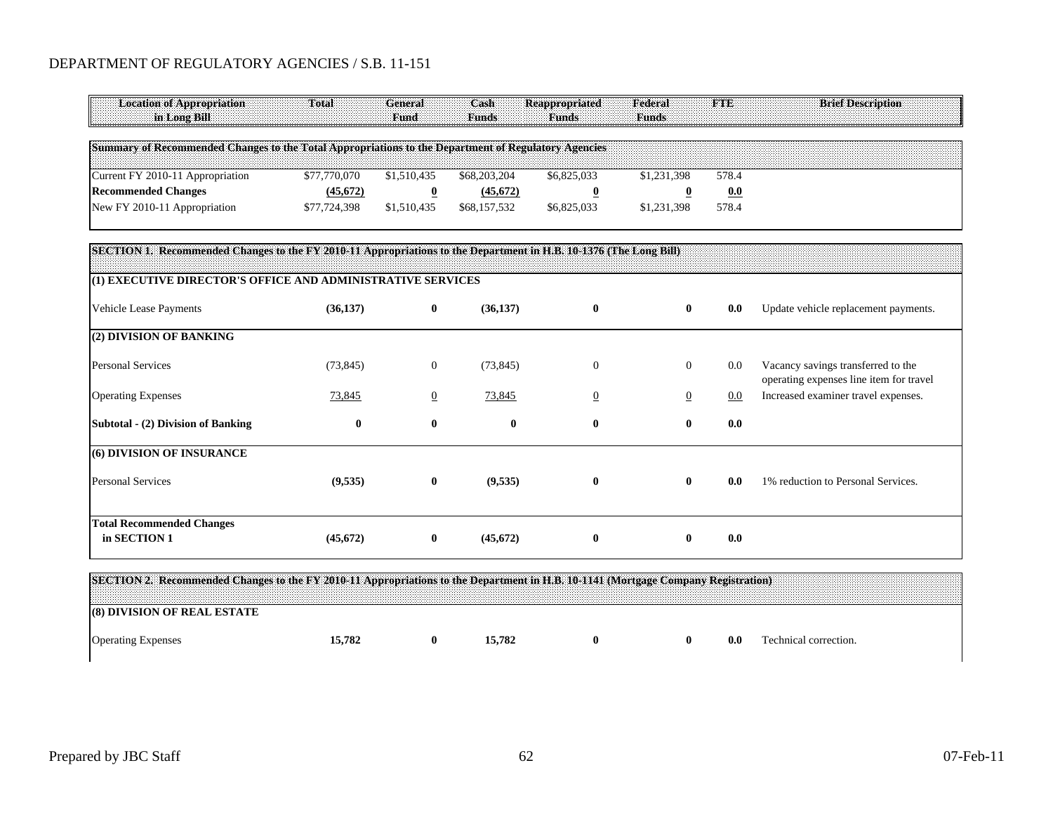DEPARTMENT OF REGULATORY AGENCIES / S.B. 11-151

| Location of Appropriation in Long Bill | Total | General Fund | Cash Funds | Reappropriated Funds | Federal Funds | FTE | Brief Description |
|---|---|---|---|---|---|---|---|
| **Summary of Recommended Changes to the Total Appropriations to the Department of Regulatory Agencies** | | | | | | | |
| Current FY 2010-11 Appropriation | $77,770,070 | $1,510,435 | $68,203,204 | $6,825,033 | $1,231,398 | 578.4 | |
| **Recommended Changes** | **(45,672)** | **0** | **(45,672)** | **0** | **0** | **0.0** | |
| New FY 2010-11 Appropriation | $77,724,398 | $1,510,435 | $68,157,532 | $6,825,033 | $1,231,398 | 578.4 | |
| **SECTION 1. Recommended Changes to the FY 2010-11 Appropriations to the Department in H.B. 10-1376 (The Long Bill)** | | | | | | | |
| **(1) EXECUTIVE DIRECTOR'S OFFICE AND ADMINISTRATIVE SERVICES** | | | | | | | |
| Vehicle Lease Payments | **(36,137)** | **0** | **(36,137)** | **0** | **0** | **0.0** | Update vehicle replacement payments. |
| **(2) DIVISION OF BANKING** | | | | | | | |
| Personal Services | (73,845) | 0 | (73,845) | 0 | 0 | 0.0 | Vacancy savings transferred to the operating expenses line item for travel |
| Operating Expenses | 73,845 | 0 | 73,845 | 0 | 0 | 0.0 | Increased examiner travel expenses. |
| **Subtotal - (2) Division of Banking** | **0** | **0** | **0** | **0** | **0** | **0.0** | |
| **(6) DIVISION OF INSURANCE** | | | | | | | |
| Personal Services | **(9,535)** | **0** | **(9,535)** | **0** | **0** | **0.0** | 1% reduction to Personal Services. |
| **Total Recommended Changes in SECTION 1** | **(45,672)** | **0** | **(45,672)** | **0** | **0** | **0.0** | |
| **SECTION 2. Recommended Changes to the FY 2010-11 Appropriations to the Department in H.B. 10-1141 (Mortgage Company Registration)** | | | | | | | |
| **(8) DIVISION OF REAL ESTATE** | | | | | | | |
| Operating Expenses | **15,782** | **0** | **15,782** | **0** | **0** | **0.0** | Technical correction. |

Prepared by JBC Staff | 07-Feb-11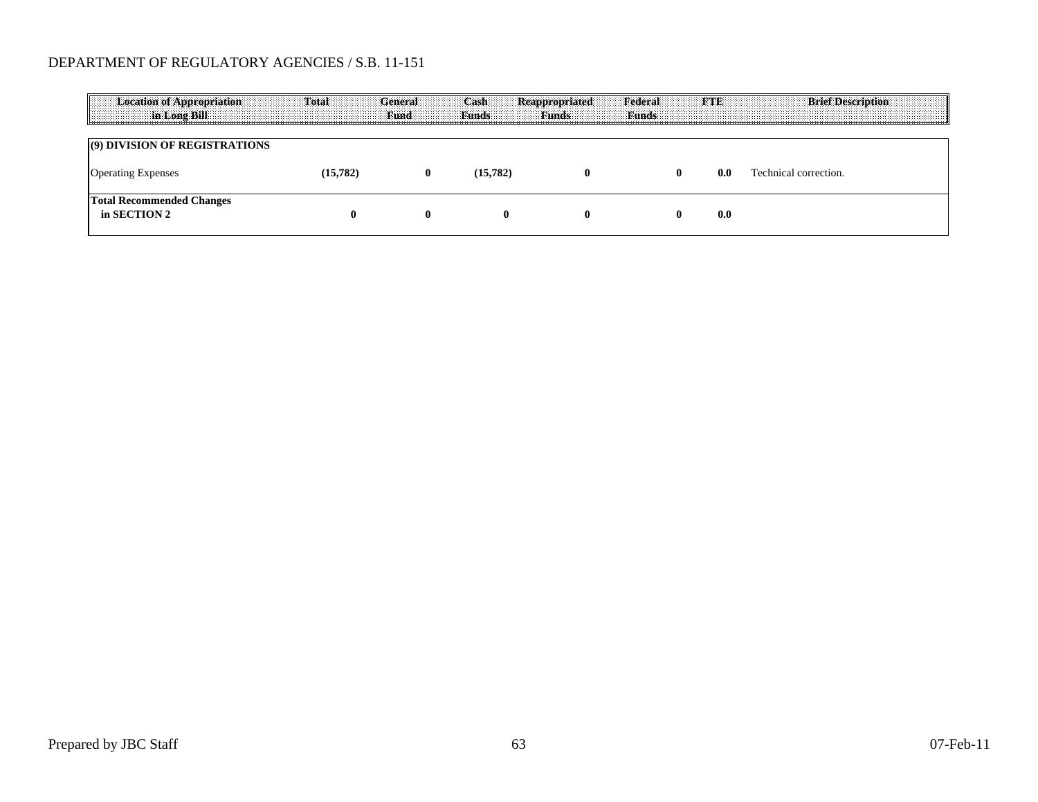DEPARTMENT OF REGULATORY AGENCIES / S.B. 11-151

| Location of Appropriation in Long Bill | Total | General Fund | Cash Funds | Reappropriated Funds | Federal Funds | FTE | Brief Description |
|---|---|---|---|---|---|---|---|
| **(9) DIVISION OF REGISTRATIONS** | | | | | | | |
| Operating Expenses | **(15,782)** | **0** | **(15,782)** | **0** | **0** | **0.0** | Technical correction. |
| **Total Recommended Changes in SECTION 2** | **0** | **0** | **0** | **0** | **0** | **0.0** | |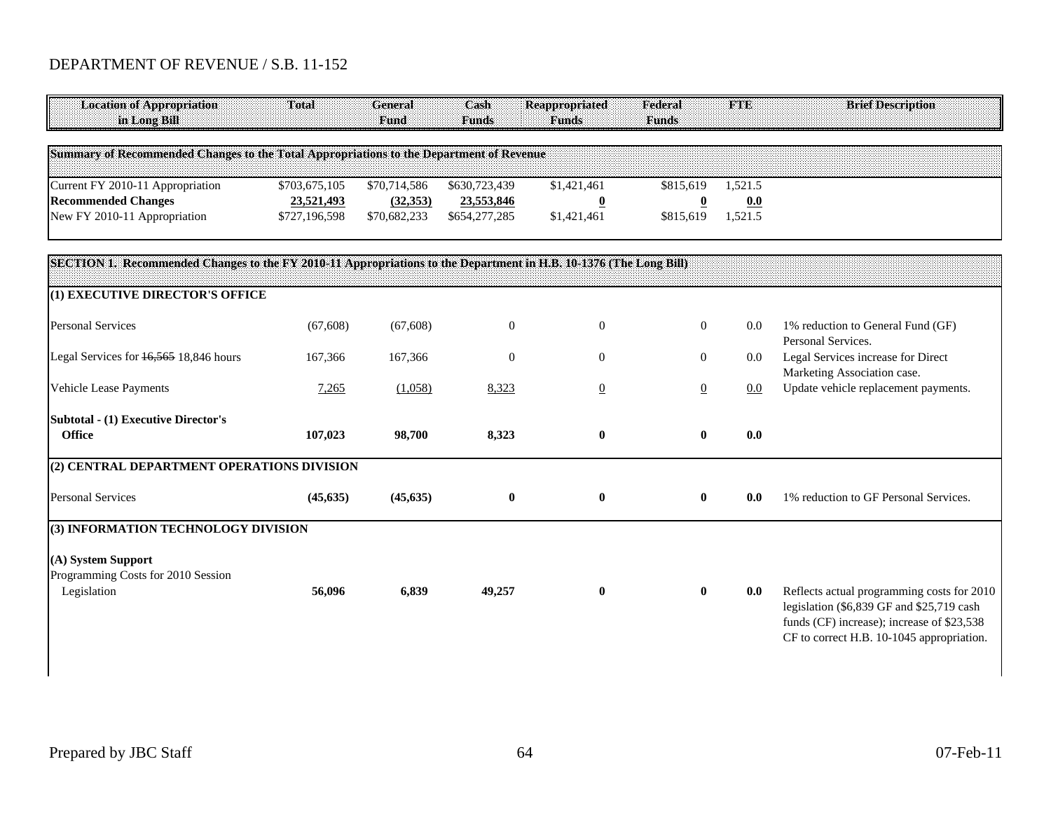DEPARTMENT OF REVENUE / S.B. 11-152

| Location of Appropriation in Long Bill | Total | General Fund | Cash Funds | Reappropriated Funds | Federal Funds | FTE | Brief Description |
|---|---|---|---|---|---|---|---|
| **Summary of Recommended Changes to the Total Appropriations to the Department of Revenue** | | | | | | | |
| Current FY 2010-11 Appropriation | $703,675,105 | $70,714,586 | $630,723,439 | $1,421,461 | $815,619 | 1,521.5 | |
| **Recommended Changes** | **23,521,493** | **(32,353)** | **23,553,846** | **0** | **0** | **0.0** | |
| New FY 2010-11 Appropriation | $727,196,598 | $70,682,233 | $654,277,285 | $1,421,461 | $815,619 | 1,521.5 | |
| **SECTION 1. Recommended Changes to the FY 2010-11 Appropriations to the Department in H.B. 10-1376 (The Long Bill)** | | | | | | | |
| **(1) EXECUTIVE DIRECTOR'S OFFICE** | | | | | | | |
| Personal Services | (67,608) | (67,608) | 0 | 0 | 0 | 0.0 | 1% reduction to General Fund (GF) Personal Services. |
| Legal Services for ~~16,565~~ 18,846 hours | 167,366 | 167,366 | 0 | 0 | 0 | 0.0 | Legal Services increase for Direct Marketing Association case. |
| Vehicle Lease Payments | 7,265 | (1,058) | 8,323 | 0 | 0 | 0.0 | Update vehicle replacement payments. |
| **Subtotal - (1) Executive Director's Office** | **107,023** | **98,700** | **8,323** | **0** | **0** | **0.0** | |
| **(2) CENTRAL DEPARTMENT OPERATIONS DIVISION** | | | | | | | |
| Personal Services | **(45,635)** | **(45,635)** | **0** | **0** | **0** | **0.0** | 1% reduction to GF Personal Services. |
| **(3) INFORMATION TECHNOLOGY DIVISION** | | | | | | | |
| **(A) System Support** | | | | | | | |
| Programming Costs for 2010 Session Legislation | **56,096** | **6,839** | **49,257** | **0** | **0** | **0.0** | Reflects actual programming costs for 2010 legislation ($6,839 GF and $25,719 cash funds (CF) increase); increase of $23,538 CF to correct H.B. 10-1045 appropriation. |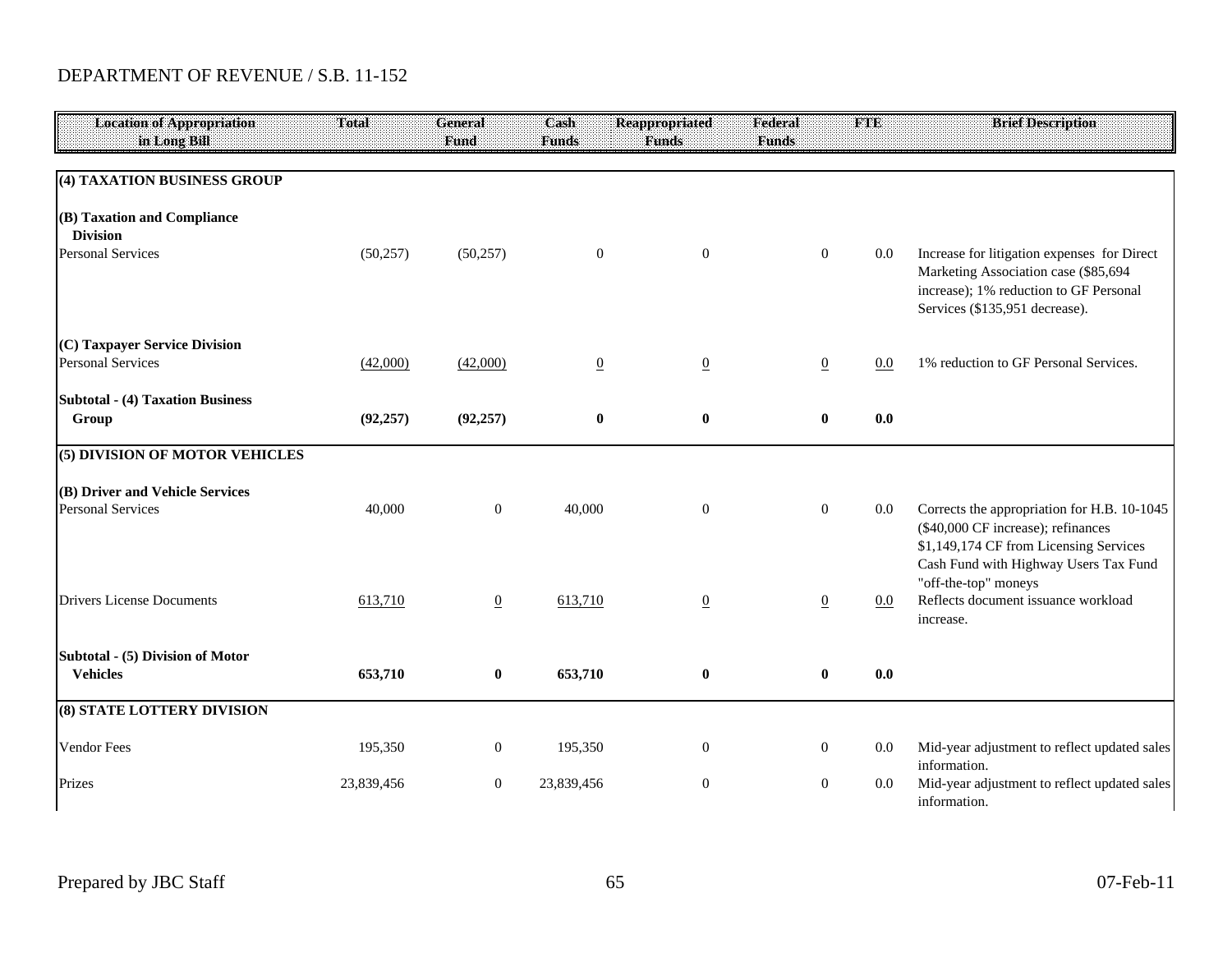DEPARTMENT OF REVENUE / S.B. 11-152

| Location of Appropriation in Long Bill | Total | General Fund | Cash Funds | Reappropriated Funds | Federal Funds | FTE | Brief Description |
|---|---|---|---|---|---|---|---|
| **(4) TAXATION BUSINESS GROUP** | | | | | | | |
| **(B) Taxation and Compliance Division** | | | | | | | |
| Personal Services | (50,257) | (50,257) | 0 | 0 | 0 | 0.0 | Increase for litigation expenses for Direct Marketing Association case ($85,694 increase); 1% reduction to GF Personal Services ($135,951 decrease). |
| **(C) Taxpayer Service Division** | | | | | | | |
| Personal Services | (42,000) | (42,000) | 0 | 0 | 0 | 0.0 | 1% reduction to GF Personal Services. |
| **Subtotal - (4) Taxation Business Group** | **(92,257)** | **(92,257)** | **0** | **0** | **0** | **0.0** | |
| **(5) DIVISION OF MOTOR VEHICLES** | | | | | | | |
| **(B) Driver and Vehicle Services** | | | | | | | |
| Personal Services | 40,000 | 0 | 40,000 | 0 | 0 | 0.0 | Corrects the appropriation for H.B. 10-1045 ($40,000 CF increase); refinances $1,149,174 CF from Licensing Services Cash Fund with Highway Users Tax Fund "off-the-top" moneys |
| Drivers License Documents | 613,710 | 0 | 613,710 | 0 | 0 | 0.0 | Reflects document issuance workload increase. |
| **Subtotal - (5) Division of Motor Vehicles** | **653,710** | **0** | **653,710** | **0** | **0** | **0.0** | |
| **(8) STATE LOTTERY DIVISION** | | | | | | | |
| Vendor Fees | 195,350 | 0 | 195,350 | 0 | 0 | 0.0 | Mid-year adjustment to reflect updated sales information. |
| Prizes | 23,839,456 | 0 | 23,839,456 | 0 | 0 | 0.0 | Mid-year adjustment to reflect updated sales information. |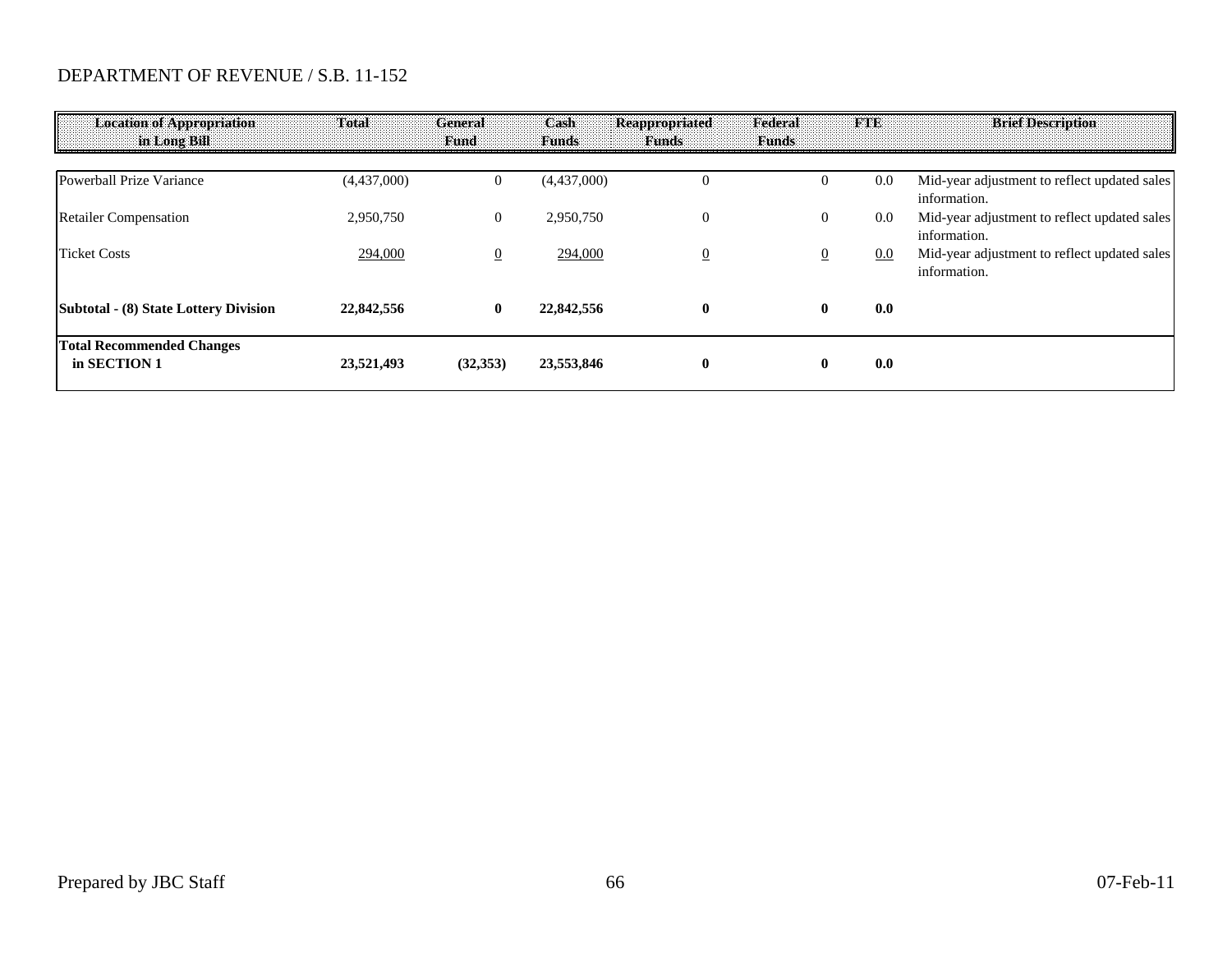DEPARTMENT OF REVENUE / S.B. 11-152

| Location of Appropriation in Long Bill | Total | General Fund | Cash Funds | Reappropriated Funds | Federal Funds | FTE | Brief Description |
|---|---|---|---|---|---|---|---|
| Powerball Prize Variance | (4,437,000) | 0 | (4,437,000) | 0 | 0 | 0.0 | Mid-year adjustment to reflect updated sales information. |
| Retailer Compensation | 2,950,750 | 0 | 2,950,750 | 0 | 0 | 0.0 | Mid-year adjustment to reflect updated sales information. |
| Ticket Costs | 294,000 | 0 | 294,000 | 0 | 0 | 0.0 | Mid-year adjustment to reflect updated sales information. |
| **Subtotal - (8) State Lottery Division** | **22,842,556** | **0** | **22,842,556** | **0** | **0** | **0.0** | |
| **Total Recommended Changes in SECTION 1** | **23,521,493** | **(32,353)** | **23,553,846** | **0** | **0** | **0.0** | |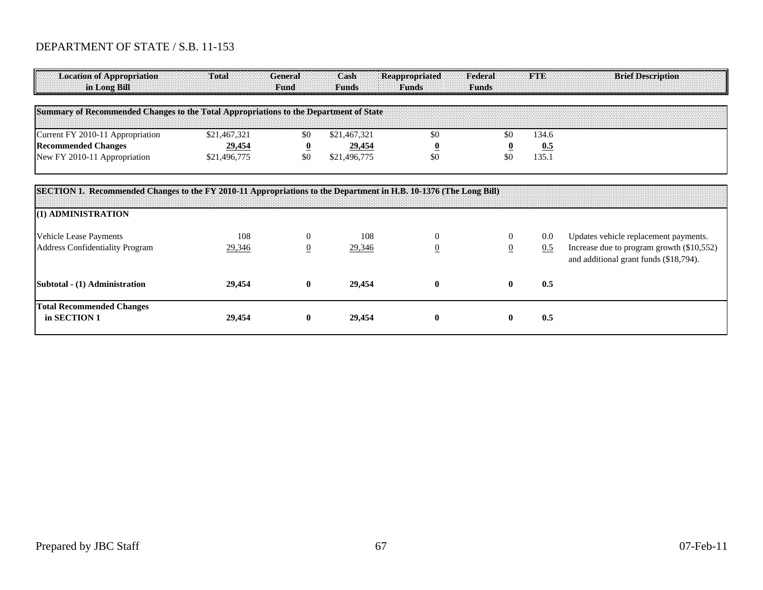# DEPARTMENT OF STATE / S.B. 11-153

| Location of Appropriation in Long Bill | Total | General Fund | Cash Funds | Reappropriated Funds | Federal Funds | FTE | Brief Description |
|---|---|---|---|---|---|---|---|
| **Summary of Recommended Changes to the Total Appropriations to the Department of State** | | | | | | | |
| Current FY 2010-11 Appropriation | $21,467,321 | $0 | $21,467,321 | $0 | $0 | 134.6 | |
| **Recommended Changes** | **29,454** | **0** | **29,454** | **0** | **0** | **0.5** | |
| New FY 2010-11 Appropriation | $21,496,775 | $0 | $21,496,775 | $0 | $0 | 135.1 | |
| **SECTION 1. Recommended Changes to the FY 2010-11 Appropriations to the Department in H.B. 10-1376 (The Long Bill)** | | | | | | | |
| **(1) ADMINISTRATION** | | | | | | | |
| Vehicle Lease Payments | 108 | 0 | 108 | 0 | 0 | 0.0 | Updates vehicle replacement payments. |
| Address Confidentiality Program | 29,346 | 0 | 29,346 | 0 | 0 | 0.5 | Increase due to program growth ($10,552) and additional grant funds ($18,794). |
| **Subtotal - (1) Administration** | **29,454** | **0** | **29,454** | **0** | **0** | **0.5** | |
| **Total Recommended Changes in SECTION 1** | **29,454** | **0** | **29,454** | **0** | **0** | **0.5** | |

Prepared by JBC Staff 07-Feb-11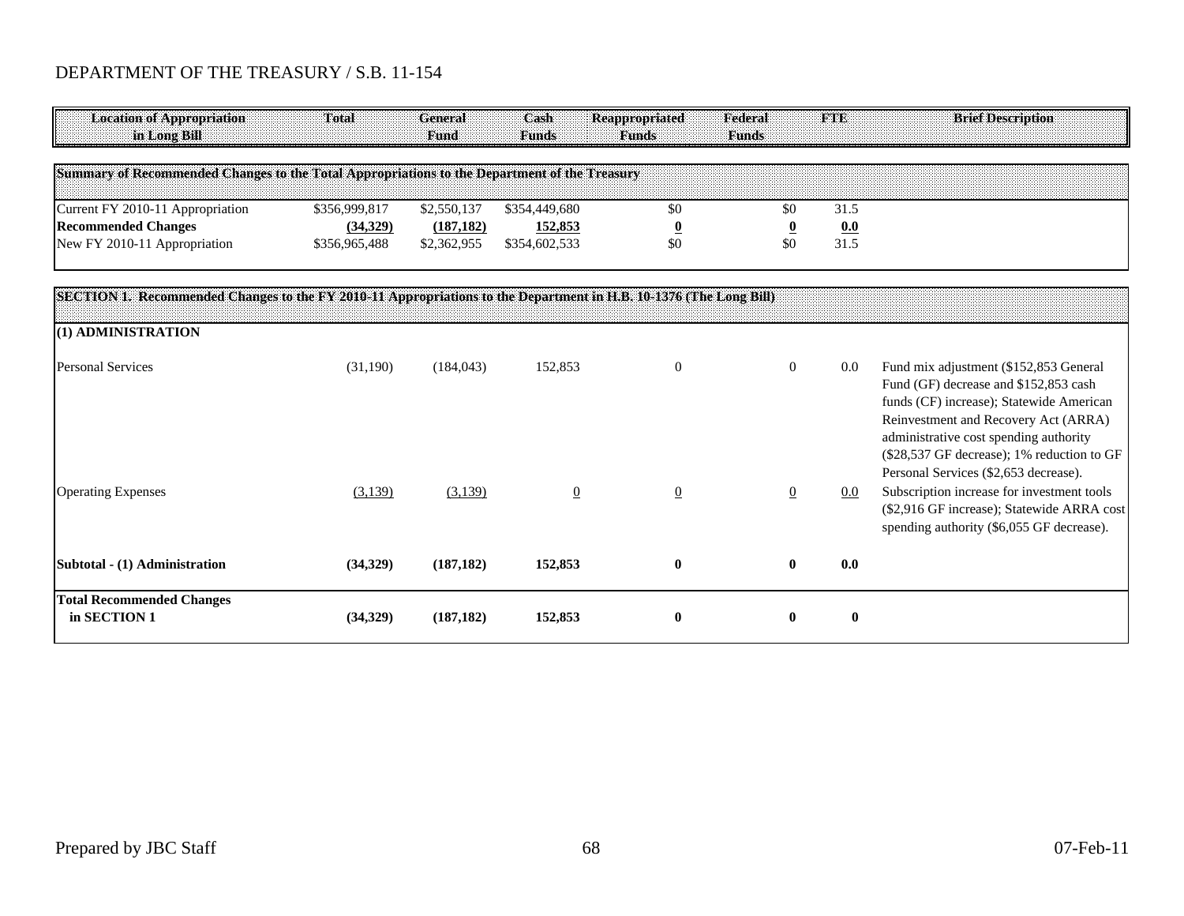# DEPARTMENT OF THE TREASURY / S.B. 11-154

| Location of Appropriation in Long Bill | Total | General Fund | Cash Funds | Reappropriated Funds | Federal Funds | FTE | Brief Description |
|---|---|---|---|---|---|---|---|
| **Summary of Recommended Changes to the Total Appropriations to the Department of the Treasury** | | | | | | | |
| Current FY 2010-11 Appropriation | $356,999,817 | $2,550,137 | $354,449,680 | $0 | $0 | 31.5 | |
| **Recommended Changes** | **(34,329)** | **(187,182)** | **152,853** | **0** | **0** | **0.0** | |
| New FY 2010-11 Appropriation | $356,965,488 | $2,362,955 | $354,602,533 | $0 | $0 | 31.5 | |
| **SECTION 1. Recommended Changes to the FY 2010-11 Appropriations to the Department in H.B. 10-1376 (The Long Bill)** | | | | | | | |
| **(1) ADMINISTRATION** | | | | | | | |
| Personal Services | (31,190) | (184,043) | 152,853 | 0 | 0 | 0.0 | Fund mix adjustment ($152,853 General Fund (GF) decrease and $152,853 cash funds (CF) increase); Statewide American Reinvestment and Recovery Act (ARRA) administrative cost spending authority ($28,537 GF decrease); 1% reduction to GF Personal Services ($2,653 decrease). |
| Operating Expenses | (3,139) | (3,139) | 0 | 0 | 0 | 0.0 | Subscription increase for investment tools ($2,916 GF increase); Statewide ARRA cost spending authority ($6,055 GF decrease). |
| **Subtotal - (1) Administration** | **(34,329)** | **(187,182)** | **152,853** | **0** | **0** | **0.0** | |
| **Total Recommended Changes in SECTION 1** | **(34,329)** | **(187,182)** | **152,853** | **0** | **0** | **0** | |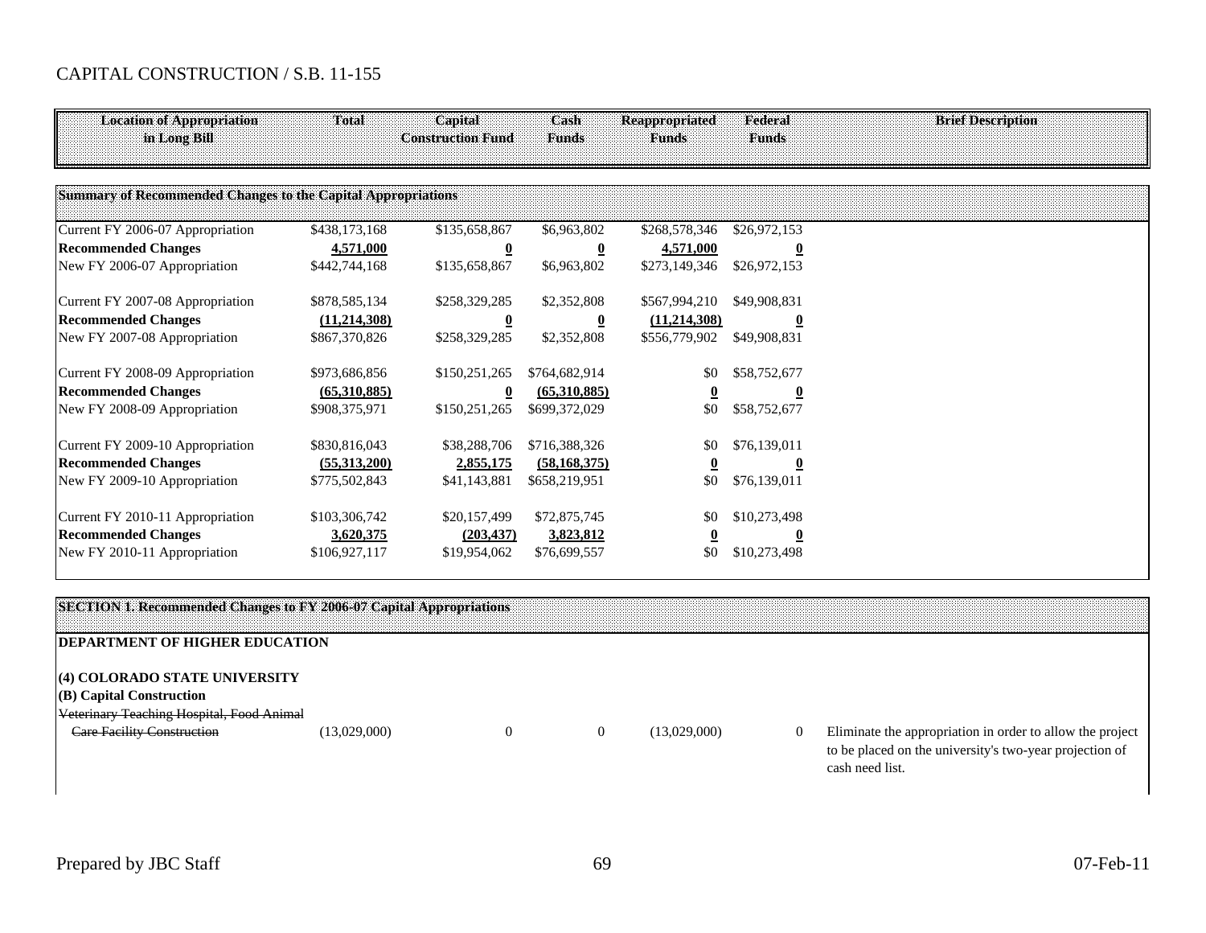# CAPITAL CONSTRUCTION / S.B. 11-155

| Location of Appropriation in Long Bill | Total | Capital Construction Fund | Cash Funds | Reappropriated Funds | Federal Funds | Brief Description |
|---|---|---|---|---|---|---|
| **Summary of Recommended Changes to the Capital Appropriations** | | | | | | |
| Current FY 2006-07 Appropriation | $438,173,168 | $135,658,867 | $6,963,802 | $268,578,346 | $26,972,153 | |
| **Recommended Changes** | **4,571,000** | **0** | **0** | **4,571,000** | **0** | |
| New FY 2006-07 Appropriation | $442,744,168 | $135,658,867 | $6,963,802 | $273,149,346 | $26,972,153 | |
| Current FY 2007-08 Appropriation | $878,585,134 | $258,329,285 | $2,352,808 | $567,994,210 | $49,908,831 | |
| **Recommended Changes** | **(11,214,308)** | **0** | **0** | **(11,214,308)** | **0** | |
| New FY 2007-08 Appropriation | $867,370,826 | $258,329,285 | $2,352,808 | $556,779,902 | $49,908,831 | |
| Current FY 2008-09 Appropriation | $973,686,856 | $150,251,265 | $764,682,914 | $0 | $58,752,677 | |
| **Recommended Changes** | **(65,310,885)** | **0** | **(65,310,885)** | **0** | **0** | |
| New FY 2008-09 Appropriation | $908,375,971 | $150,251,265 | $699,372,029 | $0 | $58,752,677 | |
| Current FY 2009-10 Appropriation | $830,816,043 | $38,288,706 | $716,388,326 | $0 | $76,139,011 | |
| **Recommended Changes** | **(55,313,200)** | **2,855,175** | **(58,168,375)** | **0** | **0** | |
| New FY 2009-10 Appropriation | $775,502,843 | $41,143,881 | $658,219,951 | $0 | $76,139,011 | |
| Current FY 2010-11 Appropriation | $103,306,742 | $20,157,499 | $72,875,745 | $0 | $10,273,498 | |
| **Recommended Changes** | **3,620,375** | **(203,437)** | **3,823,812** | **0** | **0** | |
| New FY 2010-11 Appropriation | $106,927,117 | $19,954,062 | $76,699,557 | $0 | $10,273,498 | |
| **SECTION 1. Recommended Changes to FY 2006-07 Capital Appropriations** | | | | | | |
| **DEPARTMENT OF HIGHER EDUCATION** | | | | | | |
| **(4) COLORADO STATE UNIVERSITY** | | | | | | |
| **(B) Capital Construction** | | | | | | |
| ~~Veterinary Teaching Hospital, Food Animal Care Facility Construction~~ | (13,029,000) | 0 | 0 | (13,029,000) | 0 | Eliminate the appropriation in order to allow the project to be placed on the university's two-year projection of cash need list. |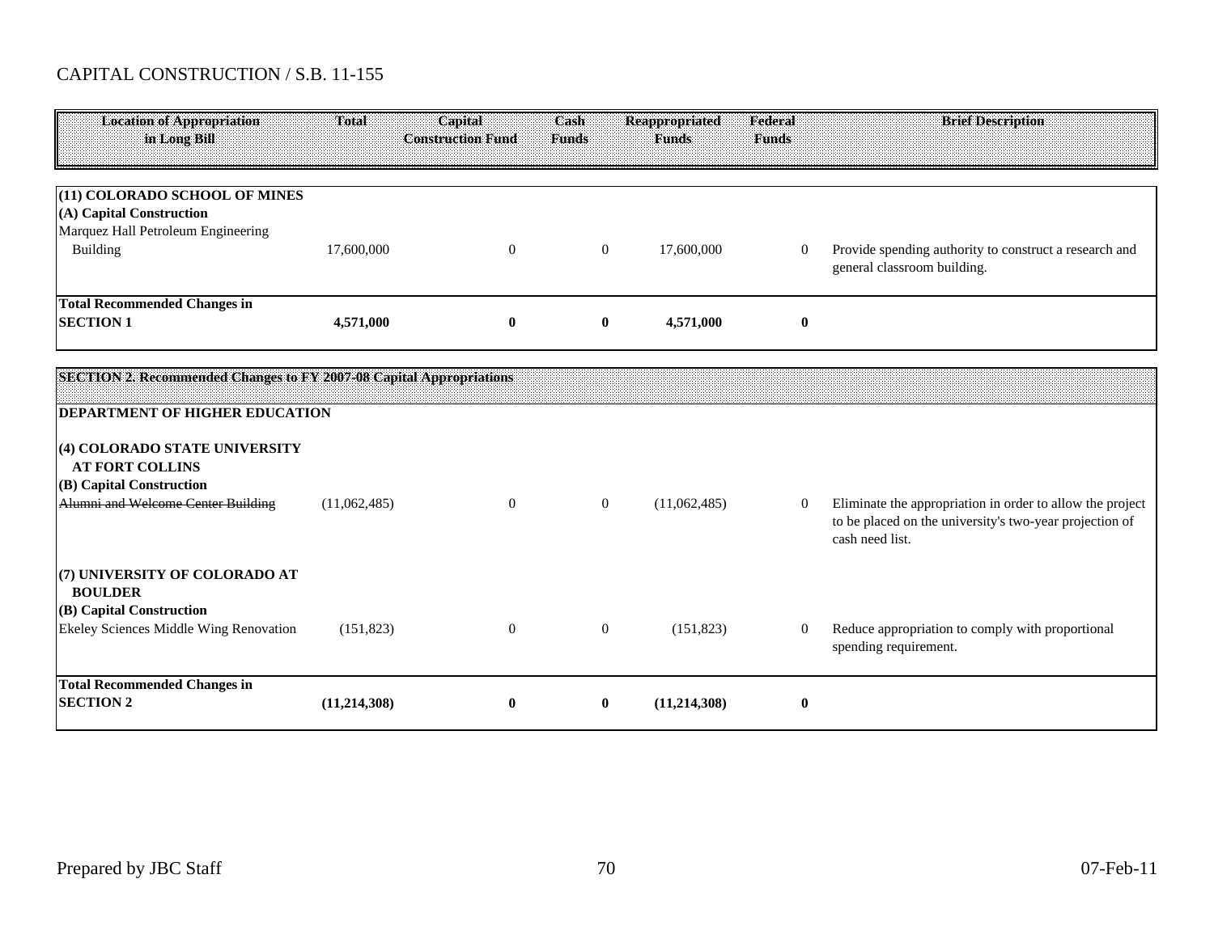CAPITAL CONSTRUCTION / S.B. 11-155

| Location of Appropriation in Long Bill | Total | Capital Construction Fund | Cash Funds | Reappropriated Funds | Federal Funds | Brief Description |
|---|---|---|---|---|---|---|
| **(11) COLORADO SCHOOL OF MINES** | | | | | | |
| **(A) Capital Construction** | | | | | | |
| Marquez Hall Petroleum Engineering Building | 17,600,000 | 0 | 0 | 17,600,000 | 0 | Provide spending authority to construct a research and general classroom building. |
| **Total Recommended Changes in SECTION 1** | **4,571,000** | **0** | **0** | **4,571,000** | **0** | |

| Location of Appropriation in Long Bill | Total | Capital Construction Fund | Cash Funds | Reappropriated Funds | Federal Funds | Brief Description |
|---|---|---|---|---|---|---|
| **SECTION 2. Recommended Changes to FY 2007-08 Capital Appropriations** | | | | | | |
| **DEPARTMENT OF HIGHER EDUCATION** | | | | | | |
| **(4) COLORADO STATE UNIVERSITY AT FORT COLLINS** | | | | | | |
| **(B) Capital Construction** | | | | | | |
| ~~Alumni and Welcome Center Building~~ | (11,062,485) | 0 | 0 | (11,062,485) | 0 | Eliminate the appropriation in order to allow the project to be placed on the university's two-year projection of cash need list. |
| **(7) UNIVERSITY OF COLORADO AT BOULDER** | | | | | | |
| **(B) Capital Construction** | | | | | | |
| Ekeley Sciences Middle Wing Renovation | (151,823) | 0 | 0 | (151,823) | 0 | Reduce appropriation to comply with proportional spending requirement. |
| **Total Recommended Changes in SECTION 2** | **(11,214,308)** | **0** | **0** | **(11,214,308)** | **0** | |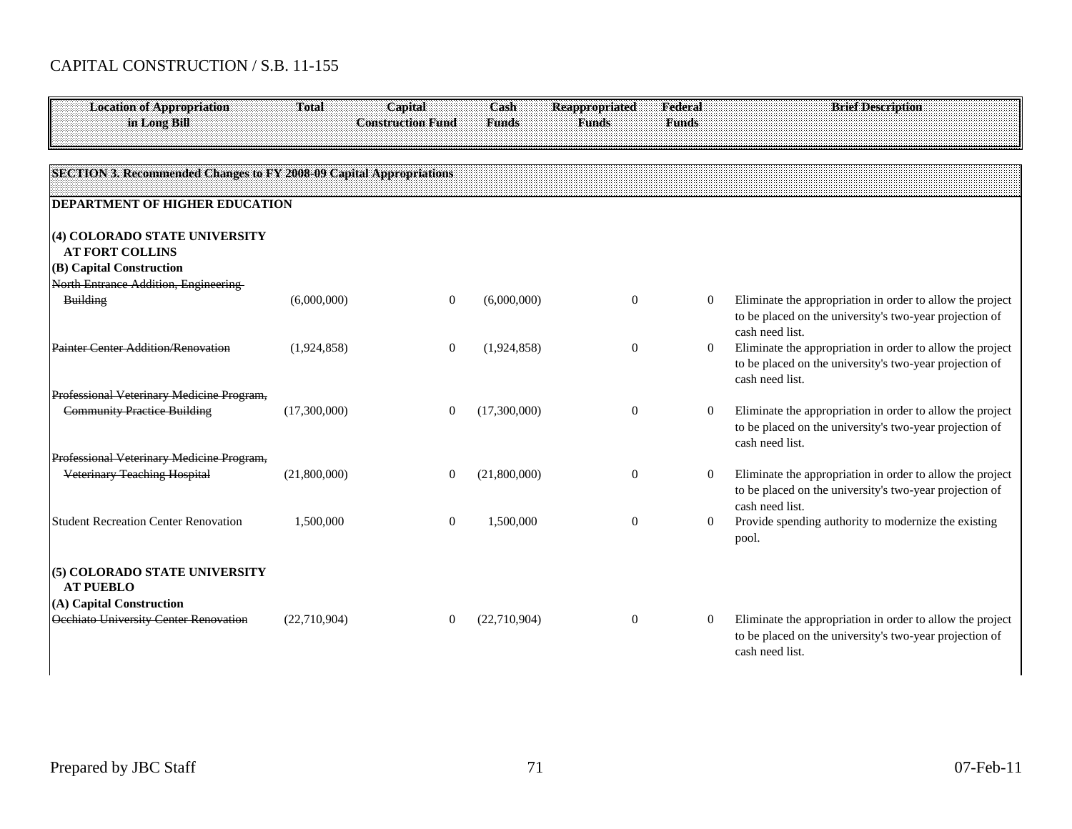# CAPITAL CONSTRUCTION / S.B. 11-155

| Location of Appropriation in Long Bill | Total | Capital Construction Fund | Cash Funds | Reappropriated Funds | Federal Funds | Brief Description |
|---|---|---|---|---|---|---|
| **SECTION 3. Recommended Changes to FY 2008-09 Capital Appropriations** | | | | | | |
| **DEPARTMENT OF HIGHER EDUCATION** | | | | | | |
| **(4) COLORADO STATE UNIVERSITY AT FORT COLLINS** | | | | | | |
| **(B) Capital Construction** | | | | | | |
| ~~North Entrance Addition, Engineering Building~~ | (6,000,000) | 0 | (6,000,000) | 0 | 0 | Eliminate the appropriation in order to allow the project to be placed on the university's two-year projection of cash need list. |
| ~~Painter Center Addition/Renovation~~ | (1,924,858) | 0 | (1,924,858) | 0 | 0 | Eliminate the appropriation in order to allow the project to be placed on the university's two-year projection of cash need list. |
| ~~Professional Veterinary Medicine Program, Community Practice Building~~ | (17,300,000) | 0 | (17,300,000) | 0 | 0 | Eliminate the appropriation in order to allow the project to be placed on the university's two-year projection of cash need list. |
| ~~Professional Veterinary Medicine Program, Veterinary Teaching Hospital~~ | (21,800,000) | 0 | (21,800,000) | 0 | 0 | Eliminate the appropriation in order to allow the project to be placed on the university's two-year projection of cash need list. |
| Student Recreation Center Renovation | 1,500,000 | 0 | 1,500,000 | 0 | 0 | Provide spending authority to modernize the existing pool. |
| **(5) COLORADO STATE UNIVERSITY AT PUEBLO** | | | | | | |
| **(A) Capital Construction** | | | | | | |
| ~~Occhiato University Center Renovation~~ | (22,710,904) | 0 | (22,710,904) | 0 | 0 | Eliminate the appropriation in order to allow the project to be placed on the university's two-year projection of cash need list. |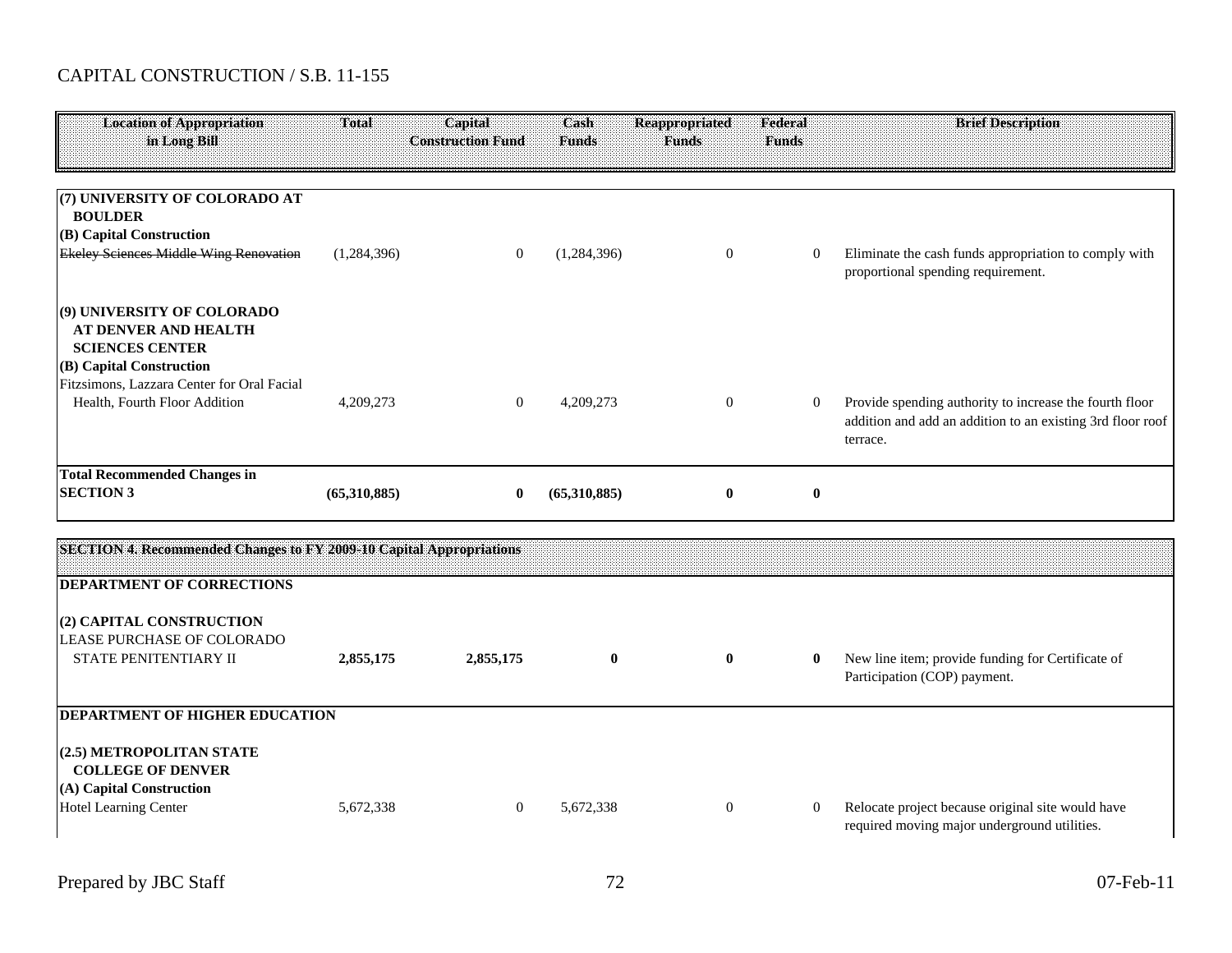CAPITAL CONSTRUCTION / S.B. 11-155

| Location of Appropriation in Long Bill | Total | Capital Construction Fund | Cash Funds | Reappropriated Funds | Federal Funds | Brief Description |
|---|---|---|---|---|---|---|
| **(7) UNIVERSITY OF COLORADO AT BOULDER** | | | | | | |
| **(B) Capital Construction** | | | | | | |
| ~~Ekeley Sciences Middle Wing Renovation~~ | (1,284,396) | 0 | (1,284,396) | 0 | 0 | Eliminate the cash funds appropriation to comply with proportional spending requirement. |
| **(9) UNIVERSITY OF COLORADO AT DENVER AND HEALTH SCIENCES CENTER** | | | | | | |
| **(B) Capital Construction** | | | | | | |
| Fitzsimons, Lazzara Center for Oral Facial Health, Fourth Floor Addition | 4,209,273 | 0 | 4,209,273 | 0 | 0 | Provide spending authority to increase the fourth floor addition and add an addition to an existing 3rd floor roof terrace. |
| **Total Recommended Changes in SECTION 3** | **(65,310,885)** | **0** | **(65,310,885)** | **0** | **0** | |
| **SECTION 4. Recommended Changes to FY 2009-10 Capital Appropriations** | | | | | | |
| **DEPARTMENT OF CORRECTIONS** | | | | | | |
| **(2) CAPITAL CONSTRUCTION** | | | | | | |
| LEASE PURCHASE OF COLORADO STATE PENITENTIARY II | **2,855,175** | **2,855,175** | **0** | **0** | **0** | New line item; provide funding for Certificate of Participation (COP) payment. |
| **DEPARTMENT OF HIGHER EDUCATION** | | | | | | |
| **(2.5) METROPOLITAN STATE COLLEGE OF DENVER** | | | | | | |
| **(A) Capital Construction** | | | | | | |
| Hotel Learning Center | 5,672,338 | 0 | 5,672,338 | 0 | 0 | Relocate project because original site would have required moving major underground utilities. |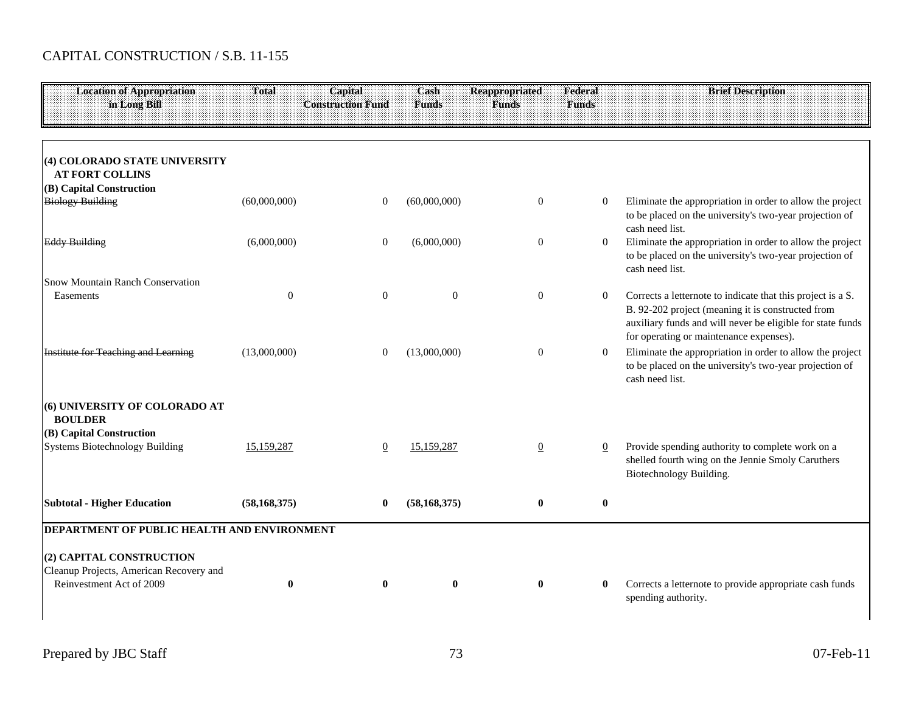CAPITAL CONSTRUCTION / S.B. 11-155

| Location of Appropriation in Long Bill | Total | Capital Construction Fund | Cash Funds | Reappropriated Funds | Federal Funds | Brief Description |
|---|---|---|---|---|---|---|
| **(4) COLORADO STATE UNIVERSITY AT FORT COLLINS** | | | | | | |
| **(B) Capital Construction** | | | | | | |
| ~~Biology Building~~ | (60,000,000) | 0 | (60,000,000) | 0 | 0 | Eliminate the appropriation in order to allow the project to be placed on the university's two-year projection of cash need list. |
| ~~Eddy Building~~ | (6,000,000) | 0 | (6,000,000) | 0 | 0 | Eliminate the appropriation in order to allow the project to be placed on the university's two-year projection of cash need list. |
| Snow Mountain Ranch Conservation Easements | 0 | 0 | 0 | 0 | 0 | Corrects a letternote to indicate that this project is a S. B. 92-202 project (meaning it is constructed from auxiliary funds and will never be eligible for state funds for operating or maintenance expenses). |
| ~~Institute for Teaching and Learning~~ | (13,000,000) | 0 | (13,000,000) | 0 | 0 | Eliminate the appropriation in order to allow the project to be placed on the university's two-year projection of cash need list. |
| **(6) UNIVERSITY OF COLORADO AT BOULDER** | | | | | | |
| **(B) Capital Construction** | | | | | | |
| Systems Biotechnology Building | 15,159,287 | 0 | 15,159,287 | 0 | 0 | Provide spending authority to complete work on a shelled fourth wing on the Jennie Smoly Caruthers Biotechnology Building. |
| **Subtotal - Higher Education** | **(58,168,375)** | **0** | **(58,168,375)** | **0** | **0** | |
| **DEPARTMENT OF PUBLIC HEALTH AND ENVIRONMENT** | | | | | | |
| **(2) CAPITAL CONSTRUCTION** | | | | | | |
| Cleanup Projects, American Recovery and Reinvestment Act of 2009 | **0** | **0** | **0** | **0** | **0** | Corrects a letternote to provide appropriate cash funds spending authority. |

Prepared by JBC Staff 07-Feb-11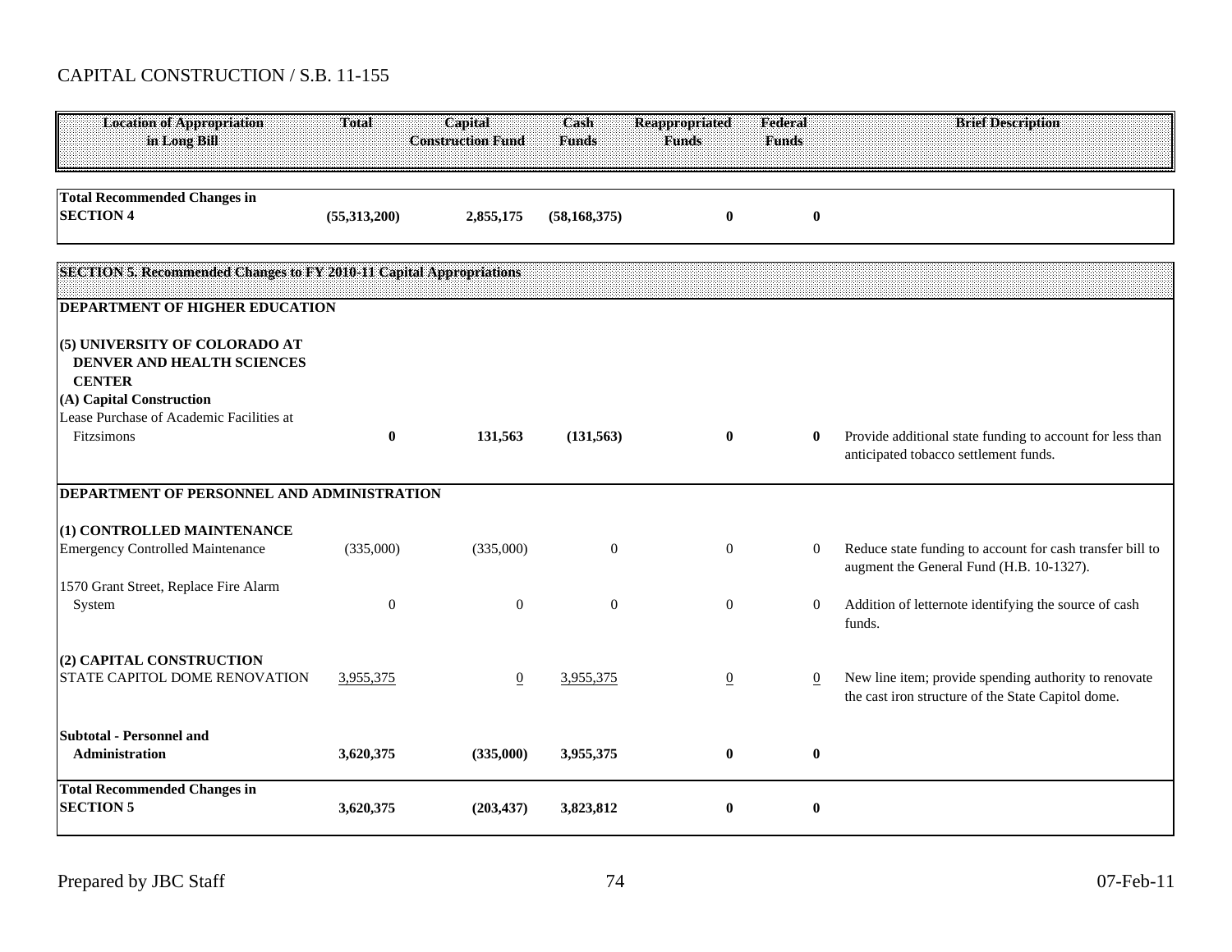CAPITAL CONSTRUCTION / S.B. 11-155

| Location of Appropriation in Long Bill | Total | Capital Construction Fund | Cash Funds | Reappropriated Funds | Federal Funds | Brief Description |
|---|---|---|---|---|---|---|
| **Total Recommended Changes in SECTION 4** | **(55,313,200)** | **2,855,175** | **(58,168,375)** | **0** | **0** | |
| **SECTION 5. Recommended Changes to FY 2010-11 Capital Appropriations** | | | | | | |
| **DEPARTMENT OF HIGHER EDUCATION** | | | | | | |
| **(5) UNIVERSITY OF COLORADO AT DENVER AND HEALTH SCIENCES CENTER** | | | | | | |
| **(A) Capital Construction** | | | | | | |
| Lease Purchase of Academic Facilities at Fitzsimons | **0** | **131,563** | **(131,563)** | **0** | **0** | Provide additional state funding to account for less than anticipated tobacco settlement funds. |
| **DEPARTMENT OF PERSONNEL AND ADMINISTRATION** | | | | | | |
| **(1) CONTROLLED MAINTENANCE** | | | | | | |
| Emergency Controlled Maintenance | (335,000) | (335,000) | 0 | 0 | 0 | Reduce state funding to account for cash transfer bill to augment the General Fund (H.B. 10-1327). |
| 1570 Grant Street, Replace Fire Alarm System | 0 | 0 | 0 | 0 | 0 | Addition of letternote identifying the source of cash funds. |
| **(2) CAPITAL CONSTRUCTION** | | | | | | |
| STATE CAPITOL DOME RENOVATION | 3,955,375 | 0 | 3,955,375 | 0 | 0 | New line item; provide spending authority to renovate the cast iron structure of the State Capitol dome. |
| **Subtotal - Personnel and Administration** | **3,620,375** | **(335,000)** | **3,955,375** | **0** | **0** | |
| **Total Recommended Changes in SECTION 5** | **3,620,375** | **(203,437)** | **3,823,812** | **0** | **0** | |

Prepared by JBC Staff | 07-Feb-11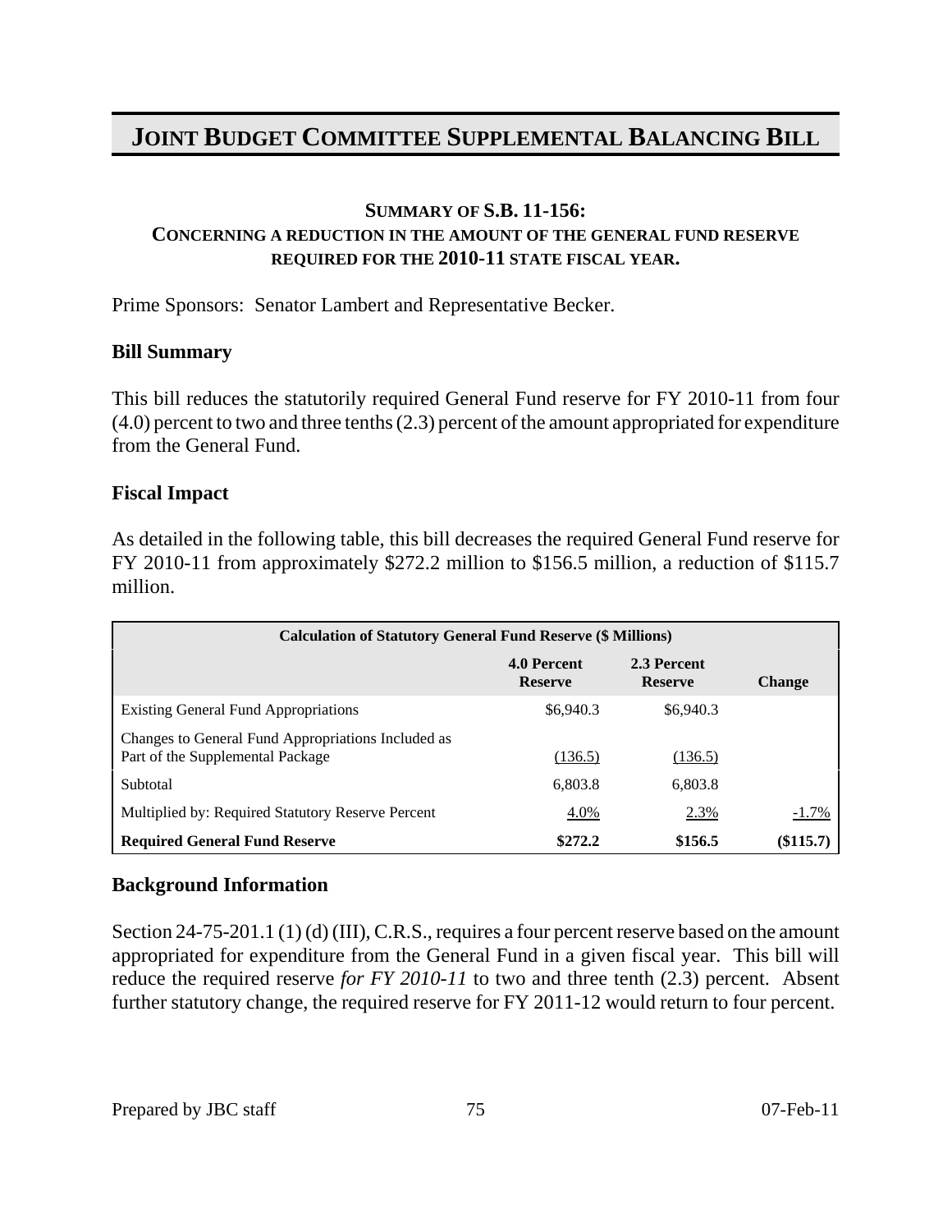# JOINT BUDGET COMMITTEE SUPPLEMENTAL BALANCING BILL

### SUMMARY OF S.B. 11-156:
### CONCERNING A REDUCTION IN THE AMOUNT OF THE GENERAL FUND RESERVE REQUIRED FOR THE 2010-11 STATE FISCAL YEAR.

Prime Sponsors: Senator Lambert and Representative Becker.

### Bill Summary

This bill reduces the statutorily required General Fund reserve for FY 2010-11 from four (4.0) percent to two and three tenths (2.3) percent of the amount appropriated for expenditure from the General Fund.

### Fiscal Impact

As detailed in the following table, this bill decreases the required General Fund reserve for FY 2010-11 from approximately $272.2 million to $156.5 million, a reduction of $115.7 million.

| Calculation of Statutory General Fund Reserve ($ Millions) | | | |
|---|---|---|---|
| | 4.0 Percent Reserve | 2.3 Percent Reserve | Change |
| Existing General Fund Appropriations | $6,940.3 | $6,940.3 | |
| Changes to General Fund Appropriations Included as Part of the Supplemental Package | (136.5) | (136.5) | |
| Subtotal | 6,803.8 | 6,803.8 | |
| Multiplied by: Required Statutory Reserve Percent | 4.0% | 2.3% | -1.7% |
| **Required General Fund Reserve** | **$272.2** | **$156.5** | **($115.7)** |

### Background Information

Section 24-75-201.1 (1) (d) (III), C.R.S., requires a four percent reserve based on the amount appropriated for expenditure from the General Fund in a given fiscal year. This bill will reduce the required reserve *for FY 2010-11* to two and three tenth (2.3) percent. Absent further statutory change, the required reserve for FY 2011-12 would return to four percent.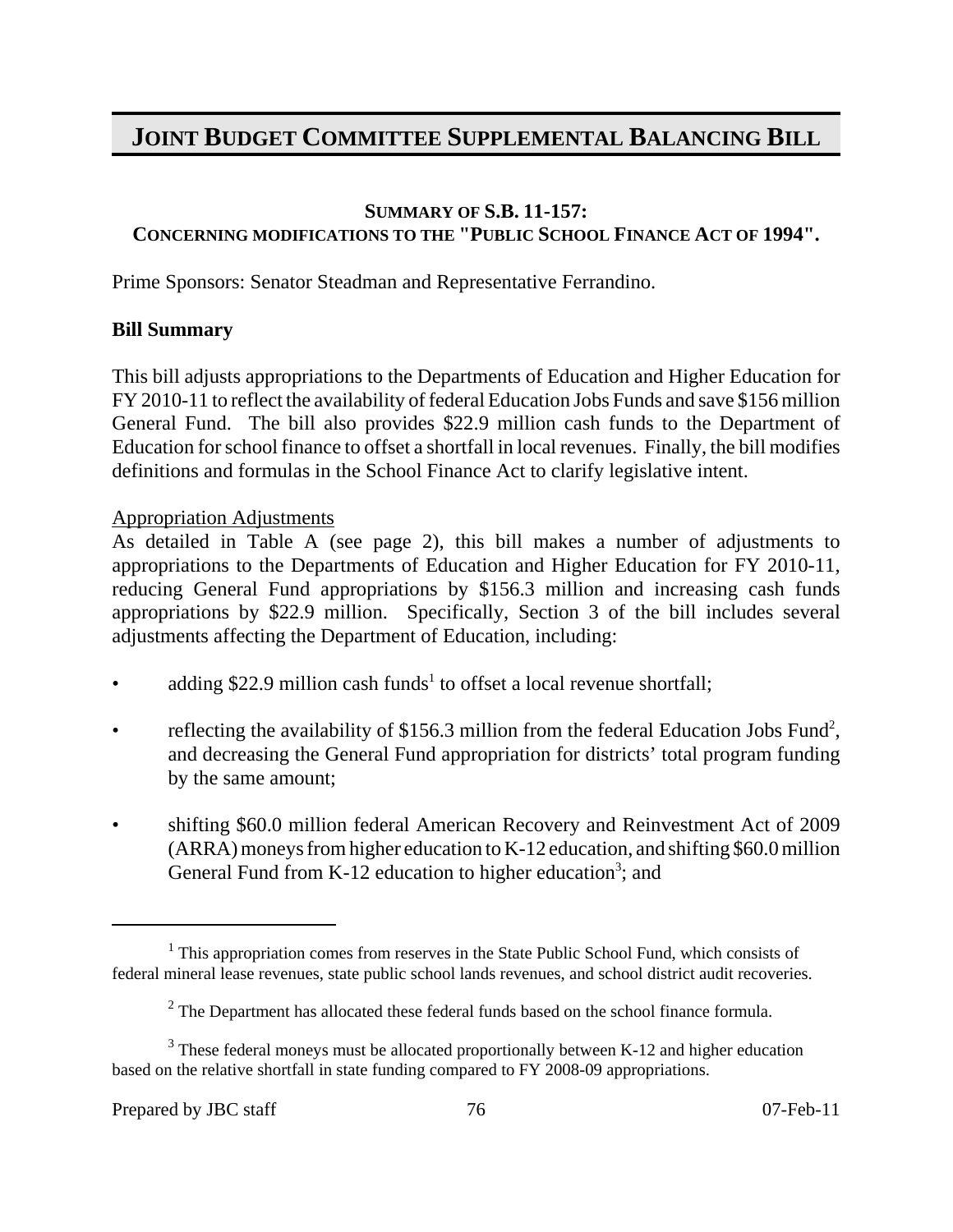# JOINT BUDGET COMMITTEE SUPPLEMENTAL BALANCING BILL

**SUMMARY OF S.B. 11-157:**
**CONCERNING MODIFICATIONS TO THE "PUBLIC SCHOOL FINANCE ACT OF 1994".**

Prime Sponsors: Senator Steadman and Representative Ferrandino.

**Bill Summary**

This bill adjusts appropriations to the Departments of Education and Higher Education for FY 2010-11 to reflect the availability of federal Education Jobs Funds and save $156 million General Fund. The bill also provides $22.9 million cash funds to the Department of Education for school finance to offset a shortfall in local revenues. Finally, the bill modifies definitions and formulas in the School Finance Act to clarify legislative intent.

Appropriation Adjustments

As detailed in Table A (see page 2), this bill makes a number of adjustments to appropriations to the Departments of Education and Higher Education for FY 2010-11, reducing General Fund appropriations by $156.3 million and increasing cash funds appropriations by $22.9 million. Specifically, Section 3 of the bill includes several adjustments affecting the Department of Education, including:

- adding $22.9 million cash funds[1] to offset a local revenue shortfall;
- reflecting the availability of $156.3 million from the federal Education Jobs Fund[2], and decreasing the General Fund appropriation for districts' total program funding by the same amount;
- shifting $60.0 million federal American Recovery and Reinvestment Act of 2009 (ARRA) moneys from higher education to K-12 education, and shifting $60.0 million General Fund from K-12 education to higher education[3]; and

---

[1] This appropriation comes from reserves in the State Public School Fund, which consists of federal mineral lease revenues, state public school lands revenues, and school district audit recoveries.

[2] The Department has allocated these federal funds based on the school finance formula.

[3] These federal moneys must be allocated proportionally between K-12 and higher education based on the relative shortfall in state funding compared to FY 2008-09 appropriations.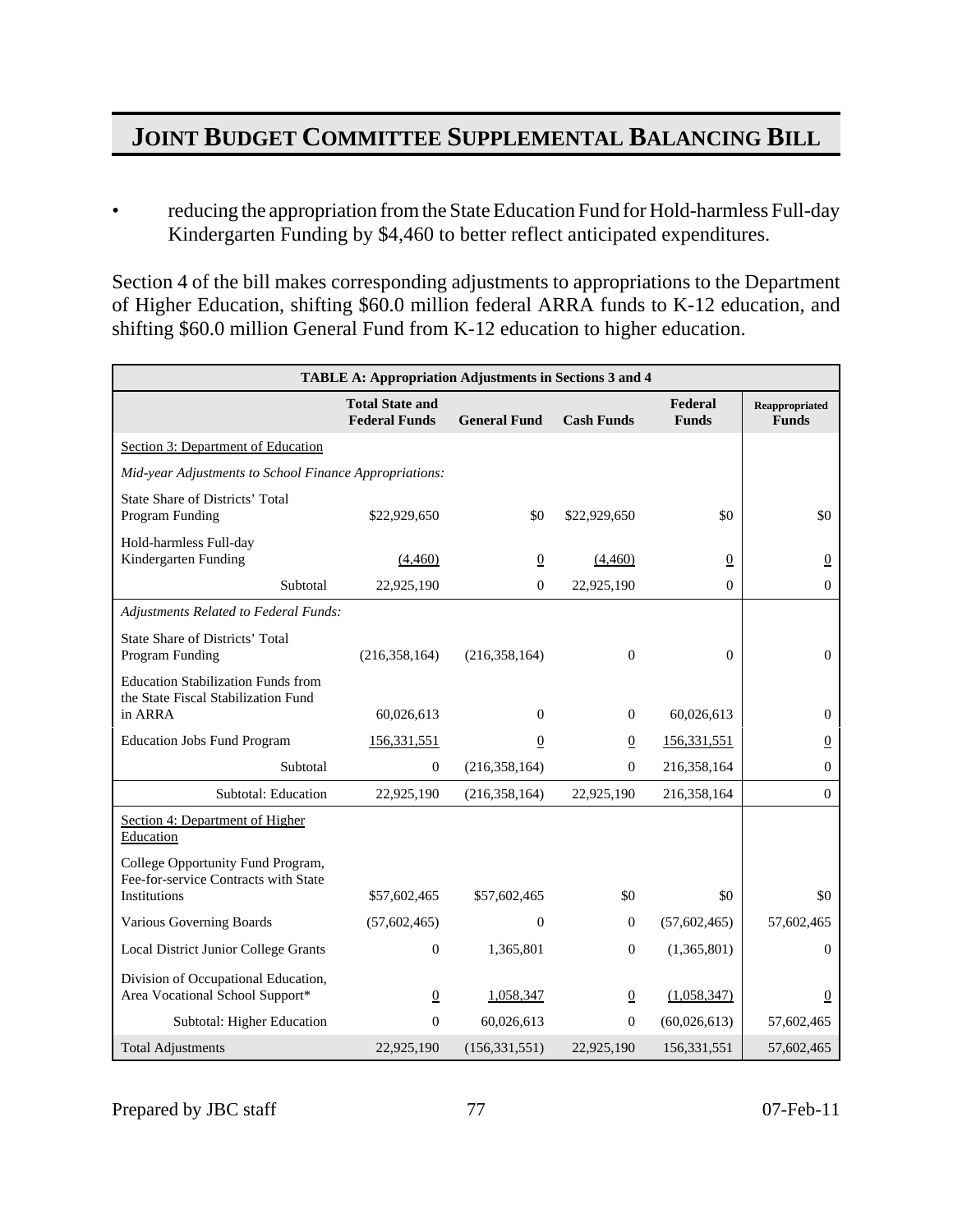- reducing the appropriation from the State Education Fund for Hold-harmless Full-day Kindergarten Funding by $4,460 to better reflect anticipated expenditures.

Section 4 of the bill makes corresponding adjustments to appropriations to the Department of Higher Education, shifting $60.0 million federal ARRA funds to K-12 education, and shifting $60.0 million General Fund from K-12 education to higher education.

| TABLE A: Appropriation Adjustments in Sections 3 and 4 | | | | | |
|---|---|---|---|---|---|
| | Total State and Federal Funds | General Fund | Cash Funds | Federal Funds | Reappropriated Funds |
| Section 3: Department of Education | | | | | |
| *Mid-year Adjustments to School Finance Appropriations:* | | | | | |
| State Share of Districts' Total Program Funding | $22,929,650 | $0 | $22,929,650 | $0 | $0 |
| Hold-harmless Full-day Kindergarten Funding | (4,460) | 0 | (4,460) | 0 | 0 |
| Subtotal | 22,925,190 | 0 | 22,925,190 | 0 | 0 |
| *Adjustments Related to Federal Funds:* | | | | | |
| State Share of Districts' Total Program Funding | (216,358,164) | (216,358,164) | 0 | 0 | 0 |
| Education Stabilization Funds from the State Fiscal Stabilization Fund in ARRA | 60,026,613 | 0 | 0 | 60,026,613 | 0 |
| Education Jobs Fund Program | 156,331,551 | 0 | 0 | 156,331,551 | 0 |
| Subtotal | 0 | (216,358,164) | 0 | 216,358,164 | 0 |
| Subtotal: Education | 22,925,190 | (216,358,164) | 22,925,190 | 216,358,164 | 0 |
| Section 4: Department of Higher Education | | | | | |
| College Opportunity Fund Program, Fee-for-service Contracts with State Institutions | $57,602,465 | $57,602,465 | $0 | $0 | $0 |
| Various Governing Boards | (57,602,465) | 0 | 0 | (57,602,465) | 57,602,465 |
| Local District Junior College Grants | 0 | 1,365,801 | 0 | (1,365,801) | 0 |
| Division of Occupational Education, Area Vocational School Support* | 0 | 1,058,347 | 0 | (1,058,347) | 0 |
| Subtotal: Higher Education | 0 | 60,026,613 | 0 | (60,026,613) | 57,602,465 |
| Total Adjustments | 22,925,190 | (156,331,551) | 22,925,190 | 156,331,551 | 57,602,465 |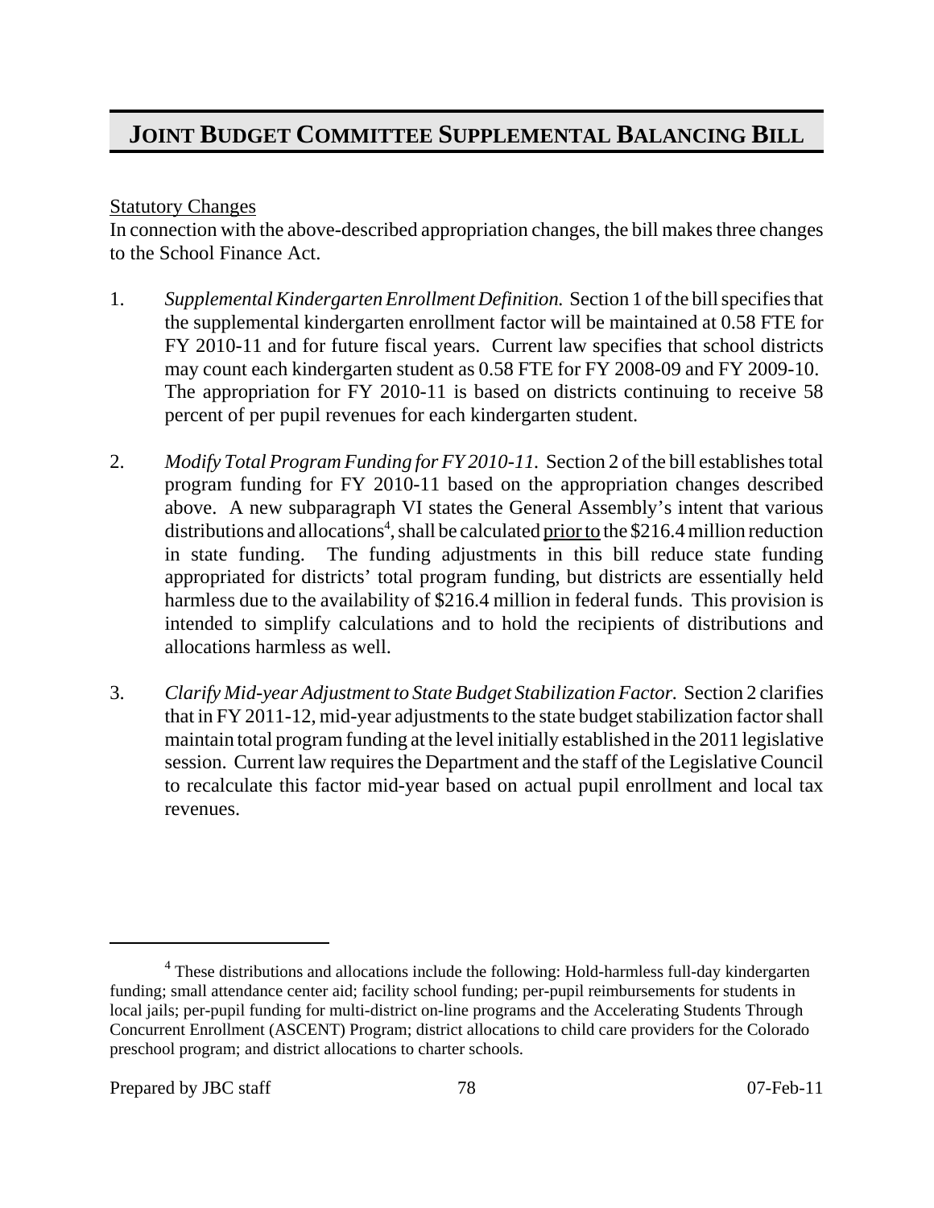## JOINT BUDGET COMMITTEE SUPPLEMENTAL BALANCING BILL

Statutory Changes

In connection with the above-described appropriation changes, the bill makes three changes to the School Finance Act.

1. *Supplemental Kindergarten Enrollment Definition.* Section 1 of the bill specifies that the supplemental kindergarten enrollment factor will be maintained at 0.58 FTE for FY 2010-11 and for future fiscal years. Current law specifies that school districts may count each kindergarten student as 0.58 FTE for FY 2008-09 and FY 2009-10. The appropriation for FY 2010-11 is based on districts continuing to receive 58 percent of per pupil revenues for each kindergarten student.

2. *Modify Total Program Funding for FY 2010-11.* Section 2 of the bill establishes total program funding for FY 2010-11 based on the appropriation changes described above. A new subparagraph VI states the General Assembly's intent that various distributions and allocations[4], shall be calculated prior to the $216.4 million reduction in state funding. The funding adjustments in this bill reduce state funding appropriated for districts' total program funding, but districts are essentially held harmless due to the availability of $216.4 million in federal funds. This provision is intended to simplify calculations and to hold the recipients of distributions and allocations harmless as well.

3. *Clarify Mid-year Adjustment to State Budget Stabilization Factor.* Section 2 clarifies that in FY 2011-12, mid-year adjustments to the state budget stabilization factor shall maintain total program funding at the level initially established in the 2011 legislative session. Current law requires the Department and the staff of the Legislative Council to recalculate this factor mid-year based on actual pupil enrollment and local tax revenues.

---

[4] These distributions and allocations include the following: Hold-harmless full-day kindergarten funding; small attendance center aid; facility school funding; per-pupil reimbursements for students in local jails; per-pupil funding for multi-district on-line programs and the Accelerating Students Through Concurrent Enrollment (ASCENT) Program; district allocations to child care providers for the Colorado preschool program; and district allocations to charter schools.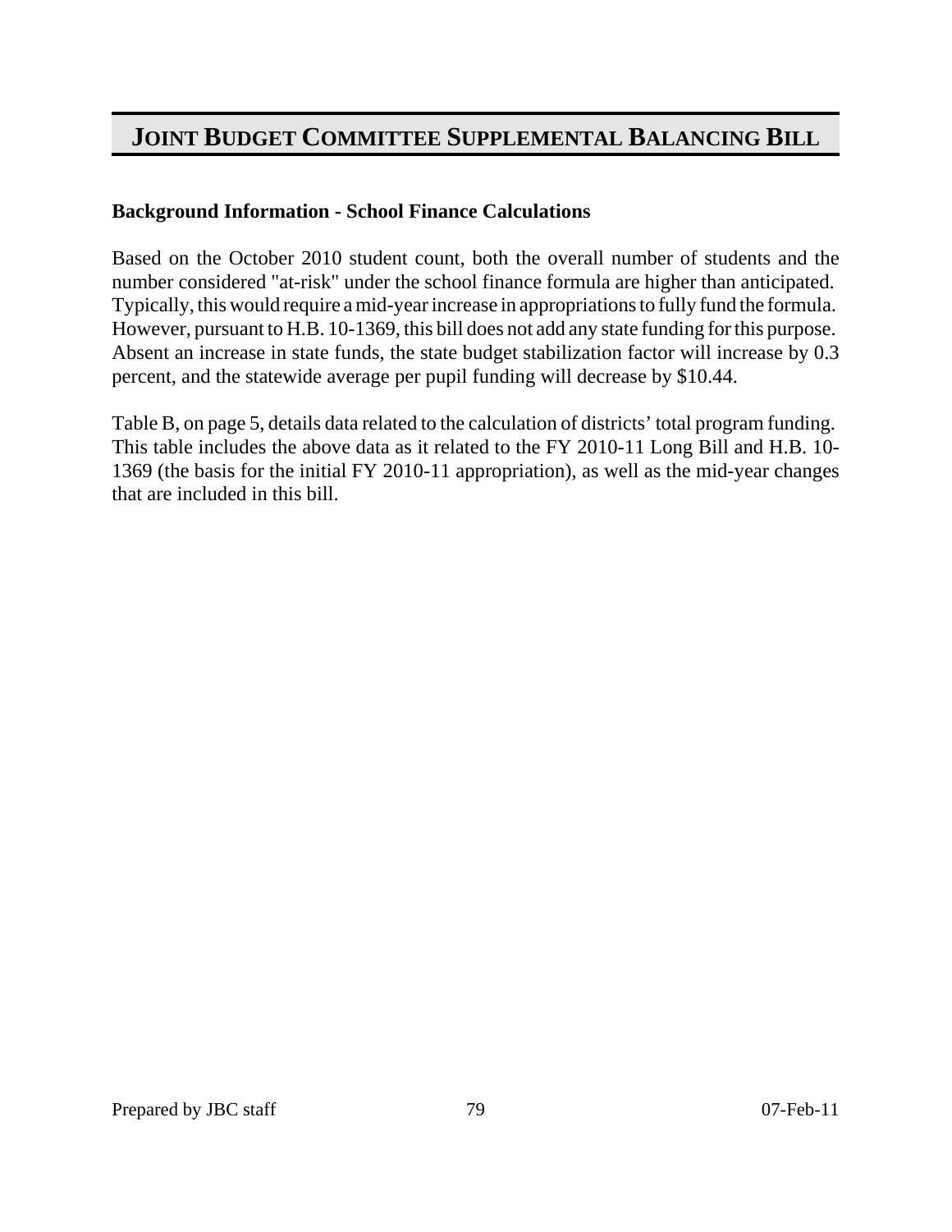# JOINT BUDGET COMMITTEE SUPPLEMENTAL BALANCING BILL

**Background Information - School Finance Calculations**

Based on the October 2010 student count, both the overall number of students and the number considered "at-risk" under the school finance formula are higher than anticipated. Typically, this would require a mid-year increase in appropriations to fully fund the formula. However, pursuant to H.B. 10-1369, this bill does not add any state funding for this purpose. Absent an increase in state funds, the state budget stabilization factor will increase by 0.3 percent, and the statewide average per pupil funding will decrease by $10.44.

Table B, on page 5, details data related to the calculation of districts' total program funding. This table includes the above data as it related to the FY 2010-11 Long Bill and H.B. 10-1369 (the basis for the initial FY 2010-11 appropriation), as well as the mid-year changes that are included in this bill.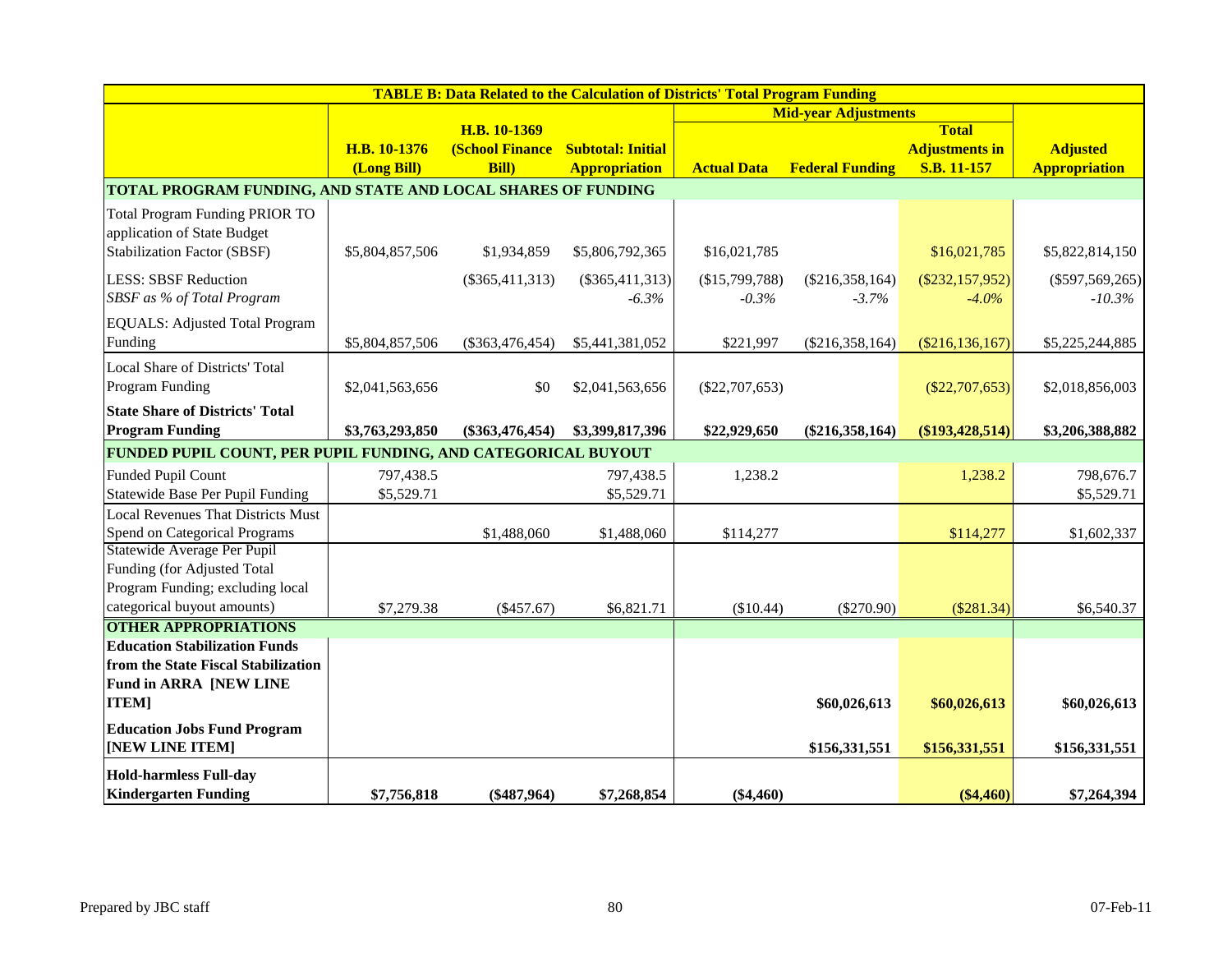| TABLE B: Data Related to the Calculation of Districts' Total Program Funding | | | | | | | |
|---|---|---|---|---|---|---|---|
| | | | | Mid-year Adjustments | | | |
| | H.B. 10-1376 (Long Bill) | H.B. 10-1369 (School Finance Bill) | Subtotal: Initial Appropriation | Actual Data | Federal Funding | Total Adjustments in S.B. 11-157 | Adjusted Appropriation |
| **TOTAL PROGRAM FUNDING, AND STATE AND LOCAL SHARES OF FUNDING** | | | | | | | |
| Total Program Funding PRIOR TO application of State Budget Stabilization Factor (SBSF) | $5,804,857,506 | $1,934,859 | $5,806,792,365 | $16,021,785 | | $16,021,785 | $5,822,814,150 |
| LESS: SBSF Reduction | | ($365,411,313) | ($365,411,313) | ($15,799,788) | ($216,358,164) | ($232,157,952) | ($597,569,265) |
| *SBSF as % of Total Program* | | | *-6.3%* | *-0.3%* | *-3.7%* | *-4.0%* | *-10.3%* |
| EQUALS: Adjusted Total Program Funding | $5,804,857,506 | ($363,476,454) | $5,441,381,052 | $221,997 | ($216,358,164) | ($216,136,167) | $5,225,244,885 |
| Local Share of Districts' Total Program Funding | $2,041,563,656 | $0 | $2,041,563,656 | ($22,707,653) | | ($22,707,653) | $2,018,856,003 |
| **State Share of Districts' Total Program Funding** | **$3,763,293,850** | **($363,476,454)** | **$3,399,817,396** | **$22,929,650** | **($216,358,164)** | **($193,428,514)** | **$3,206,388,882** |
| **FUNDED PUPIL COUNT, PER PUPIL FUNDING, AND CATEGORICAL BUYOUT** | | | | | | | |
| Funded Pupil Count | 797,438.5 | | 797,438.5 | 1,238.2 | | 1,238.2 | 798,676.7 |
| Statewide Base Per Pupil Funding | $5,529.71 | | $5,529.71 | | | | $5,529.71 |
| Local Revenues That Districts Must Spend on Categorical Programs | | $1,488,060 | $1,488,060 | $114,277 | | $114,277 | $1,602,337 |
| Statewide Average Per Pupil Funding (for Adjusted Total Program Funding; excluding local categorical buyout amounts) | $7,279.38 | ($457.67) | $6,821.71 | ($10.44) | ($270.90) | ($281.34) | $6,540.37 |
| **OTHER APPROPRIATIONS** | | | | | | | |
| **Education Stabilization Funds from the State Fiscal Stabilization Fund in ARRA [NEW LINE ITEM]** | | | | | **$60,026,613** | **$60,026,613** | **$60,026,613** |
| **Education Jobs Fund Program [NEW LINE ITEM]** | | | | | **$156,331,551** | **$156,331,551** | **$156,331,551** |
| **Hold-harmless Full-day Kindergarten Funding** | **$7,756,818** | **($487,964)** | **$7,268,854** | **($4,460)** | | **($4,460)** | **$7,264,394** |

Prepared by JBC staff 07-Feb-11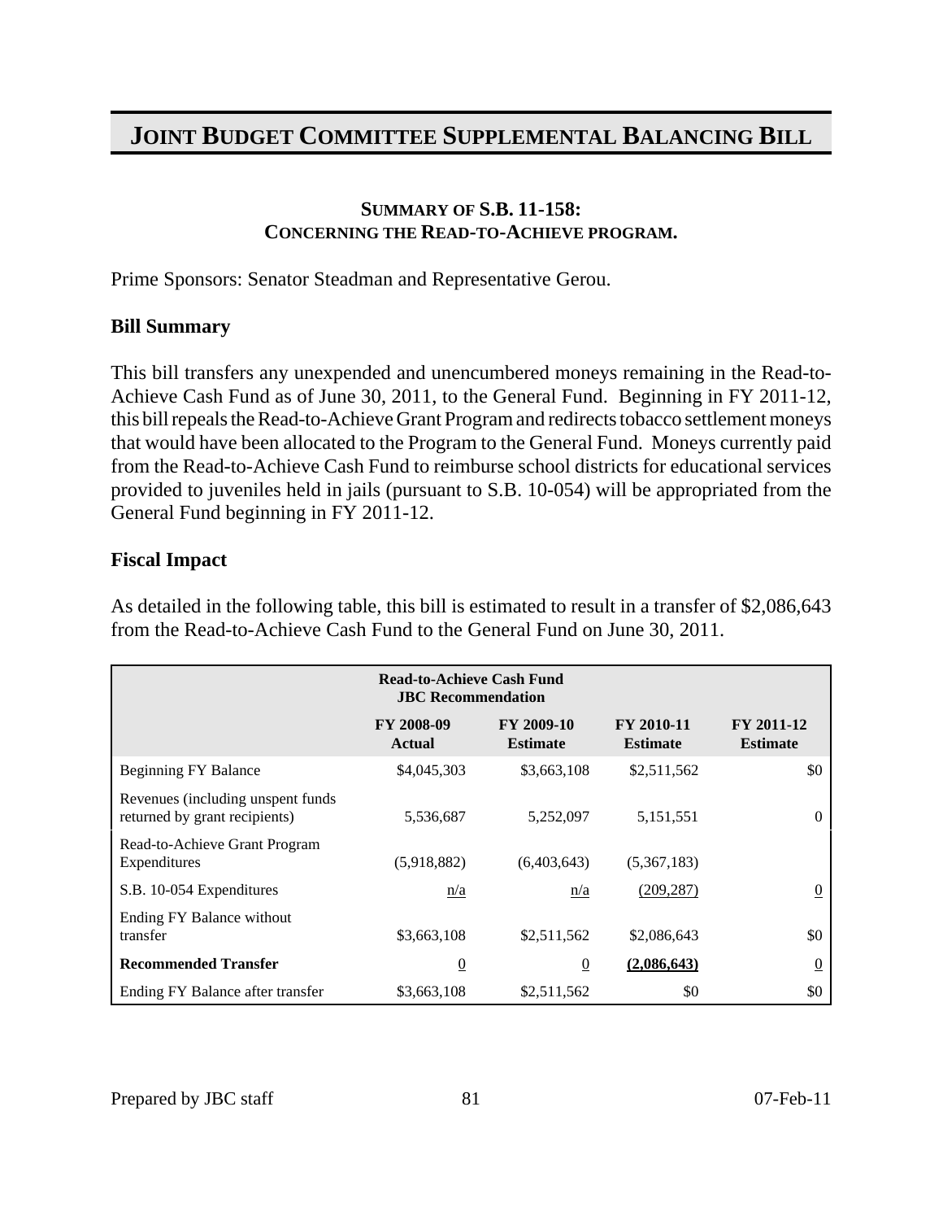# JOINT BUDGET COMMITTEE SUPPLEMENTAL BALANCING BILL

### SUMMARY OF S.B. 11-158: CONCERNING THE READ-TO-ACHIEVE PROGRAM.

Prime Sponsors: Senator Steadman and Representative Gerou.

**Bill Summary**

This bill transfers any unexpended and unencumbered moneys remaining in the Read-to-Achieve Cash Fund as of June 30, 2011, to the General Fund. Beginning in FY 2011-12, this bill repeals the Read-to-Achieve Grant Program and redirects tobacco settlement moneys that would have been allocated to the Program to the General Fund. Moneys currently paid from the Read-to-Achieve Cash Fund to reimburse school districts for educational services provided to juveniles held in jails (pursuant to S.B. 10-054) will be appropriated from the General Fund beginning in FY 2011-12.

**Fiscal Impact**

As detailed in the following table, this bill is estimated to result in a transfer of $2,086,643 from the Read-to-Achieve Cash Fund to the General Fund on June 30, 2011.

| Read-to-Achieve Cash Fund JBC Recommendation | | | | |
|---|---|---|---|---|
| | FY 2008-09 Actual | FY 2009-10 Estimate | FY 2010-11 Estimate | FY 2011-12 Estimate |
| Beginning FY Balance | $4,045,303 | $3,663,108 | $2,511,562 | $0 |
| Revenues (including unspent funds returned by grant recipients) | 5,536,687 | 5,252,097 | 5,151,551 | 0 |
| Read-to-Achieve Grant Program Expenditures | (5,918,882) | (6,403,643) | (5,367,183) | |
| S.B. 10-054 Expenditures | n/a | n/a | (209,287) | 0 |
| Ending FY Balance without transfer | $3,663,108 | $2,511,562 | $2,086,643 | $0 |
| **Recommended Transfer** | 0 | 0 | **(2,086,643)** | 0 |
| Ending FY Balance after transfer | $3,663,108 | $2,511,562 | $0 | $0 |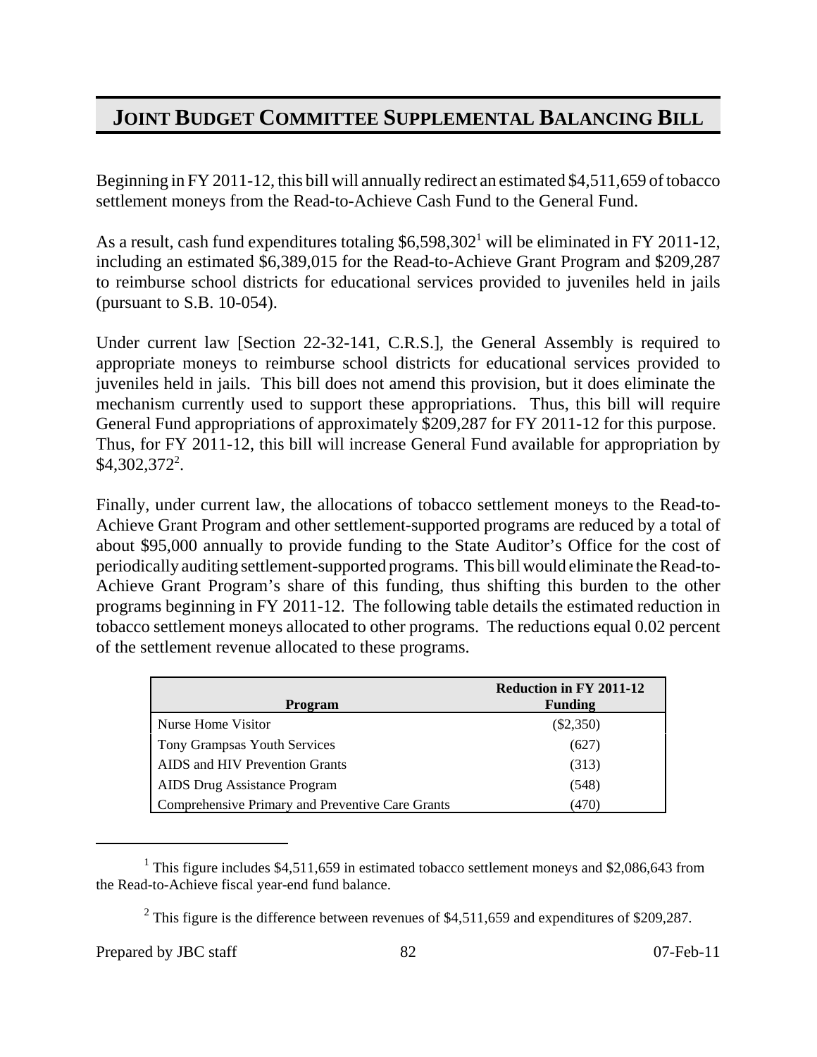# JOINT BUDGET COMMITTEE SUPPLEMENTAL BALANCING BILL

Beginning in FY 2011-12, this bill will annually redirect an estimated $4,511,659 of tobacco settlement moneys from the Read-to-Achieve Cash Fund to the General Fund.

As a result, cash fund expenditures totaling $6,598,302[1] will be eliminated in FY 2011-12, including an estimated $6,389,015 for the Read-to-Achieve Grant Program and $209,287 to reimburse school districts for educational services provided to juveniles held in jails (pursuant to S.B. 10-054).

Under current law [Section 22-32-141, C.R.S.], the General Assembly is required to appropriate moneys to reimburse school districts for educational services provided to juveniles held in jails. This bill does not amend this provision, but it does eliminate the mechanism currently used to support these appropriations. Thus, this bill will require General Fund appropriations of approximately $209,287 for FY 2011-12 for this purpose. Thus, for FY 2011-12, this bill will increase General Fund available for appropriation by $4,302,372[2].

Finally, under current law, the allocations of tobacco settlement moneys to the Read-to-Achieve Grant Program and other settlement-supported programs are reduced by a total of about $95,000 annually to provide funding to the State Auditor's Office for the cost of periodically auditing settlement-supported programs. This bill would eliminate the Read-to-Achieve Grant Program's share of this funding, thus shifting this burden to the other programs beginning in FY 2011-12. The following table details the estimated reduction in tobacco settlement moneys allocated to other programs. The reductions equal 0.02 percent of the settlement revenue allocated to these programs.

| Program | Reduction in FY 2011-12 Funding |
|---|---|
| Nurse Home Visitor | ($2,350) |
| Tony Grampsas Youth Services | (627) |
| AIDS and HIV Prevention Grants | (313) |
| AIDS Drug Assistance Program | (548) |
| Comprehensive Primary and Preventive Care Grants | (470) |

[1] This figure includes $4,511,659 in estimated tobacco settlement moneys and $2,086,643 from the Read-to-Achieve fiscal year-end fund balance.

[2] This figure is the difference between revenues of $4,511,659 and expenditures of $209,287.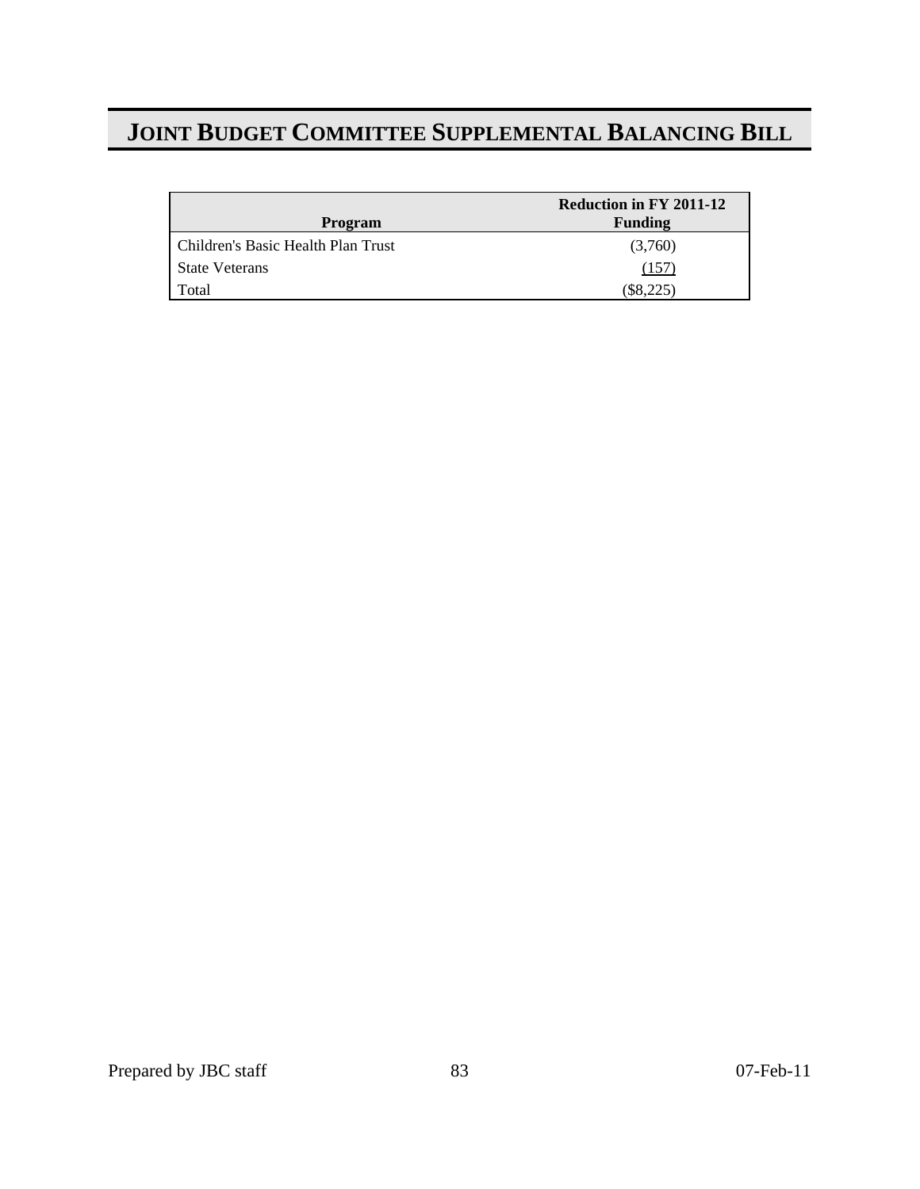# JOINT BUDGET COMMITTEE SUPPLEMENTAL BALANCING BILL

| Program | Reduction in FY 2011-12 Funding |
| --- | --- |
| Children's Basic Health Plan Trust | (3,760) |
| State Veterans | (157) |
| Total | ($8,225) |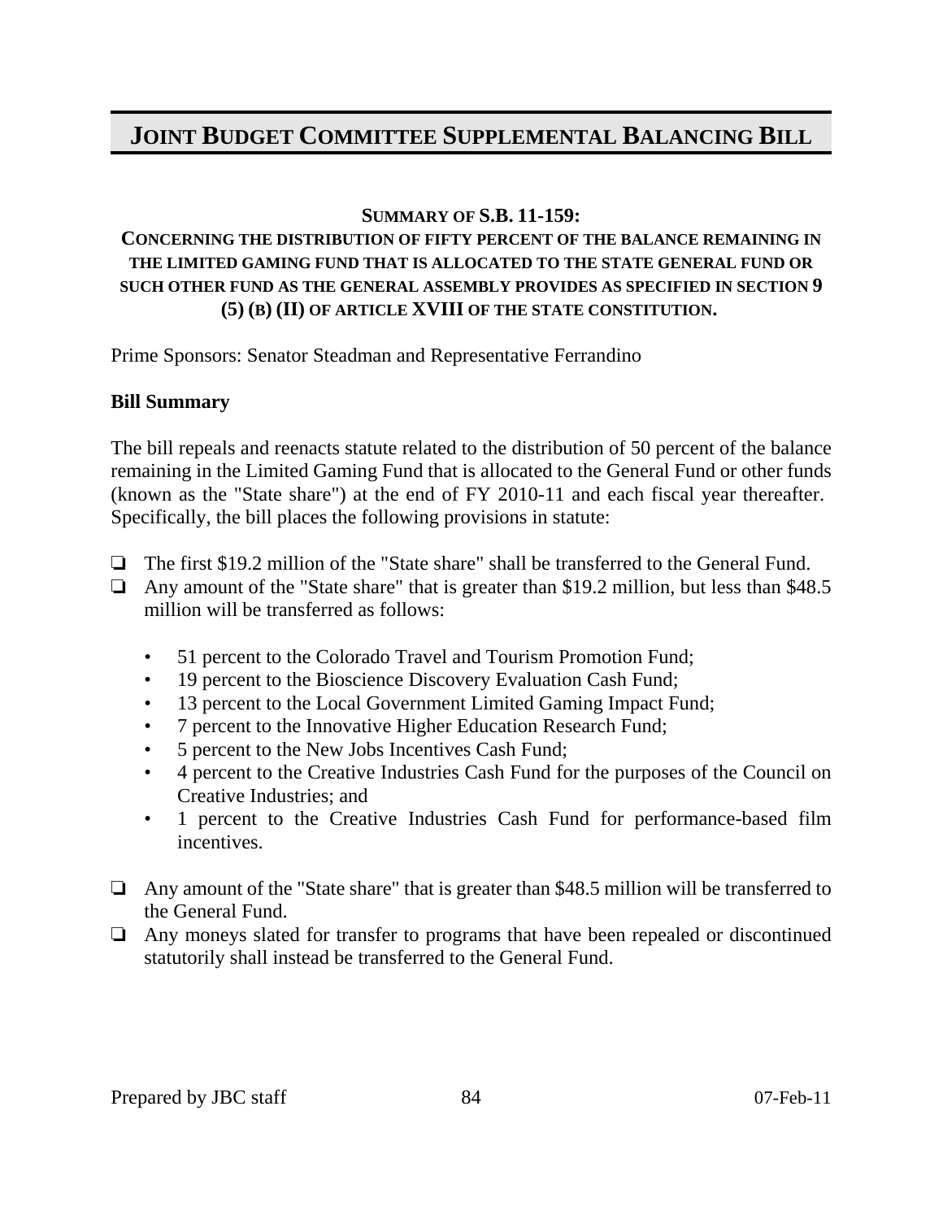# JOINT BUDGET COMMITTEE SUPPLEMENTAL BALANCING BILL

**SUMMARY OF S.B. 11-159:**

**CONCERNING THE DISTRIBUTION OF FIFTY PERCENT OF THE BALANCE REMAINING IN THE LIMITED GAMING FUND THAT IS ALLOCATED TO THE STATE GENERAL FUND OR SUCH OTHER FUND AS THE GENERAL ASSEMBLY PROVIDES AS SPECIFIED IN SECTION 9 (5) (B) (II) OF ARTICLE XVIII OF THE STATE CONSTITUTION.**

Prime Sponsors: Senator Steadman and Representative Ferrandino

**Bill Summary**

The bill repeals and reenacts statute related to the distribution of 50 percent of the balance remaining in the Limited Gaming Fund that is allocated to the General Fund or other funds (known as the "State share") at the end of FY 2010-11 and each fiscal year thereafter. Specifically, the bill places the following provisions in statute:

- The first $19.2 million of the "State share" shall be transferred to the General Fund.
- Any amount of the "State share" that is greater than $19.2 million, but less than $48.5 million will be transferred as follows:
  - 51 percent to the Colorado Travel and Tourism Promotion Fund;
  - 19 percent to the Bioscience Discovery Evaluation Cash Fund;
  - 13 percent to the Local Government Limited Gaming Impact Fund;
  - 7 percent to the Innovative Higher Education Research Fund;
  - 5 percent to the New Jobs Incentives Cash Fund;
  - 4 percent to the Creative Industries Cash Fund for the purposes of the Council on Creative Industries; and
  - 1 percent to the Creative Industries Cash Fund for performance-based film incentives.
- Any amount of the "State share" that is greater than $48.5 million will be transferred to the General Fund.
- Any moneys slated for transfer to programs that have been repealed or discontinued statutorily shall instead be transferred to the General Fund.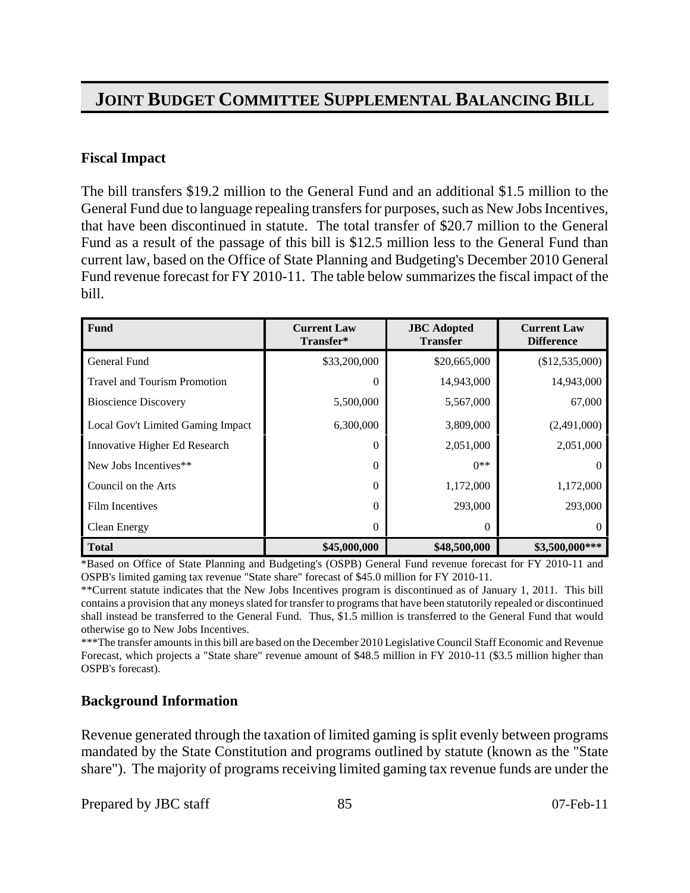# JOINT BUDGET COMMITTEE SUPPLEMENTAL BALANCING BILL

### Fiscal Impact

The bill transfers $19.2 million to the General Fund and an additional $1.5 million to the General Fund due to language repealing transfers for purposes, such as New Jobs Incentives, that have been discontinued in statute. The total transfer of $20.7 million to the General Fund as a result of the passage of this bill is $12.5 million less to the General Fund than current law, based on the Office of State Planning and Budgeting's December 2010 General Fund revenue forecast for FY 2010-11. The table below summarizes the fiscal impact of the bill.

| Fund | Current Law Transfer* | JBC Adopted Transfer | Current Law Difference |
|---|---|---|---|
| General Fund | $33,200,000 | $20,665,000 | ($12,535,000) |
| Travel and Tourism Promotion | 0 | 14,943,000 | 14,943,000 |
| Bioscience Discovery | 5,500,000 | 5,567,000 | 67,000 |
| Local Gov't Limited Gaming Impact | 6,300,000 | 3,809,000 | (2,491,000) |
| Innovative Higher Ed Research | 0 | 2,051,000 | 2,051,000 |
| New Jobs Incentives** | 0 | 0** | 0 |
| Council on the Arts | 0 | 1,172,000 | 1,172,000 |
| Film Incentives | 0 | 293,000 | 293,000 |
| Clean Energy | 0 | 0 | 0 |
| **Total** | **$45,000,000** | **$48,500,000** | **$3,500,000*** ** |

*Based on Office of State Planning and Budgeting's (OSPB) General Fund revenue forecast for FY 2010-11 and OSPB's limited gaming tax revenue "State share" forecast of $45.0 million for FY 2010-11.

**Current statute indicates that the New Jobs Incentives program is discontinued as of January 1, 2011. This bill contains a provision that any moneys slated for transfer to programs that have been statutorily repealed or discontinued shall instead be transferred to the General Fund. Thus, $1.5 million is transferred to the General Fund that would otherwise go to New Jobs Incentives.

***The transfer amounts in this bill are based on the December 2010 Legislative Council Staff Economic and Revenue Forecast, which projects a "State share" revenue amount of $48.5 million in FY 2010-11 ($3.5 million higher than OSPB's forecast).

### Background Information

Revenue generated through the taxation of limited gaming is split evenly between programs mandated by the State Constitution and programs outlined by statute (known as the "State share"). The majority of programs receiving limited gaming tax revenue funds are under the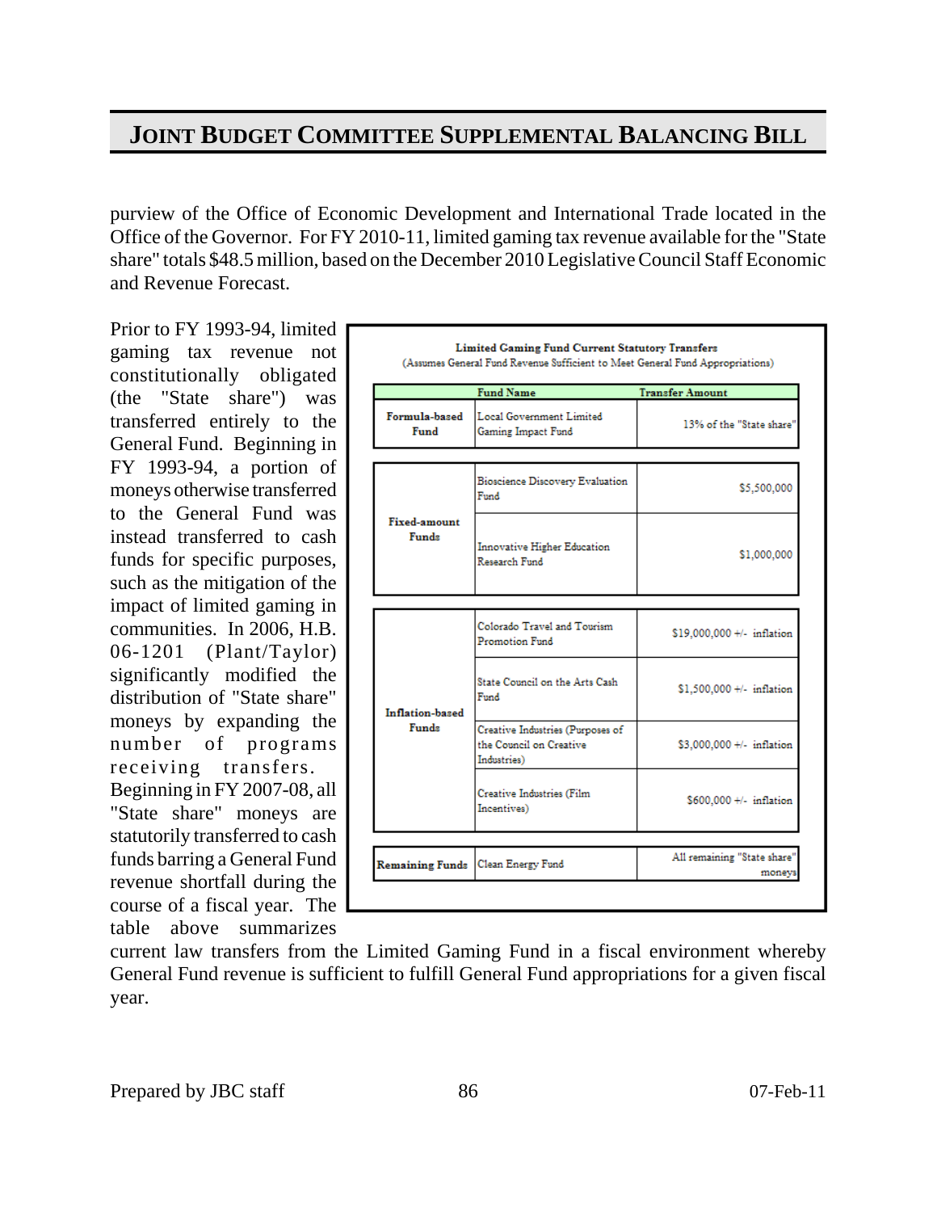purview of the Office of Economic Development and International Trade located in the Office of the Governor. For FY 2010-11, limited gaming tax revenue available for the "State share" totals $48.5 million, based on the December 2010 Legislative Council Staff Economic and Revenue Forecast.

Prior to FY 1993-94, limited gaming tax revenue not constitutionally obligated (the "State share") was transferred entirely to the General Fund. Beginning in FY 1993-94, a portion of moneys otherwise transferred to the General Fund was instead transferred to cash funds for specific purposes, such as the mitigation of the impact of limited gaming in communities. In 2006, H.B. 06-1201 (Plant/Taylor) significantly modified the distribution of "State share" moneys by expanding the number of programs receiving transfers. Beginning in FY 2007-08, all "State share" moneys are statutorily transferred to cash funds barring a General Fund revenue shortfall during the course of a fiscal year. The table above summarizes current law transfers from the Limited Gaming Fund in a fiscal environment whereby General Fund revenue is sufficient to fulfill General Fund appropriations for a given fiscal year.

**Limited Gaming Fund Current Statutory Transfers**
(Assumes General Fund Revenue Sufficient to Meet General Fund Appropriations)

| | Fund Name | Transfer Amount |
|---|---|---|
| **Formula-based Fund** | Local Government Limited Gaming Impact Fund | 13% of the "State share" |
| **Fixed-amount Funds** | Bioscience Discovery Evaluation Fund | $5,500,000 |
| | Innovative Higher Education Research Fund | $1,000,000 |
| **Inflation-based Funds** | Colorado Travel and Tourism Promotion Fund | $19,000,000 +/- inflation |
| | State Council on the Arts Cash Fund | $1,500,000 +/- inflation |
| | Creative Industries (Purposes of the Council on Creative Industries) | $3,000,000 +/- inflation |
| | Creative Industries (Film Incentives) | $600,000 +/- inflation |
| **Remaining Funds** | Clean Energy Fund | All remaining "State share" moneys |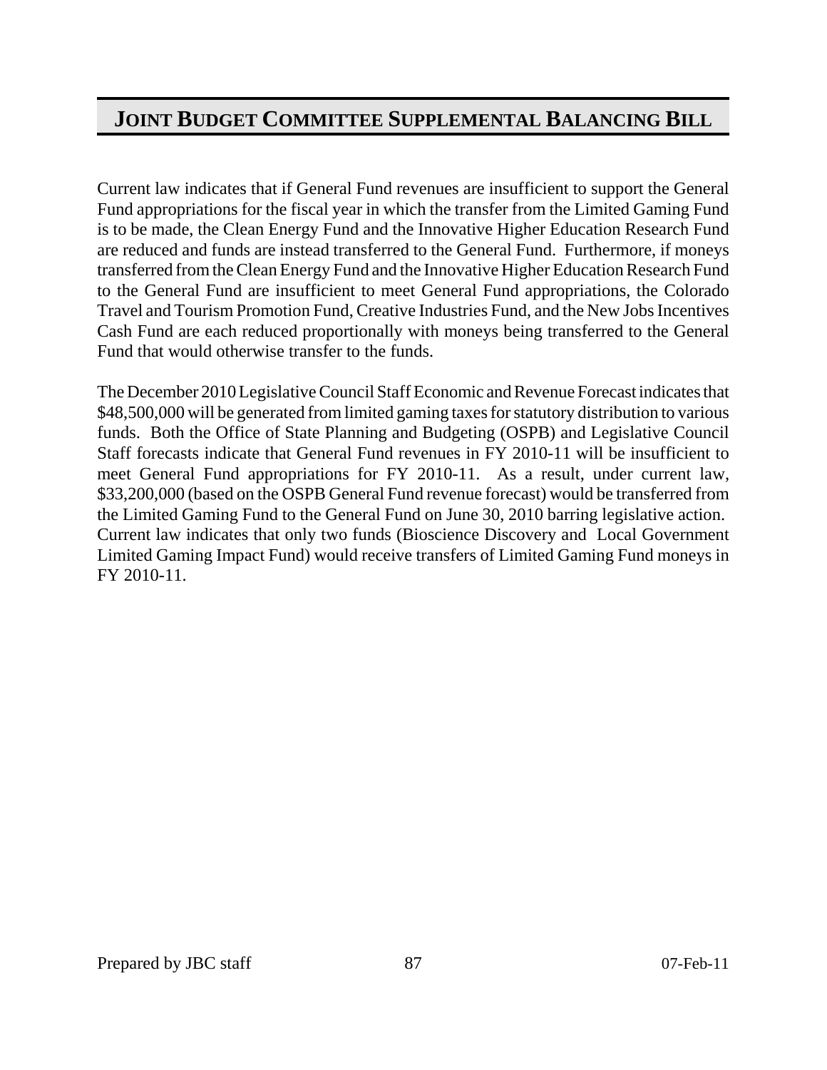# JOINT BUDGET COMMITTEE SUPPLEMENTAL BALANCING BILL

Current law indicates that if General Fund revenues are insufficient to support the General Fund appropriations for the fiscal year in which the transfer from the Limited Gaming Fund is to be made, the Clean Energy Fund and the Innovative Higher Education Research Fund are reduced and funds are instead transferred to the General Fund. Furthermore, if moneys transferred from the Clean Energy Fund and the Innovative Higher Education Research Fund to the General Fund are insufficient to meet General Fund appropriations, the Colorado Travel and Tourism Promotion Fund, Creative Industries Fund, and the New Jobs Incentives Cash Fund are each reduced proportionally with moneys being transferred to the General Fund that would otherwise transfer to the funds.

The December 2010 Legislative Council Staff Economic and Revenue Forecast indicates that $48,500,000 will be generated from limited gaming taxes for statutory distribution to various funds. Both the Office of State Planning and Budgeting (OSPB) and Legislative Council Staff forecasts indicate that General Fund revenues in FY 2010-11 will be insufficient to meet General Fund appropriations for FY 2010-11. As a result, under current law, $33,200,000 (based on the OSPB General Fund revenue forecast) would be transferred from the Limited Gaming Fund to the General Fund on June 30, 2010 barring legislative action. Current law indicates that only two funds (Bioscience Discovery and Local Government Limited Gaming Impact Fund) would receive transfers of Limited Gaming Fund moneys in FY 2010-11.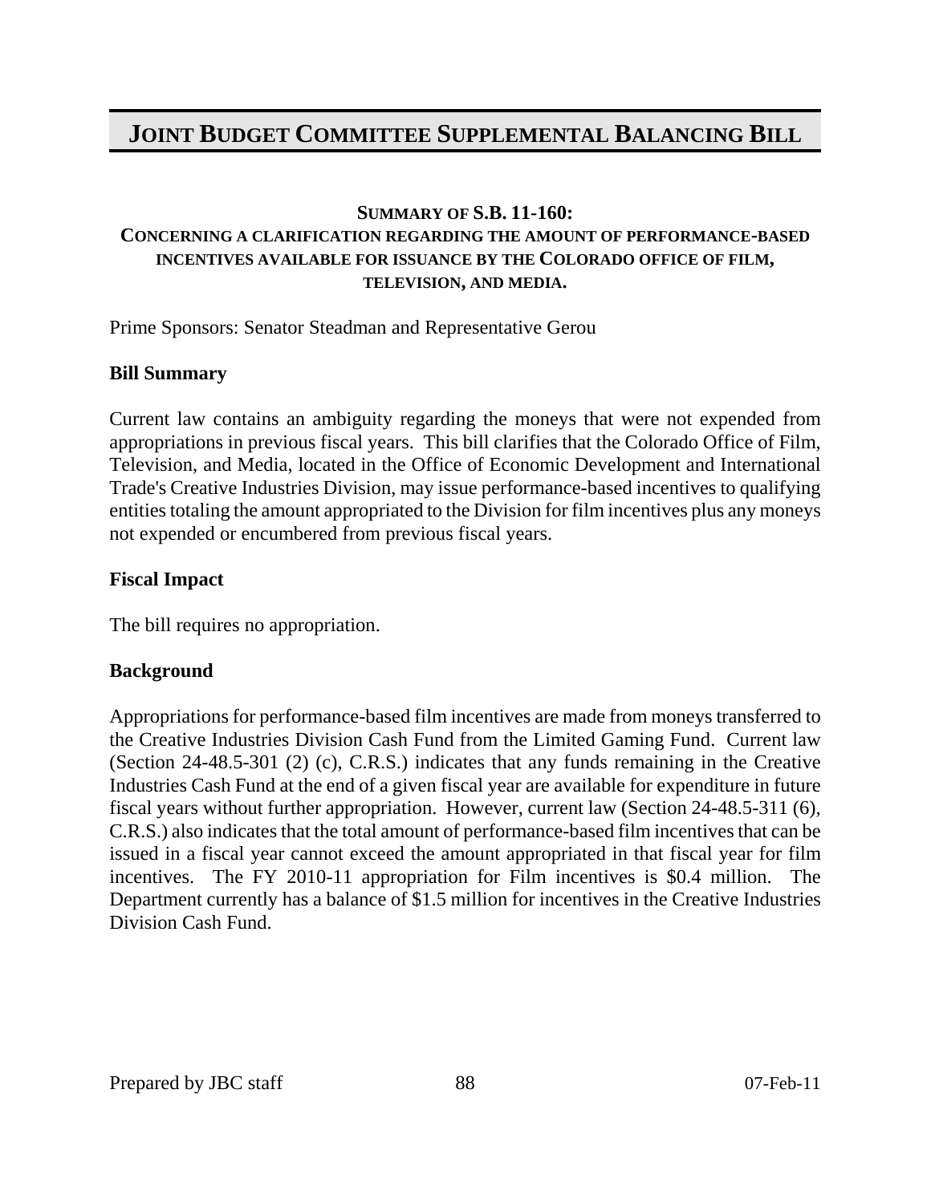# JOINT BUDGET COMMITTEE SUPPLEMENTAL BALANCING BILL

**SUMMARY OF S.B. 11-160:**
**CONCERNING A CLARIFICATION REGARDING THE AMOUNT OF PERFORMANCE-BASED INCENTIVES AVAILABLE FOR ISSUANCE BY THE COLORADO OFFICE OF FILM, TELEVISION, AND MEDIA.**

Prime Sponsors: Senator Steadman and Representative Gerou

**Bill Summary**

Current law contains an ambiguity regarding the moneys that were not expended from appropriations in previous fiscal years. This bill clarifies that the Colorado Office of Film, Television, and Media, located in the Office of Economic Development and International Trade's Creative Industries Division, may issue performance-based incentives to qualifying entities totaling the amount appropriated to the Division for film incentives plus any moneys not expended or encumbered from previous fiscal years.

**Fiscal Impact**

The bill requires no appropriation.

**Background**

Appropriations for performance-based film incentives are made from moneys transferred to the Creative Industries Division Cash Fund from the Limited Gaming Fund. Current law (Section 24-48.5-301 (2) (c), C.R.S.) indicates that any funds remaining in the Creative Industries Cash Fund at the end of a given fiscal year are available for expenditure in future fiscal years without further appropriation. However, current law (Section 24-48.5-311 (6), C.R.S.) also indicates that the total amount of performance-based film incentives that can be issued in a fiscal year cannot exceed the amount appropriated in that fiscal year for film incentives. The FY 2010-11 appropriation for Film incentives is $0.4 million. The Department currently has a balance of $1.5 million for incentives in the Creative Industries Division Cash Fund.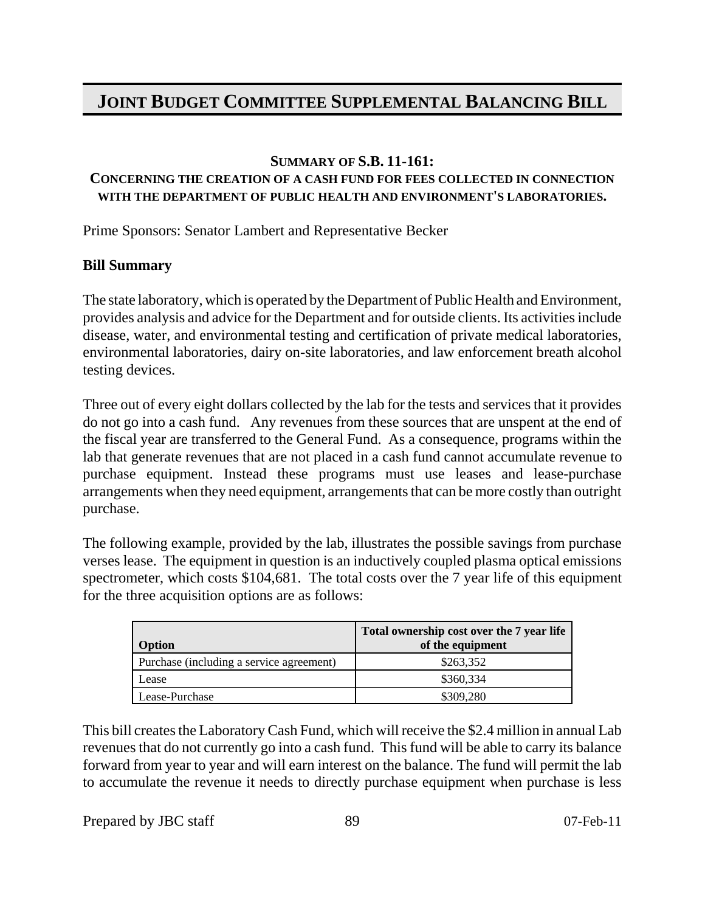# JOINT BUDGET COMMITTEE SUPPLEMENTAL BALANCING BILL

**SUMMARY OF S.B. 11-161:**

**CONCERNING THE CREATION OF A CASH FUND FOR FEES COLLECTED IN CONNECTION WITH THE DEPARTMENT OF PUBLIC HEALTH AND ENVIRONMENT'S LABORATORIES.**

Prime Sponsors: Senator Lambert and Representative Becker

**Bill Summary**

The state laboratory, which is operated by the Department of Public Health and Environment, provides analysis and advice for the Department and for outside clients. Its activities include disease, water, and environmental testing and certification of private medical laboratories, environmental laboratories, dairy on-site laboratories, and law enforcement breath alcohol testing devices.

Three out of every eight dollars collected by the lab for the tests and services that it provides do not go into a cash fund. Any revenues from these sources that are unspent at the end of the fiscal year are transferred to the General Fund. As a consequence, programs within the lab that generate revenues that are not placed in a cash fund cannot accumulate revenue to purchase equipment. Instead these programs must use leases and lease-purchase arrangements when they need equipment, arrangements that can be more costly than outright purchase.

The following example, provided by the lab, illustrates the possible savings from purchase verses lease. The equipment in question is an inductively coupled plasma optical emissions spectrometer, which costs $104,681. The total costs over the 7 year life of this equipment for the three acquisition options are as follows:

| Option | Total ownership cost over the 7 year life of the equipment |
|---|---|
| Purchase (including a service agreement) | $263,352 |
| Lease | $360,334 |
| Lease-Purchase | $309,280 |

This bill creates the Laboratory Cash Fund, which will receive the $2.4 million in annual Lab revenues that do not currently go into a cash fund. This fund will be able to carry its balance forward from year to year and will earn interest on the balance. The fund will permit the lab to accumulate the revenue it needs to directly purchase equipment when purchase is less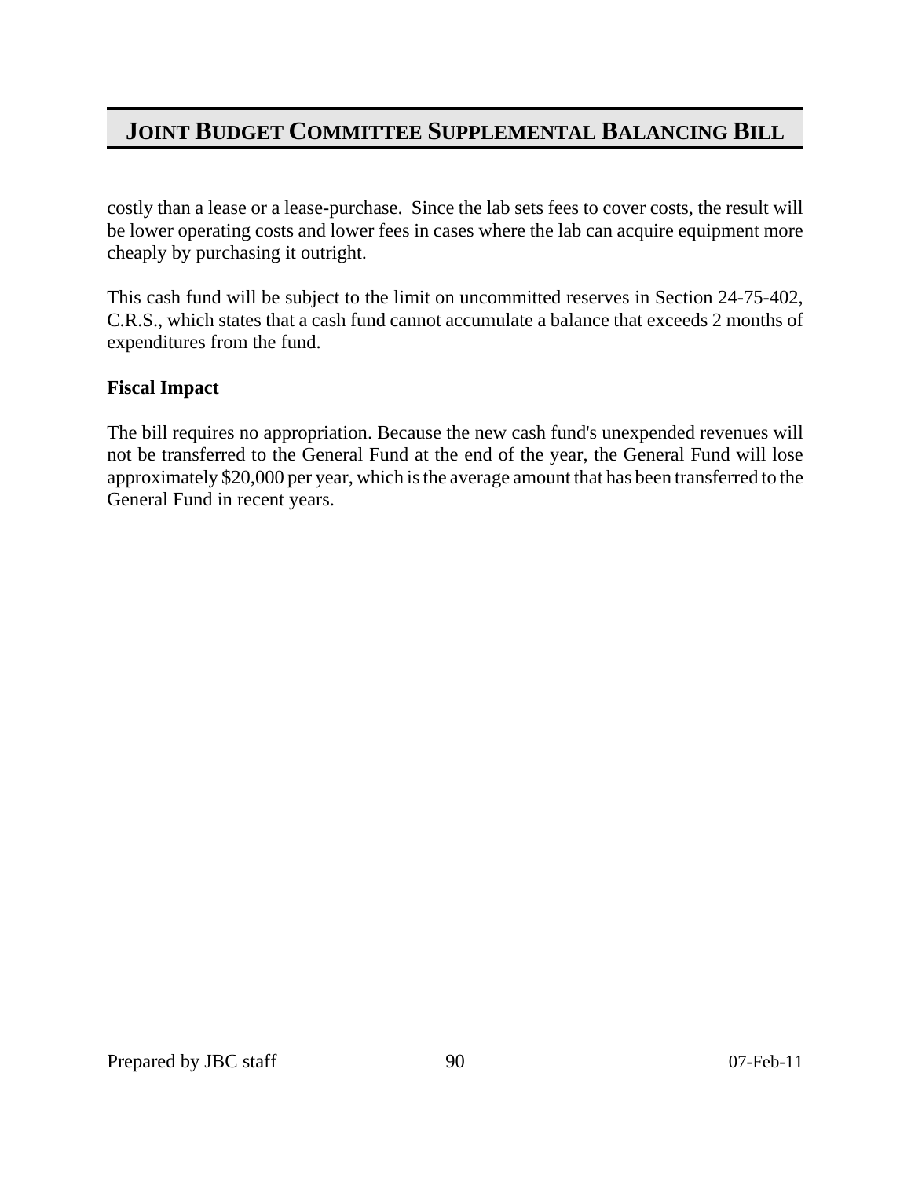costly than a lease or a lease-purchase. Since the lab sets fees to cover costs, the result will be lower operating costs and lower fees in cases where the lab can acquire equipment more cheaply by purchasing it outright.

This cash fund will be subject to the limit on uncommitted reserves in Section 24-75-402, C.R.S., which states that a cash fund cannot accumulate a balance that exceeds 2 months of expenditures from the fund.

**Fiscal Impact**

The bill requires no appropriation. Because the new cash fund's unexpended revenues will not be transferred to the General Fund at the end of the year, the General Fund will lose approximately $20,000 per year, which is the average amount that has been transferred to the General Fund in recent years.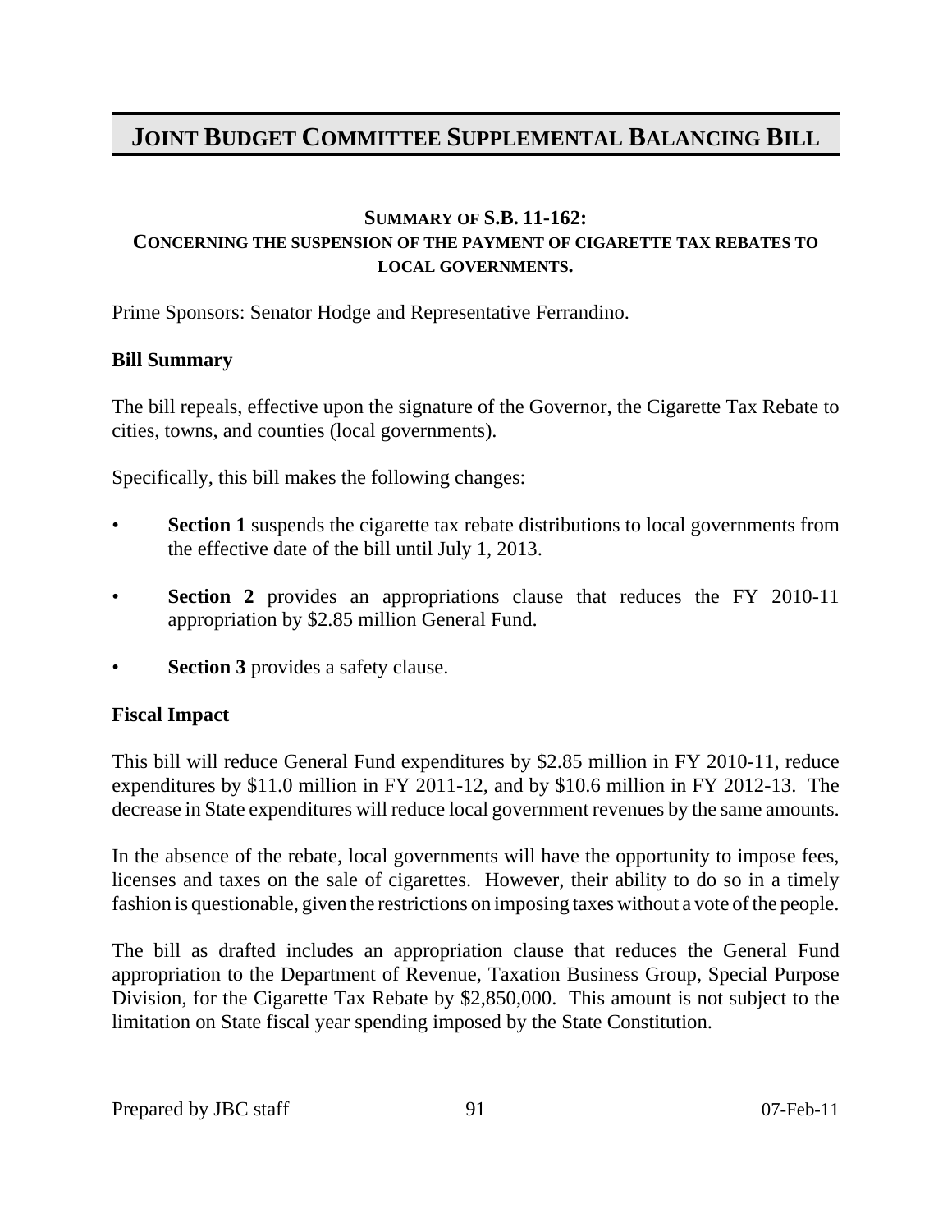# JOINT BUDGET COMMITTEE SUPPLEMENTAL BALANCING BILL

**SUMMARY OF S.B. 11-162:**
**CONCERNING THE SUSPENSION OF THE PAYMENT OF CIGARETTE TAX REBATES TO LOCAL GOVERNMENTS.**

Prime Sponsors: Senator Hodge and Representative Ferrandino.

**Bill Summary**

The bill repeals, effective upon the signature of the Governor, the Cigarette Tax Rebate to cities, towns, and counties (local governments).

Specifically, this bill makes the following changes:

- **Section 1** suspends the cigarette tax rebate distributions to local governments from the effective date of the bill until July 1, 2013.
- **Section 2** provides an appropriations clause that reduces the FY 2010-11 appropriation by $2.85 million General Fund.
- **Section 3** provides a safety clause.

**Fiscal Impact**

This bill will reduce General Fund expenditures by $2.85 million in FY 2010-11, reduce expenditures by $11.0 million in FY 2011-12, and by $10.6 million in FY 2012-13. The decrease in State expenditures will reduce local government revenues by the same amounts.

In the absence of the rebate, local governments will have the opportunity to impose fees, licenses and taxes on the sale of cigarettes. However, their ability to do so in a timely fashion is questionable, given the restrictions on imposing taxes without a vote of the people.

The bill as drafted includes an appropriation clause that reduces the General Fund appropriation to the Department of Revenue, Taxation Business Group, Special Purpose Division, for the Cigarette Tax Rebate by $2,850,000. This amount is not subject to the limitation on State fiscal year spending imposed by the State Constitution.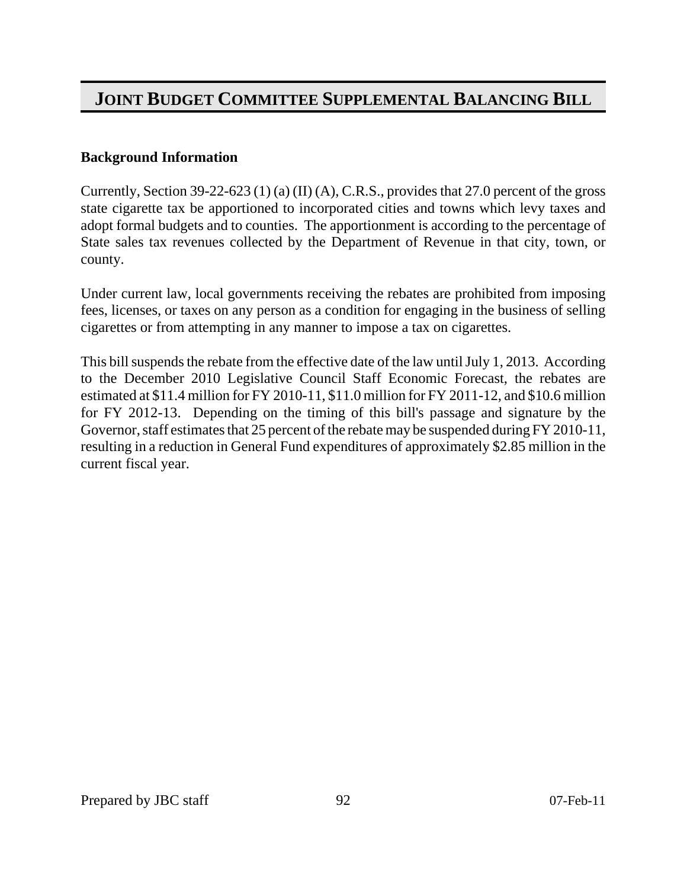# JOINT BUDGET COMMITTEE SUPPLEMENTAL BALANCING BILL

**Background Information**

Currently, Section 39-22-623 (1) (a) (II) (A), C.R.S., provides that 27.0 percent of the gross state cigarette tax be apportioned to incorporated cities and towns which levy taxes and adopt formal budgets and to counties. The apportionment is according to the percentage of State sales tax revenues collected by the Department of Revenue in that city, town, or county.

Under current law, local governments receiving the rebates are prohibited from imposing fees, licenses, or taxes on any person as a condition for engaging in the business of selling cigarettes or from attempting in any manner to impose a tax on cigarettes.

This bill suspends the rebate from the effective date of the law until July 1, 2013. According to the December 2010 Legislative Council Staff Economic Forecast, the rebates are estimated at $11.4 million for FY 2010-11, $11.0 million for FY 2011-12, and $10.6 million for FY 2012-13. Depending on the timing of this bill's passage and signature by the Governor, staff estimates that 25 percent of the rebate may be suspended during FY 2010-11, resulting in a reduction in General Fund expenditures of approximately $2.85 million in the current fiscal year.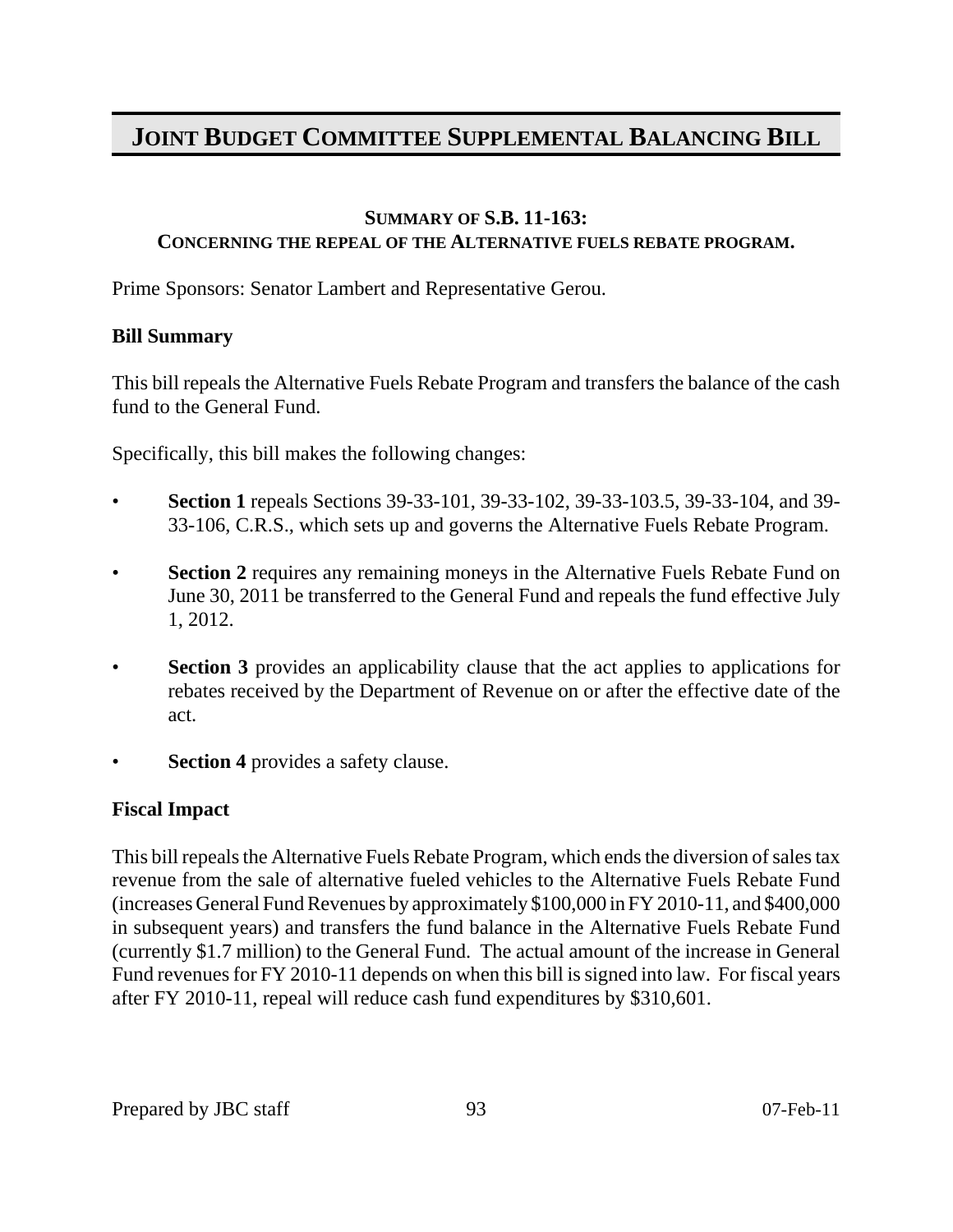# JOINT BUDGET COMMITTEE SUPPLEMENTAL BALANCING BILL

### SUMMARY OF S.B. 11-163:
### CONCERNING THE REPEAL OF THE ALTERNATIVE FUELS REBATE PROGRAM.

Prime Sponsors: Senator Lambert and Representative Gerou.

**Bill Summary**

This bill repeals the Alternative Fuels Rebate Program and transfers the balance of the cash fund to the General Fund.

Specifically, this bill makes the following changes:

- **Section 1** repeals Sections 39-33-101, 39-33-102, 39-33-103.5, 39-33-104, and 39-33-106, C.R.S., which sets up and governs the Alternative Fuels Rebate Program.
- **Section 2** requires any remaining moneys in the Alternative Fuels Rebate Fund on June 30, 2011 be transferred to the General Fund and repeals the fund effective July 1, 2012.
- **Section 3** provides an applicability clause that the act applies to applications for rebates received by the Department of Revenue on or after the effective date of the act.
- **Section 4** provides a safety clause.

**Fiscal Impact**

This bill repeals the Alternative Fuels Rebate Program, which ends the diversion of sales tax revenue from the sale of alternative fueled vehicles to the Alternative Fuels Rebate Fund (increases General Fund Revenues by approximately $100,000 in FY 2010-11, and $400,000 in subsequent years) and transfers the fund balance in the Alternative Fuels Rebate Fund (currently $1.7 million) to the General Fund. The actual amount of the increase in General Fund revenues for FY 2010-11 depends on when this bill is signed into law. For fiscal years after FY 2010-11, repeal will reduce cash fund expenditures by $310,601.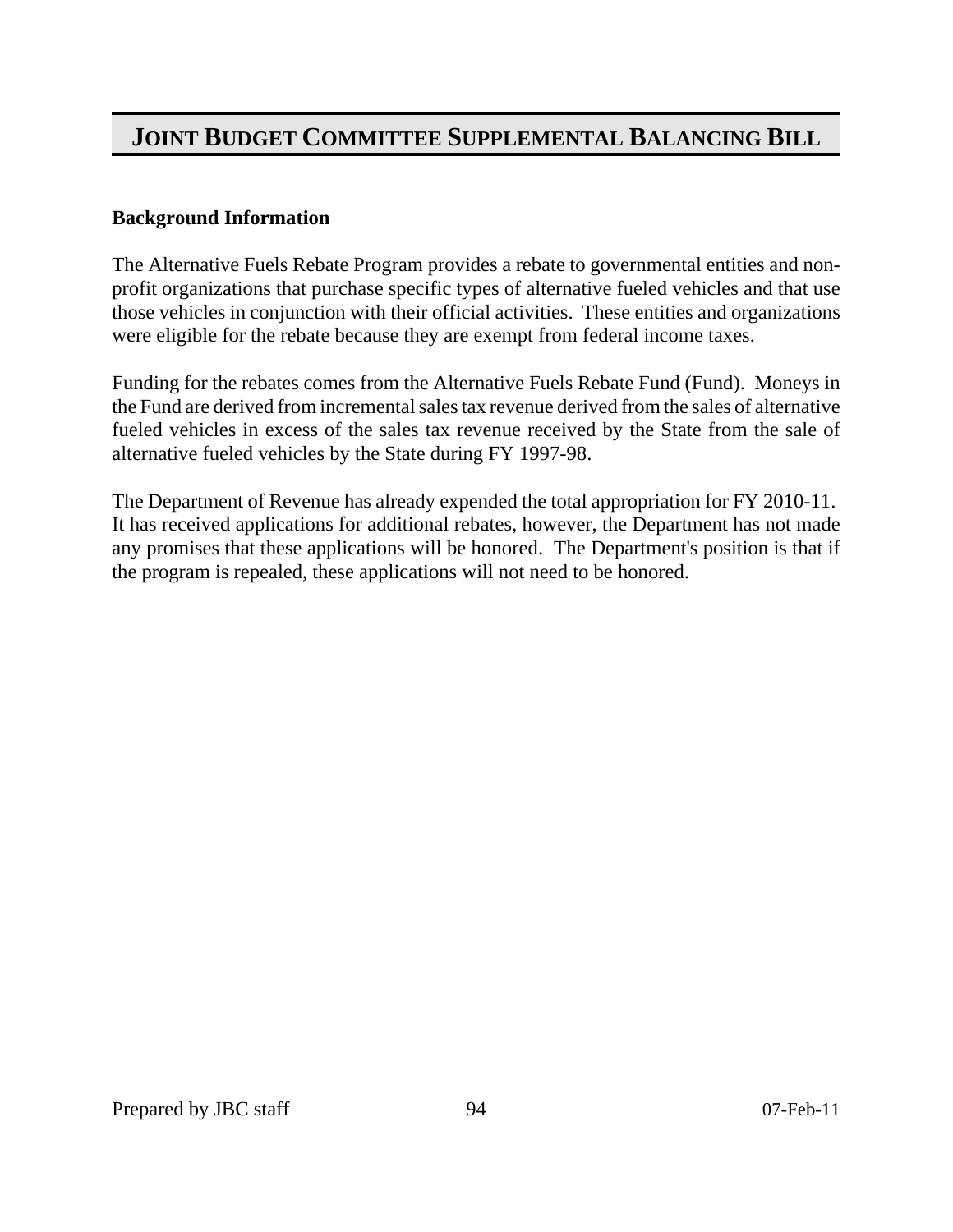# JOINT BUDGET COMMITTEE SUPPLEMENTAL BALANCING BILL

**Background Information**

The Alternative Fuels Rebate Program provides a rebate to governmental entities and non-profit organizations that purchase specific types of alternative fueled vehicles and that use those vehicles in conjunction with their official activities. These entities and organizations were eligible for the rebate because they are exempt from federal income taxes.

Funding for the rebates comes from the Alternative Fuels Rebate Fund (Fund). Moneys in the Fund are derived from incremental sales tax revenue derived from the sales of alternative fueled vehicles in excess of the sales tax revenue received by the State from the sale of alternative fueled vehicles by the State during FY 1997-98.

The Department of Revenue has already expended the total appropriation for FY 2010-11. It has received applications for additional rebates, however, the Department has not made any promises that these applications will be honored. The Department's position is that if the program is repealed, these applications will not need to be honored.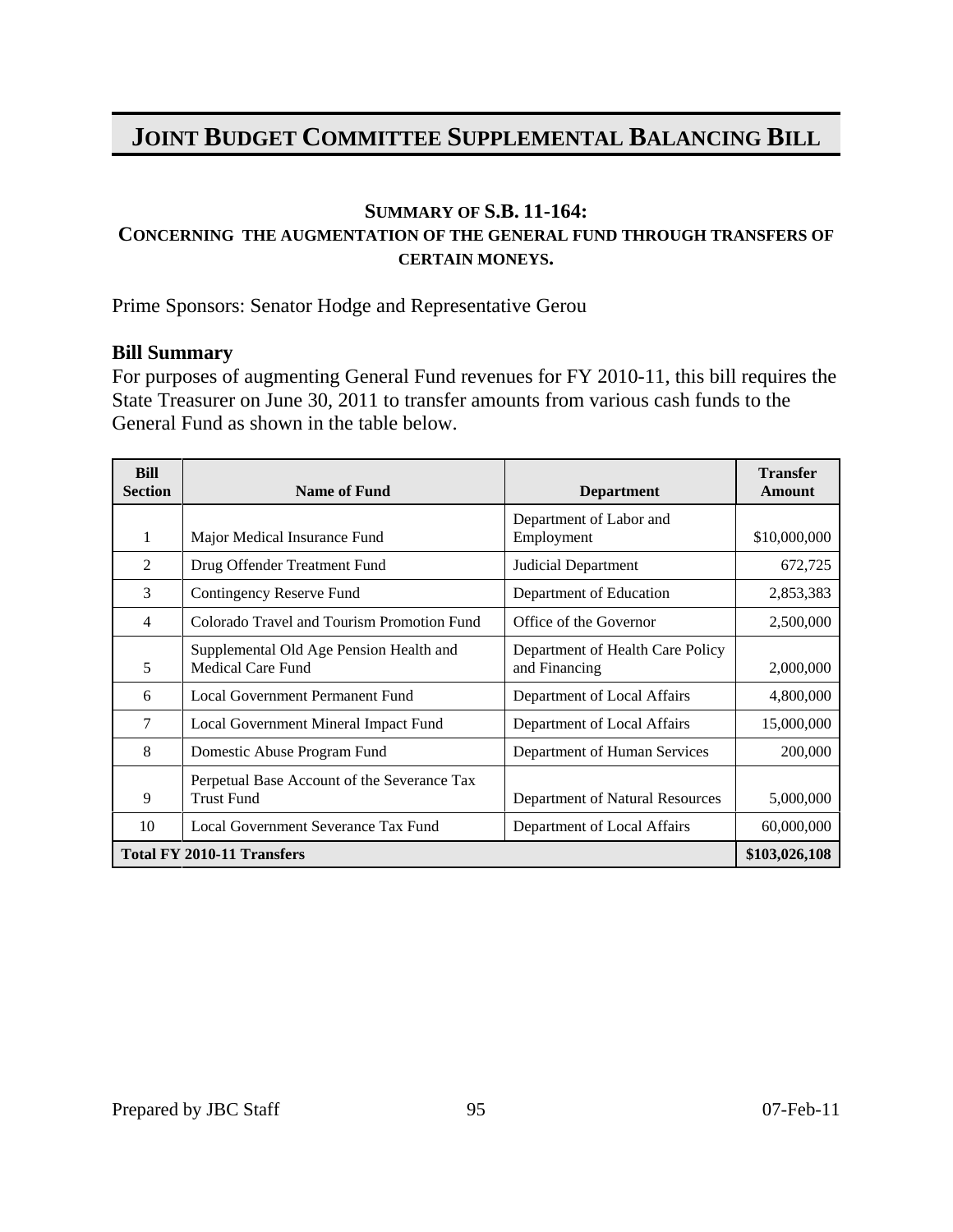# JOINT BUDGET COMMITTEE SUPPLEMENTAL BALANCING BILL

### SUMMARY OF S.B. 11-164:
### CONCERNING THE AUGMENTATION OF THE GENERAL FUND THROUGH TRANSFERS OF CERTAIN MONEYS.

Prime Sponsors: Senator Hodge and Representative Gerou

**Bill Summary**

For purposes of augmenting General Fund revenues for FY 2010-11, this bill requires the State Treasurer on June 30, 2011 to transfer amounts from various cash funds to the General Fund as shown in the table below.

| Bill Section | Name of Fund | Department | Transfer Amount |
|---|---|---|---|
| 1 | Major Medical Insurance Fund | Department of Labor and Employment | $10,000,000 |
| 2 | Drug Offender Treatment Fund | Judicial Department | 672,725 |
| 3 | Contingency Reserve Fund | Department of Education | 2,853,383 |
| 4 | Colorado Travel and Tourism Promotion Fund | Office of the Governor | 2,500,000 |
| 5 | Supplemental Old Age Pension Health and Medical Care Fund | Department of Health Care Policy and Financing | 2,000,000 |
| 6 | Local Government Permanent Fund | Department of Local Affairs | 4,800,000 |
| 7 | Local Government Mineral Impact Fund | Department of Local Affairs | 15,000,000 |
| 8 | Domestic Abuse Program Fund | Department of Human Services | 200,000 |
| 9 | Perpetual Base Account of the Severance Tax Trust Fund | Department of Natural Resources | 5,000,000 |
| 10 | Local Government Severance Tax Fund | Department of Local Affairs | 60,000,000 |
| **Total FY 2010-11 Transfers** | | | **$103,026,108** |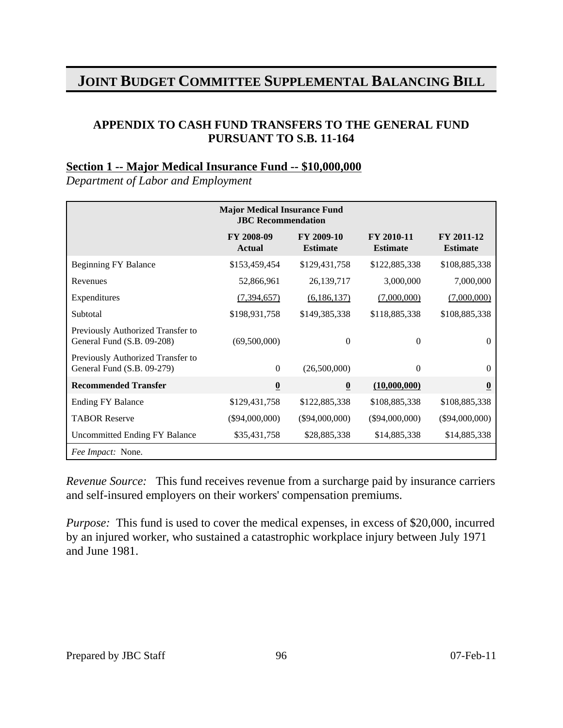# JOINT BUDGET COMMITTEE SUPPLEMENTAL BALANCING BILL

## APPENDIX TO CASH FUND TRANSFERS TO THE GENERAL FUND PURSUANT TO S.B. 11-164

### <u>Section 1 -- Major Medical Insurance Fund -- $10,000,000</u>

*Department of Labor and Employment*

| Major Medical Insurance Fund JBC Recommendation | FY 2008-09 Actual | FY 2009-10 Estimate | FY 2010-11 Estimate | FY 2011-12 Estimate |
|---|---|---|---|---|
| Beginning FY Balance | $153,459,454 | $129,431,758 | $122,885,338 | $108,885,338 |
| Revenues | 52,866,961 | 26,139,717 | 3,000,000 | 7,000,000 |
| Expenditures | (7,394,657) | (6,186,137) | (7,000,000) | (7,000,000) |
| Subtotal | $198,931,758 | $149,385,338 | $118,885,338 | $108,885,338 |
| Previously Authorized Transfer to General Fund (S.B. 09-208) | (69,500,000) | 0 | 0 | 0 |
| Previously Authorized Transfer to General Fund (S.B. 09-279) | 0 | (26,500,000) | 0 | 0 |
| **Recommended Transfer** | **0** | **0** | **(10,000,000)** | **0** |
| Ending FY Balance | $129,431,758 | $122,885,338 | $108,885,338 | $108,885,338 |
| TABOR Reserve | ($94,000,000) | ($94,000,000) | ($94,000,000) | ($94,000,000) |
| Uncommitted Ending FY Balance | $35,431,758 | $28,885,338 | $14,885,338 | $14,885,338 |
| *Fee Impact:* None. | | | | |

*Revenue Source:* This fund receives revenue from a surcharge paid by insurance carriers and self-insured employers on their workers' compensation premiums.

*Purpose:* This fund is used to cover the medical expenses, in excess of $20,000, incurred by an injured worker, who sustained a catastrophic workplace injury between July 1971 and June 1981.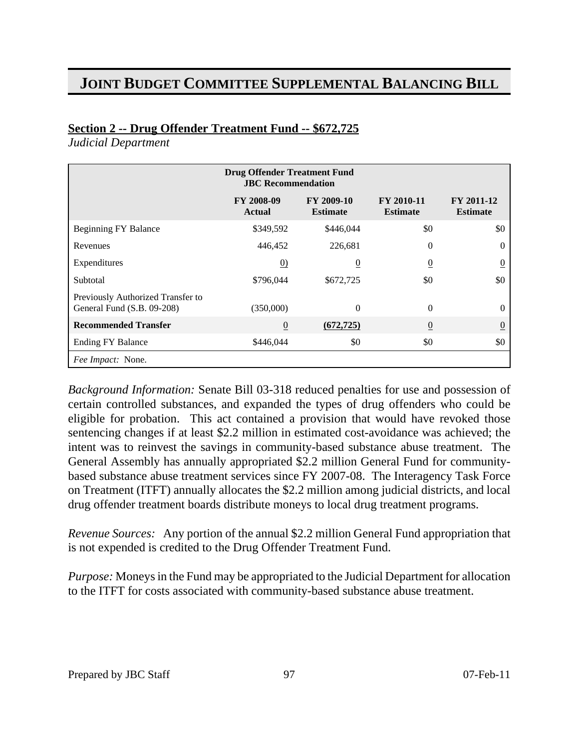# JOINT BUDGET COMMITTEE SUPPLEMENTAL BALANCING BILL

**Section 2 -- Drug Offender Treatment Fund -- $672,725**

*Judicial Department*

| Drug Offender Treatment Fund JBC Recommendation | | | | |
|---|---|---|---|---|
| | **FY 2008-09 Actual** | **FY 2009-10 Estimate** | **FY 2010-11 Estimate** | **FY 2011-12 Estimate** |
| Beginning FY Balance | $349,592 | $446,044 | $0 | $0 |
| Revenues | 446,452 | 226,681 | 0 | 0 |
| Expenditures | 0) | 0 | 0 | 0 |
| Subtotal | $796,044 | $672,725 | $0 | $0 |
| Previously Authorized Transfer to General Fund (S.B. 09-208) | (350,000) | 0 | 0 | 0 |
| **Recommended Transfer** | 0 | **(672,725)** | 0 | 0 |
| Ending FY Balance | $446,044 | $0 | $0 | $0 |
| *Fee Impact:* None. | | | | |

*Background Information:* Senate Bill 03-318 reduced penalties for use and possession of certain controlled substances, and expanded the types of drug offenders who could be eligible for probation. This act contained a provision that would have revoked those sentencing changes if at least $2.2 million in estimated cost-avoidance was achieved; the intent was to reinvest the savings in community-based substance abuse treatment. The General Assembly has annually appropriated $2.2 million General Fund for community-based substance abuse treatment services since FY 2007-08. The Interagency Task Force on Treatment (ITFT) annually allocates the $2.2 million among judicial districts, and local drug offender treatment boards distribute moneys to local drug treatment programs.

*Revenue Sources:* Any portion of the annual $2.2 million General Fund appropriation that is not expended is credited to the Drug Offender Treatment Fund.

*Purpose:* Moneys in the Fund may be appropriated to the Judicial Department for allocation to the ITFT for costs associated with community-based substance abuse treatment.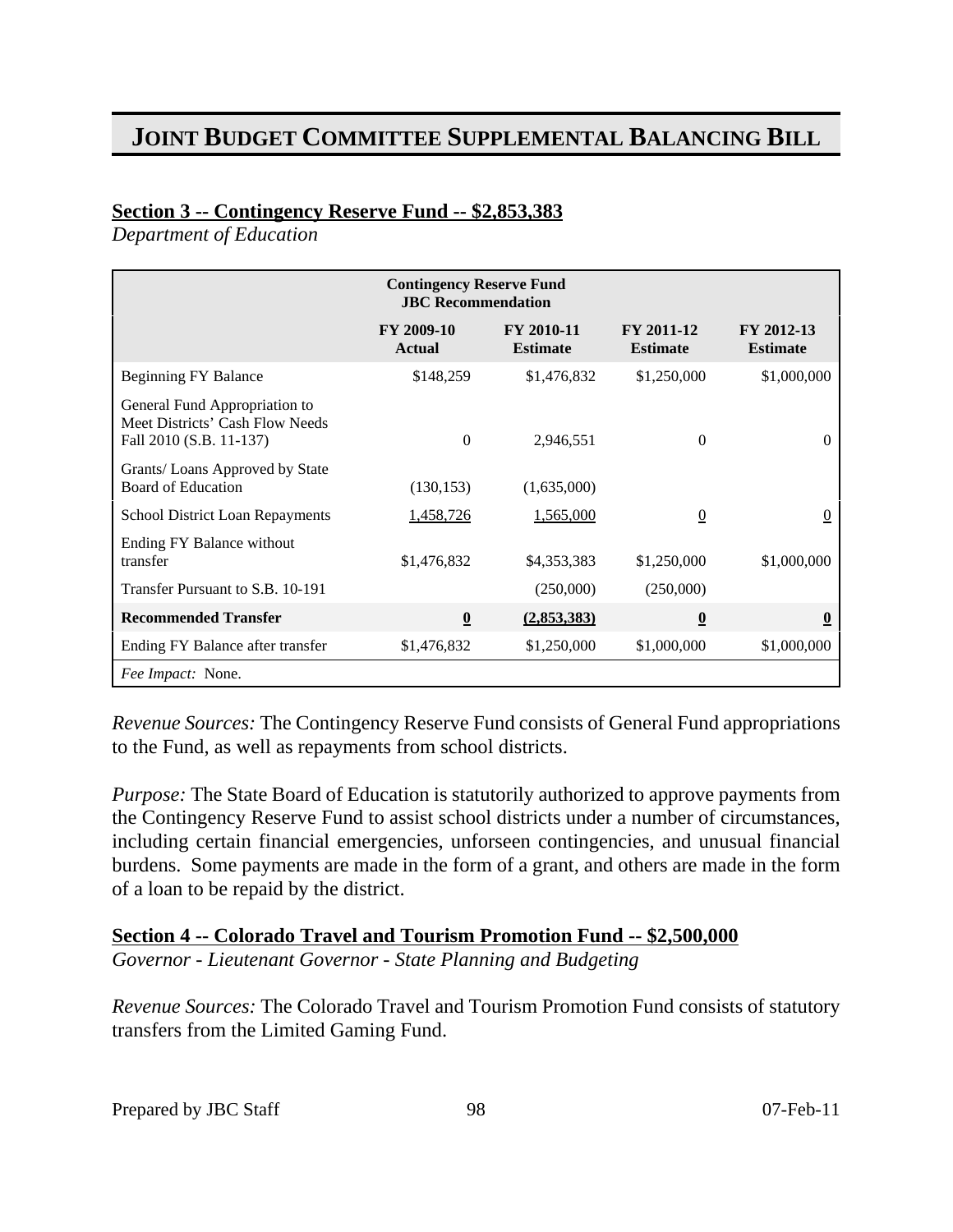# JOINT BUDGET COMMITTEE SUPPLEMENTAL BALANCING BILL

**Section 3 -- Contingency Reserve Fund -- $2,853,383**

*Department of Education*

| Contingency Reserve Fund JBC Recommendation | | | | |
|---|---|---|---|---|
| | **FY 2009-10 Actual** | **FY 2010-11 Estimate** | **FY 2011-12 Estimate** | **FY 2012-13 Estimate** |
| Beginning FY Balance | $148,259 | $1,476,832 | $1,250,000 | $1,000,000 |
| General Fund Appropriation to Meet Districts' Cash Flow Needs Fall 2010 (S.B. 11-137) | 0 | 2,946,551 | 0 | 0 |
| Grants/ Loans Approved by State Board of Education | (130,153) | (1,635,000) | | |
| School District Loan Repayments | 1,458,726 | 1,565,000 | 0 | 0 |
| Ending FY Balance without transfer | $1,476,832 | $4,353,383 | $1,250,000 | $1,000,000 |
| Transfer Pursuant to S.B. 10-191 | | (250,000) | (250,000) | |
| **Recommended Transfer** | **0** | **(2,853,383)** | **0** | **0** |
| Ending FY Balance after transfer | $1,476,832 | $1,250,000 | $1,000,000 | $1,000,000 |
| *Fee Impact:* None. | | | | |

*Revenue Sources:* The Contingency Reserve Fund consists of General Fund appropriations to the Fund, as well as repayments from school districts.

*Purpose:* The State Board of Education is statutorily authorized to approve payments from the Contingency Reserve Fund to assist school districts under a number of circumstances, including certain financial emergencies, unforseen contingencies, and unusual financial burdens. Some payments are made in the form of a grant, and others are made in the form of a loan to be repaid by the district.

**Section 4 -- Colorado Travel and Tourism Promotion Fund -- $2,500,000**

*Governor - Lieutenant Governor - State Planning and Budgeting*

*Revenue Sources:* The Colorado Travel and Tourism Promotion Fund consists of statutory transfers from the Limited Gaming Fund.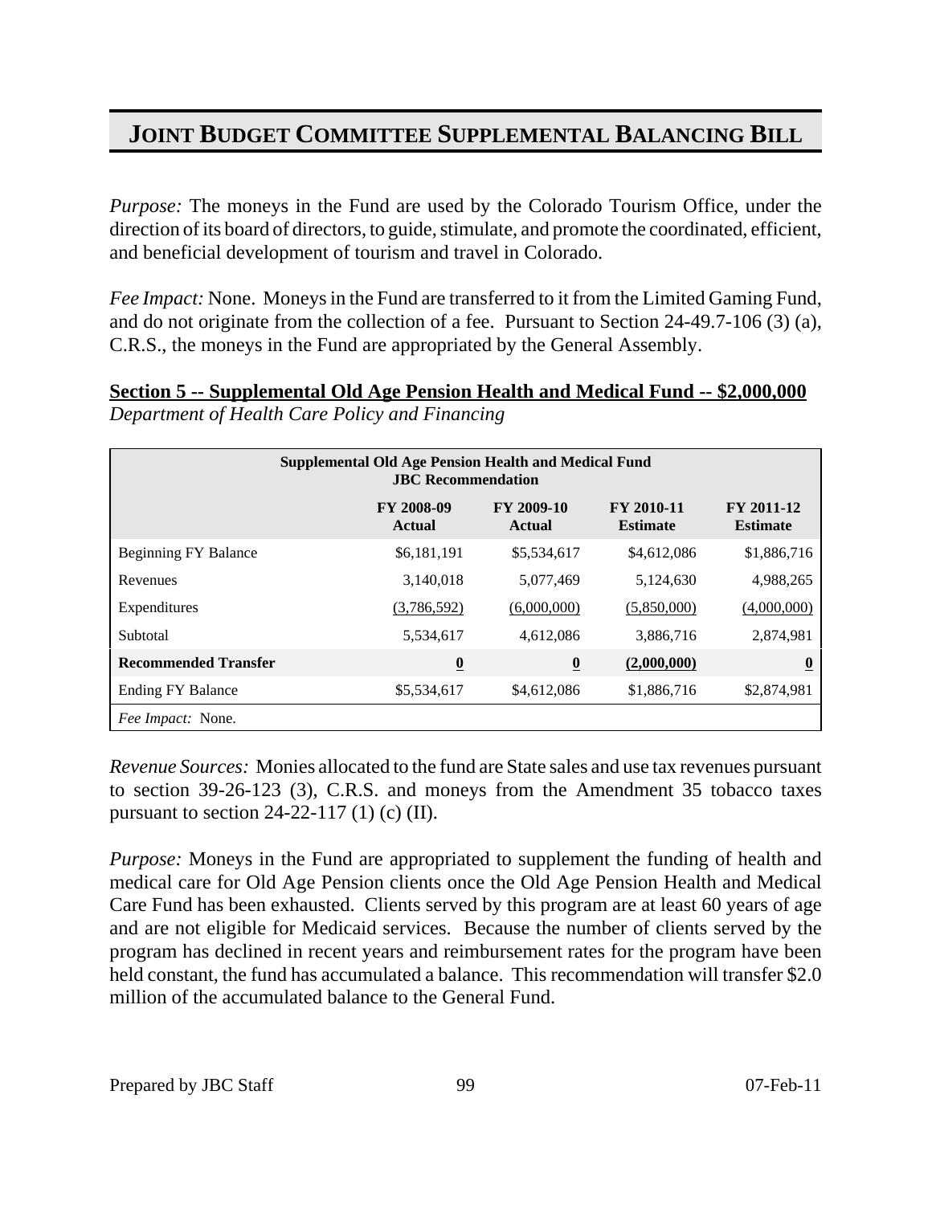# JOINT BUDGET COMMITTEE SUPPLEMENTAL BALANCING BILL

*Purpose:* The moneys in the Fund are used by the Colorado Tourism Office, under the direction of its board of directors, to guide, stimulate, and promote the coordinated, efficient, and beneficial development of tourism and travel in Colorado.

*Fee Impact:* None. Moneys in the Fund are transferred to it from the Limited Gaming Fund, and do not originate from the collection of a fee. Pursuant to Section 24-49.7-106 (3) (a), C.R.S., the moneys in the Fund are appropriated by the General Assembly.

## Section 5 -- Supplemental Old Age Pension Health and Medical Fund -- $2,000,000

*Department of Health Care Policy and Financing*

| Supplemental Old Age Pension Health and Medical Fund JBC Recommendation | | | | |
|---|---|---|---|---|
| | FY 2008-09 Actual | FY 2009-10 Actual | FY 2010-11 Estimate | FY 2011-12 Estimate |
| Beginning FY Balance | $6,181,191 | $5,534,617 | $4,612,086 | $1,886,716 |
| Revenues | 3,140,018 | 5,077,469 | 5,124,630 | 4,988,265 |
| Expenditures | (3,786,592) | (6,000,000) | (5,850,000) | (4,000,000) |
| Subtotal | 5,534,617 | 4,612,086 | 3,886,716 | 2,874,981 |
| **Recommended Transfer** | **0** | **0** | **(2,000,000)** | **0** |
| Ending FY Balance | $5,534,617 | $4,612,086 | $1,886,716 | $2,874,981 |
| *Fee Impact:* None. | | | | |

*Revenue Sources:* Monies allocated to the fund are State sales and use tax revenues pursuant to section 39-26-123 (3), C.R.S. and moneys from the Amendment 35 tobacco taxes pursuant to section 24-22-117 (1) (c) (II).

*Purpose:* Moneys in the Fund are appropriated to supplement the funding of health and medical care for Old Age Pension clients once the Old Age Pension Health and Medical Care Fund has been exhausted. Clients served by this program are at least 60 years of age and are not eligible for Medicaid services. Because the number of clients served by the program has declined in recent years and reimbursement rates for the program have been held constant, the fund has accumulated a balance. This recommendation will transfer $2.0 million of the accumulated balance to the General Fund.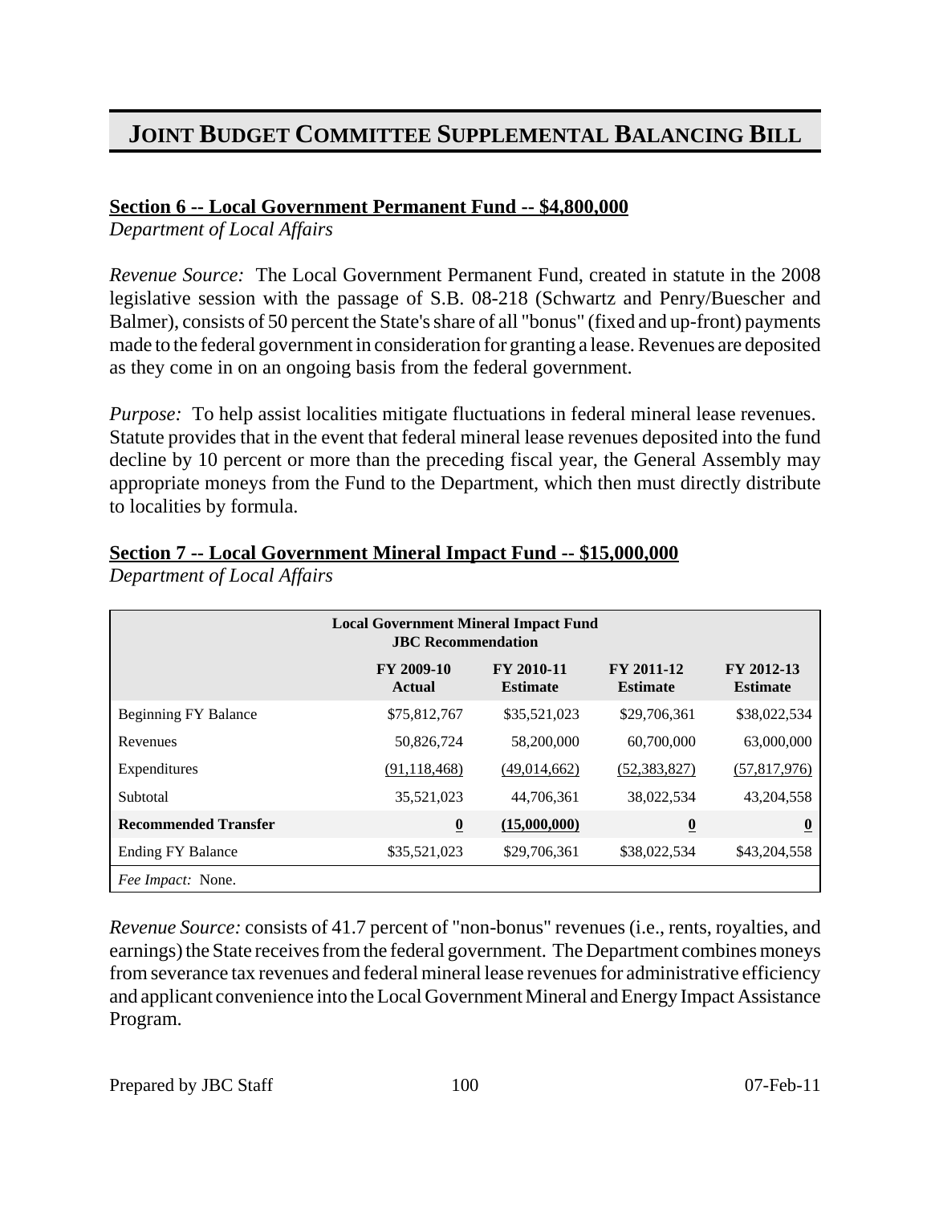# JOINT BUDGET COMMITTEE SUPPLEMENTAL BALANCING BILL

**Section 6 -- Local Government Permanent Fund -- $4,800,000**
*Department of Local Affairs*

*Revenue Source:* The Local Government Permanent Fund, created in statute in the 2008 legislative session with the passage of S.B. 08-218 (Schwartz and Penry/Buescher and Balmer), consists of 50 percent the State's share of all "bonus" (fixed and up-front) payments made to the federal government in consideration for granting a lease. Revenues are deposited as they come in on an ongoing basis from the federal government.

*Purpose:* To help assist localities mitigate fluctuations in federal mineral lease revenues. Statute provides that in the event that federal mineral lease revenues deposited into the fund decline by 10 percent or more than the preceding fiscal year, the General Assembly may appropriate moneys from the Fund to the Department, which then must directly distribute to localities by formula.

**Section 7 -- Local Government Mineral Impact Fund -- $15,000,000**
*Department of Local Affairs*

| Local Government Mineral Impact Fund JBC Recommendation | | | | |
|---|---|---|---|---|
| | **FY 2009-10 Actual** | **FY 2010-11 Estimate** | **FY 2011-12 Estimate** | **FY 2012-13 Estimate** |
| Beginning FY Balance | $75,812,767 | $35,521,023 | $29,706,361 | $38,022,534 |
| Revenues | 50,826,724 | 58,200,000 | 60,700,000 | 63,000,000 |
| Expenditures | (91,118,468) | (49,014,662) | (52,383,827) | (57,817,976) |
| Subtotal | 35,521,023 | 44,706,361 | 38,022,534 | 43,204,558 |
| **Recommended Transfer** | **0** | **(15,000,000)** | **0** | **0** |
| Ending FY Balance | $35,521,023 | $29,706,361 | $38,022,534 | $43,204,558 |
| *Fee Impact:* None. | | | | |

*Revenue Source:* consists of 41.7 percent of "non-bonus" revenues (i.e., rents, royalties, and earnings) the State receives from the federal government. The Department combines moneys from severance tax revenues and federal mineral lease revenues for administrative efficiency and applicant convenience into the Local Government Mineral and Energy Impact Assistance Program.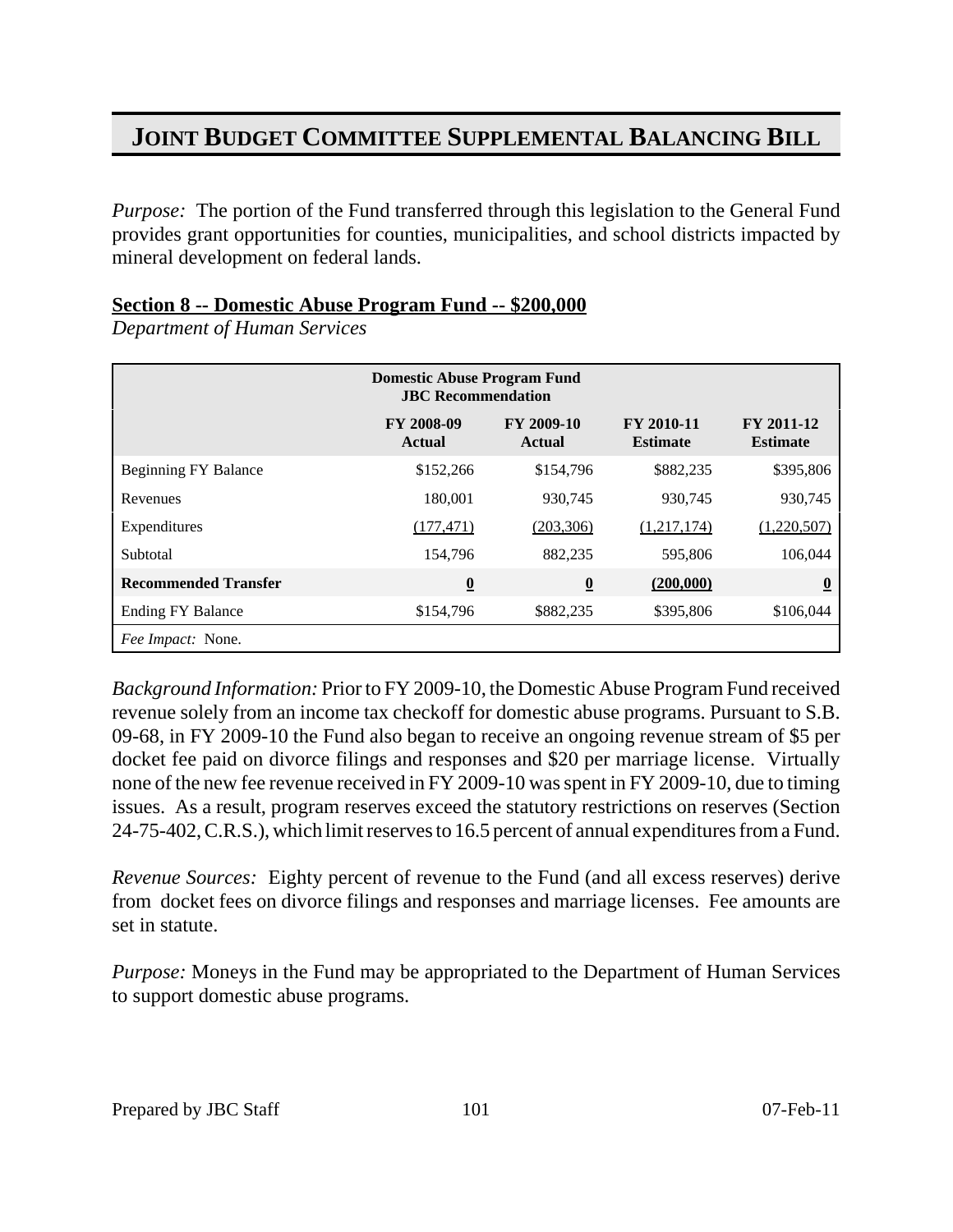# JOINT BUDGET COMMITTEE SUPPLEMENTAL BALANCING BILL

*Purpose:* The portion of the Fund transferred through this legislation to the General Fund provides grant opportunities for counties, municipalities, and school districts impacted by mineral development on federal lands.

**Section 8 -- Domestic Abuse Program Fund -- $200,000**

*Department of Human Services*

| Domestic Abuse Program Fund JBC Recommendation | | | | |
|---|---|---|---|---|
| | FY 2008-09 Actual | FY 2009-10 Actual | FY 2010-11 Estimate | FY 2011-12 Estimate |
| Beginning FY Balance | $152,266 | $154,796 | $882,235 | $395,806 |
| Revenues | 180,001 | 930,745 | 930,745 | 930,745 |
| Expenditures | (177,471) | (203,306) | (1,217,174) | (1,220,507) |
| Subtotal | 154,796 | 882,235 | 595,806 | 106,044 |
| **Recommended Transfer** | **0** | **0** | **(200,000)** | **0** |
| Ending FY Balance | $154,796 | $882,235 | $395,806 | $106,044 |
| *Fee Impact:* None. | | | | |

*Background Information:* Prior to FY 2009-10, the Domestic Abuse Program Fund received revenue solely from an income tax checkoff for domestic abuse programs. Pursuant to S.B. 09-68, in FY 2009-10 the Fund also began to receive an ongoing revenue stream of $5 per docket fee paid on divorce filings and responses and $20 per marriage license. Virtually none of the new fee revenue received in FY 2009-10 was spent in FY 2009-10, due to timing issues. As a result, program reserves exceed the statutory restrictions on reserves (Section 24-75-402, C.R.S.), which limit reserves to 16.5 percent of annual expenditures from a Fund.

*Revenue Sources:* Eighty percent of revenue to the Fund (and all excess reserves) derive from docket fees on divorce filings and responses and marriage licenses. Fee amounts are set in statute.

*Purpose:* Moneys in the Fund may be appropriated to the Department of Human Services to support domestic abuse programs.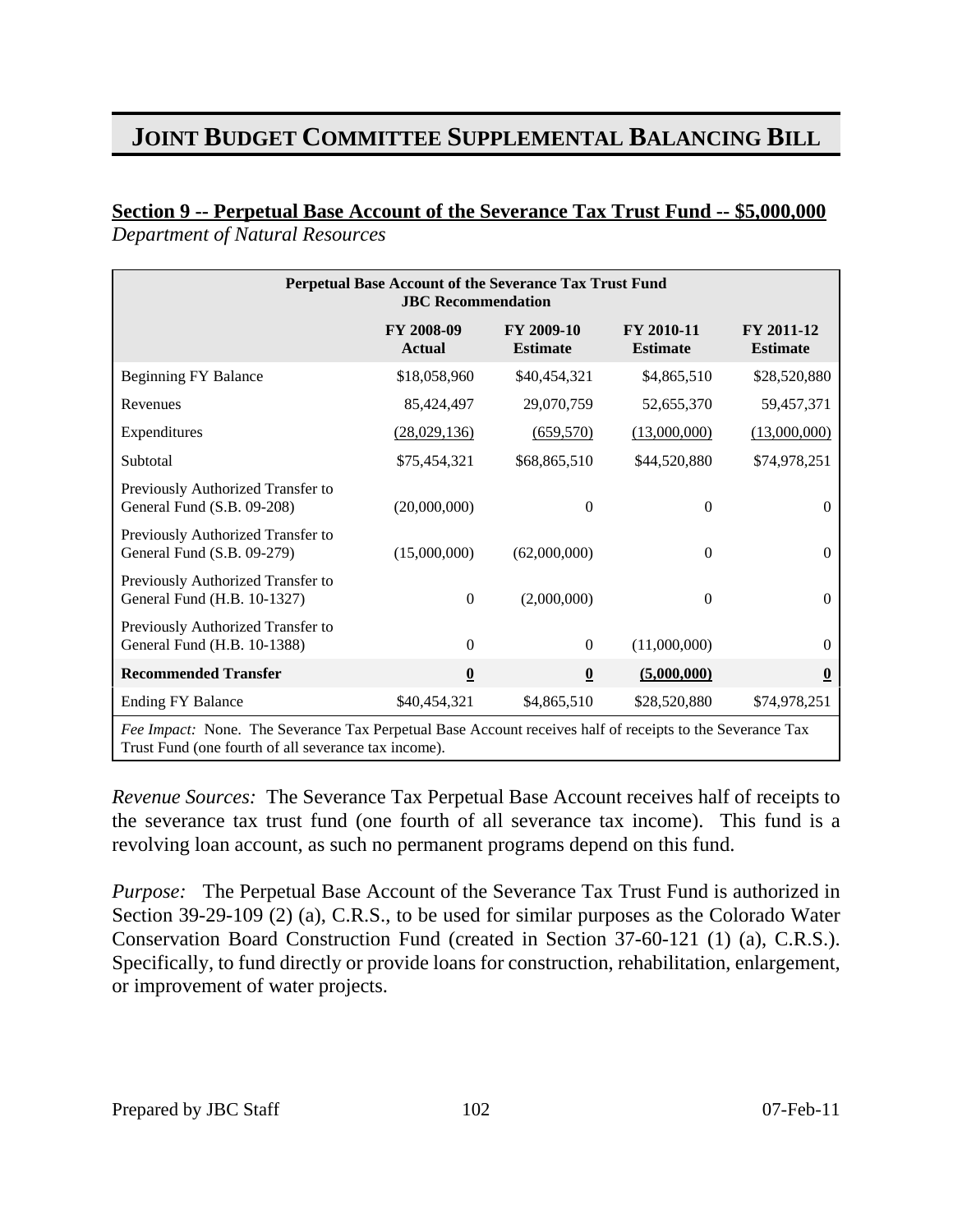# JOINT BUDGET COMMITTEE SUPPLEMENTAL BALANCING BILL

**Section 9 -- Perpetual Base Account of the Severance Tax Trust Fund -- $5,000,000**
*Department of Natural Resources*

| Perpetual Base Account of the Severance Tax Trust Fund JBC Recommendation | | | | |
|---|---|---|---|---|
| | **FY 2008-09 Actual** | **FY 2009-10 Estimate** | **FY 2010-11 Estimate** | **FY 2011-12 Estimate** |
| Beginning FY Balance | $18,058,960 | $40,454,321 | $4,865,510 | $28,520,880 |
| Revenues | 85,424,497 | 29,070,759 | 52,655,370 | 59,457,371 |
| Expenditures | (28,029,136) | (659,570) | (13,000,000) | (13,000,000) |
| Subtotal | $75,454,321 | $68,865,510 | $44,520,880 | $74,978,251 |
| Previously Authorized Transfer to General Fund (S.B. 09-208) | (20,000,000) | 0 | 0 | 0 |
| Previously Authorized Transfer to General Fund (S.B. 09-279) | (15,000,000) | (62,000,000) | 0 | 0 |
| Previously Authorized Transfer to General Fund (H.B. 10-1327) | 0 | (2,000,000) | 0 | 0 |
| Previously Authorized Transfer to General Fund (H.B. 10-1388) | 0 | 0 | (11,000,000) | 0 |
| **Recommended Transfer** | **0** | **0** | **(5,000,000)** | **0** |
| Ending FY Balance | $40,454,321 | $4,865,510 | $28,520,880 | $74,978,251 |
| *Fee Impact:* None. The Severance Tax Perpetual Base Account receives half of receipts to the Severance Tax Trust Fund (one fourth of all severance tax income). | | | | |

*Revenue Sources:* The Severance Tax Perpetual Base Account receives half of receipts to the severance tax trust fund (one fourth of all severance tax income). This fund is a revolving loan account, as such no permanent programs depend on this fund.

*Purpose:* The Perpetual Base Account of the Severance Tax Trust Fund is authorized in Section 39-29-109 (2) (a), C.R.S., to be used for similar purposes as the Colorado Water Conservation Board Construction Fund (created in Section 37-60-121 (1) (a), C.R.S.). Specifically, to fund directly or provide loans for construction, rehabilitation, enlargement, or improvement of water projects.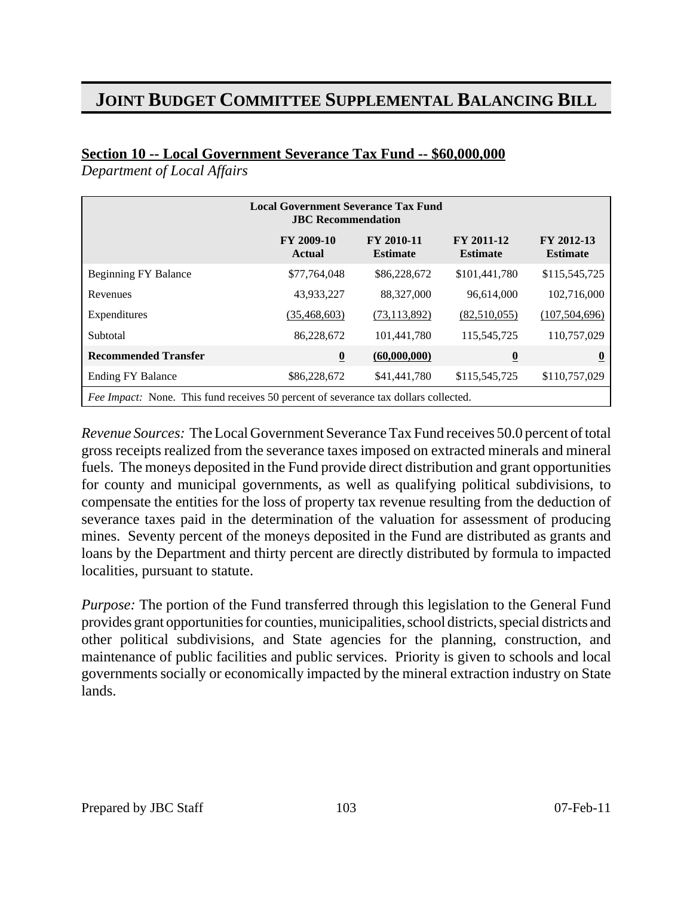# JOINT BUDGET COMMITTEE SUPPLEMENTAL BALANCING BILL

**Section 10 -- Local Government Severance Tax Fund -- $60,000,000**

*Department of Local Affairs*

| Local Government Severance Tax Fund JBC Recommendation | | | | |
|---|---|---|---|---|
| | FY 2009-10 Actual | FY 2010-11 Estimate | FY 2011-12 Estimate | FY 2012-13 Estimate |
| Beginning FY Balance | $77,764,048 | $86,228,672 | $101,441,780 | $115,545,725 |
| Revenues | 43,933,227 | 88,327,000 | 96,614,000 | 102,716,000 |
| Expenditures | (35,468,603) | (73,113,892) | (82,510,055) | (107,504,696) |
| Subtotal | 86,228,672 | 101,441,780 | 115,545,725 | 110,757,029 |
| **Recommended Transfer** | **0** | **(60,000,000)** | **0** | **0** |
| Ending FY Balance | $86,228,672 | $41,441,780 | $115,545,725 | $110,757,029 |
| *Fee Impact:* None. This fund receives 50 percent of severance tax dollars collected. | | | | |

*Revenue Sources:* The Local Government Severance Tax Fund receives 50.0 percent of total gross receipts realized from the severance taxes imposed on extracted minerals and mineral fuels. The moneys deposited in the Fund provide direct distribution and grant opportunities for county and municipal governments, as well as qualifying political subdivisions, to compensate the entities for the loss of property tax revenue resulting from the deduction of severance taxes paid in the determination of the valuation for assessment of producing mines. Seventy percent of the moneys deposited in the Fund are distributed as grants and loans by the Department and thirty percent are directly distributed by formula to impacted localities, pursuant to statute.

*Purpose:* The portion of the Fund transferred through this legislation to the General Fund provides grant opportunities for counties, municipalities, school districts, special districts and other political subdivisions, and State agencies for the planning, construction, and maintenance of public facilities and public services. Priority is given to schools and local governments socially or economically impacted by the mineral extraction industry on State lands.